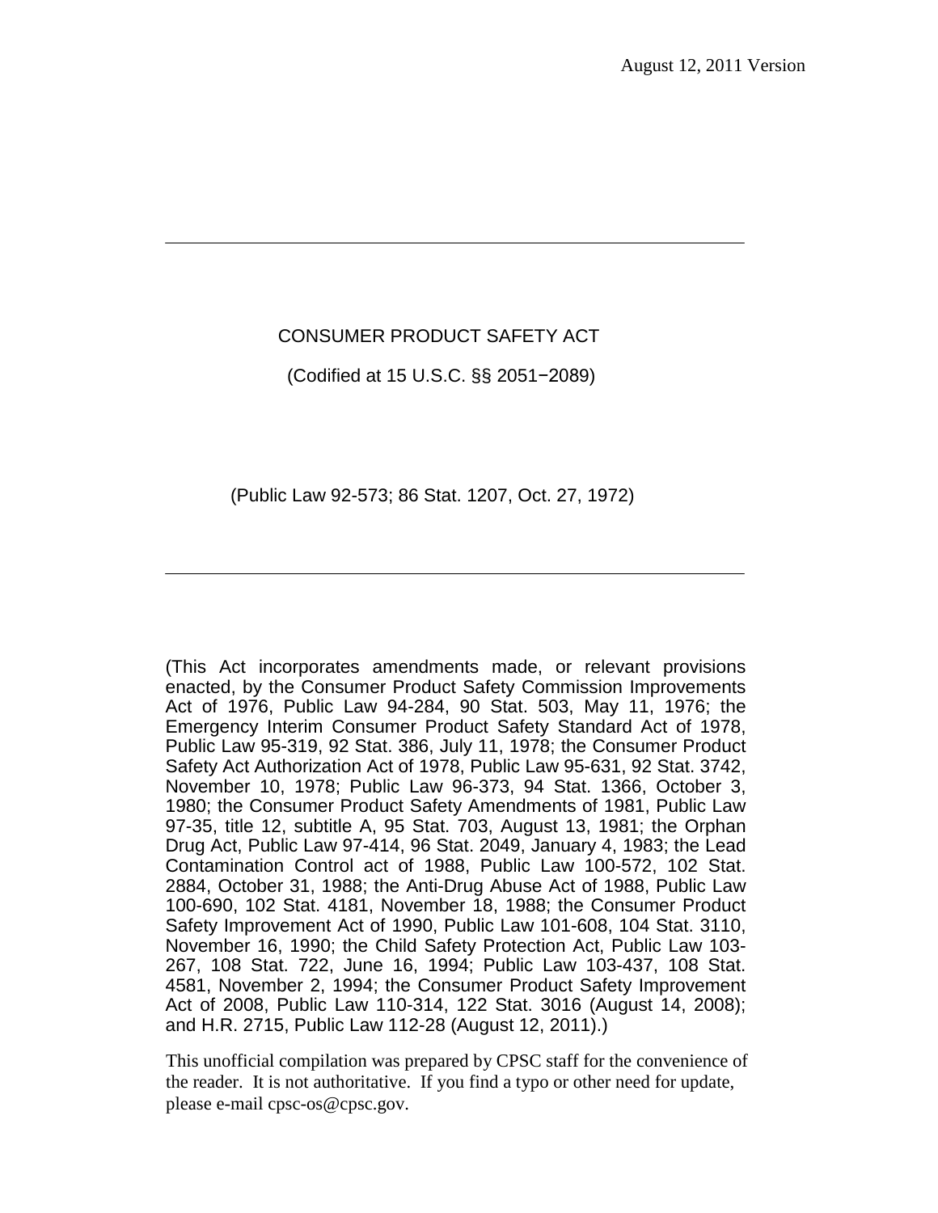August 12, 2011 Version

---

# CONSUMER PRODUCT SAFETY ACT

(Codified at 15 U.S.C. §§ 2051−2089)

(Public Law 92-573; 86 Stat. 1207, Oct. 27, 1972)

---

(This Act incorporates amendments made, or relevant provisions enacted, by the Consumer Product Safety Commission Improvements Act of 1976, Public Law 94-284, 90 Stat. 503, May 11, 1976; the Emergency Interim Consumer Product Safety Standard Act of 1978, Public Law 95-319, 92 Stat. 386, July 11, 1978; the Consumer Product Safety Act Authorization Act of 1978, Public Law 95-631, 92 Stat. 3742, November 10, 1978; Public Law 96-373, 94 Stat. 1366, October 3, 1980; the Consumer Product Safety Amendments of 1981, Public Law 97-35, title 12, subtitle A, 95 Stat. 703, August 13, 1981; the Orphan Drug Act, Public Law 97-414, 96 Stat. 2049, January 4, 1983; the Lead Contamination Control act of 1988, Public Law 100-572, 102 Stat. 2884, October 31, 1988; the Anti-Drug Abuse Act of 1988, Public Law 100-690, 102 Stat. 4181, November 18, 1988; the Consumer Product Safety Improvement Act of 1990, Public Law 101-608, 104 Stat. 3110, November 16, 1990; the Child Safety Protection Act, Public Law 103-267, 108 Stat. 722, June 16, 1994; Public Law 103-437, 108 Stat. 4581, November 2, 1994; the Consumer Product Safety Improvement Act of 2008, Public Law 110-314, 122 Stat. 3016 (August 14, 2008); and H.R. 2715, Public Law 112-28 (August 12, 2011).)

This unofficial compilation was prepared by CPSC staff for the convenience of the reader. It is not authoritative. If you find a typo or other need for update, please e-mail cpsc-os@cpsc.gov.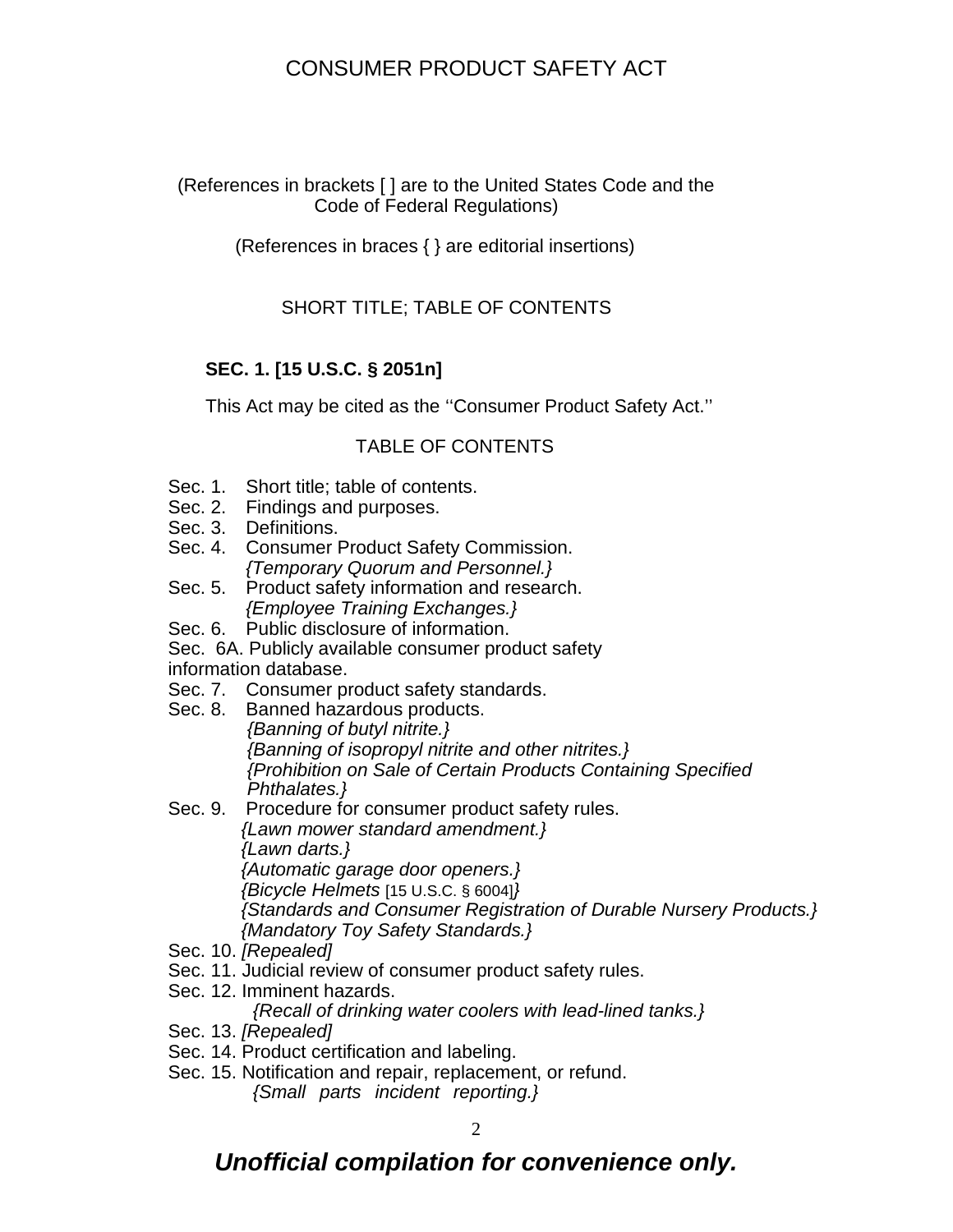# CONSUMER PRODUCT SAFETY ACT

(References in brackets [ ] are to the United States Code and the Code of Federal Regulations)

(References in braces { } are editorial insertions)

## SHORT TITLE; TABLE OF CONTENTS

**SEC. 1. [15 U.S.C. § 2051n]**

This Act may be cited as the ''Consumer Product Safety Act.''

### TABLE OF CONTENTS

Sec. 1. Short title; table of contents.
Sec. 2. Findings and purposes.
Sec. 3. Definitions.
Sec. 4. Consumer Product Safety Commission.
*{Temporary Quorum and Personnel.}*
Sec. 5. Product safety information and research.
*{Employee Training Exchanges.}*
Sec. 6. Public disclosure of information.
Sec. 6A. Publicly available consumer product safety information database.
Sec. 7. Consumer product safety standards.
Sec. 8. Banned hazardous products.
*{Banning of butyl nitrite.}*
*{Banning of isopropyl nitrite and other nitrites.}*
*{Prohibition on Sale of Certain Products Containing Specified Phthalates.}*
Sec. 9. Procedure for consumer product safety rules.
*{Lawn mower standard amendment.}*
*{Lawn darts.}*
*{Automatic garage door openers.}*
*{Bicycle Helmets* [15 U.S.C. § 6004]*}*
*{Standards and Consumer Registration of Durable Nursery Products.}*
*{Mandatory Toy Safety Standards.}*
Sec. 10. *[Repealed]*
Sec. 11. Judicial review of consumer product safety rules.
Sec. 12. Imminent hazards.
*{Recall of drinking water coolers with lead-lined tanks.}*
Sec. 13. *[Repealed]*
Sec. 14. Product certification and labeling.
Sec. 15. Notification and repair, replacement, or refund.
*{Small parts incident reporting.}*

***Unofficial compilation for convenience only.***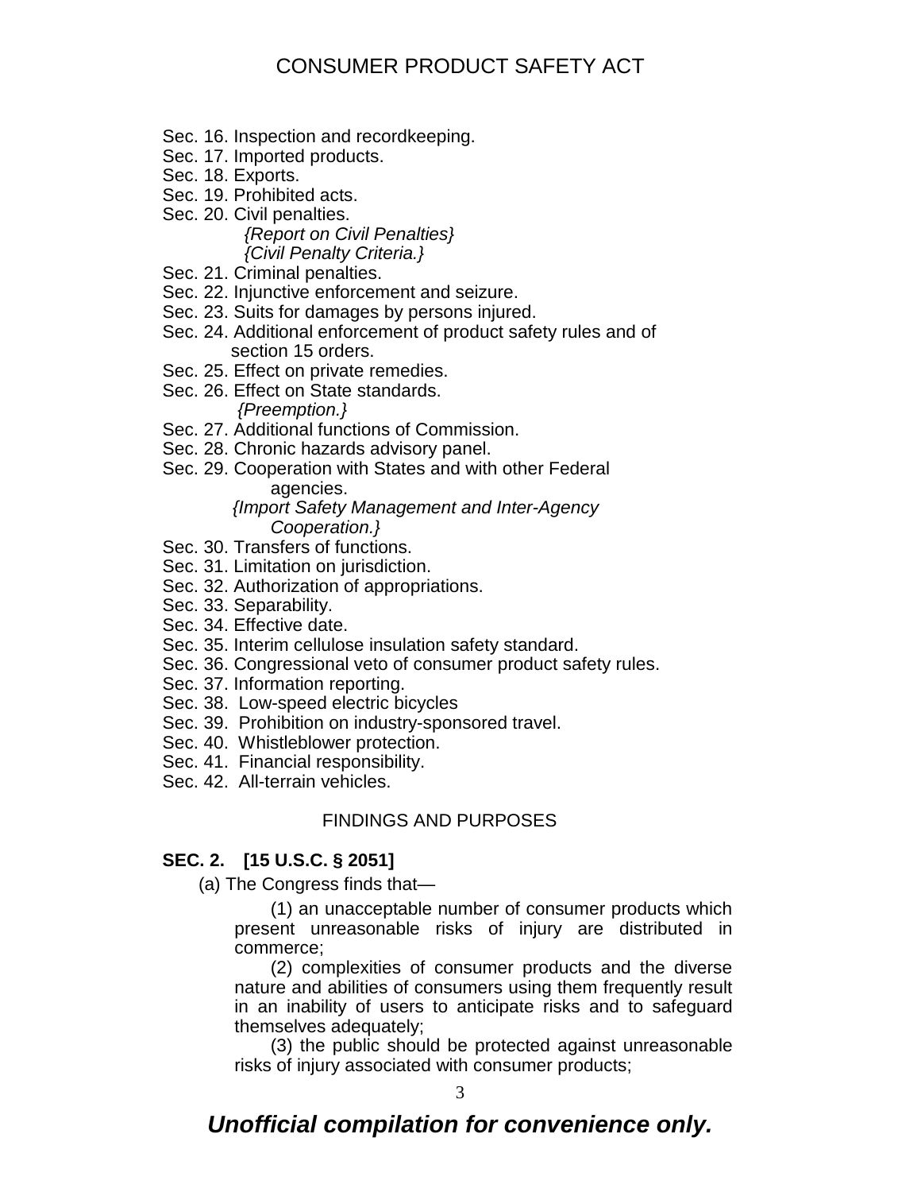Sec. 16. Inspection and recordkeeping.
Sec. 17. Imported products.
Sec. 18. Exports.
Sec. 19. Prohibited acts.
Sec. 20. Civil penalties.
*{Report on Civil Penalties}*
*{Civil Penalty Criteria.}*
Sec. 21. Criminal penalties.
Sec. 22. Injunctive enforcement and seizure.
Sec. 23. Suits for damages by persons injured.
Sec. 24. Additional enforcement of product safety rules and of section 15 orders.
Sec. 25. Effect on private remedies.
Sec. 26. Effect on State standards.
*{Preemption.}*
Sec. 27. Additional functions of Commission.
Sec. 28. Chronic hazards advisory panel.
Sec. 29. Cooperation with States and with other Federal agencies.
*{Import Safety Management and Inter-Agency Cooperation.}*
Sec. 30. Transfers of functions.
Sec. 31. Limitation on jurisdiction.
Sec. 32. Authorization of appropriations.
Sec. 33. Separability.
Sec. 34. Effective date.
Sec. 35. Interim cellulose insulation safety standard.
Sec. 36. Congressional veto of consumer product safety rules.
Sec. 37. Information reporting.
Sec. 38. Low-speed electric bicycles
Sec. 39. Prohibition on industry-sponsored travel.
Sec. 40. Whistleblower protection.
Sec. 41. Financial responsibility.
Sec. 42. All-terrain vehicles.

## FINDINGS AND PURPOSES

**SEC. 2. [15 U.S.C. § 2051]**

(a) The Congress finds that—

(1) an unacceptable number of consumer products which present unreasonable risks of injury are distributed in commerce;

(2) complexities of consumer products and the diverse nature and abilities of consumers using them frequently result in an inability of users to anticipate risks and to safeguard themselves adequately;

(3) the public should be protected against unreasonable risks of injury associated with consumer products;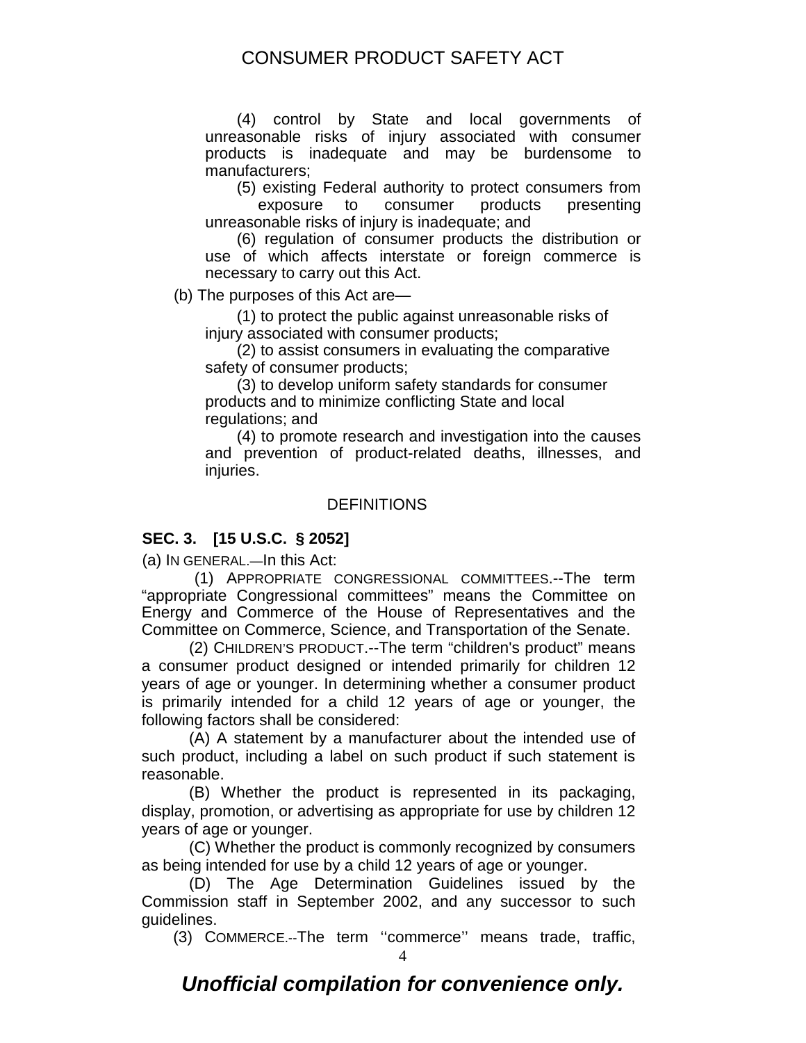(4) control by State and local governments of unreasonable risks of injury associated with consumer products is inadequate and may be burdensome to manufacturers;

(5) existing Federal authority to protect consumers from exposure to consumer products presenting unreasonable risks of injury is inadequate; and

(6) regulation of consumer products the distribution or use of which affects interstate or foreign commerce is necessary to carry out this Act.

(b) The purposes of this Act are—

(1) to protect the public against unreasonable risks of injury associated with consumer products;

(2) to assist consumers in evaluating the comparative safety of consumer products;

(3) to develop uniform safety standards for consumer products and to minimize conflicting State and local regulations; and

(4) to promote research and investigation into the causes and prevention of product-related deaths, illnesses, and injuries.

## DEFINITIONS

**SEC. 3. [15 U.S.C. § 2052]**

(a) IN GENERAL.—In this Act:

(1) APPROPRIATE CONGRESSIONAL COMMITTEES.--The term "appropriate Congressional committees" means the Committee on Energy and Commerce of the House of Representatives and the Committee on Commerce, Science, and Transportation of the Senate.

(2) CHILDREN'S PRODUCT.--The term "children's product" means a consumer product designed or intended primarily for children 12 years of age or younger. In determining whether a consumer product is primarily intended for a child 12 years of age or younger, the following factors shall be considered:

(A) A statement by a manufacturer about the intended use of such product, including a label on such product if such statement is reasonable.

(B) Whether the product is represented in its packaging, display, promotion, or advertising as appropriate for use by children 12 years of age or younger.

(C) Whether the product is commonly recognized by consumers as being intended for use by a child 12 years of age or younger.

(D) The Age Determination Guidelines issued by the Commission staff in September 2002, and any successor to such guidelines.

(3) COMMERCE.--The term ''commerce'' means trade, traffic,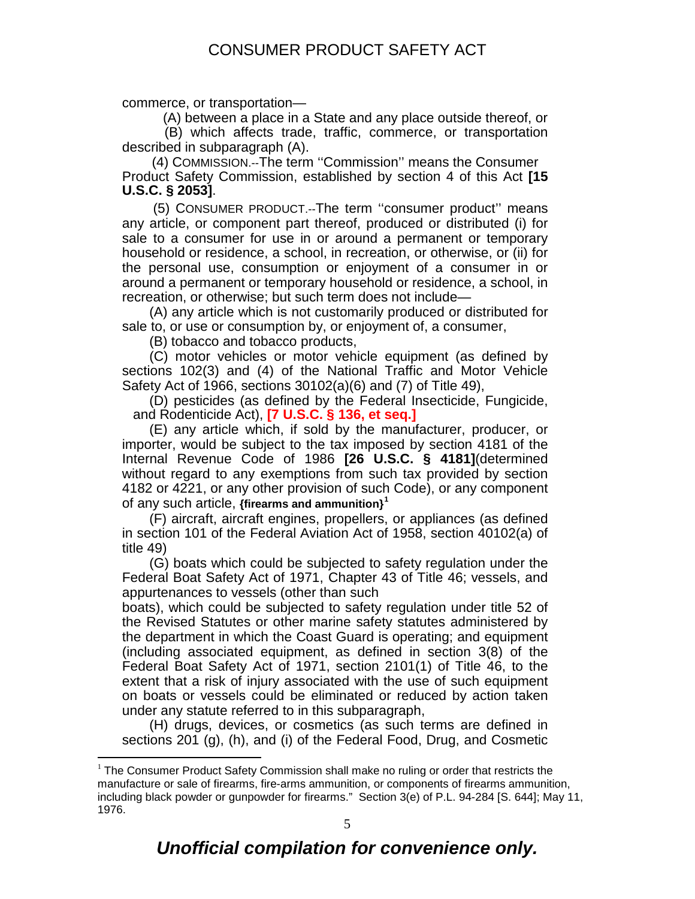commerce, or transportation—

(A) between a place in a State and any place outside thereof, or

(B) which affects trade, traffic, commerce, or transportation described in subparagraph (A).

(4) COMMISSION.--The term ''Commission'' means the Consumer Product Safety Commission, established by section 4 of this Act **[15 U.S.C. § 2053]**.

(5) CONSUMER PRODUCT.--The term ''consumer product'' means any article, or component part thereof, produced or distributed (i) for sale to a consumer for use in or around a permanent or temporary household or residence, a school, in recreation, or otherwise, or (ii) for the personal use, consumption or enjoyment of a consumer in or around a permanent or temporary household or residence, a school, in recreation, or otherwise; but such term does not include—

(A) any article which is not customarily produced or distributed for sale to, or use or consumption by, or enjoyment of, a consumer,

(B) tobacco and tobacco products,

(C) motor vehicles or motor vehicle equipment (as defined by sections 102(3) and (4) of the National Traffic and Motor Vehicle Safety Act of 1966, sections 30102(a)(6) and (7) of Title 49),

(D) pesticides (as defined by the Federal Insecticide, Fungicide, and Rodenticide Act), **[7 U.S.C. § 136, et seq.]**

(E) any article which, if sold by the manufacturer, producer, or importer, would be subject to the tax imposed by section 4181 of the Internal Revenue Code of 1986 **[26 U.S.C. § 4181]**(determined without regard to any exemptions from such tax provided by section 4182 or 4221, or any other provision of such Code), or any component of any such article, **{firearms and ammunition}**[1]

(F) aircraft, aircraft engines, propellers, or appliances (as defined in section 101 of the Federal Aviation Act of 1958, section 40102(a) of title 49)

(G) boats which could be subjected to safety regulation under the Federal Boat Safety Act of 1971, Chapter 43 of Title 46; vessels, and appurtenances to vessels (other than such boats), which could be subjected to safety regulation under title 52 of the Revised Statutes or other marine safety statutes administered by the department in which the Coast Guard is operating; and equipment (including associated equipment, as defined in section 3(8) of the Federal Boat Safety Act of 1971, section 2101(1) of Title 46, to the extent that a risk of injury associated with the use of such equipment on boats or vessels could be eliminated or reduced by action taken under any statute referred to in this subparagraph,

(H) drugs, devices, or cosmetics (as such terms are defined in sections 201 (g), (h), and (i) of the Federal Food, Drug, and Cosmetic

---

[1] The Consumer Product Safety Commission shall make no ruling or order that restricts the manufacture or sale of firearms, fire-arms ammunition, or components of firearms ammunition, including black powder or gunpowder for firearms." Section 3(e) of P.L. 94-284 [S. 644]; May 11, 1976.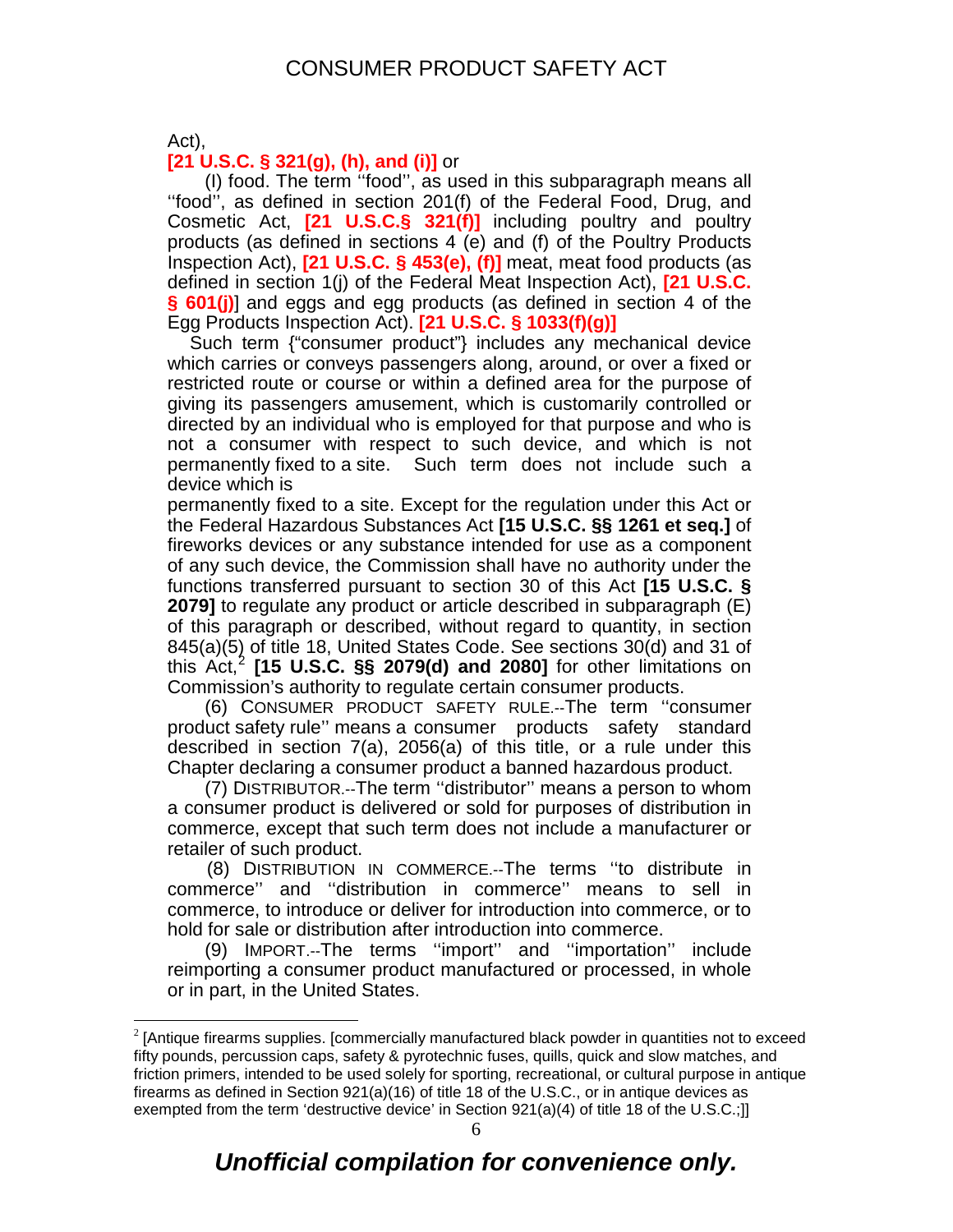Act),

**[21 U.S.C. § 321(g), (h), and (i)]** or

(I) food. The term ''food'', as used in this subparagraph means all ''food'', as defined in section 201(f) of the Federal Food, Drug, and Cosmetic Act, **[21 U.S.C.§ 321(f)]** including poultry and poultry products (as defined in sections 4 (e) and (f) of the Poultry Products Inspection Act), **[21 U.S.C. § 453(e), (f)]** meat, meat food products (as defined in section 1(j) of the Federal Meat Inspection Act), **[21 U.S.C. § 601(j)**] and eggs and egg products (as defined in section 4 of the Egg Products Inspection Act). **[21 U.S.C. § 1033(f)(g)]**

Such term {"consumer product"} includes any mechanical device which carries or conveys passengers along, around, or over a fixed or restricted route or course or within a defined area for the purpose of giving its passengers amusement, which is customarily controlled or directed by an individual who is employed for that purpose and who is not a consumer with respect to such device, and which is not permanently fixed to a site. Such term does not include such a device which is permanently fixed to a site. Except for the regulation under this Act or the Federal Hazardous Substances Act **[15 U.S.C. §§ 1261 et seq.]** of fireworks devices or any substance intended for use as a component of any such device, the Commission shall have no authority under the functions transferred pursuant to section 30 of this Act **[15 U.S.C. § 2079]** to regulate any product or article described in subparagraph (E) of this paragraph or described, without regard to quantity, in section 845(a)(5) of title 18, United States Code. See sections 30(d) and 31 of this Act,[2] **[15 U.S.C. §§ 2079(d) and 2080]** for other limitations on Commission's authority to regulate certain consumer products.

(6) CONSUMER PRODUCT SAFETY RULE.--The term ''consumer product safety rule'' means a consumer products safety standard described in section 7(a), 2056(a) of this title, or a rule under this Chapter declaring a consumer product a banned hazardous product.

(7) DISTRIBUTOR.--The term ''distributor'' means a person to whom a consumer product is delivered or sold for purposes of distribution in commerce, except that such term does not include a manufacturer or retailer of such product.

(8) DISTRIBUTION IN COMMERCE.--The terms ''to distribute in commerce'' and ''distribution in commerce'' means to sell in commerce, to introduce or deliver for introduction into commerce, or to hold for sale or distribution after introduction into commerce.

(9) IMPORT.--The terms ''import'' and ''importation'' include reimporting a consumer product manufactured or processed, in whole or in part, in the United States.

---

[2] [Antique firearms supplies. [commercially manufactured black powder in quantities not to exceed fifty pounds, percussion caps, safety & pyrotechnic fuses, quills, quick and slow matches, and friction primers, intended to be used solely for sporting, recreational, or cultural purpose in antique firearms as defined in Section 921(a)(16) of title 18 of the U.S.C., or in antique devices as exempted from the term 'destructive device' in Section 921(a)(4) of title 18 of the U.S.C.;]]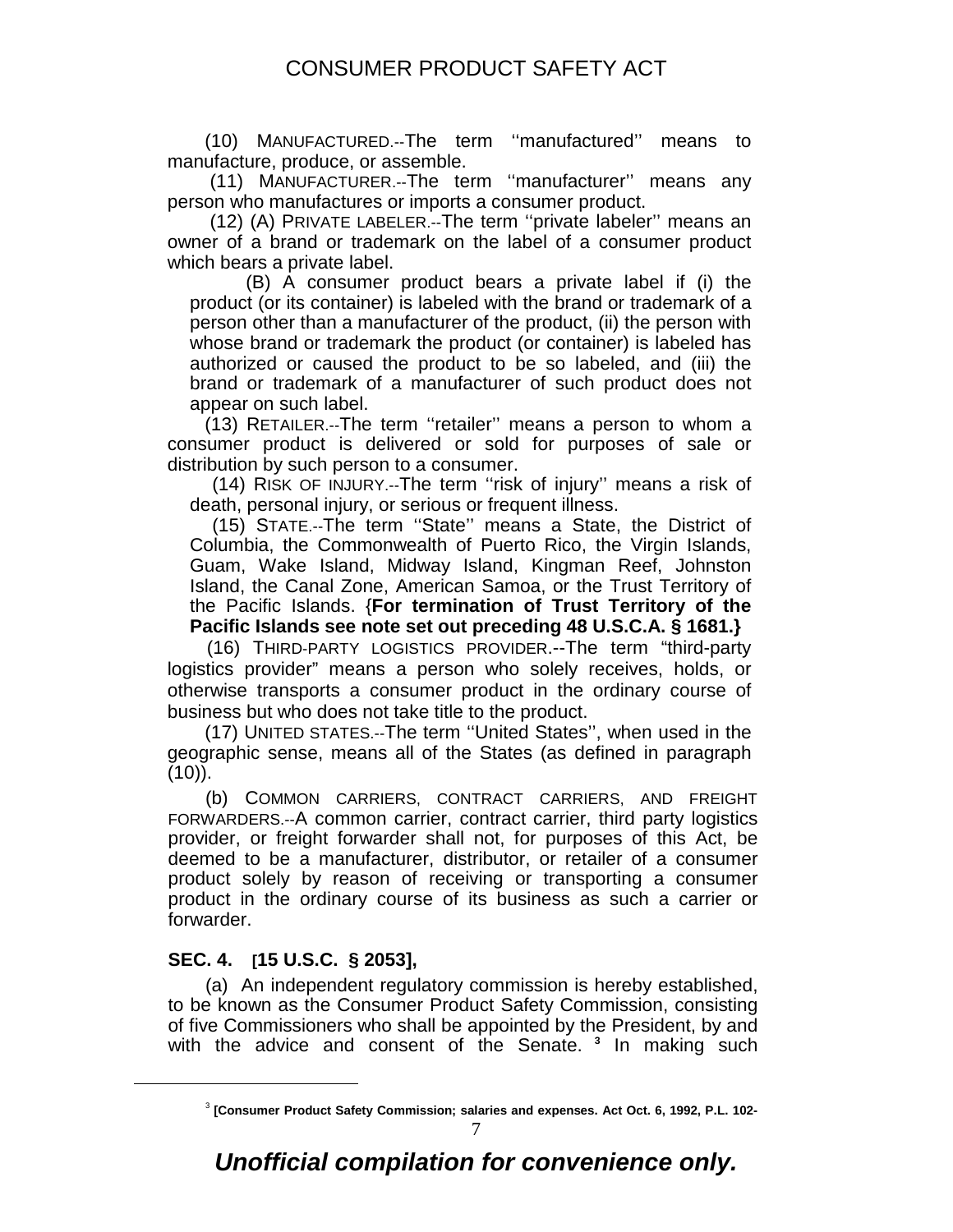(10) MANUFACTURED.--The term ''manufactured'' means to manufacture, produce, or assemble.

(11) MANUFACTURER.--The term ''manufacturer'' means any person who manufactures or imports a consumer product.

(12) (A) PRIVATE LABELER.--The term ''private labeler'' means an owner of a brand or trademark on the label of a consumer product which bears a private label.

(B) A consumer product bears a private label if (i) the product (or its container) is labeled with the brand or trademark of a person other than a manufacturer of the product, (ii) the person with whose brand or trademark the product (or container) is labeled has authorized or caused the product to be so labeled, and (iii) the brand or trademark of a manufacturer of such product does not appear on such label.

(13) RETAILER.--The term ''retailer'' means a person to whom a consumer product is delivered or sold for purposes of sale or distribution by such person to a consumer.

(14) RISK OF INJURY.--The term ''risk of injury'' means a risk of death, personal injury, or serious or frequent illness.

(15) STATE.--The term ''State'' means a State, the District of Columbia, the Commonwealth of Puerto Rico, the Virgin Islands, Guam, Wake Island, Midway Island, Kingman Reef, Johnston Island, the Canal Zone, American Samoa, or the Trust Territory of the Pacific Islands. {**For termination of Trust Territory of the Pacific Islands see note set out preceding 48 U.S.C.A. § 1681.**}

(16) THIRD-PARTY LOGISTICS PROVIDER.--The term "third-party logistics provider" means a person who solely receives, holds, or otherwise transports a consumer product in the ordinary course of business but who does not take title to the product.

(17) UNITED STATES.--The term ''United States'', when used in the geographic sense, means all of the States (as defined in paragraph (10)).

(b) COMMON CARRIERS, CONTRACT CARRIERS, AND FREIGHT FORWARDERS.--A common carrier, contract carrier, third party logistics provider, or freight forwarder shall not, for purposes of this Act, be deemed to be a manufacturer, distributor, or retailer of a consumer product solely by reason of receiving or transporting a consumer product in the ordinary course of its business as such a carrier or forwarder.

### SEC. 4. [15 U.S.C. § 2053],

(a) An independent regulatory commission is hereby established, to be known as the Consumer Product Safety Commission, consisting of five Commissioners who shall be appointed by the President, by and with the advice and consent of the Senate. [3] In making such

[3] **[Consumer Product Safety Commission; salaries and expenses. Act Oct. 6, 1992, P.L. 102-**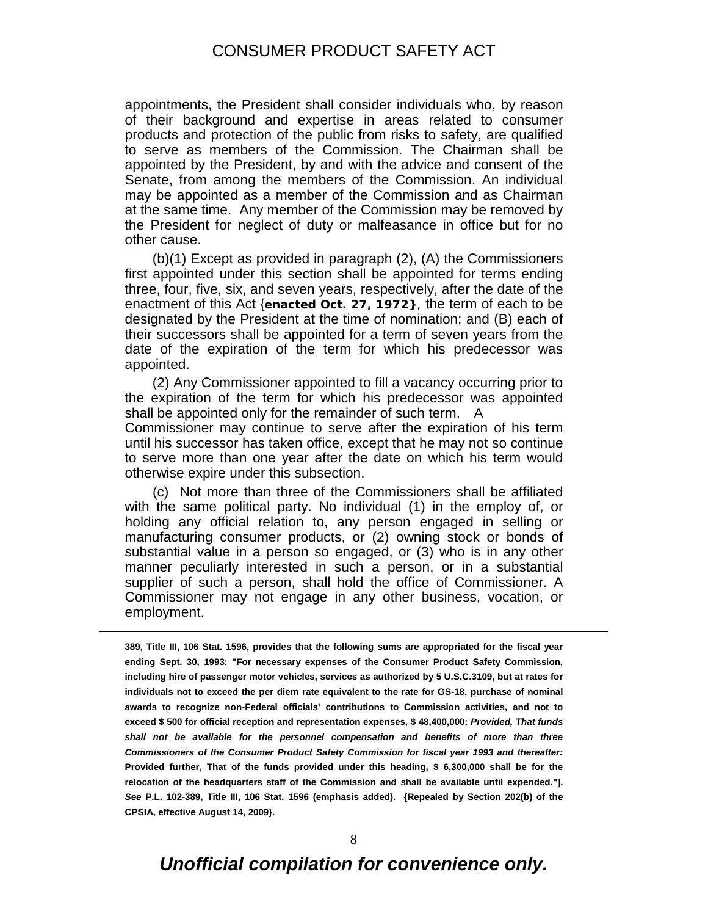appointments, the President shall consider individuals who, by reason of their background and expertise in areas related to consumer products and protection of the public from risks to safety, are qualified to serve as members of the Commission. The Chairman shall be appointed by the President, by and with the advice and consent of the Senate, from among the members of the Commission. An individual may be appointed as a member of the Commission and as Chairman at the same time. Any member of the Commission may be removed by the President for neglect of duty or malfeasance in office but for no other cause.

(b)(1) Except as provided in paragraph (2), (A) the Commissioners first appointed under this section shall be appointed for terms ending three, four, five, six, and seven years, respectively, after the date of the enactment of this Act {**enacted Oct. 27, 1972}**, the term of each to be designated by the President at the time of nomination; and (B) each of their successors shall be appointed for a term of seven years from the date of the expiration of the term for which his predecessor was appointed.

(2) Any Commissioner appointed to fill a vacancy occurring prior to the expiration of the term for which his predecessor was appointed shall be appointed only for the remainder of such term. A Commissioner may continue to serve after the expiration of his term until his successor has taken office, except that he may not so continue to serve more than one year after the date on which his term would otherwise expire under this subsection.

(c) Not more than three of the Commissioners shall be affiliated with the same political party. No individual (1) in the employ of, or holding any official relation to, any person engaged in selling or manufacturing consumer products, or (2) owning stock or bonds of substantial value in a person so engaged, or (3) who is in any other manner peculiarly interested in such a person, or in a substantial supplier of such a person, shall hold the office of Commissioner. A Commissioner may not engage in any other business, vocation, or employment.

---

**389, Title III, 106 Stat. 1596, provides that the following sums are appropriated for the fiscal year ending Sept. 30, 1993: "For necessary expenses of the Consumer Product Safety Commission, including hire of passenger motor vehicles, services as authorized by 5 U.S.C.3109, but at rates for individuals not to exceed the per diem rate equivalent to the rate for GS-18, purchase of nominal awards to recognize non-Federal officials' contributions to Commission activities, and not to exceed $ 500 for official reception and representation expenses, $ 48,400,000: *Provided, That funds shall not be available for the personnel compensation and benefits of more than three Commissioners of the Consumer Product Safety Commission for fiscal year 1993 and thereafter:* Provided further, That of the funds provided under this heading, $ 6,300,000 shall be for the relocation of the headquarters staff of the Commission and shall be available until expended."]. *See* P.L. 102-389, Title III, 106 Stat. 1596 (emphasis added). {Repealed by Section 202(b) of the CPSIA, effective August 14, 2009}.**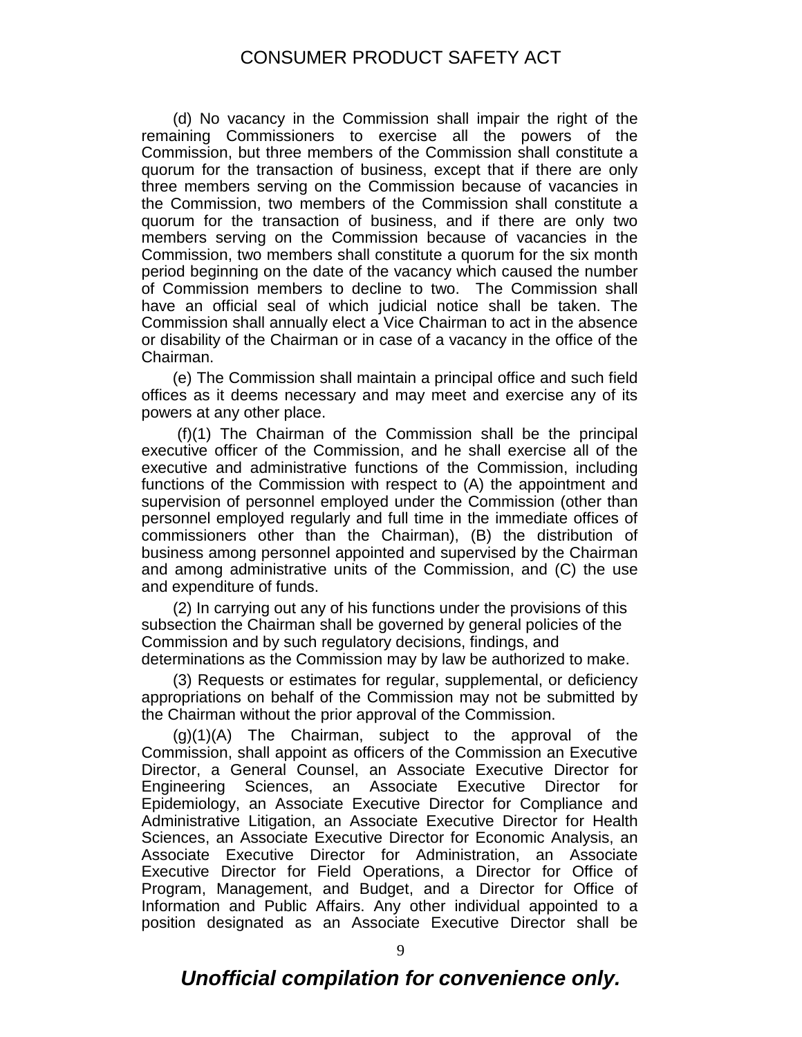(d) No vacancy in the Commission shall impair the right of the remaining Commissioners to exercise all the powers of the Commission, but three members of the Commission shall constitute a quorum for the transaction of business, except that if there are only three members serving on the Commission because of vacancies in the Commission, two members of the Commission shall constitute a quorum for the transaction of business, and if there are only two members serving on the Commission because of vacancies in the Commission, two members shall constitute a quorum for the six month period beginning on the date of the vacancy which caused the number of Commission members to decline to two. The Commission shall have an official seal of which judicial notice shall be taken. The Commission shall annually elect a Vice Chairman to act in the absence or disability of the Chairman or in case of a vacancy in the office of the Chairman.

(e) The Commission shall maintain a principal office and such field offices as it deems necessary and may meet and exercise any of its powers at any other place.

(f)(1) The Chairman of the Commission shall be the principal executive officer of the Commission, and he shall exercise all of the executive and administrative functions of the Commission, including functions of the Commission with respect to (A) the appointment and supervision of personnel employed under the Commission (other than personnel employed regularly and full time in the immediate offices of commissioners other than the Chairman), (B) the distribution of business among personnel appointed and supervised by the Chairman and among administrative units of the Commission, and (C) the use and expenditure of funds.

(2) In carrying out any of his functions under the provisions of this subsection the Chairman shall be governed by general policies of the Commission and by such regulatory decisions, findings, and determinations as the Commission may by law be authorized to make.

(3) Requests or estimates for regular, supplemental, or deficiency appropriations on behalf of the Commission may not be submitted by the Chairman without the prior approval of the Commission.

(g)(1)(A) The Chairman, subject to the approval of the Commission, shall appoint as officers of the Commission an Executive Director, a General Counsel, an Associate Executive Director for Engineering Sciences, an Associate Executive Director for Epidemiology, an Associate Executive Director for Compliance and Administrative Litigation, an Associate Executive Director for Health Sciences, an Associate Executive Director for Economic Analysis, an Associate Executive Director for Administration, an Associate Executive Director for Field Operations, a Director for Office of Program, Management, and Budget, and a Director for Office of Information and Public Affairs. Any other individual appointed to a position designated as an Associate Executive Director shall be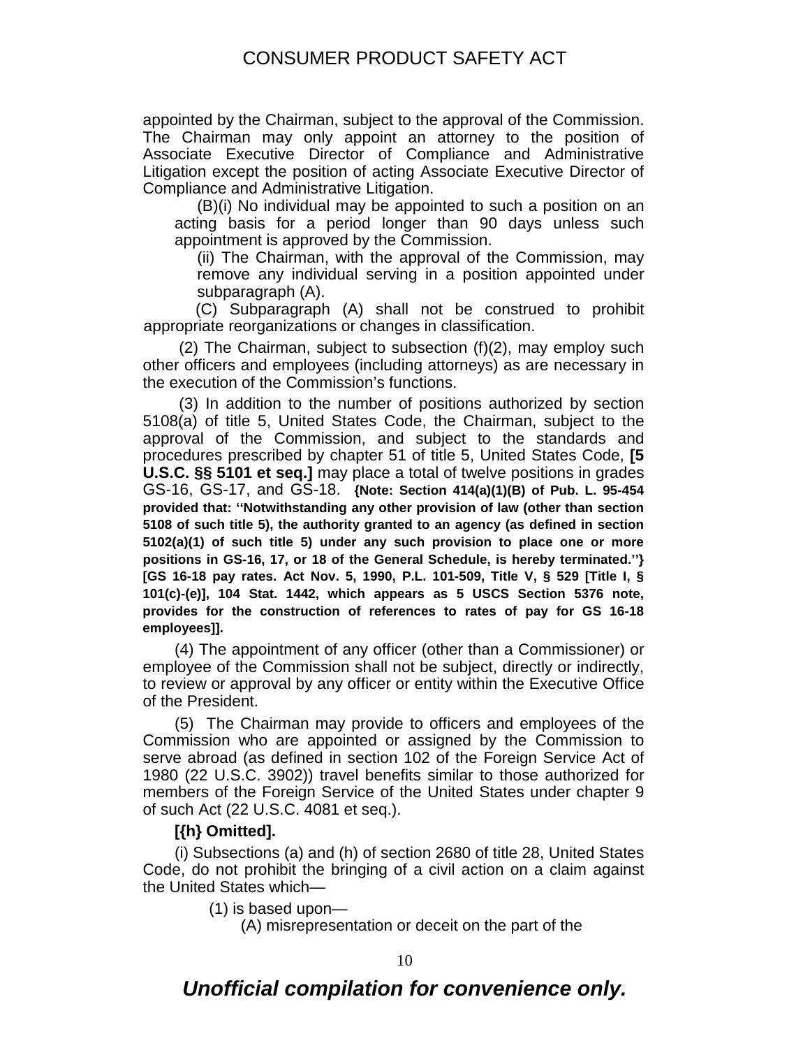appointed by the Chairman, subject to the approval of the Commission. The Chairman may only appoint an attorney to the position of Associate Executive Director of Compliance and Administrative Litigation except the position of acting Associate Executive Director of Compliance and Administrative Litigation.

(B)(i) No individual may be appointed to such a position on an acting basis for a period longer than 90 days unless such appointment is approved by the Commission.

(ii) The Chairman, with the approval of the Commission, may remove any individual serving in a position appointed under subparagraph (A).

(C) Subparagraph (A) shall not be construed to prohibit appropriate reorganizations or changes in classification.

(2) The Chairman, subject to subsection (f)(2), may employ such other officers and employees (including attorneys) as are necessary in the execution of the Commission's functions.

(3) In addition to the number of positions authorized by section 5108(a) of title 5, United States Code, the Chairman, subject to the approval of the Commission, and subject to the standards and procedures prescribed by chapter 51 of title 5, United States Code, **[5 U.S.C. §§ 5101 et seq.]** may place a total of twelve positions in grades GS-16, GS-17, and GS-18. **{Note: Section 414(a)(1)(B) of Pub. L. 95-454 provided that: ''Notwithstanding any other provision of law (other than section 5108 of such title 5), the authority granted to an agency (as defined in section 5102(a)(1) of such title 5) under any such provision to place one or more positions in GS-16, 17, or 18 of the General Schedule, is hereby terminated.''} [GS 16-18 pay rates. Act Nov. 5, 1990, P.L. 101-509, Title V, § 529 [Title I, § 101(c)-(e)], 104 Stat. 1442, which appears as 5 USCS Section 5376 note, provides for the construction of references to rates of pay for GS 16-18 employees]].**

(4) The appointment of any officer (other than a Commissioner) or employee of the Commission shall not be subject, directly or indirectly, to review or approval by any officer or entity within the Executive Office of the President.

(5) The Chairman may provide to officers and employees of the Commission who are appointed or assigned by the Commission to serve abroad (as defined in section 102 of the Foreign Service Act of 1980 (22 U.S.C. 3902)) travel benefits similar to those authorized for members of the Foreign Service of the United States under chapter 9 of such Act (22 U.S.C. 4081 et seq.).

**[{h} Omitted].**

(i) Subsections (a) and (h) of section 2680 of title 28, United States Code, do not prohibit the bringing of a civil action on a claim against the United States which—

(1) is based upon—

(A) misrepresentation or deceit on the part of the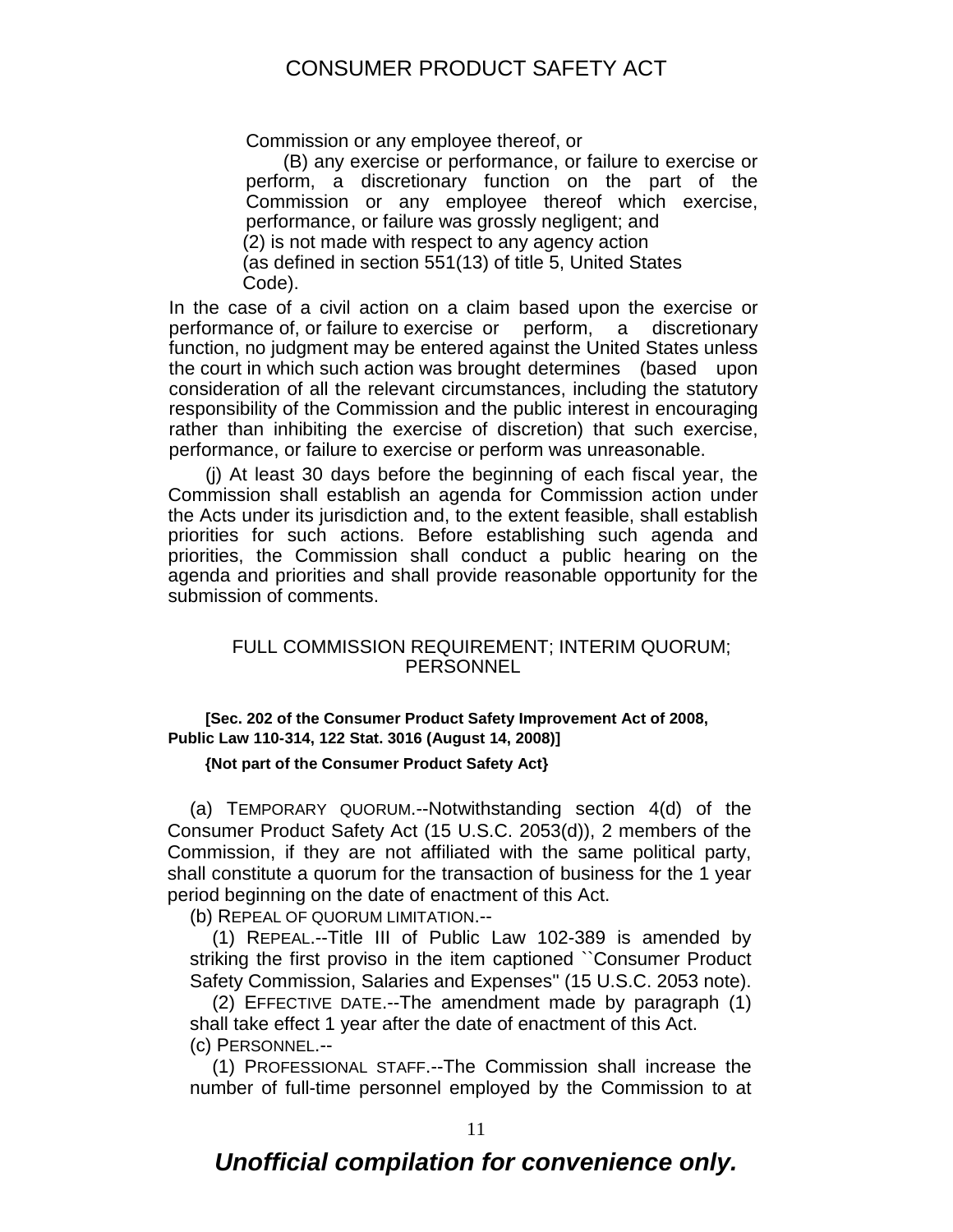Commission or any employee thereof, or

(B) any exercise or performance, or failure to exercise or perform, a discretionary function on the part of the Commission or any employee thereof which exercise, performance, or failure was grossly negligent; and

(2) is not made with respect to any agency action (as defined in section 551(13) of title 5, United States Code).

In the case of a civil action on a claim based upon the exercise or performance of, or failure to exercise or perform, a discretionary function, no judgment may be entered against the United States unless the court in which such action was brought determines (based upon consideration of all the relevant circumstances, including the statutory responsibility of the Commission and the public interest in encouraging rather than inhibiting the exercise of discretion) that such exercise, performance, or failure to exercise or perform was unreasonable.

(j) At least 30 days before the beginning of each fiscal year, the Commission shall establish an agenda for Commission action under the Acts under its jurisdiction and, to the extent feasible, shall establish priorities for such actions. Before establishing such agenda and priorities, the Commission shall conduct a public hearing on the agenda and priorities and shall provide reasonable opportunity for the submission of comments.

## FULL COMMISSION REQUIREMENT; INTERIM QUORUM; PERSONNEL

**[Sec. 202 of the Consumer Product Safety Improvement Act of 2008, Public Law 110-314, 122 Stat. 3016 (August 14, 2008)]**

**{Not part of the Consumer Product Safety Act}**

(a) TEMPORARY QUORUM.--Notwithstanding section 4(d) of the Consumer Product Safety Act (15 U.S.C. 2053(d)), 2 members of the Commission, if they are not affiliated with the same political party, shall constitute a quorum for the transaction of business for the 1 year period beginning on the date of enactment of this Act.

(b) REPEAL OF QUORUM LIMITATION.--

(1) REPEAL.--Title III of Public Law 102-389 is amended by striking the first proviso in the item captioned ``Consumer Product Safety Commission, Salaries and Expenses'' (15 U.S.C. 2053 note).

(2) EFFECTIVE DATE.--The amendment made by paragraph (1) shall take effect 1 year after the date of enactment of this Act.

(c) PERSONNEL.--

(1) PROFESSIONAL STAFF.--The Commission shall increase the number of full-time personnel employed by the Commission to at

*Unofficial compilation for convenience only.*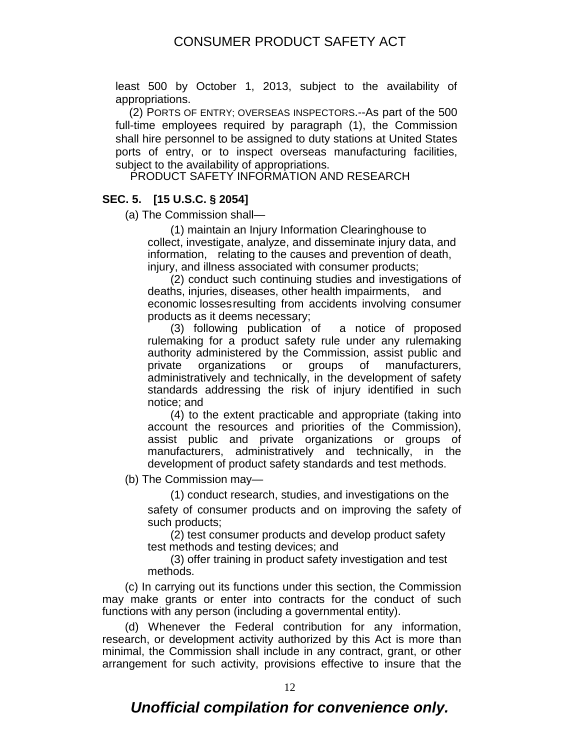least 500 by October 1, 2013, subject to the availability of appropriations.

(2) PORTS OF ENTRY; OVERSEAS INSPECTORS.--As part of the 500 full-time employees required by paragraph (1), the Commission shall hire personnel to be assigned to duty stations at United States ports of entry, or to inspect overseas manufacturing facilities, subject to the availability of appropriations.

PRODUCT SAFETY INFORMATION AND RESEARCH

**SEC. 5. [15 U.S.C. § 2054]**

(a) The Commission shall—

(1) maintain an Injury Information Clearinghouse to collect, investigate, analyze, and disseminate injury data, and information, relating to the causes and prevention of death, injury, and illness associated with consumer products;

(2) conduct such continuing studies and investigations of deaths, injuries, diseases, other health impairments, and economic losses resulting from accidents involving consumer products as it deems necessary;

(3) following publication of a notice of proposed rulemaking for a product safety rule under any rulemaking authority administered by the Commission, assist public and private organizations or groups of manufacturers, administratively and technically, in the development of safety standards addressing the risk of injury identified in such notice; and

(4) to the extent practicable and appropriate (taking into account the resources and priorities of the Commission), assist public and private organizations or groups of manufacturers, administratively and technically, in the development of product safety standards and test methods.

(b) The Commission may—

(1) conduct research, studies, and investigations on the safety of consumer products and on improving the safety of such products;

(2) test consumer products and develop product safety test methods and testing devices; and

(3) offer training in product safety investigation and test methods.

(c) In carrying out its functions under this section, the Commission may make grants or enter into contracts for the conduct of such functions with any person (including a governmental entity).

(d) Whenever the Federal contribution for any information, research, or development activity authorized by this Act is more than minimal, the Commission shall include in any contract, grant, or other arrangement for such activity, provisions effective to insure that the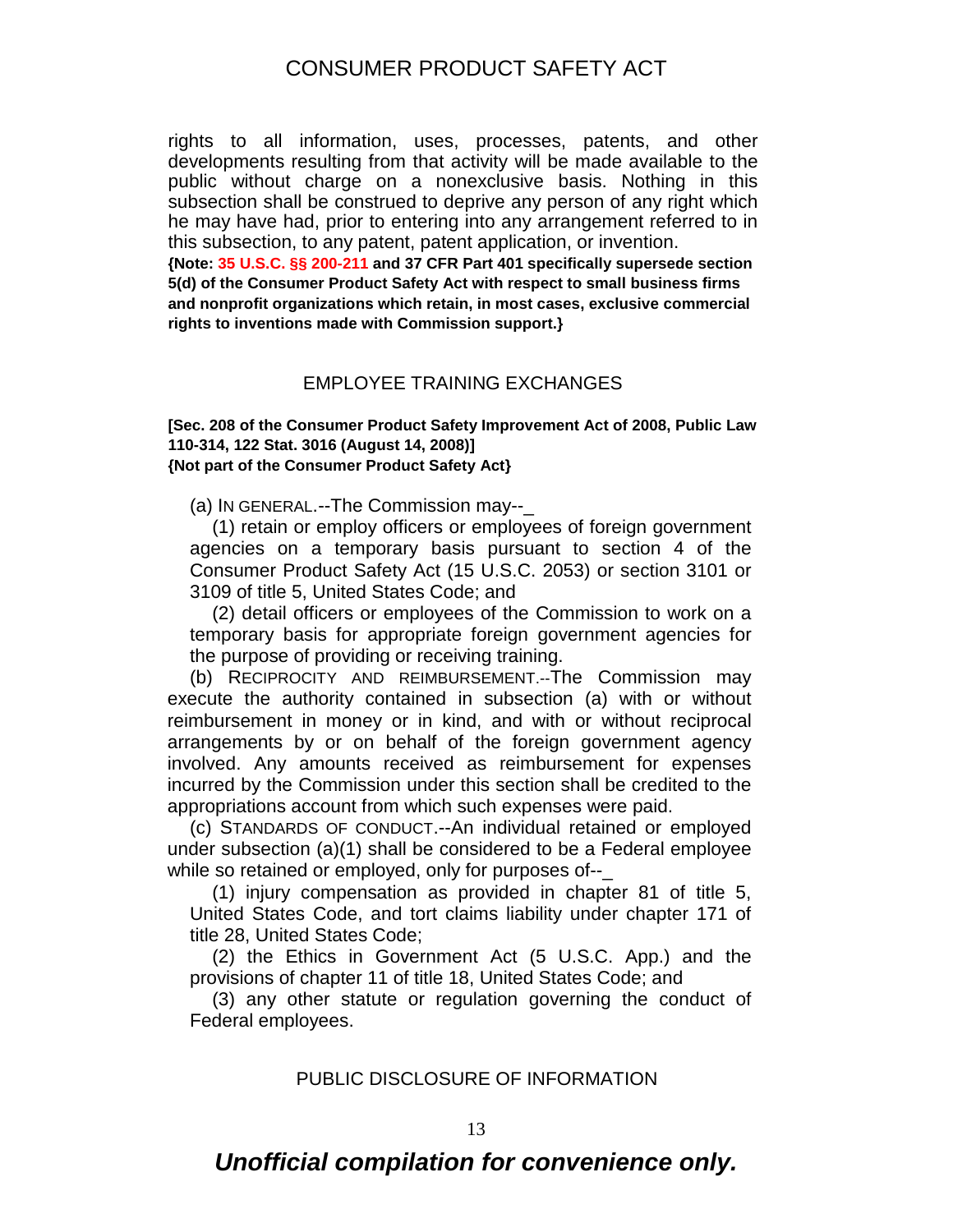rights to all information, uses, processes, patents, and other developments resulting from that activity will be made available to the public without charge on a nonexclusive basis. Nothing in this subsection shall be construed to deprive any person of any right which he may have had, prior to entering into any arrangement referred to in this subsection, to any patent, patent application, or invention.

**{Note: 35 U.S.C. §§ 200-211 and 37 CFR Part 401 specifically supersede section 5(d) of the Consumer Product Safety Act with respect to small business firms and nonprofit organizations which retain, in most cases, exclusive commercial rights to inventions made with Commission support.}**

## EMPLOYEE TRAINING EXCHANGES

**[Sec. 208 of the Consumer Product Safety Improvement Act of 2008, Public Law 110-314, 122 Stat. 3016 (August 14, 2008)]**
**{Not part of the Consumer Product Safety Act}**

(a) IN GENERAL.--The Commission may--

(1) retain or employ officers or employees of foreign government agencies on a temporary basis pursuant to section 4 of the Consumer Product Safety Act (15 U.S.C. 2053) or section 3101 or 3109 of title 5, United States Code; and

(2) detail officers or employees of the Commission to work on a temporary basis for appropriate foreign government agencies for the purpose of providing or receiving training.

(b) RECIPROCITY AND REIMBURSEMENT.--The Commission may execute the authority contained in subsection (a) with or without reimbursement in money or in kind, and with or without reciprocal arrangements by or on behalf of the foreign government agency involved. Any amounts received as reimbursement for expenses incurred by the Commission under this section shall be credited to the appropriations account from which such expenses were paid.

(c) STANDARDS OF CONDUCT.--An individual retained or employed under subsection (a)(1) shall be considered to be a Federal employee while so retained or employed, only for purposes of--

(1) injury compensation as provided in chapter 81 of title 5, United States Code, and tort claims liability under chapter 171 of title 28, United States Code;

(2) the Ethics in Government Act (5 U.S.C. App.) and the provisions of chapter 11 of title 18, United States Code; and

(3) any other statute or regulation governing the conduct of Federal employees.

## PUBLIC DISCLOSURE OF INFORMATION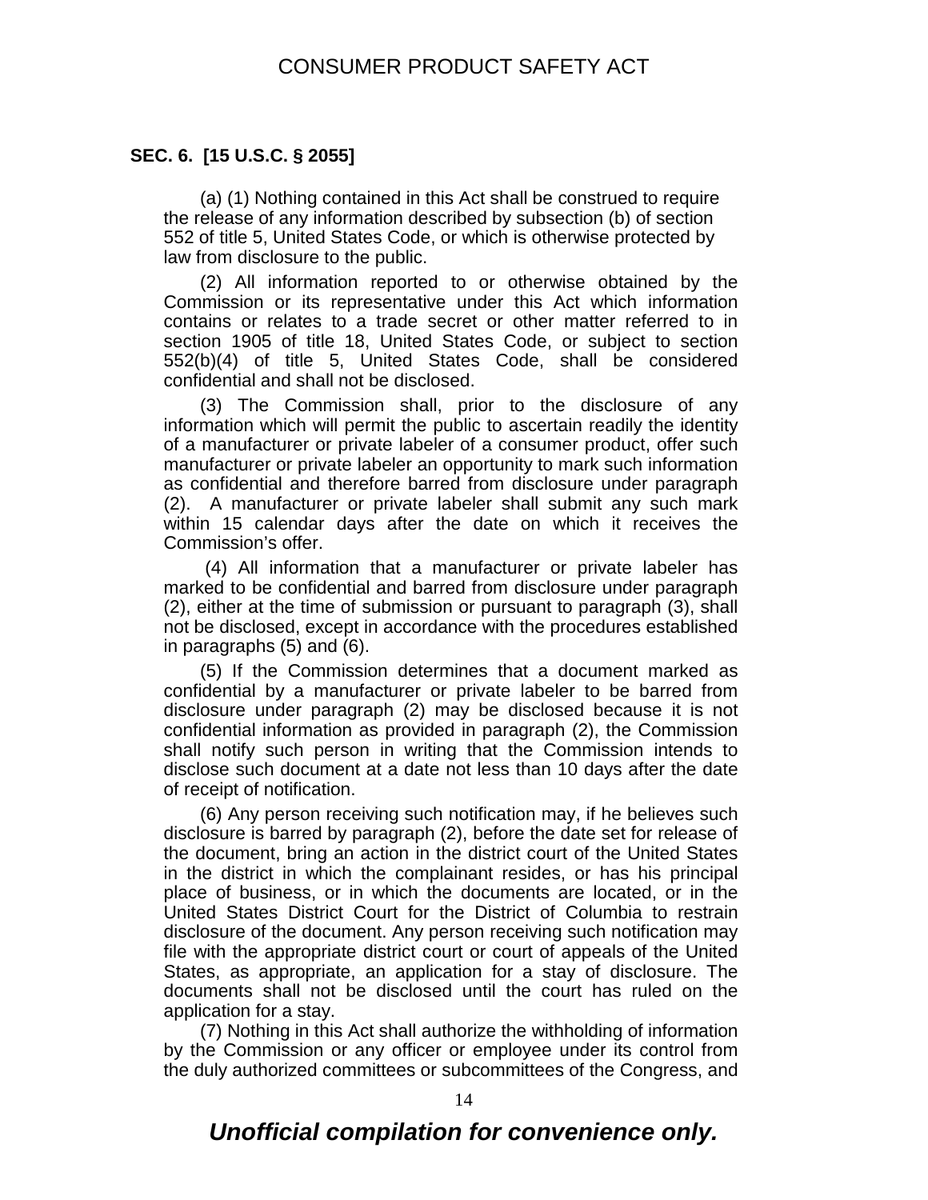**SEC. 6. [15 U.S.C. § 2055]**

(a) (1) Nothing contained in this Act shall be construed to require the release of any information described by subsection (b) of section 552 of title 5, United States Code, or which is otherwise protected by law from disclosure to the public.

(2) All information reported to or otherwise obtained by the Commission or its representative under this Act which information contains or relates to a trade secret or other matter referred to in section 1905 of title 18, United States Code, or subject to section 552(b)(4) of title 5, United States Code, shall be considered confidential and shall not be disclosed.

(3) The Commission shall, prior to the disclosure of any information which will permit the public to ascertain readily the identity of a manufacturer or private labeler of a consumer product, offer such manufacturer or private labeler an opportunity to mark such information as confidential and therefore barred from disclosure under paragraph (2). A manufacturer or private labeler shall submit any such mark within 15 calendar days after the date on which it receives the Commission's offer.

(4) All information that a manufacturer or private labeler has marked to be confidential and barred from disclosure under paragraph (2), either at the time of submission or pursuant to paragraph (3), shall not be disclosed, except in accordance with the procedures established in paragraphs (5) and (6).

(5) If the Commission determines that a document marked as confidential by a manufacturer or private labeler to be barred from disclosure under paragraph (2) may be disclosed because it is not confidential information as provided in paragraph (2), the Commission shall notify such person in writing that the Commission intends to disclose such document at a date not less than 10 days after the date of receipt of notification.

(6) Any person receiving such notification may, if he believes such disclosure is barred by paragraph (2), before the date set for release of the document, bring an action in the district court of the United States in the district in which the complainant resides, or has his principal place of business, or in which the documents are located, or in the United States District Court for the District of Columbia to restrain disclosure of the document. Any person receiving such notification may file with the appropriate district court or court of appeals of the United States, as appropriate, an application for a stay of disclosure. The documents shall not be disclosed until the court has ruled on the application for a stay.

(7) Nothing in this Act shall authorize the withholding of information by the Commission or any officer or employee under its control from the duly authorized committees or subcommittees of the Congress, and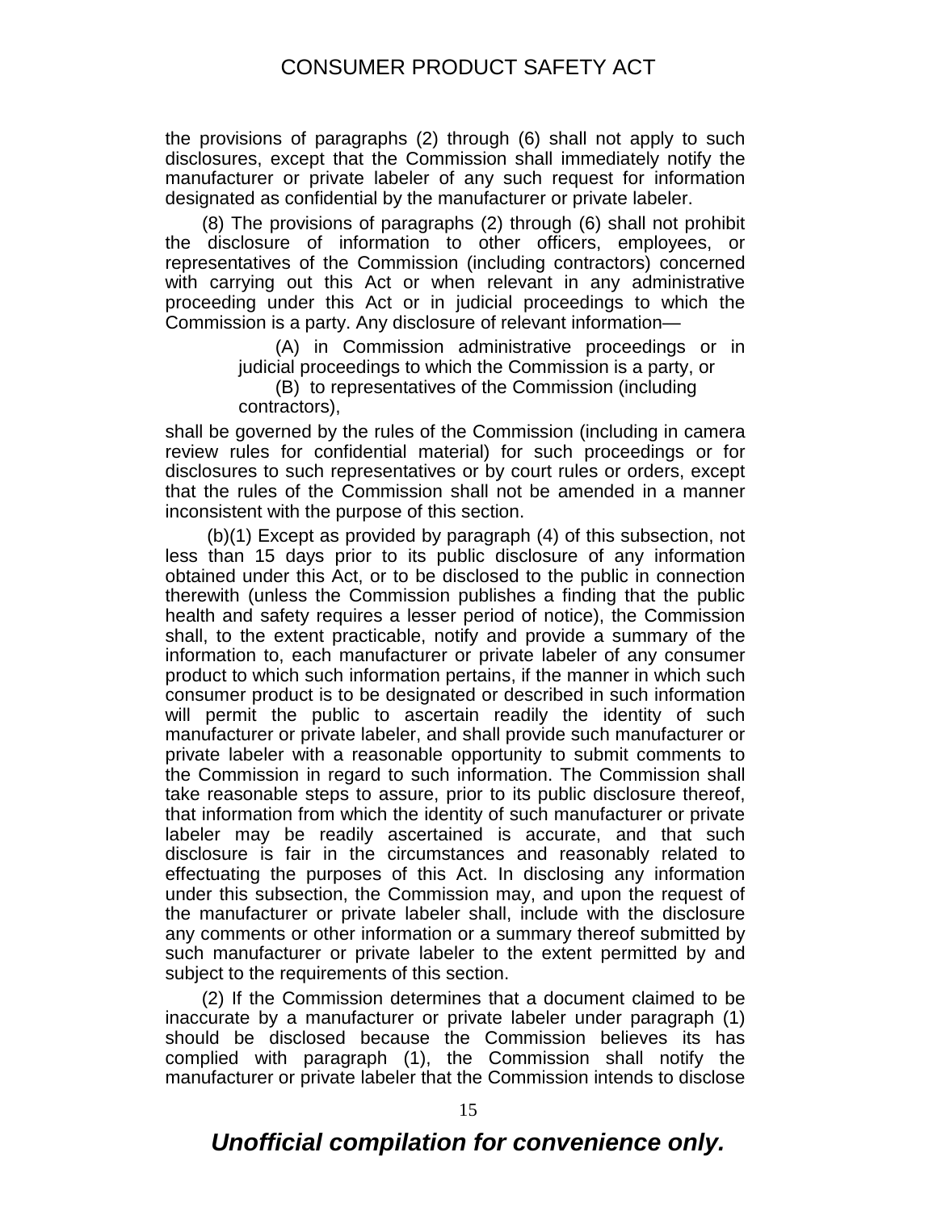the provisions of paragraphs (2) through (6) shall not apply to such disclosures, except that the Commission shall immediately notify the manufacturer or private labeler of any such request for information designated as confidential by the manufacturer or private labeler.

(8) The provisions of paragraphs (2) through (6) shall not prohibit the disclosure of information to other officers, employees, or representatives of the Commission (including contractors) concerned with carrying out this Act or when relevant in any administrative proceeding under this Act or in judicial proceedings to which the Commission is a party. Any disclosure of relevant information—

(A) in Commission administrative proceedings or in judicial proceedings to which the Commission is a party, or

(B) to representatives of the Commission (including contractors),

shall be governed by the rules of the Commission (including in camera review rules for confidential material) for such proceedings or for disclosures to such representatives or by court rules or orders, except that the rules of the Commission shall not be amended in a manner inconsistent with the purpose of this section.

(b)(1) Except as provided by paragraph (4) of this subsection, not less than 15 days prior to its public disclosure of any information obtained under this Act, or to be disclosed to the public in connection therewith (unless the Commission publishes a finding that the public health and safety requires a lesser period of notice), the Commission shall, to the extent practicable, notify and provide a summary of the information to, each manufacturer or private labeler of any consumer product to which such information pertains, if the manner in which such consumer product is to be designated or described in such information will permit the public to ascertain readily the identity of such manufacturer or private labeler, and shall provide such manufacturer or private labeler with a reasonable opportunity to submit comments to the Commission in regard to such information. The Commission shall take reasonable steps to assure, prior to its public disclosure thereof, that information from which the identity of such manufacturer or private labeler may be readily ascertained is accurate, and that such disclosure is fair in the circumstances and reasonably related to effectuating the purposes of this Act. In disclosing any information under this subsection, the Commission may, and upon the request of the manufacturer or private labeler shall, include with the disclosure any comments or other information or a summary thereof submitted by such manufacturer or private labeler to the extent permitted by and subject to the requirements of this section.

(2) If the Commission determines that a document claimed to be inaccurate by a manufacturer or private labeler under paragraph (1) should be disclosed because the Commission believes its has complied with paragraph (1), the Commission shall notify the manufacturer or private labeler that the Commission intends to disclose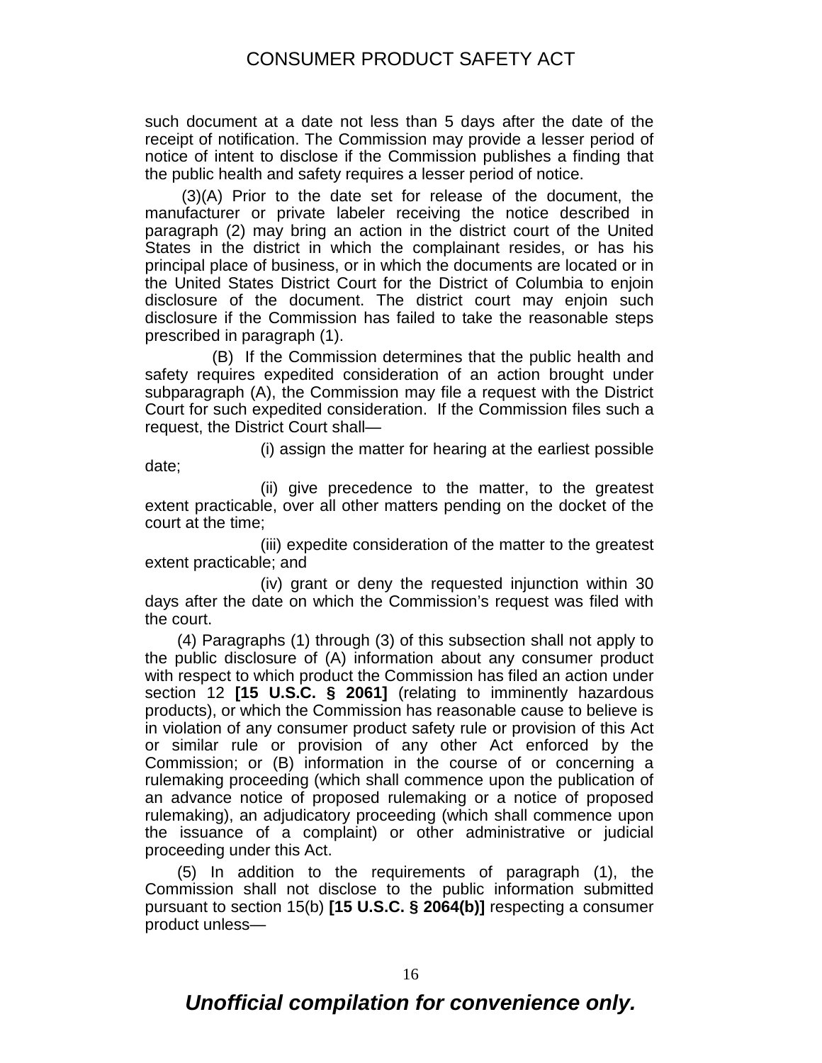such document at a date not less than 5 days after the date of the receipt of notification. The Commission may provide a lesser period of notice of intent to disclose if the Commission publishes a finding that the public health and safety requires a lesser period of notice.

(3)(A) Prior to the date set for release of the document, the manufacturer or private labeler receiving the notice described in paragraph (2) may bring an action in the district court of the United States in the district in which the complainant resides, or has his principal place of business, or in which the documents are located or in the United States District Court for the District of Columbia to enjoin disclosure of the document. The district court may enjoin such disclosure if the Commission has failed to take the reasonable steps prescribed in paragraph (1).

(B) If the Commission determines that the public health and safety requires expedited consideration of an action brought under subparagraph (A), the Commission may file a request with the District Court for such expedited consideration. If the Commission files such a request, the District Court shall—

(i) assign the matter for hearing at the earliest possible date;

(ii) give precedence to the matter, to the greatest extent practicable, over all other matters pending on the docket of the court at the time;

(iii) expedite consideration of the matter to the greatest extent practicable; and

(iv) grant or deny the requested injunction within 30 days after the date on which the Commission's request was filed with the court.

(4) Paragraphs (1) through (3) of this subsection shall not apply to the public disclosure of (A) information about any consumer product with respect to which product the Commission has filed an action under section 12 **[15 U.S.C. § 2061]** (relating to imminently hazardous products), or which the Commission has reasonable cause to believe is in violation of any consumer product safety rule or provision of this Act or similar rule or provision of any other Act enforced by the Commission; or (B) information in the course of or concerning a rulemaking proceeding (which shall commence upon the publication of an advance notice of proposed rulemaking or a notice of proposed rulemaking), an adjudicatory proceeding (which shall commence upon the issuance of a complaint) or other administrative or judicial proceeding under this Act.

(5) In addition to the requirements of paragraph (1), the Commission shall not disclose to the public information submitted pursuant to section 15(b) **[15 U.S.C. § 2064(b)]** respecting a consumer product unless—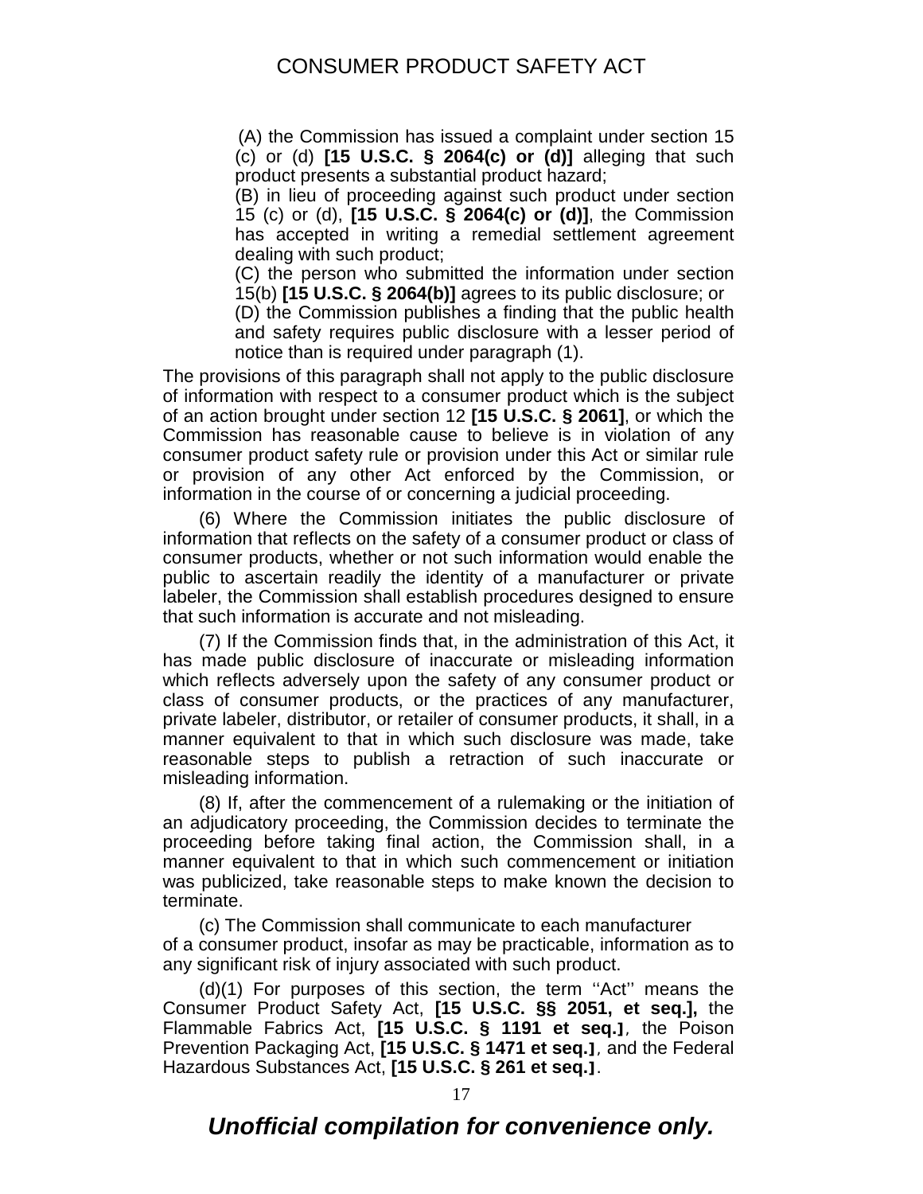(A) the Commission has issued a complaint under section 15 (c) or (d) **[15 U.S.C. § 2064(c) or (d)]** alleging that such product presents a substantial product hazard;

(B) in lieu of proceeding against such product under section 15 (c) or (d), **[15 U.S.C. § 2064(c) or (d)]**, the Commission has accepted in writing a remedial settlement agreement dealing with such product;

(C) the person who submitted the information under section 15(b) **[15 U.S.C. § 2064(b)]** agrees to its public disclosure; or

(D) the Commission publishes a finding that the public health and safety requires public disclosure with a lesser period of notice than is required under paragraph (1).

The provisions of this paragraph shall not apply to the public disclosure of information with respect to a consumer product which is the subject of an action brought under section 12 **[15 U.S.C. § 2061]**, or which the Commission has reasonable cause to believe is in violation of any consumer product safety rule or provision under this Act or similar rule or provision of any other Act enforced by the Commission, or information in the course of or concerning a judicial proceeding.

(6) Where the Commission initiates the public disclosure of information that reflects on the safety of a consumer product or class of consumer products, whether or not such information would enable the public to ascertain readily the identity of a manufacturer or private labeler, the Commission shall establish procedures designed to ensure that such information is accurate and not misleading.

(7) If the Commission finds that, in the administration of this Act, it has made public disclosure of inaccurate or misleading information which reflects adversely upon the safety of any consumer product or class of consumer products, or the practices of any manufacturer, private labeler, distributor, or retailer of consumer products, it shall, in a manner equivalent to that in which such disclosure was made, take reasonable steps to publish a retraction of such inaccurate or misleading information.

(8) If, after the commencement of a rulemaking or the initiation of an adjudicatory proceeding, the Commission decides to terminate the proceeding before taking final action, the Commission shall, in a manner equivalent to that in which such commencement or initiation was publicized, take reasonable steps to make known the decision to terminate.

(c) The Commission shall communicate to each manufacturer of a consumer product, insofar as may be practicable, information as to any significant risk of injury associated with such product.

(d)(1) For purposes of this section, the term ''Act'' means the Consumer Product Safety Act, **[15 U.S.C. §§ 2051, et seq.],** the Flammable Fabrics Act, **[15 U.S.C. § 1191 et seq.]**, the Poison Prevention Packaging Act, **[15 U.S.C. § 1471 et seq.]**, and the Federal Hazardous Substances Act, **[15 U.S.C. § 261 et seq.]**.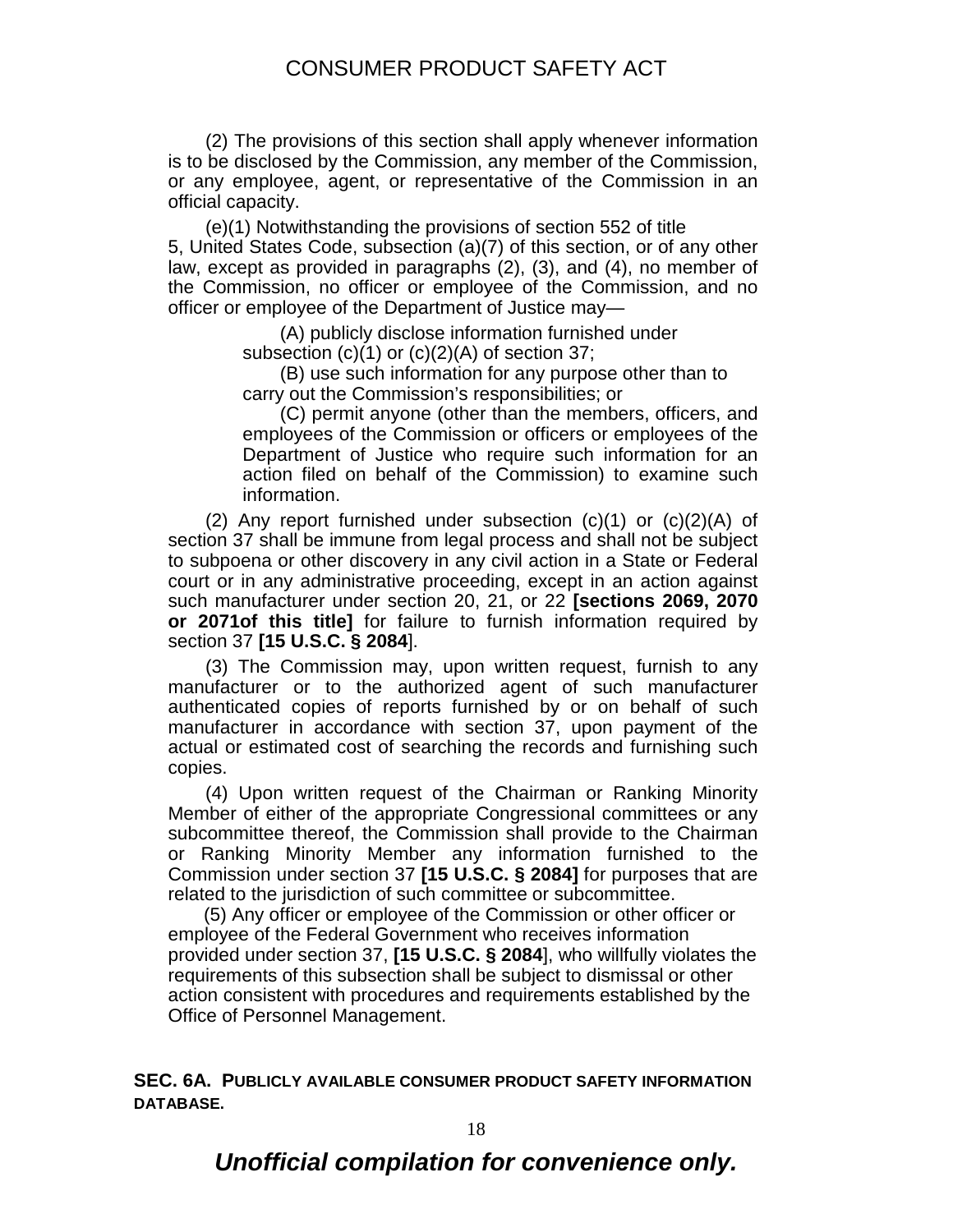(2) The provisions of this section shall apply whenever information is to be disclosed by the Commission, any member of the Commission, or any employee, agent, or representative of the Commission in an official capacity.

(e)(1) Notwithstanding the provisions of section 552 of title 5, United States Code, subsection (a)(7) of this section, or of any other law, except as provided in paragraphs (2), (3), and (4), no member of the Commission, no officer or employee of the Commission, and no officer or employee of the Department of Justice may—

> (A) publicly disclose information furnished under subsection (c)(1) or (c)(2)(A) of section 37;
>
> (B) use such information for any purpose other than to carry out the Commission's responsibilities; or
>
> (C) permit anyone (other than the members, officers, and employees of the Commission or officers or employees of the Department of Justice who require such information for an action filed on behalf of the Commission) to examine such information.

(2) Any report furnished under subsection (c)(1) or (c)(2)(A) of section 37 shall be immune from legal process and shall not be subject to subpoena or other discovery in any civil action in a State or Federal court or in any administrative proceeding, except in an action against such manufacturer under section 20, 21, or 22 **[sections 2069, 2070 or 2071of this title]** for failure to furnish information required by section 37 **[15 U.S.C. § 2084]**.

(3) The Commission may, upon written request, furnish to any manufacturer or to the authorized agent of such manufacturer authenticated copies of reports furnished by or on behalf of such manufacturer in accordance with section 37, upon payment of the actual or estimated cost of searching the records and furnishing such copies.

(4) Upon written request of the Chairman or Ranking Minority Member of either of the appropriate Congressional committees or any subcommittee thereof, the Commission shall provide to the Chairman or Ranking Minority Member any information furnished to the Commission under section 37 **[15 U.S.C. § 2084]** for purposes that are related to the jurisdiction of such committee or subcommittee.

(5) Any officer or employee of the Commission or other officer or employee of the Federal Government who receives information provided under section 37, **[15 U.S.C. § 2084]**, who willfully violates the requirements of this subsection shall be subject to dismissal or other action consistent with procedures and requirements established by the Office of Personnel Management.

**SEC. 6A. PUBLICLY AVAILABLE CONSUMER PRODUCT SAFETY INFORMATION DATABASE.**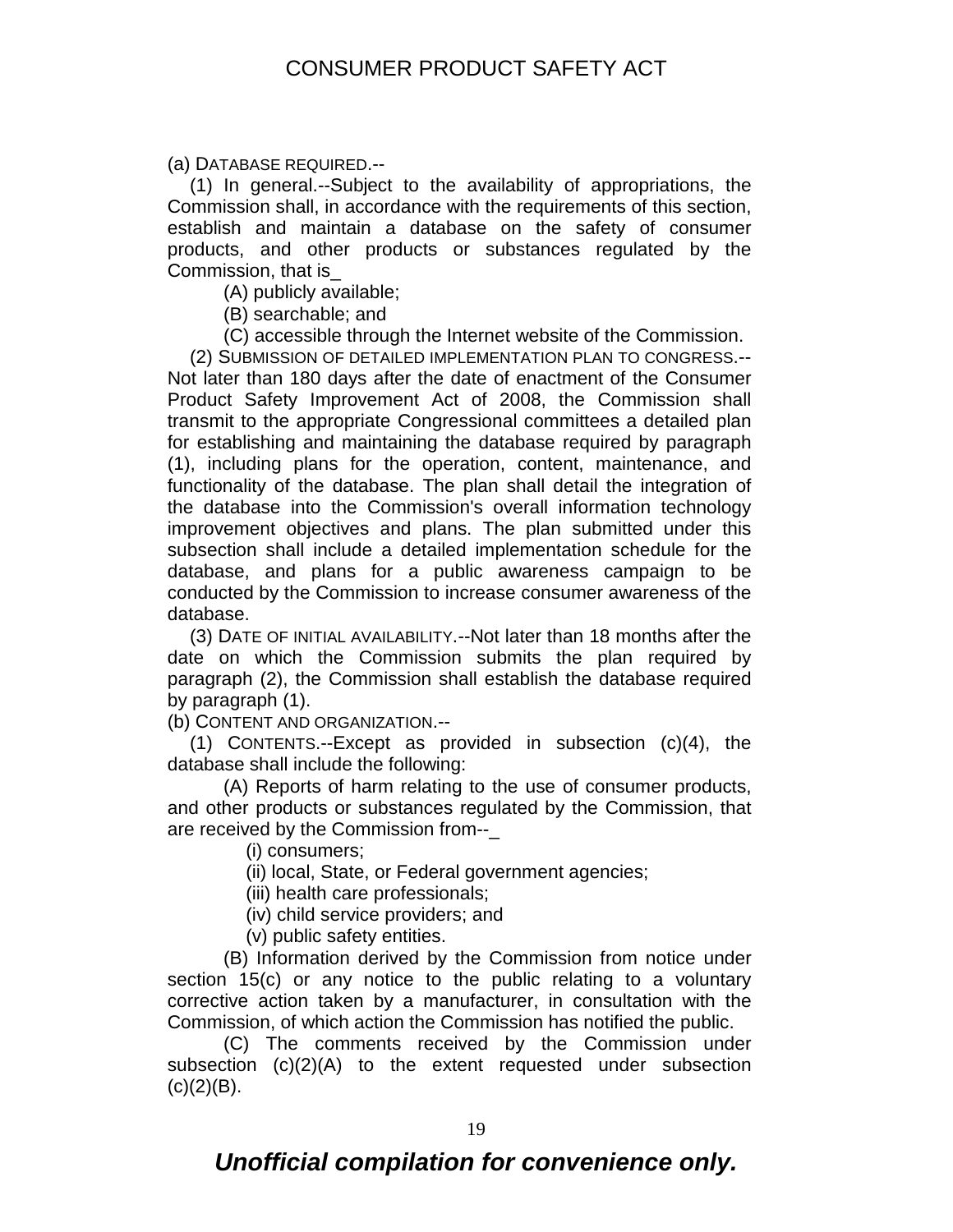(a) DATABASE REQUIRED.--

(1) In general.--Subject to the availability of appropriations, the Commission shall, in accordance with the requirements of this section, establish and maintain a database on the safety of consumer products, and other products or substances regulated by the Commission, that is_

(A) publicly available;

(B) searchable; and

(C) accessible through the Internet website of the Commission.

(2) SUBMISSION OF DETAILED IMPLEMENTATION PLAN TO CONGRESS.--Not later than 180 days after the date of enactment of the Consumer Product Safety Improvement Act of 2008, the Commission shall transmit to the appropriate Congressional committees a detailed plan for establishing and maintaining the database required by paragraph (1), including plans for the operation, content, maintenance, and functionality of the database. The plan shall detail the integration of the database into the Commission's overall information technology improvement objectives and plans. The plan submitted under this subsection shall include a detailed implementation schedule for the database, and plans for a public awareness campaign to be conducted by the Commission to increase consumer awareness of the database.

(3) DATE OF INITIAL AVAILABILITY.--Not later than 18 months after the date on which the Commission submits the plan required by paragraph (2), the Commission shall establish the database required by paragraph (1).

(b) CONTENT AND ORGANIZATION.--

(1) CONTENTS.--Except as provided in subsection (c)(4), the database shall include the following:

(A) Reports of harm relating to the use of consumer products, and other products or substances regulated by the Commission, that are received by the Commission from--_

(i) consumers;

(ii) local, State, or Federal government agencies;

(iii) health care professionals;

(iv) child service providers; and

(v) public safety entities.

(B) Information derived by the Commission from notice under section 15(c) or any notice to the public relating to a voluntary corrective action taken by a manufacturer, in consultation with the Commission, of which action the Commission has notified the public.

(C) The comments received by the Commission under subsection (c)(2)(A) to the extent requested under subsection (c)(2)(B).

***Unofficial compilation for convenience only.***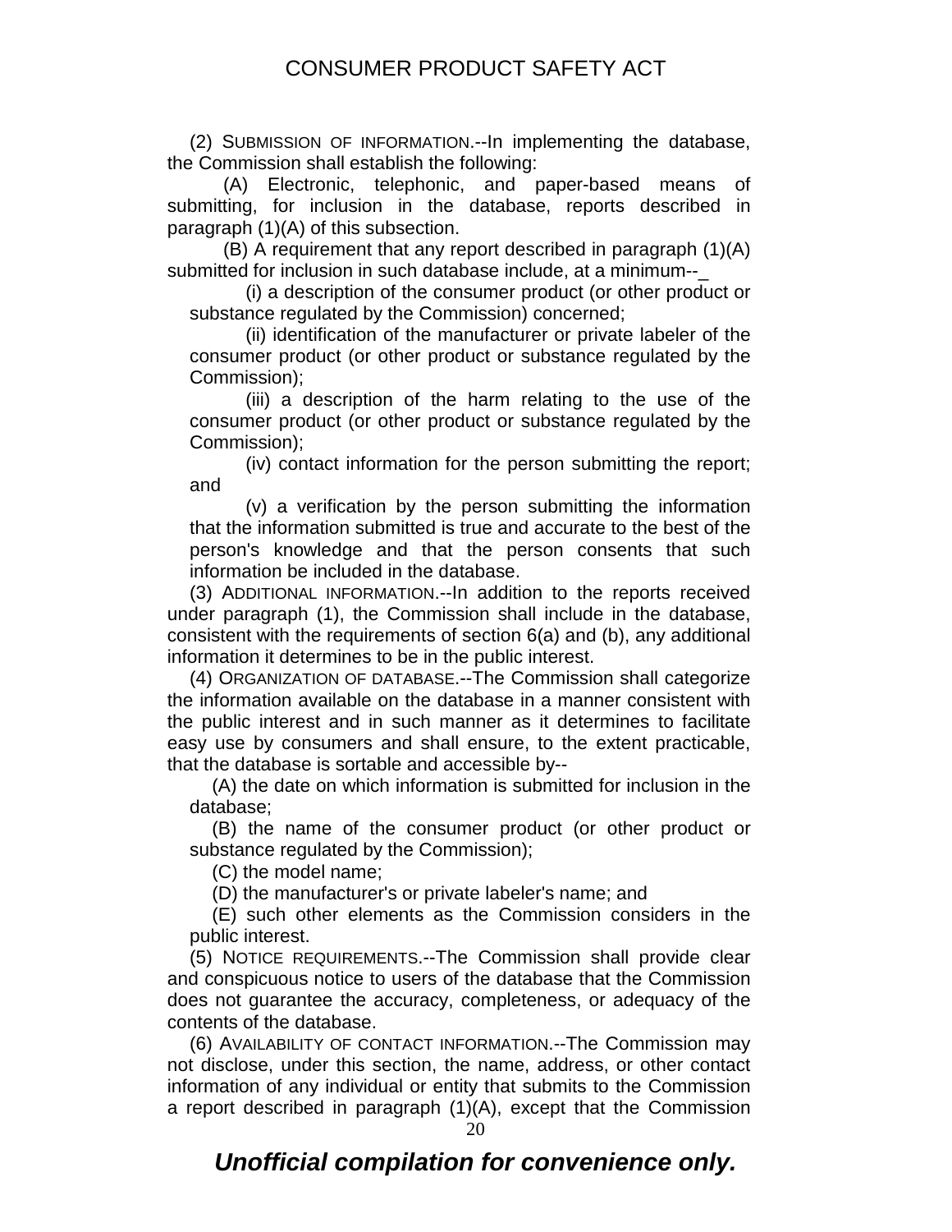(2) SUBMISSION OF INFORMATION.--In implementing the database, the Commission shall establish the following:

(A) Electronic, telephonic, and paper-based means of submitting, for inclusion in the database, reports described in paragraph (1)(A) of this subsection.

(B) A requirement that any report described in paragraph (1)(A) submitted for inclusion in such database include, at a minimum--_

(i) a description of the consumer product (or other product or substance regulated by the Commission) concerned;

(ii) identification of the manufacturer or private labeler of the consumer product (or other product or substance regulated by the Commission);

(iii) a description of the harm relating to the use of the consumer product (or other product or substance regulated by the Commission);

(iv) contact information for the person submitting the report; and

(v) a verification by the person submitting the information that the information submitted is true and accurate to the best of the person's knowledge and that the person consents that such information be included in the database.

(3) ADDITIONAL INFORMATION.--In addition to the reports received under paragraph (1), the Commission shall include in the database, consistent with the requirements of section 6(a) and (b), any additional information it determines to be in the public interest.

(4) ORGANIZATION OF DATABASE.--The Commission shall categorize the information available on the database in a manner consistent with the public interest and in such manner as it determines to facilitate easy use by consumers and shall ensure, to the extent practicable, that the database is sortable and accessible by--

(A) the date on which information is submitted for inclusion in the database;

(B) the name of the consumer product (or other product or substance regulated by the Commission);

(C) the model name;

(D) the manufacturer's or private labeler's name; and

(E) such other elements as the Commission considers in the public interest.

(5) NOTICE REQUIREMENTS.--The Commission shall provide clear and conspicuous notice to users of the database that the Commission does not guarantee the accuracy, completeness, or adequacy of the contents of the database.

(6) AVAILABILITY OF CONTACT INFORMATION.--The Commission may not disclose, under this section, the name, address, or other contact information of any individual or entity that submits to the Commission a report described in paragraph (1)(A), except that the Commission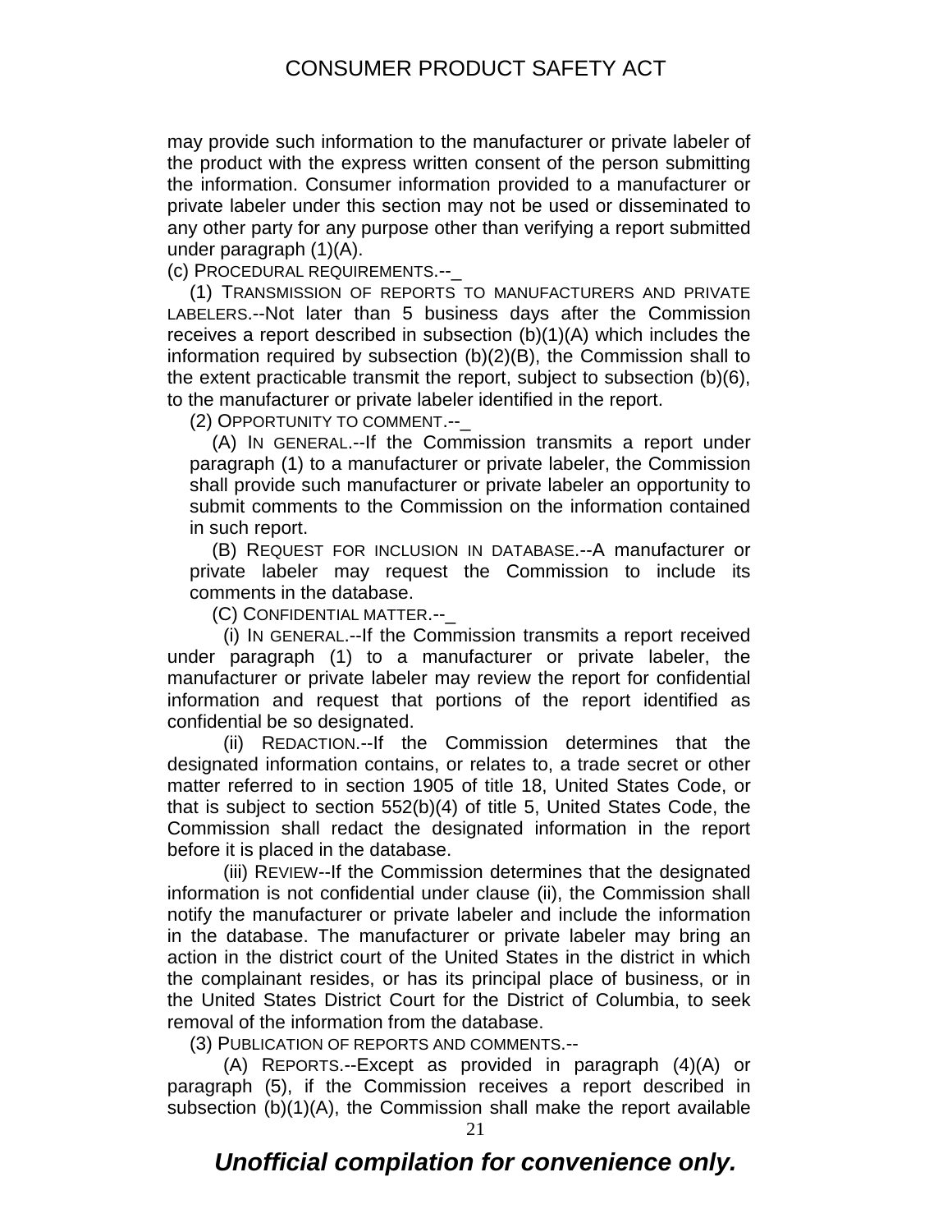may provide such information to the manufacturer or private labeler of the product with the express written consent of the person submitting the information. Consumer information provided to a manufacturer or private labeler under this section may not be used or disseminated to any other party for any purpose other than verifying a report submitted under paragraph (1)(A).

(c) PROCEDURAL REQUIREMENTS.--_

(1) TRANSMISSION OF REPORTS TO MANUFACTURERS AND PRIVATE LABELERS.--Not later than 5 business days after the Commission receives a report described in subsection (b)(1)(A) which includes the information required by subsection (b)(2)(B), the Commission shall to the extent practicable transmit the report, subject to subsection (b)(6), to the manufacturer or private labeler identified in the report.

(2) OPPORTUNITY TO COMMENT.--_

(A) IN GENERAL.--If the Commission transmits a report under paragraph (1) to a manufacturer or private labeler, the Commission shall provide such manufacturer or private labeler an opportunity to submit comments to the Commission on the information contained in such report.

(B) REQUEST FOR INCLUSION IN DATABASE.--A manufacturer or private labeler may request the Commission to include its comments in the database.

(C) CONFIDENTIAL MATTER.--_

(i) IN GENERAL.--If the Commission transmits a report received under paragraph (1) to a manufacturer or private labeler, the manufacturer or private labeler may review the report for confidential information and request that portions of the report identified as confidential be so designated.

(ii) REDACTION.--If the Commission determines that the designated information contains, or relates to, a trade secret or other matter referred to in section 1905 of title 18, United States Code, or that is subject to section 552(b)(4) of title 5, United States Code, the Commission shall redact the designated information in the report before it is placed in the database.

(iii) REVIEW--If the Commission determines that the designated information is not confidential under clause (ii), the Commission shall notify the manufacturer or private labeler and include the information in the database. The manufacturer or private labeler may bring an action in the district court of the United States in the district in which the complainant resides, or has its principal place of business, or in the United States District Court for the District of Columbia, to seek removal of the information from the database.

(3) PUBLICATION OF REPORTS AND COMMENTS.--

(A) REPORTS.--Except as provided in paragraph (4)(A) or paragraph (5), if the Commission receives a report described in subsection (b)(1)(A), the Commission shall make the report available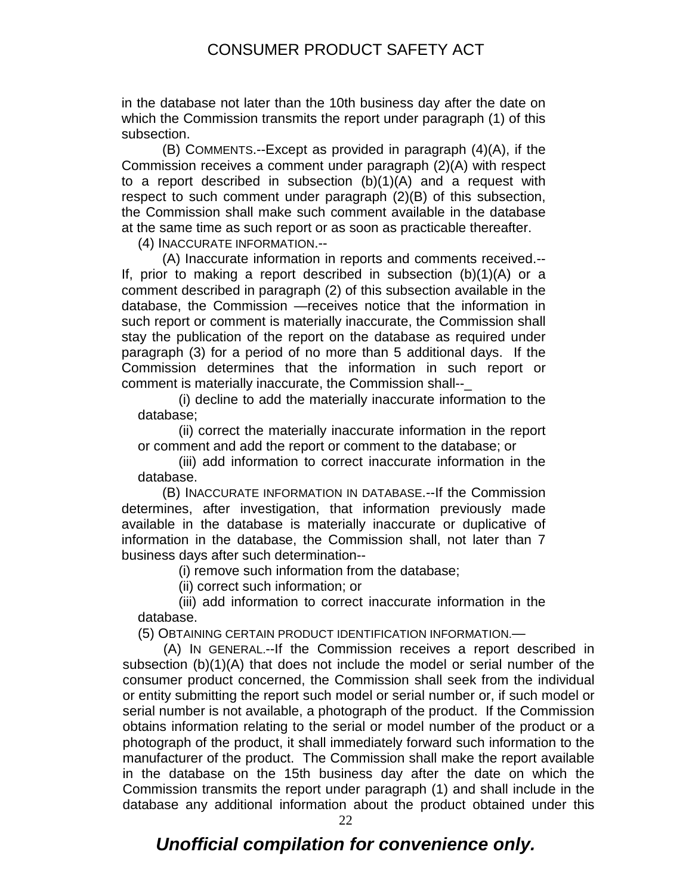in the database not later than the 10th business day after the date on which the Commission transmits the report under paragraph (1) of this subsection.

(B) COMMENTS.--Except as provided in paragraph (4)(A), if the Commission receives a comment under paragraph (2)(A) with respect to a report described in subsection (b)(1)(A) and a request with respect to such comment under paragraph (2)(B) of this subsection, the Commission shall make such comment available in the database at the same time as such report or as soon as practicable thereafter.

(4) INACCURATE INFORMATION.--

(A) Inaccurate information in reports and comments received.--If, prior to making a report described in subsection (b)(1)(A) or a comment described in paragraph (2) of this subsection available in the database, the Commission —receives notice that the information in such report or comment is materially inaccurate, the Commission shall stay the publication of the report on the database as required under paragraph (3) for a period of no more than 5 additional days. If the Commission determines that the information in such report or comment is materially inaccurate, the Commission shall--_

(i) decline to add the materially inaccurate information to the database;

(ii) correct the materially inaccurate information in the report or comment and add the report or comment to the database; or

(iii) add information to correct inaccurate information in the database.

(B) INACCURATE INFORMATION IN DATABASE.--If the Commission determines, after investigation, that information previously made available in the database is materially inaccurate or duplicative of information in the database, the Commission shall, not later than 7 business days after such determination--

(i) remove such information from the database;

(ii) correct such information; or

(iii) add information to correct inaccurate information in the database.

(5) OBTAINING CERTAIN PRODUCT IDENTIFICATION INFORMATION.—

(A) IN GENERAL.--If the Commission receives a report described in subsection (b)(1)(A) that does not include the model or serial number of the consumer product concerned, the Commission shall seek from the individual or entity submitting the report such model or serial number or, if such model or serial number is not available, a photograph of the product. If the Commission obtains information relating to the serial or model number of the product or a photograph of the product, it shall immediately forward such information to the manufacturer of the product. The Commission shall make the report available in the database on the 15th business day after the date on which the Commission transmits the report under paragraph (1) and shall include in the database any additional information about the product obtained under this

*Unofficial compilation for convenience only.*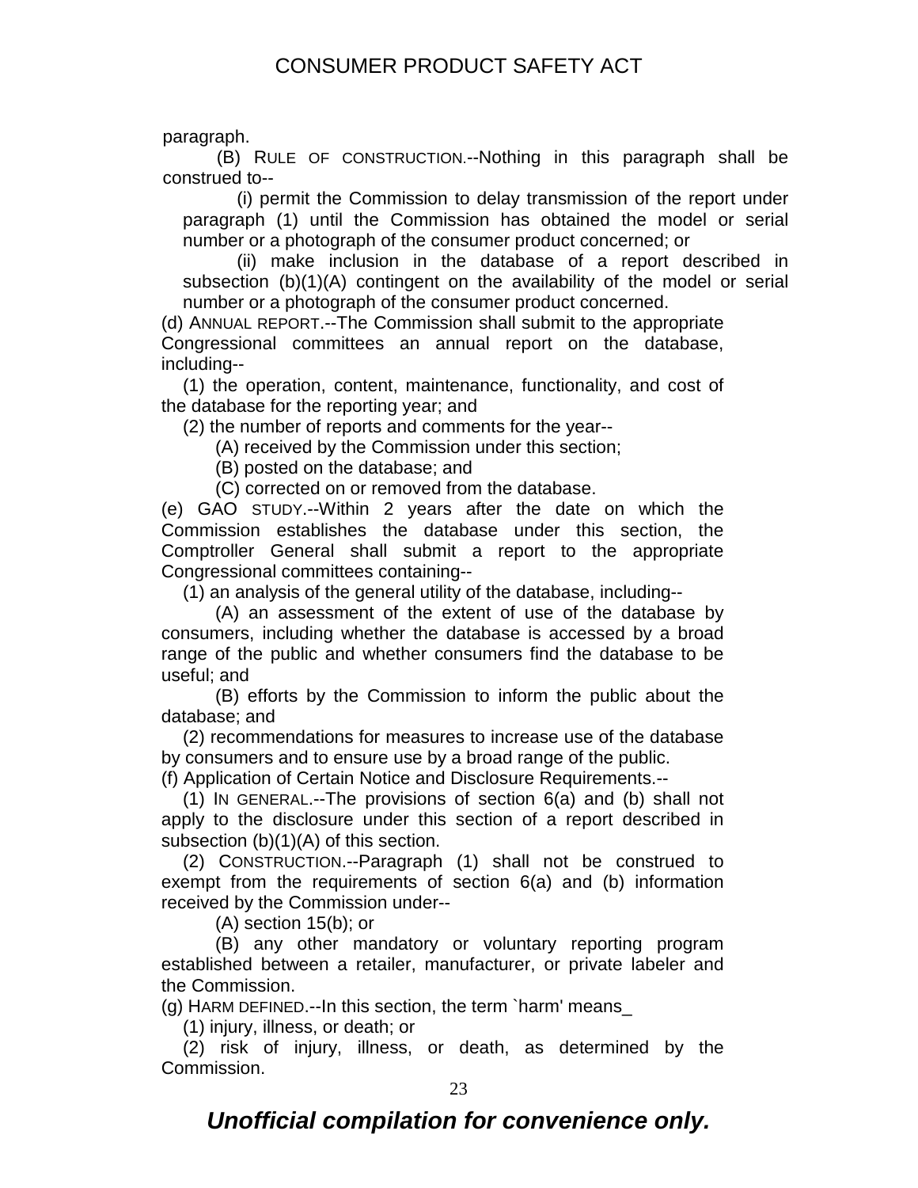paragraph.

(B) RULE OF CONSTRUCTION.--Nothing in this paragraph shall be construed to--

(i) permit the Commission to delay transmission of the report under paragraph (1) until the Commission has obtained the model or serial number or a photograph of the consumer product concerned; or

(ii) make inclusion in the database of a report described in subsection (b)(1)(A) contingent on the availability of the model or serial number or a photograph of the consumer product concerned.

(d) ANNUAL REPORT.--The Commission shall submit to the appropriate Congressional committees an annual report on the database, including--

(1) the operation, content, maintenance, functionality, and cost of the database for the reporting year; and

(2) the number of reports and comments for the year--

(A) received by the Commission under this section;

(B) posted on the database; and

(C) corrected on or removed from the database.

(e) GAO STUDY.--Within 2 years after the date on which the Commission establishes the database under this section, the Comptroller General shall submit a report to the appropriate Congressional committees containing--

(1) an analysis of the general utility of the database, including--

(A) an assessment of the extent of use of the database by consumers, including whether the database is accessed by a broad range of the public and whether consumers find the database to be useful; and

(B) efforts by the Commission to inform the public about the database; and

(2) recommendations for measures to increase use of the database by consumers and to ensure use by a broad range of the public.

(f) Application of Certain Notice and Disclosure Requirements.--

(1) IN GENERAL.--The provisions of section 6(a) and (b) shall not apply to the disclosure under this section of a report described in subsection (b)(1)(A) of this section.

(2) CONSTRUCTION.--Paragraph (1) shall not be construed to exempt from the requirements of section 6(a) and (b) information received by the Commission under--

(A) section 15(b); or

(B) any other mandatory or voluntary reporting program established between a retailer, manufacturer, or private labeler and the Commission.

(g) HARM DEFINED.--In this section, the term `harm' means_

(1) injury, illness, or death; or

(2) risk of injury, illness, or death, as determined by the Commission.

***Unofficial compilation for convenience only.***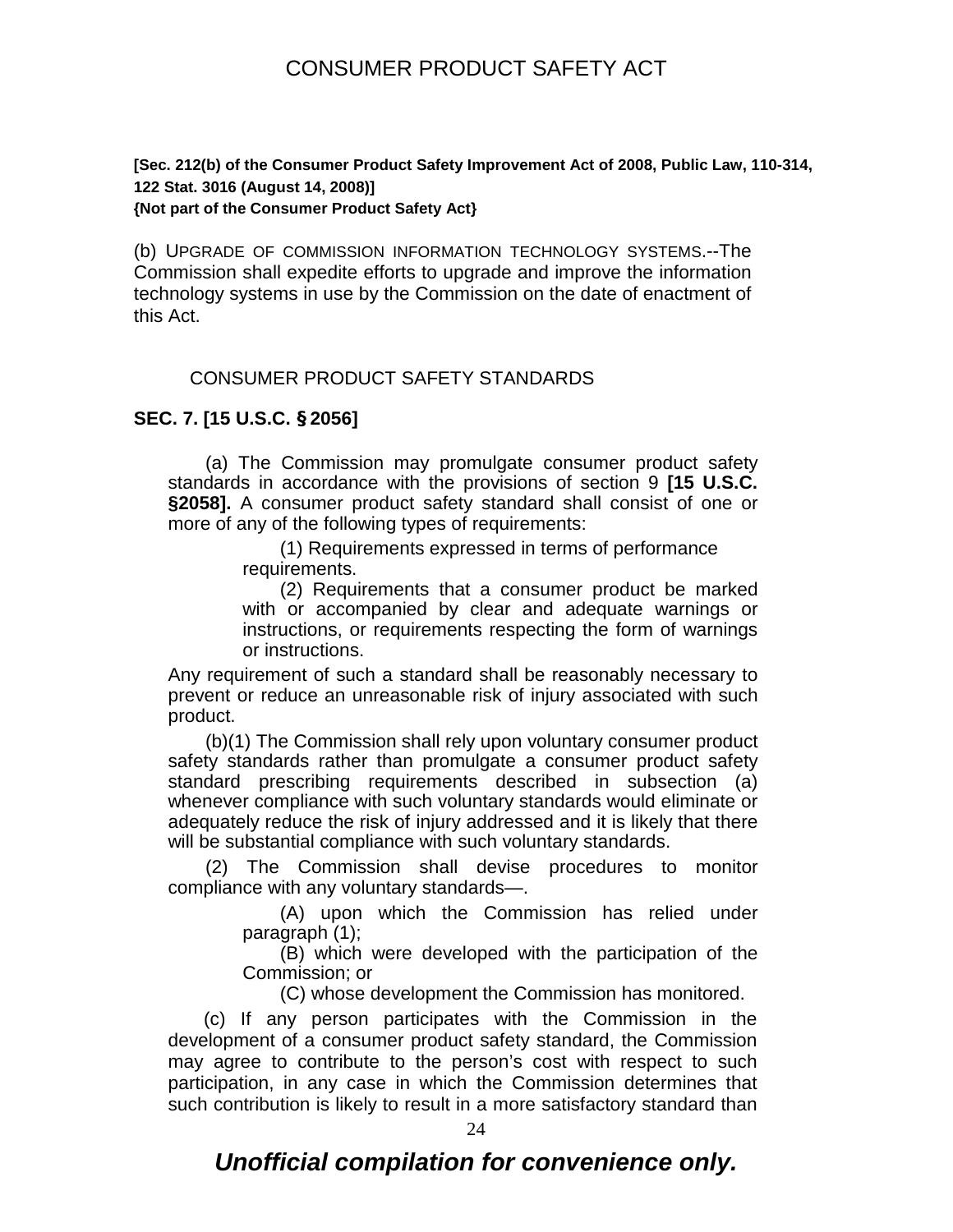**[Sec. 212(b) of the Consumer Product Safety Improvement Act of 2008, Public Law, 110-314, 122 Stat. 3016 (August 14, 2008)]**
**{Not part of the Consumer Product Safety Act}**

(b) UPGRADE OF COMMISSION INFORMATION TECHNOLOGY SYSTEMS.--The Commission shall expedite efforts to upgrade and improve the information technology systems in use by the Commission on the date of enactment of this Act.

## CONSUMER PRODUCT SAFETY STANDARDS

### SEC. 7. [15 U.S.C. § 2056]

(a) The Commission may promulgate consumer product safety standards in accordance with the provisions of section 9 **[15 U.S.C. §2058].** A consumer product safety standard shall consist of one or more of any of the following types of requirements:

(1) Requirements expressed in terms of performance requirements.

(2) Requirements that a consumer product be marked with or accompanied by clear and adequate warnings or instructions, or requirements respecting the form of warnings or instructions.

Any requirement of such a standard shall be reasonably necessary to prevent or reduce an unreasonable risk of injury associated with such product.

(b)(1) The Commission shall rely upon voluntary consumer product safety standards rather than promulgate a consumer product safety standard prescribing requirements described in subsection (a) whenever compliance with such voluntary standards would eliminate or adequately reduce the risk of injury addressed and it is likely that there will be substantial compliance with such voluntary standards.

(2) The Commission shall devise procedures to monitor compliance with any voluntary standards—.

(A) upon which the Commission has relied under paragraph (1);

(B) which were developed with the participation of the Commission; or

(C) whose development the Commission has monitored.

(c) If any person participates with the Commission in the development of a consumer product safety standard, the Commission may agree to contribute to the person's cost with respect to such participation, in any case in which the Commission determines that such contribution is likely to result in a more satisfactory standard than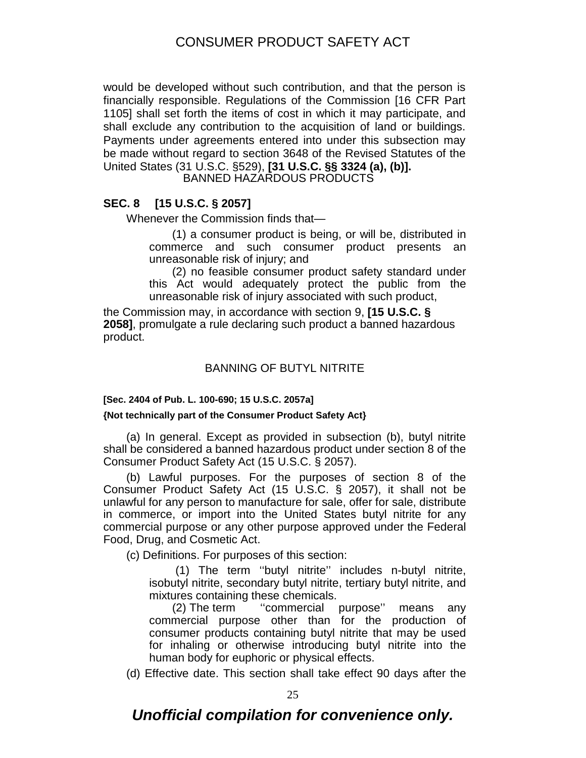would be developed without such contribution, and that the person is financially responsible. Regulations of the Commission [16 CFR Part 1105] shall set forth the items of cost in which it may participate, and shall exclude any contribution to the acquisition of land or buildings. Payments under agreements entered into under this subsection may be made without regard to section 3648 of the Revised Statutes of the United States (31 U.S.C. §529), **[31 U.S.C. §§ 3324 (a), (b)].**

## BANNED HAZARDOUS PRODUCTS

### SEC. 8 [15 U.S.C. § 2057]

Whenever the Commission finds that—

(1) a consumer product is being, or will be, distributed in commerce and such consumer product presents an unreasonable risk of injury; and

(2) no feasible consumer product safety standard under this Act would adequately protect the public from the unreasonable risk of injury associated with such product,

the Commission may, in accordance with section 9, **[15 U.S.C. § 2058]**, promulgate a rule declaring such product a banned hazardous product.

## BANNING OF BUTYL NITRITE

**[Sec. 2404 of Pub. L. 100-690; 15 U.S.C. 2057a]**

**{Not technically part of the Consumer Product Safety Act}**

(a) In general. Except as provided in subsection (b), butyl nitrite shall be considered a banned hazardous product under section 8 of the Consumer Product Safety Act (15 U.S.C. § 2057).

(b) Lawful purposes. For the purposes of section 8 of the Consumer Product Safety Act (15 U.S.C. § 2057), it shall not be unlawful for any person to manufacture for sale, offer for sale, distribute in commerce, or import into the United States butyl nitrite for any commercial purpose or any other purpose approved under the Federal Food, Drug, and Cosmetic Act.

(c) Definitions. For purposes of this section:

(1) The term ''butyl nitrite'' includes n-butyl nitrite, isobutyl nitrite, secondary butyl nitrite, tertiary butyl nitrite, and mixtures containing these chemicals.

(2) The term ''commercial purpose'' means any commercial purpose other than for the production of consumer products containing butyl nitrite that may be used for inhaling or otherwise introducing butyl nitrite into the human body for euphoric or physical effects.

(d) Effective date. This section shall take effect 90 days after the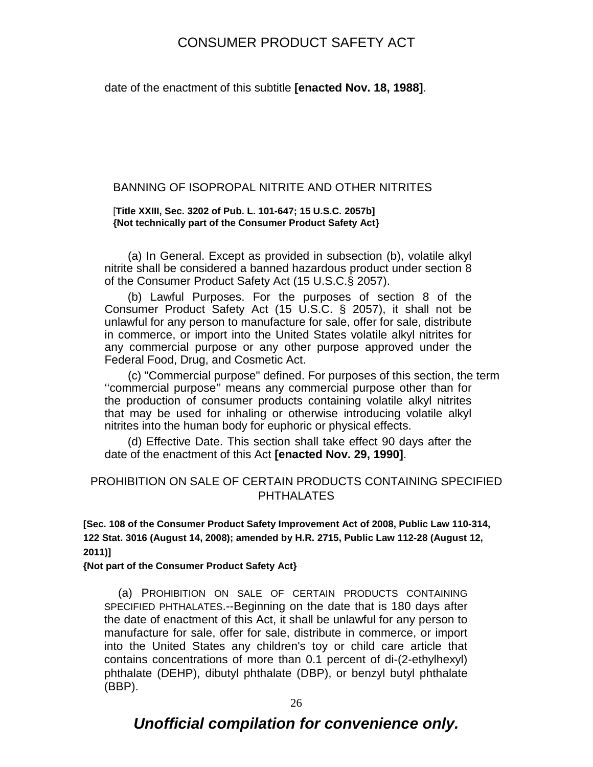date of the enactment of this subtitle **[enacted Nov. 18, 1988]**.

## BANNING OF ISOPROPAL NITRITE AND OTHER NITRITES

[**Title XXIII, Sec. 3202 of Pub. L. 101-647; 15 U.S.C. 2057b]**
**{Not technically part of the Consumer Product Safety Act}**

(a) In General. Except as provided in subsection (b), volatile alkyl nitrite shall be considered a banned hazardous product under section 8 of the Consumer Product Safety Act (15 U.S.C.§ 2057).

(b) Lawful Purposes. For the purposes of section 8 of the Consumer Product Safety Act (15 U.S.C. § 2057), it shall not be unlawful for any person to manufacture for sale, offer for sale, distribute in commerce, or import into the United States volatile alkyl nitrites for any commercial purpose or any other purpose approved under the Federal Food, Drug, and Cosmetic Act.

(c) "Commercial purpose" defined. For purposes of this section, the term ''commercial purpose'' means any commercial purpose other than for the production of consumer products containing volatile alkyl nitrites that may be used for inhaling or otherwise introducing volatile alkyl nitrites into the human body for euphoric or physical effects.

(d) Effective Date. This section shall take effect 90 days after the date of the enactment of this Act **[enacted Nov. 29, 1990]**.

## PROHIBITION ON SALE OF CERTAIN PRODUCTS CONTAINING SPECIFIED PHTHALATES

**[Sec. 108 of the Consumer Product Safety Improvement Act of 2008, Public Law 110-314, 122 Stat. 3016 (August 14, 2008); amended by H.R. 2715, Public Law 112-28 (August 12, 2011)]**
**{Not part of the Consumer Product Safety Act}**

(a) PROHIBITION ON SALE OF CERTAIN PRODUCTS CONTAINING SPECIFIED PHTHALATES.--Beginning on the date that is 180 days after the date of enactment of this Act, it shall be unlawful for any person to manufacture for sale, offer for sale, distribute in commerce, or import into the United States any children's toy or child care article that contains concentrations of more than 0.1 percent of di-(2-ethylhexyl) phthalate (DEHP), dibutyl phthalate (DBP), or benzyl butyl phthalate (BBP).

***Unofficial compilation for convenience only.***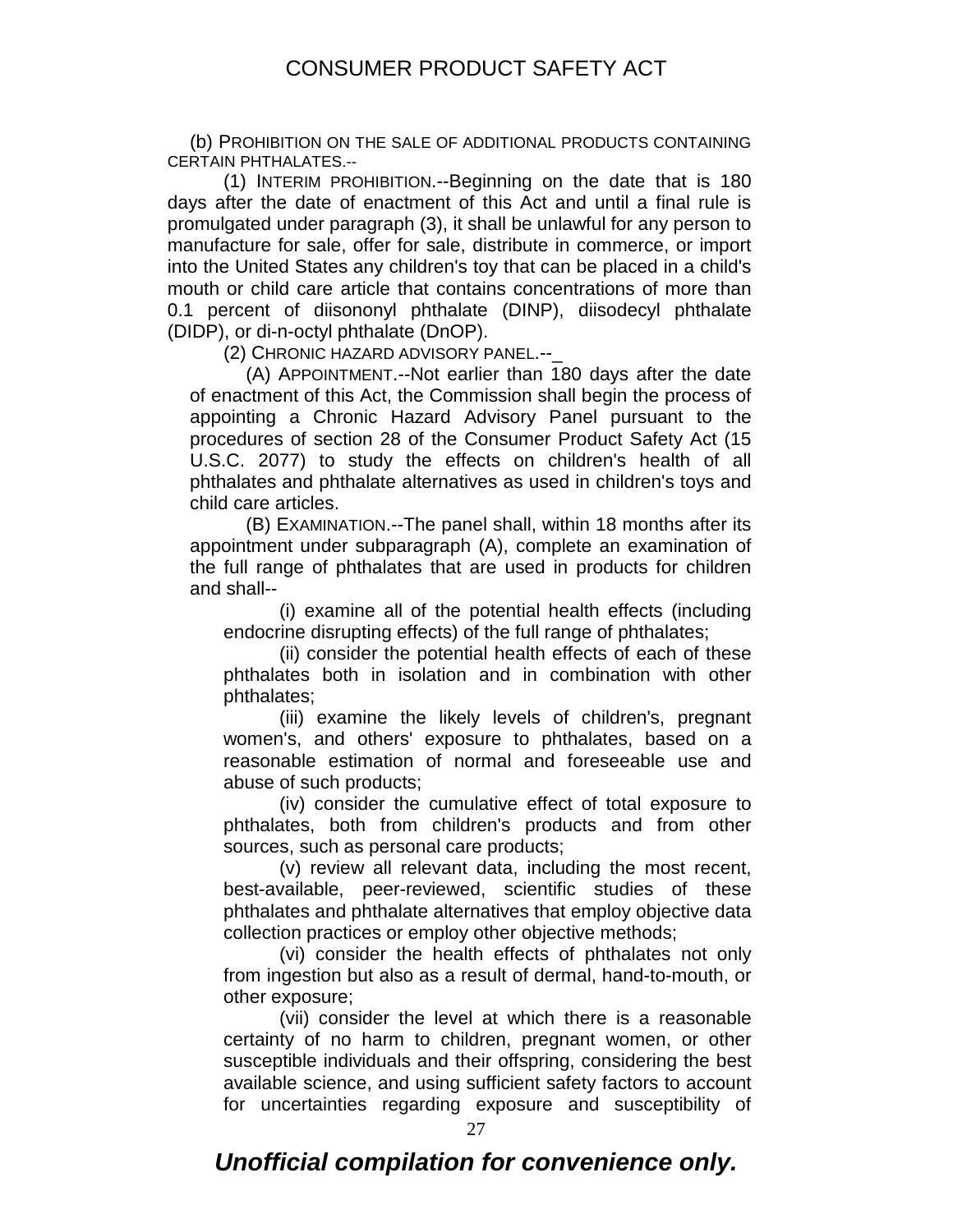(b) PROHIBITION ON THE SALE OF ADDITIONAL PRODUCTS CONTAINING CERTAIN PHTHALATES.--

(1) INTERIM PROHIBITION.--Beginning on the date that is 180 days after the date of enactment of this Act and until a final rule is promulgated under paragraph (3), it shall be unlawful for any person to manufacture for sale, offer for sale, distribute in commerce, or import into the United States any children's toy that can be placed in a child's mouth or child care article that contains concentrations of more than 0.1 percent of diisononyl phthalate (DINP), diisodecyl phthalate (DIDP), or di-n-octyl phthalate (DnOP).

(2) CHRONIC HAZARD ADVISORY PANEL.--

(A) APPOINTMENT.--Not earlier than 180 days after the date of enactment of this Act, the Commission shall begin the process of appointing a Chronic Hazard Advisory Panel pursuant to the procedures of section 28 of the Consumer Product Safety Act (15 U.S.C. 2077) to study the effects on children's health of all phthalates and phthalate alternatives as used in children's toys and child care articles.

(B) EXAMINATION.--The panel shall, within 18 months after its appointment under subparagraph (A), complete an examination of the full range of phthalates that are used in products for children and shall--

(i) examine all of the potential health effects (including endocrine disrupting effects) of the full range of phthalates;

(ii) consider the potential health effects of each of these phthalates both in isolation and in combination with other phthalates;

(iii) examine the likely levels of children's, pregnant women's, and others' exposure to phthalates, based on a reasonable estimation of normal and foreseeable use and abuse of such products;

(iv) consider the cumulative effect of total exposure to phthalates, both from children's products and from other sources, such as personal care products;

(v) review all relevant data, including the most recent, best-available, peer-reviewed, scientific studies of these phthalates and phthalate alternatives that employ objective data collection practices or employ other objective methods;

(vi) consider the health effects of phthalates not only from ingestion but also as a result of dermal, hand-to-mouth, or other exposure;

(vii) consider the level at which there is a reasonable certainty of no harm to children, pregnant women, or other susceptible individuals and their offspring, considering the best available science, and using sufficient safety factors to account for uncertainties regarding exposure and susceptibility of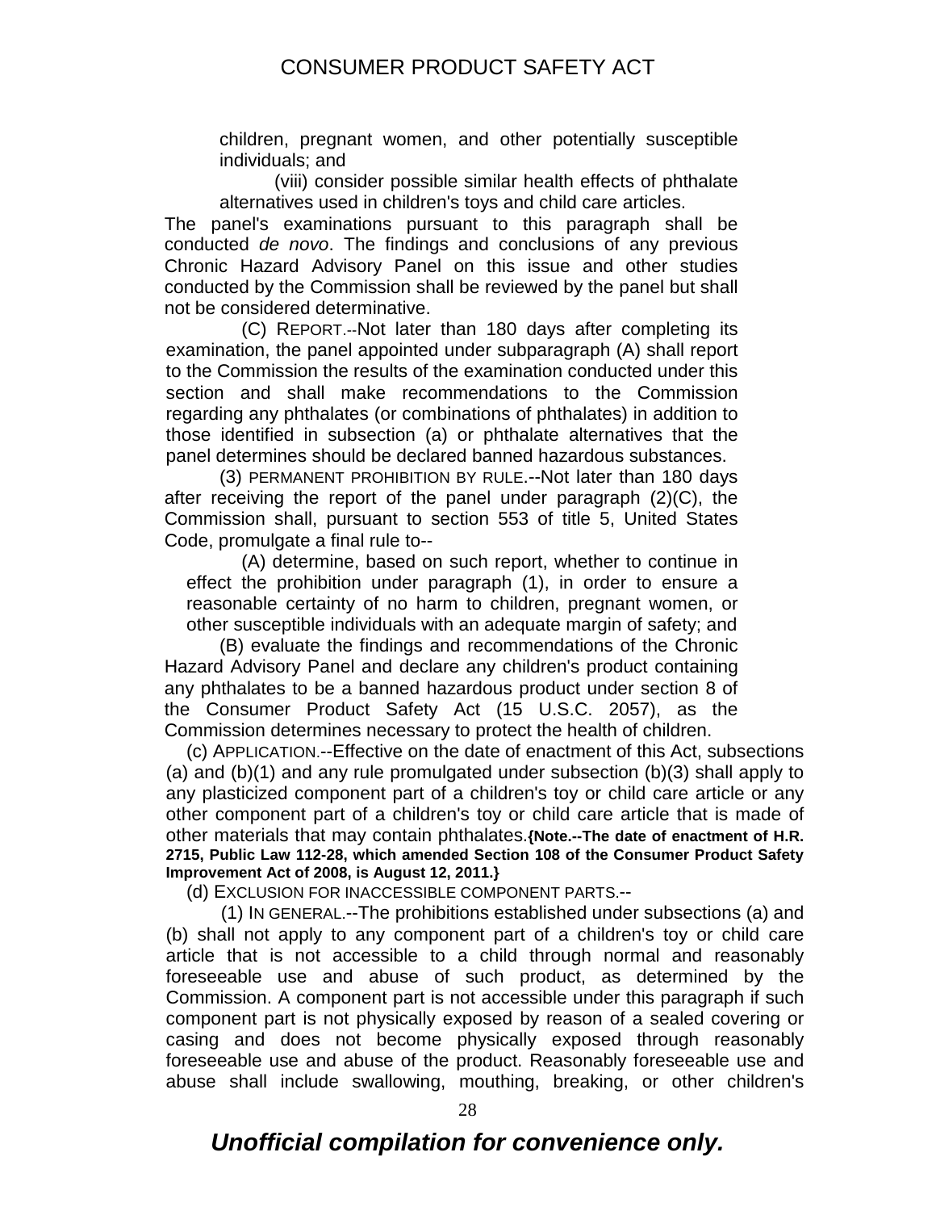children, pregnant women, and other potentially susceptible individuals; and

(viii) consider possible similar health effects of phthalate alternatives used in children's toys and child care articles.

The panel's examinations pursuant to this paragraph shall be conducted *de novo*. The findings and conclusions of any previous Chronic Hazard Advisory Panel on this issue and other studies conducted by the Commission shall be reviewed by the panel but shall not be considered determinative.

(C) REPORT.--Not later than 180 days after completing its examination, the panel appointed under subparagraph (A) shall report to the Commission the results of the examination conducted under this section and shall make recommendations to the Commission regarding any phthalates (or combinations of phthalates) in addition to those identified in subsection (a) or phthalate alternatives that the panel determines should be declared banned hazardous substances.

(3) PERMANENT PROHIBITION BY RULE.--Not later than 180 days after receiving the report of the panel under paragraph (2)(C), the Commission shall, pursuant to section 553 of title 5, United States Code, promulgate a final rule to--

(A) determine, based on such report, whether to continue in effect the prohibition under paragraph (1), in order to ensure a reasonable certainty of no harm to children, pregnant women, or other susceptible individuals with an adequate margin of safety; and

(B) evaluate the findings and recommendations of the Chronic Hazard Advisory Panel and declare any children's product containing any phthalates to be a banned hazardous product under section 8 of the Consumer Product Safety Act (15 U.S.C. 2057), as the Commission determines necessary to protect the health of children.

(c) APPLICATION.--Effective on the date of enactment of this Act, subsections (a) and (b)(1) and any rule promulgated under subsection (b)(3) shall apply to any plasticized component part of a children's toy or child care article or any other component part of a children's toy or child care article that is made of other materials that may contain phthalates.**{Note.--The date of enactment of H.R. 2715, Public Law 112-28, which amended Section 108 of the Consumer Product Safety Improvement Act of 2008, is August 12, 2011.}**

(d) EXCLUSION FOR INACCESSIBLE COMPONENT PARTS.--

(1) IN GENERAL.--The prohibitions established under subsections (a) and (b) shall not apply to any component part of a children's toy or child care article that is not accessible to a child through normal and reasonably foreseeable use and abuse of such product, as determined by the Commission. A component part is not accessible under this paragraph if such component part is not physically exposed by reason of a sealed covering or casing and does not become physically exposed through reasonably foreseeable use and abuse of the product. Reasonably foreseeable use and abuse shall include swallowing, mouthing, breaking, or other children's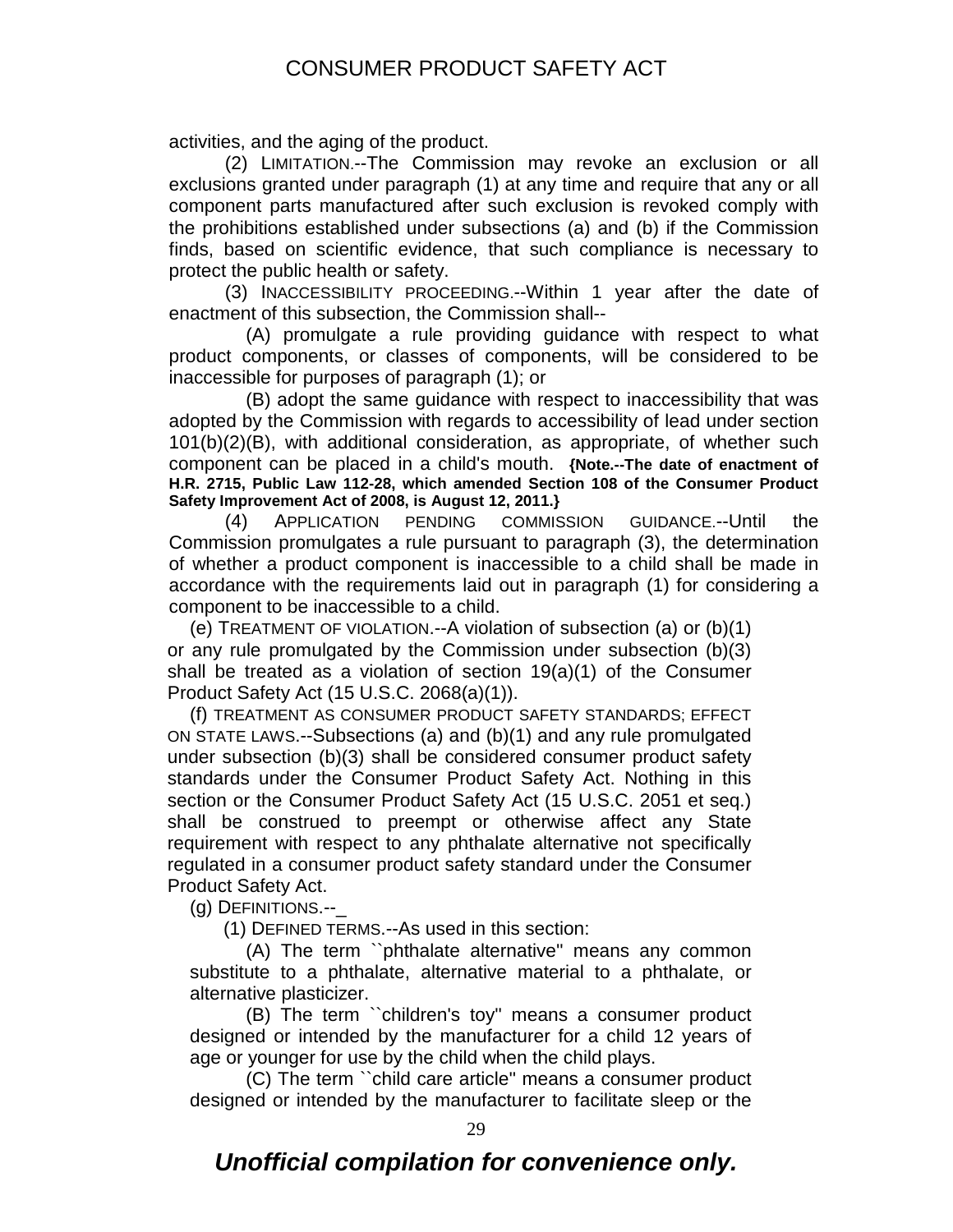activities, and the aging of the product.

(2) LIMITATION.--The Commission may revoke an exclusion or all exclusions granted under paragraph (1) at any time and require that any or all component parts manufactured after such exclusion is revoked comply with the prohibitions established under subsections (a) and (b) if the Commission finds, based on scientific evidence, that such compliance is necessary to protect the public health or safety.

(3) INACCESSIBILITY PROCEEDING.--Within 1 year after the date of enactment of this subsection, the Commission shall--

(A) promulgate a rule providing guidance with respect to what product components, or classes of components, will be considered to be inaccessible for purposes of paragraph (1); or

(B) adopt the same guidance with respect to inaccessibility that was adopted by the Commission with regards to accessibility of lead under section 101(b)(2)(B), with additional consideration, as appropriate, of whether such component can be placed in a child's mouth. **{Note.--The date of enactment of H.R. 2715, Public Law 112-28, which amended Section 108 of the Consumer Product Safety Improvement Act of 2008, is August 12, 2011.}**

(4) APPLICATION PENDING COMMISSION GUIDANCE.--Until the Commission promulgates a rule pursuant to paragraph (3), the determination of whether a product component is inaccessible to a child shall be made in accordance with the requirements laid out in paragraph (1) for considering a component to be inaccessible to a child.

(e) TREATMENT OF VIOLATION.--A violation of subsection (a) or (b)(1) or any rule promulgated by the Commission under subsection (b)(3) shall be treated as a violation of section 19(a)(1) of the Consumer Product Safety Act (15 U.S.C. 2068(a)(1)).

(f) TREATMENT AS CONSUMER PRODUCT SAFETY STANDARDS; EFFECT ON STATE LAWS.--Subsections (a) and (b)(1) and any rule promulgated under subsection (b)(3) shall be considered consumer product safety standards under the Consumer Product Safety Act. Nothing in this section or the Consumer Product Safety Act (15 U.S.C. 2051 et seq.) shall be construed to preempt or otherwise affect any State requirement with respect to any phthalate alternative not specifically regulated in a consumer product safety standard under the Consumer Product Safety Act.

(g) DEFINITIONS.--_

(1) DEFINED TERMS.--As used in this section:

(A) The term ``phthalate alternative'' means any common substitute to a phthalate, alternative material to a phthalate, or alternative plasticizer.

(B) The term ``children's toy'' means a consumer product designed or intended by the manufacturer for a child 12 years of age or younger for use by the child when the child plays.

(C) The term ``child care article'' means a consumer product designed or intended by the manufacturer to facilitate sleep or the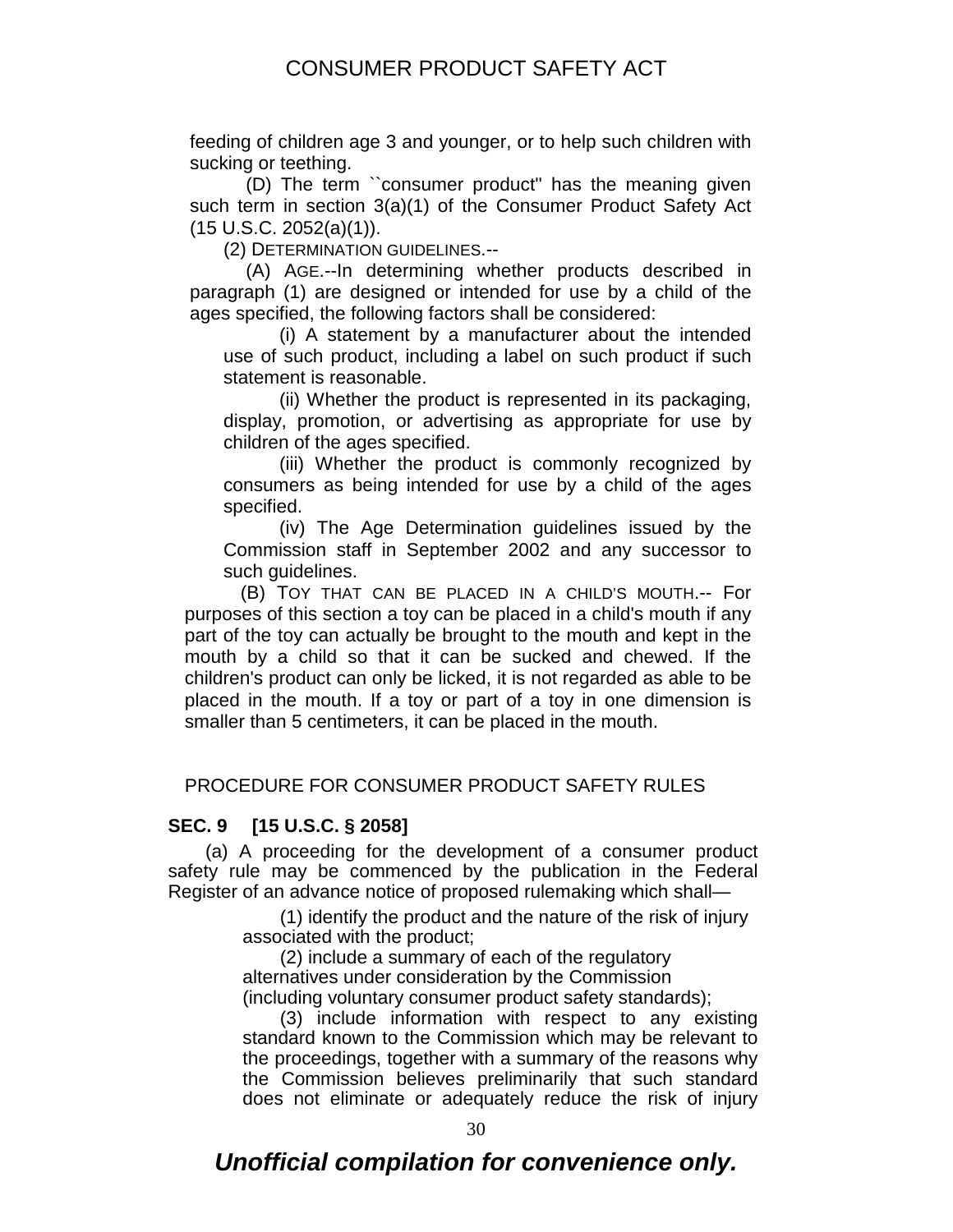feeding of children age 3 and younger, or to help such children with sucking or teething.

(D) The term ``consumer product'' has the meaning given such term in section 3(a)(1) of the Consumer Product Safety Act (15 U.S.C. 2052(a)(1)).

(2) DETERMINATION GUIDELINES.--

(A) AGE.--In determining whether products described in paragraph (1) are designed or intended for use by a child of the ages specified, the following factors shall be considered:

(i) A statement by a manufacturer about the intended use of such product, including a label on such product if such statement is reasonable.

(ii) Whether the product is represented in its packaging, display, promotion, or advertising as appropriate for use by children of the ages specified.

(iii) Whether the product is commonly recognized by consumers as being intended for use by a child of the ages specified.

(iv) The Age Determination guidelines issued by the Commission staff in September 2002 and any successor to such guidelines.

(B) TOY THAT CAN BE PLACED IN A CHILD'S MOUTH.-- For purposes of this section a toy can be placed in a child's mouth if any part of the toy can actually be brought to the mouth and kept in the mouth by a child so that it can be sucked and chewed. If the children's product can only be licked, it is not regarded as able to be placed in the mouth. If a toy or part of a toy in one dimension is smaller than 5 centimeters, it can be placed in the mouth.

## PROCEDURE FOR CONSUMER PRODUCT SAFETY RULES

### SEC. 9 [15 U.S.C. § 2058]

(a) A proceeding for the development of a consumer product safety rule may be commenced by the publication in the Federal Register of an advance notice of proposed rulemaking which shall—

(1) identify the product and the nature of the risk of injury associated with the product;

(2) include a summary of each of the regulatory alternatives under consideration by the Commission (including voluntary consumer product safety standards);

(3) include information with respect to any existing standard known to the Commission which may be relevant to the proceedings, together with a summary of the reasons why the Commission believes preliminarily that such standard does not eliminate or adequately reduce the risk of injury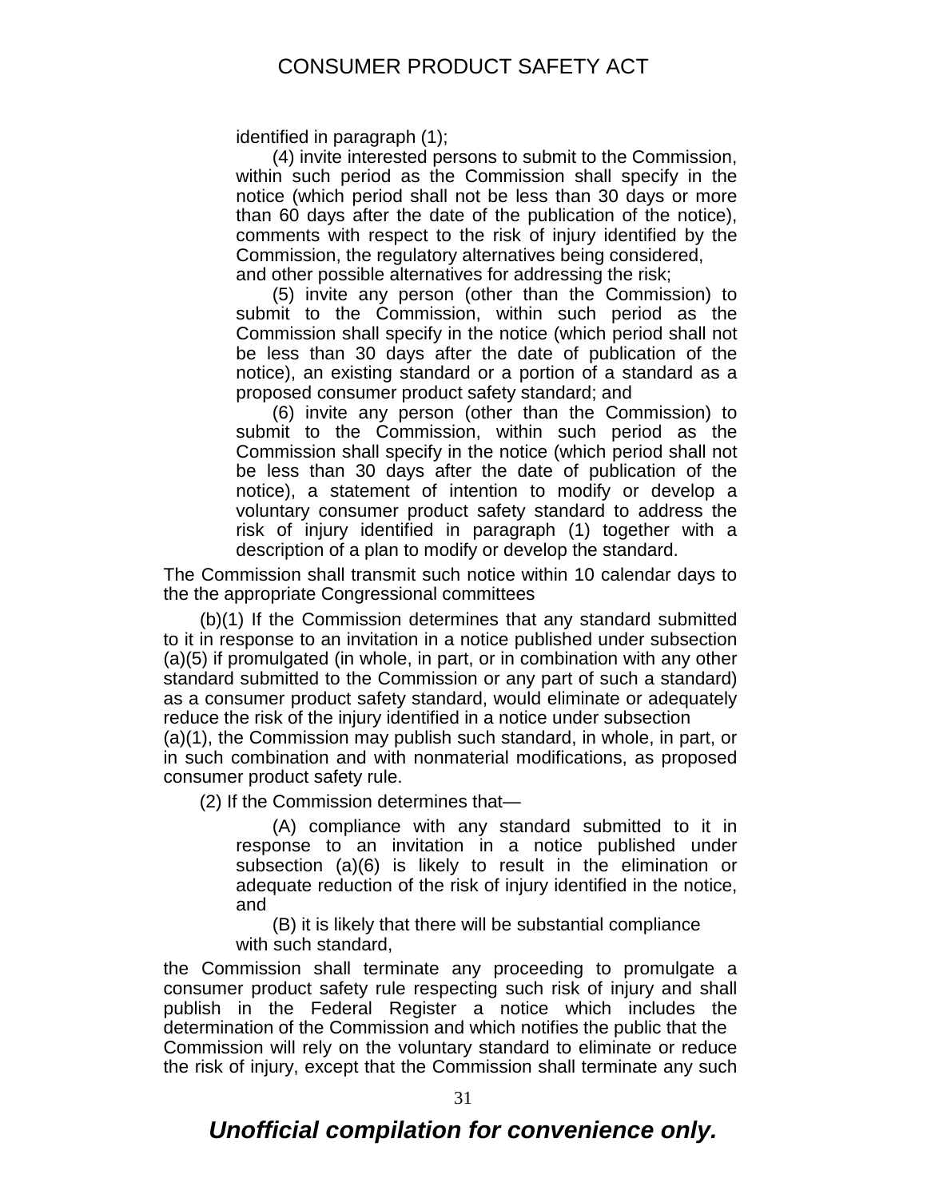identified in paragraph (1);

(4) invite interested persons to submit to the Commission, within such period as the Commission shall specify in the notice (which period shall not be less than 30 days or more than 60 days after the date of the publication of the notice), comments with respect to the risk of injury identified by the Commission, the regulatory alternatives being considered, and other possible alternatives for addressing the risk;

(5) invite any person (other than the Commission) to submit to the Commission, within such period as the Commission shall specify in the notice (which period shall not be less than 30 days after the date of publication of the notice), an existing standard or a portion of a standard as a proposed consumer product safety standard; and

(6) invite any person (other than the Commission) to submit to the Commission, within such period as the Commission shall specify in the notice (which period shall not be less than 30 days after the date of publication of the notice), a statement of intention to modify or develop a voluntary consumer product safety standard to address the risk of injury identified in paragraph (1) together with a description of a plan to modify or develop the standard.

The Commission shall transmit such notice within 10 calendar days to the the appropriate Congressional committees

(b)(1) If the Commission determines that any standard submitted to it in response to an invitation in a notice published under subsection (a)(5) if promulgated (in whole, in part, or in combination with any other standard submitted to the Commission or any part of such a standard) as a consumer product safety standard, would eliminate or adequately reduce the risk of the injury identified in a notice under subsection (a)(1), the Commission may publish such standard, in whole, in part, or in such combination and with nonmaterial modifications, as proposed consumer product safety rule.

(2) If the Commission determines that—

(A) compliance with any standard submitted to it in response to an invitation in a notice published under subsection (a)(6) is likely to result in the elimination or adequate reduction of the risk of injury identified in the notice, and

(B) it is likely that there will be substantial compliance with such standard,

the Commission shall terminate any proceeding to promulgate a consumer product safety rule respecting such risk of injury and shall publish in the Federal Register a notice which includes the determination of the Commission and which notifies the public that the Commission will rely on the voluntary standard to eliminate or reduce the risk of injury, except that the Commission shall terminate any such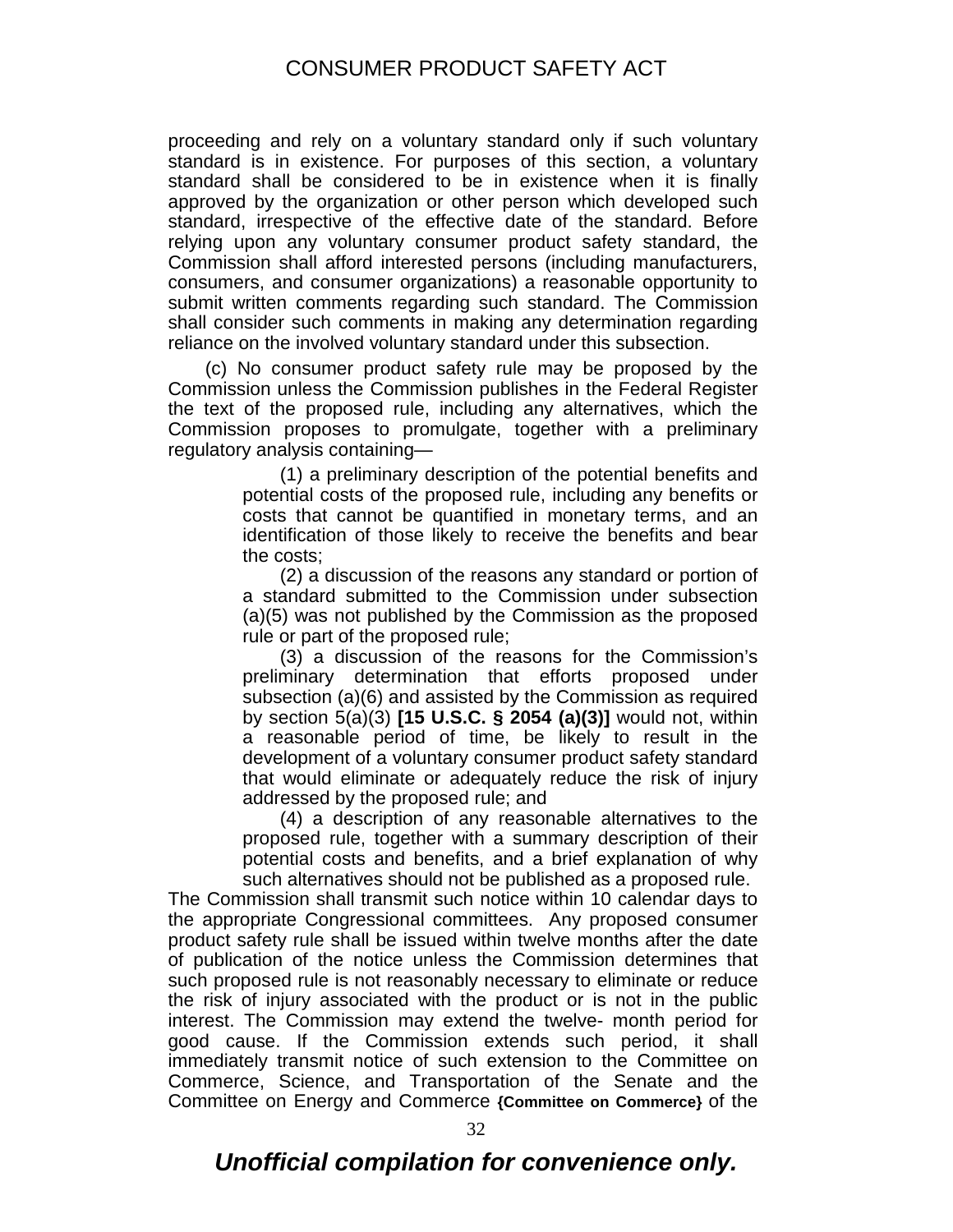proceeding and rely on a voluntary standard only if such voluntary standard is in existence. For purposes of this section, a voluntary standard shall be considered to be in existence when it is finally approved by the organization or other person which developed such standard, irrespective of the effective date of the standard. Before relying upon any voluntary consumer product safety standard, the Commission shall afford interested persons (including manufacturers, consumers, and consumer organizations) a reasonable opportunity to submit written comments regarding such standard. The Commission shall consider such comments in making any determination regarding reliance on the involved voluntary standard under this subsection.

(c) No consumer product safety rule may be proposed by the Commission unless the Commission publishes in the Federal Register the text of the proposed rule, including any alternatives, which the Commission proposes to promulgate, together with a preliminary regulatory analysis containing—

(1) a preliminary description of the potential benefits and potential costs of the proposed rule, including any benefits or costs that cannot be quantified in monetary terms, and an identification of those likely to receive the benefits and bear the costs;

(2) a discussion of the reasons any standard or portion of a standard submitted to the Commission under subsection (a)(5) was not published by the Commission as the proposed rule or part of the proposed rule;

(3) a discussion of the reasons for the Commission's preliminary determination that efforts proposed under subsection (a)(6) and assisted by the Commission as required by section 5(a)(3) **[15 U.S.C. § 2054 (a)(3)]** would not, within a reasonable period of time, be likely to result in the development of a voluntary consumer product safety standard that would eliminate or adequately reduce the risk of injury addressed by the proposed rule; and

(4) a description of any reasonable alternatives to the proposed rule, together with a summary description of their potential costs and benefits, and a brief explanation of why such alternatives should not be published as a proposed rule.

The Commission shall transmit such notice within 10 calendar days to the appropriate Congressional committees. Any proposed consumer product safety rule shall be issued within twelve months after the date of publication of the notice unless the Commission determines that such proposed rule is not reasonably necessary to eliminate or reduce the risk of injury associated with the product or is not in the public interest. The Commission may extend the twelve- month period for good cause. If the Commission extends such period, it shall immediately transmit notice of such extension to the Committee on Commerce, Science, and Transportation of the Senate and the Committee on Energy and Commerce **{Committee on Commerce}** of the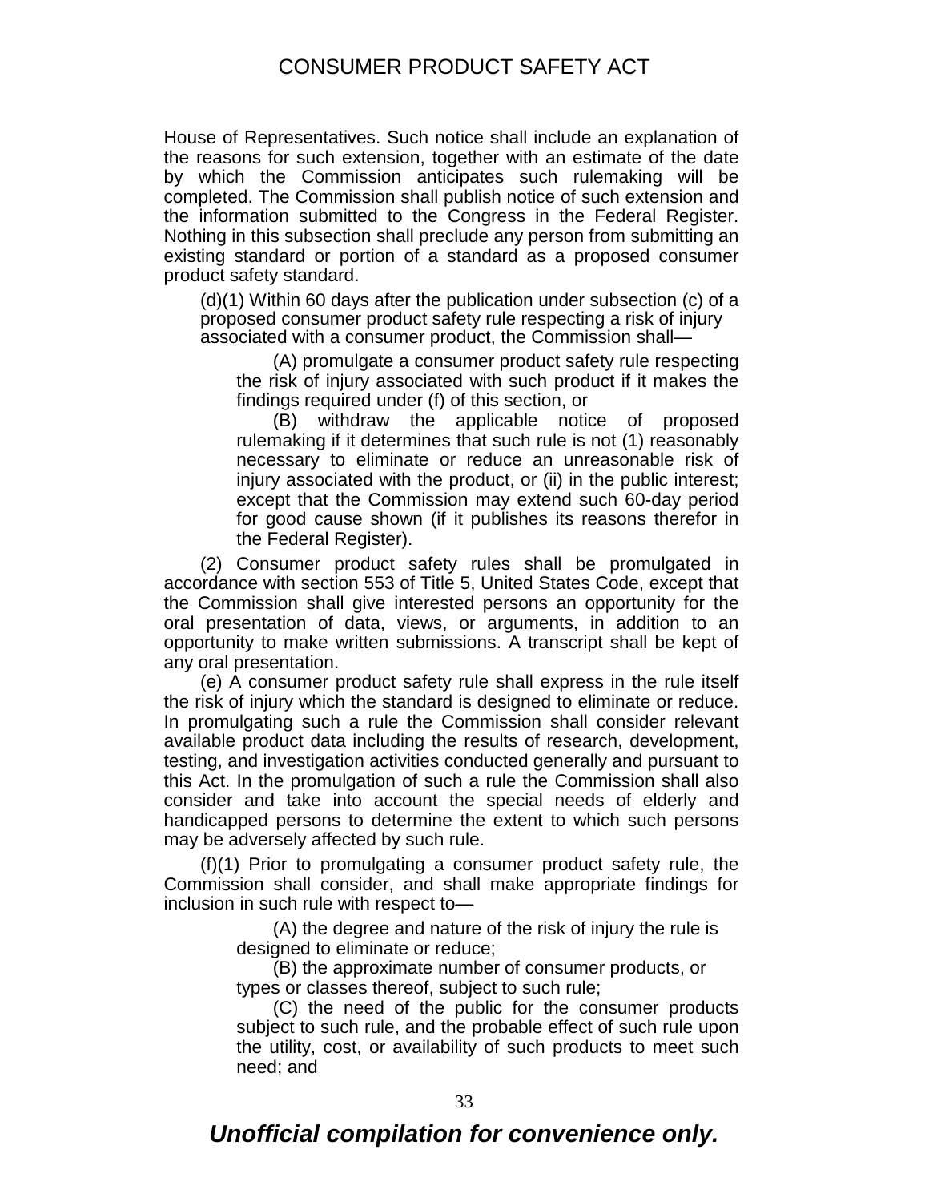House of Representatives. Such notice shall include an explanation of the reasons for such extension, together with an estimate of the date by which the Commission anticipates such rulemaking will be completed. The Commission shall publish notice of such extension and the information submitted to the Congress in the Federal Register. Nothing in this subsection shall preclude any person from submitting an existing standard or portion of a standard as a proposed consumer product safety standard.

(d)(1) Within 60 days after the publication under subsection (c) of a proposed consumer product safety rule respecting a risk of injury associated with a consumer product, the Commission shall—

(A) promulgate a consumer product safety rule respecting the risk of injury associated with such product if it makes the findings required under (f) of this section, or

(B) withdraw the applicable notice of proposed rulemaking if it determines that such rule is not (1) reasonably necessary to eliminate or reduce an unreasonable risk of injury associated with the product, or (ii) in the public interest; except that the Commission may extend such 60-day period for good cause shown (if it publishes its reasons therefor in the Federal Register).

(2) Consumer product safety rules shall be promulgated in accordance with section 553 of Title 5, United States Code, except that the Commission shall give interested persons an opportunity for the oral presentation of data, views, or arguments, in addition to an opportunity to make written submissions. A transcript shall be kept of any oral presentation.

(e) A consumer product safety rule shall express in the rule itself the risk of injury which the standard is designed to eliminate or reduce. In promulgating such a rule the Commission shall consider relevant available product data including the results of research, development, testing, and investigation activities conducted generally and pursuant to this Act. In the promulgation of such a rule the Commission shall also consider and take into account the special needs of elderly and handicapped persons to determine the extent to which such persons may be adversely affected by such rule.

(f)(1) Prior to promulgating a consumer product safety rule, the Commission shall consider, and shall make appropriate findings for inclusion in such rule with respect to—

(A) the degree and nature of the risk of injury the rule is designed to eliminate or reduce;

(B) the approximate number of consumer products, or types or classes thereof, subject to such rule;

(C) the need of the public for the consumer products subject to such rule, and the probable effect of such rule upon the utility, cost, or availability of such products to meet such need; and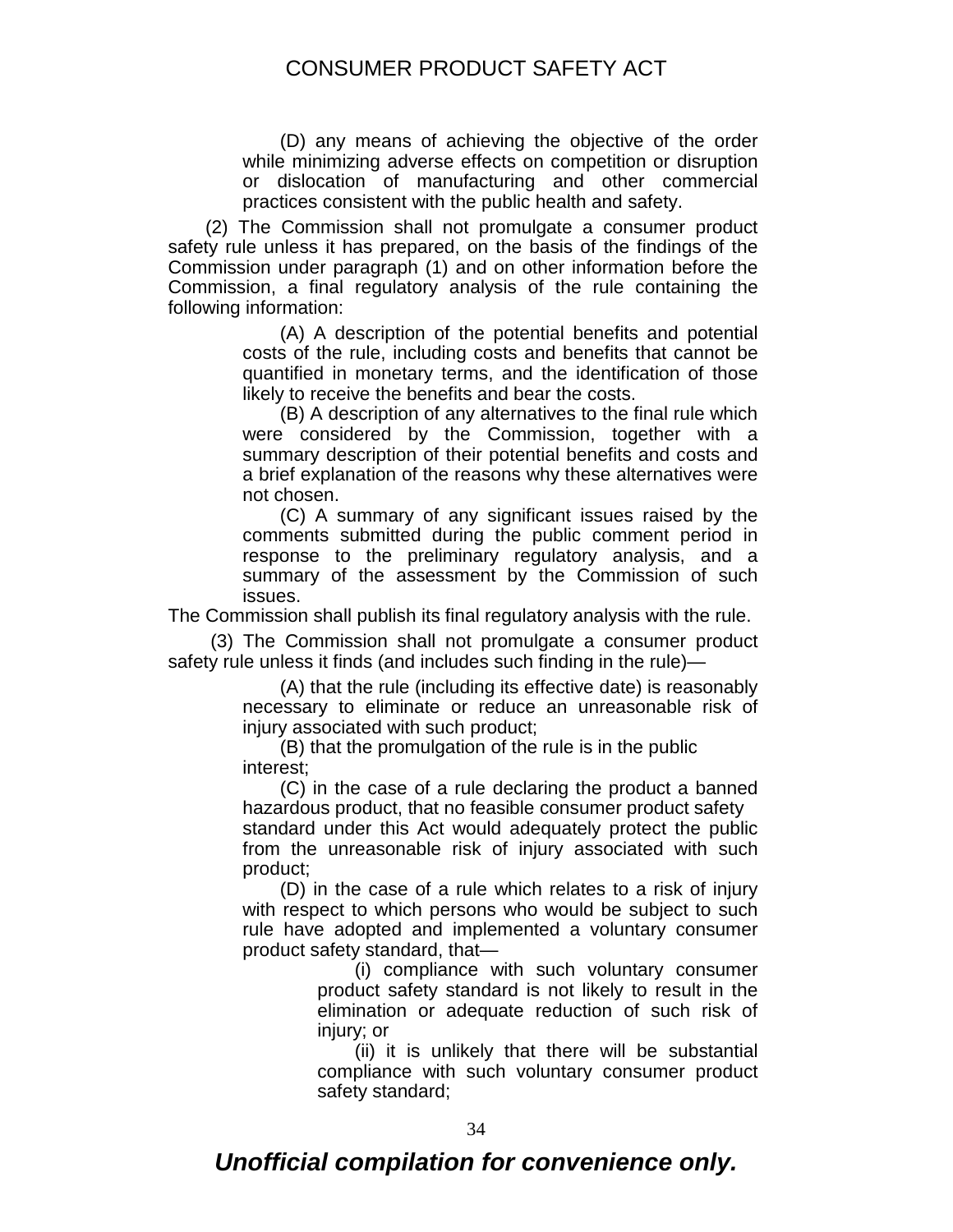(D) any means of achieving the objective of the order while minimizing adverse effects on competition or disruption or dislocation of manufacturing and other commercial practices consistent with the public health and safety.

(2) The Commission shall not promulgate a consumer product safety rule unless it has prepared, on the basis of the findings of the Commission under paragraph (1) and on other information before the Commission, a final regulatory analysis of the rule containing the following information:

(A) A description of the potential benefits and potential costs of the rule, including costs and benefits that cannot be quantified in monetary terms, and the identification of those likely to receive the benefits and bear the costs.

(B) A description of any alternatives to the final rule which were considered by the Commission, together with a summary description of their potential benefits and costs and a brief explanation of the reasons why these alternatives were not chosen.

(C) A summary of any significant issues raised by the comments submitted during the public comment period in response to the preliminary regulatory analysis, and a summary of the assessment by the Commission of such issues.

The Commission shall publish its final regulatory analysis with the rule.

(3) The Commission shall not promulgate a consumer product safety rule unless it finds (and includes such finding in the rule)—

(A) that the rule (including its effective date) is reasonably necessary to eliminate or reduce an unreasonable risk of injury associated with such product;

(B) that the promulgation of the rule is in the public interest;

(C) in the case of a rule declaring the product a banned hazardous product, that no feasible consumer product safety standard under this Act would adequately protect the public from the unreasonable risk of injury associated with such product;

(D) in the case of a rule which relates to a risk of injury with respect to which persons who would be subject to such rule have adopted and implemented a voluntary consumer product safety standard, that—

(i) compliance with such voluntary consumer product safety standard is not likely to result in the elimination or adequate reduction of such risk of injury; or

(ii) it is unlikely that there will be substantial compliance with such voluntary consumer product safety standard;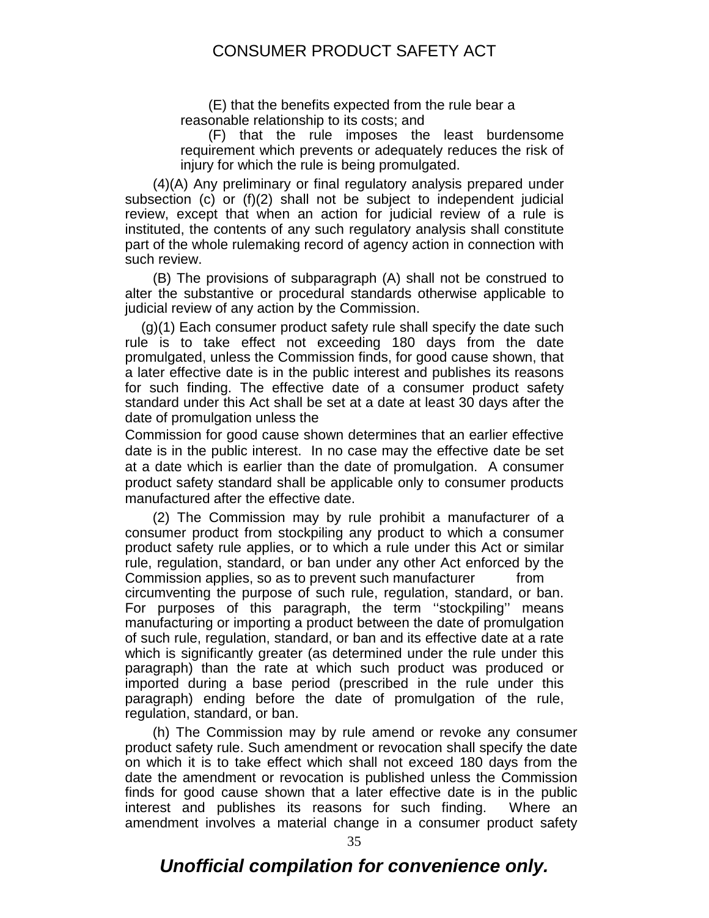(E) that the benefits expected from the rule bear a reasonable relationship to its costs; and

(F) that the rule imposes the least burdensome requirement which prevents or adequately reduces the risk of injury for which the rule is being promulgated.

(4)(A) Any preliminary or final regulatory analysis prepared under subsection (c) or (f)(2) shall not be subject to independent judicial review, except that when an action for judicial review of a rule is instituted, the contents of any such regulatory analysis shall constitute part of the whole rulemaking record of agency action in connection with such review.

(B) The provisions of subparagraph (A) shall not be construed to alter the substantive or procedural standards otherwise applicable to judicial review of any action by the Commission.

(g)(1) Each consumer product safety rule shall specify the date such rule is to take effect not exceeding 180 days from the date promulgated, unless the Commission finds, for good cause shown, that a later effective date is in the public interest and publishes its reasons for such finding. The effective date of a consumer product safety standard under this Act shall be set at a date at least 30 days after the date of promulgation unless the Commission for good cause shown determines that an earlier effective date is in the public interest. In no case may the effective date be set at a date which is earlier than the date of promulgation. A consumer product safety standard shall be applicable only to consumer products manufactured after the effective date.

(2) The Commission may by rule prohibit a manufacturer of a consumer product from stockpiling any product to which a consumer product safety rule applies, or to which a rule under this Act or similar rule, regulation, standard, or ban under any other Act enforced by the Commission applies, so as to prevent such manufacturer from circumventing the purpose of such rule, regulation, standard, or ban. For purposes of this paragraph, the term ''stockpiling'' means manufacturing or importing a product between the date of promulgation of such rule, regulation, standard, or ban and its effective date at a rate which is significantly greater (as determined under the rule under this paragraph) than the rate at which such product was produced or imported during a base period (prescribed in the rule under this paragraph) ending before the date of promulgation of the rule, regulation, standard, or ban.

(h) The Commission may by rule amend or revoke any consumer product safety rule. Such amendment or revocation shall specify the date on which it is to take effect which shall not exceed 180 days from the date the amendment or revocation is published unless the Commission finds for good cause shown that a later effective date is in the public interest and publishes its reasons for such finding. Where an amendment involves a material change in a consumer product safety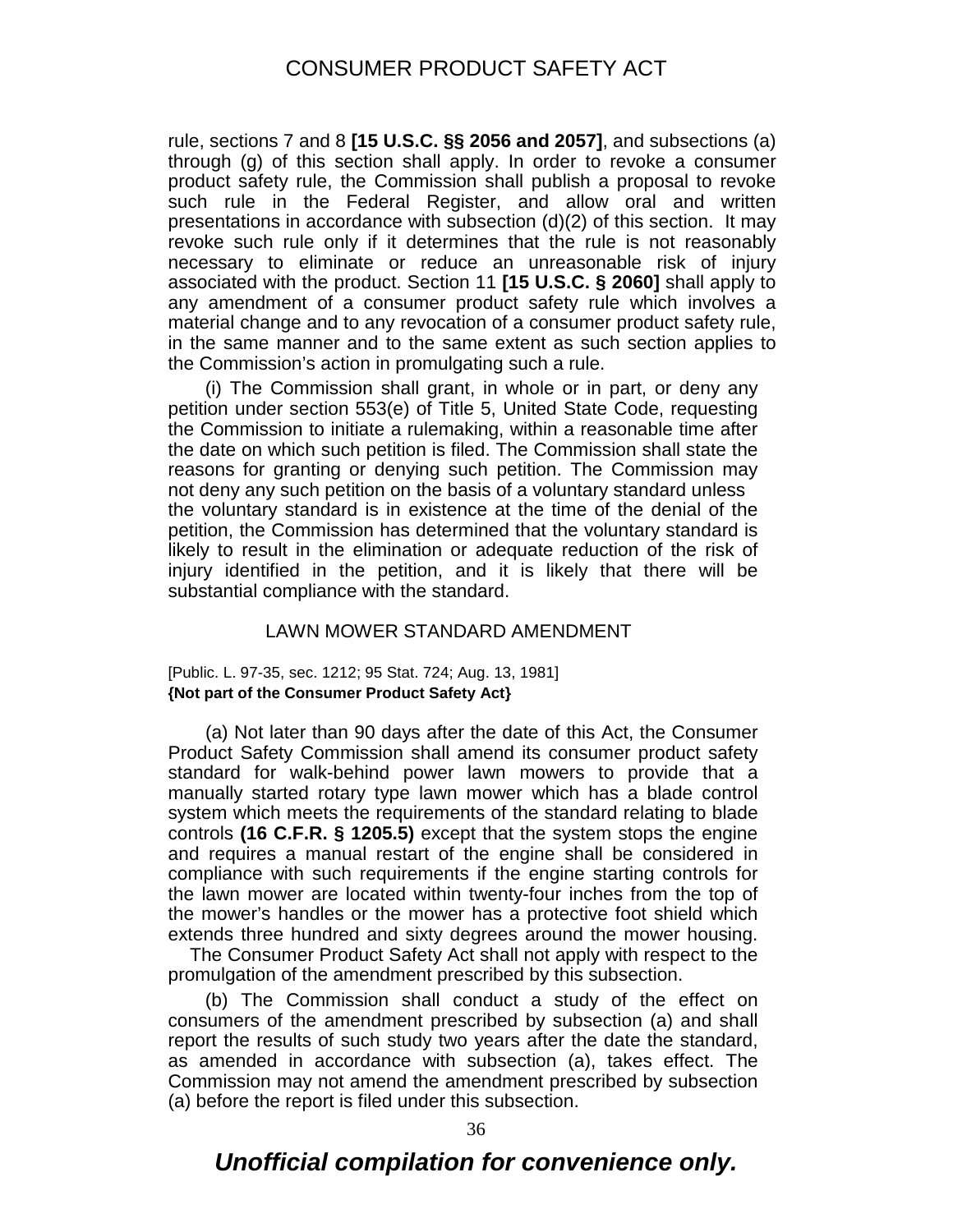rule, sections 7 and 8 **[15 U.S.C. §§ 2056 and 2057]**, and subsections (a) through (g) of this section shall apply. In order to revoke a consumer product safety rule, the Commission shall publish a proposal to revoke such rule in the Federal Register, and allow oral and written presentations in accordance with subsection (d)(2) of this section. It may revoke such rule only if it determines that the rule is not reasonably necessary to eliminate or reduce an unreasonable risk of injury associated with the product. Section 11 **[15 U.S.C. § 2060]** shall apply to any amendment of a consumer product safety rule which involves a material change and to any revocation of a consumer product safety rule, in the same manner and to the same extent as such section applies to the Commission's action in promulgating such a rule.

(i) The Commission shall grant, in whole or in part, or deny any petition under section 553(e) of Title 5, United State Code, requesting the Commission to initiate a rulemaking, within a reasonable time after the date on which such petition is filed. The Commission shall state the reasons for granting or denying such petition. The Commission may not deny any such petition on the basis of a voluntary standard unless the voluntary standard is in existence at the time of the denial of the petition, the Commission has determined that the voluntary standard is likely to result in the elimination or adequate reduction of the risk of injury identified in the petition, and it is likely that there will be substantial compliance with the standard.

## LAWN MOWER STANDARD AMENDMENT

[Public. L. 97-35, sec. 1212; 95 Stat. 724; Aug. 13, 1981]
**{Not part of the Consumer Product Safety Act}**

(a) Not later than 90 days after the date of this Act, the Consumer Product Safety Commission shall amend its consumer product safety standard for walk-behind power lawn mowers to provide that a manually started rotary type lawn mower which has a blade control system which meets the requirements of the standard relating to blade controls **(16 C.F.R. § 1205.5)** except that the system stops the engine and requires a manual restart of the engine shall be considered in compliance with such requirements if the engine starting controls for the lawn mower are located within twenty-four inches from the top of the mower's handles or the mower has a protective foot shield which extends three hundred and sixty degrees around the mower housing. The Consumer Product Safety Act shall not apply with respect to the promulgation of the amendment prescribed by this subsection.

(b) The Commission shall conduct a study of the effect on consumers of the amendment prescribed by subsection (a) and shall report the results of such study two years after the date the standard, as amended in accordance with subsection (a), takes effect. The Commission may not amend the amendment prescribed by subsection (a) before the report is filed under this subsection.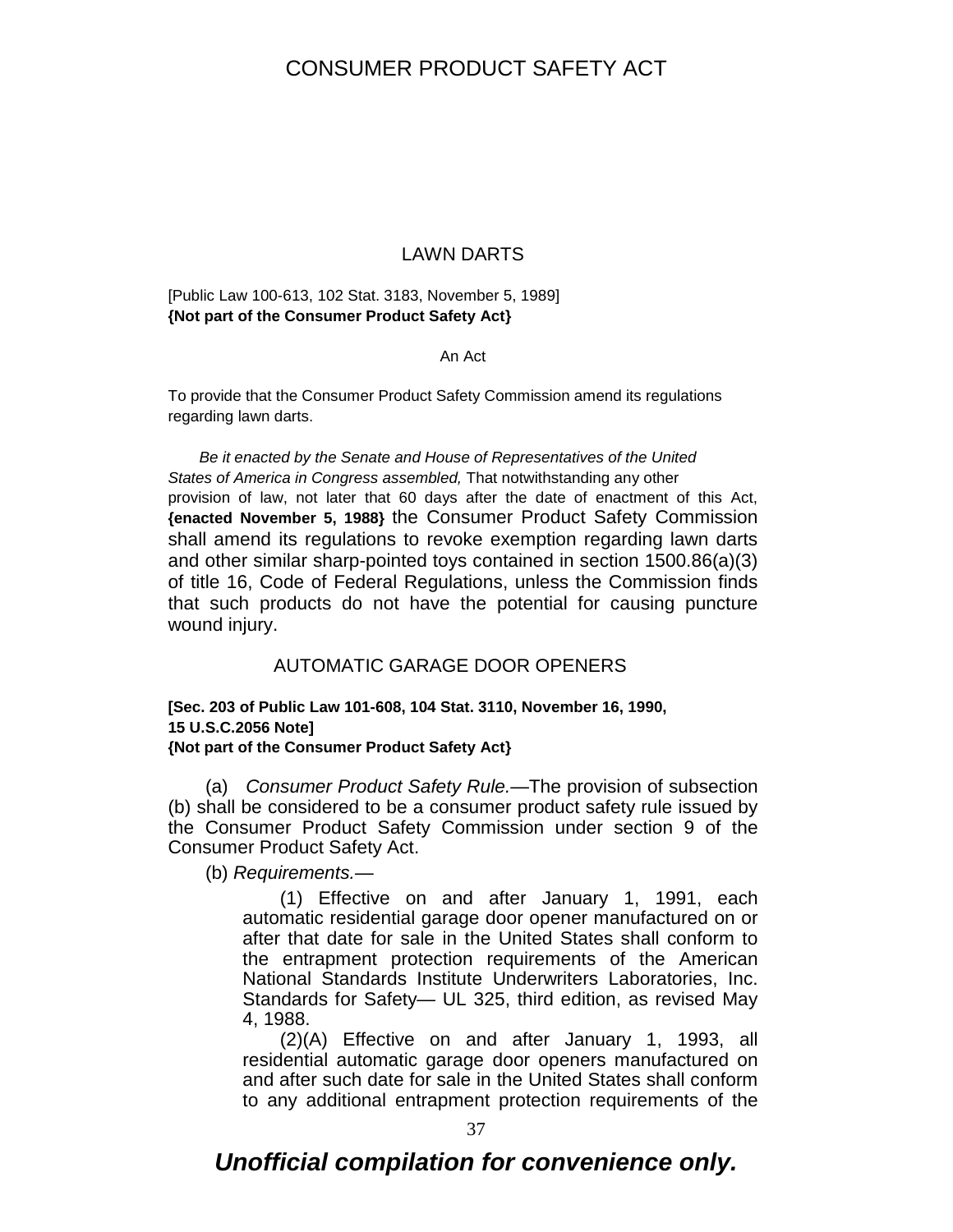## LAWN DARTS

[Public Law 100-613, 102 Stat. 3183, November 5, 1989]
**{Not part of the Consumer Product Safety Act}**

An Act

To provide that the Consumer Product Safety Commission amend its regulations regarding lawn darts.

*Be it enacted by the Senate and House of Representatives of the United States of America in Congress assembled,* That notwithstanding any other provision of law, not later that 60 days after the date of enactment of this Act, **{enacted November 5, 1988}** the Consumer Product Safety Commission shall amend its regulations to revoke exemption regarding lawn darts and other similar sharp-pointed toys contained in section 1500.86(a)(3) of title 16, Code of Federal Regulations, unless the Commission finds that such products do not have the potential for causing puncture wound injury.

## AUTOMATIC GARAGE DOOR OPENERS

**[Sec. 203 of Public Law 101-608, 104 Stat. 3110, November 16, 1990, 15 U.S.C.2056 Note]**
**{Not part of the Consumer Product Safety Act}**

(a) *Consumer Product Safety Rule.*—The provision of subsection (b) shall be considered to be a consumer product safety rule issued by the Consumer Product Safety Commission under section 9 of the Consumer Product Safety Act.

(b) *Requirements.*—

(1) Effective on and after January 1, 1991, each automatic residential garage door opener manufactured on or after that date for sale in the United States shall conform to the entrapment protection requirements of the American National Standards Institute Underwriters Laboratories, Inc. Standards for Safety— UL 325, third edition, as revised May 4, 1988.

(2)(A) Effective on and after January 1, 1993, all residential automatic garage door openers manufactured on and after such date for sale in the United States shall conform to any additional entrapment protection requirements of the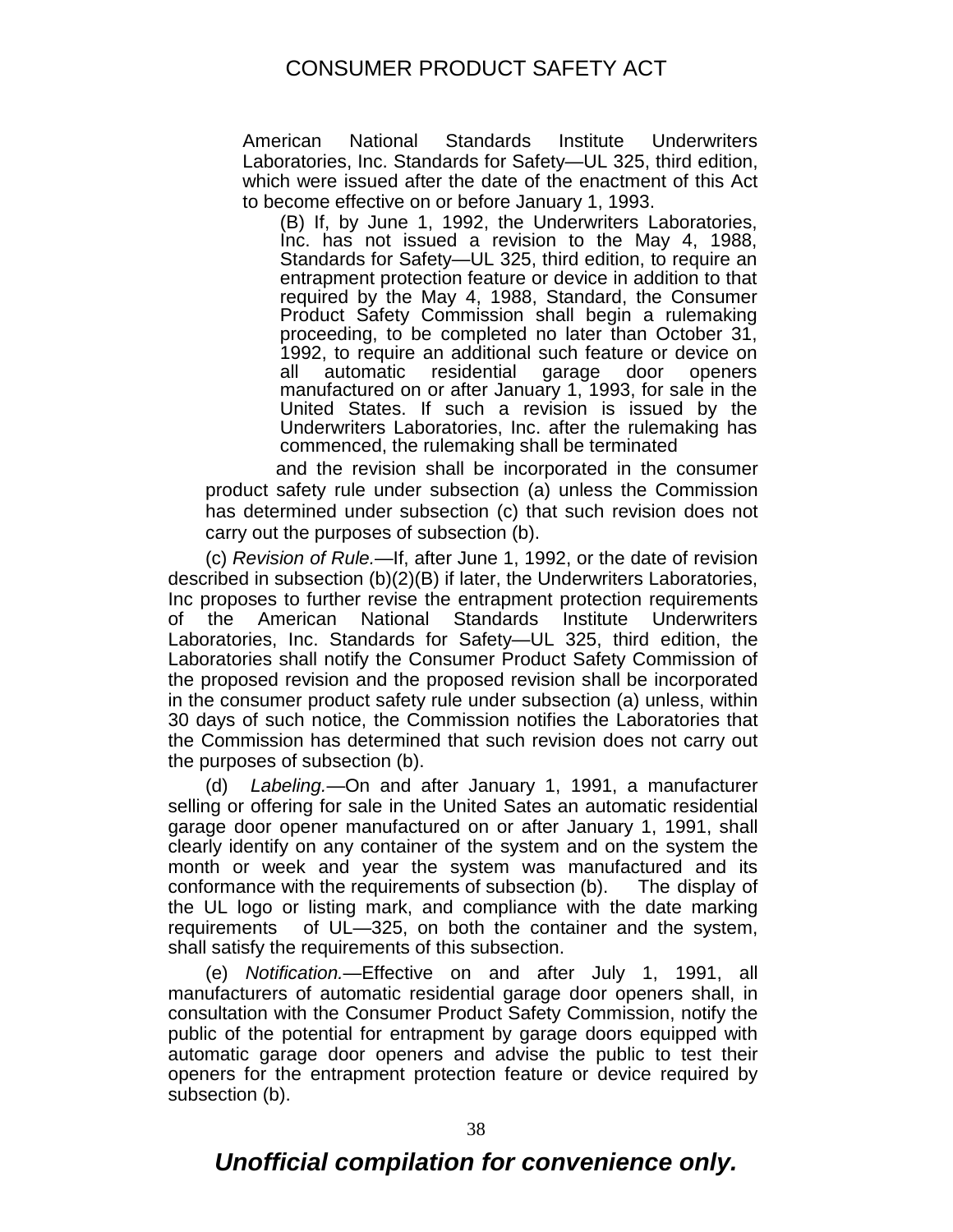American National Standards Institute Underwriters Laboratories, Inc. Standards for Safety—UL 325, third edition, which were issued after the date of the enactment of this Act to become effective on or before January 1, 1993.

(B) If, by June 1, 1992, the Underwriters Laboratories, Inc. has not issued a revision to the May 4, 1988, Standards for Safety—UL 325, third edition, to require an entrapment protection feature or device in addition to that required by the May 4, 1988, Standard, the Consumer Product Safety Commission shall begin a rulemaking proceeding, to be completed no later than October 31, 1992, to require an additional such feature or device on all automatic residential garage door openers manufactured on or after January 1, 1993, for sale in the United States. If such a revision is issued by the Underwriters Laboratories, Inc. after the rulemaking has commenced, the rulemaking shall be terminated

and the revision shall be incorporated in the consumer product safety rule under subsection (a) unless the Commission has determined under subsection (c) that such revision does not carry out the purposes of subsection (b).

(c) *Revision of Rule.*—If, after June 1, 1992, or the date of revision described in subsection (b)(2)(B) if later, the Underwriters Laboratories, Inc proposes to further revise the entrapment protection requirements of the American National Standards Institute Underwriters Laboratories, Inc. Standards for Safety—UL 325, third edition, the Laboratories shall notify the Consumer Product Safety Commission of the proposed revision and the proposed revision shall be incorporated in the consumer product safety rule under subsection (a) unless, within 30 days of such notice, the Commission notifies the Laboratories that the Commission has determined that such revision does not carry out the purposes of subsection (b).

(d) *Labeling.*—On and after January 1, 1991, a manufacturer selling or offering for sale in the United Sates an automatic residential garage door opener manufactured on or after January 1, 1991, shall clearly identify on any container of the system and on the system the month or week and year the system was manufactured and its conformance with the requirements of subsection (b). The display of the UL logo or listing mark, and compliance with the date marking requirements of UL—325, on both the container and the system, shall satisfy the requirements of this subsection.

(e) *Notification.*—Effective on and after July 1, 1991, all manufacturers of automatic residential garage door openers shall, in consultation with the Consumer Product Safety Commission, notify the public of the potential for entrapment by garage doors equipped with automatic garage door openers and advise the public to test their openers for the entrapment protection feature or device required by subsection (b).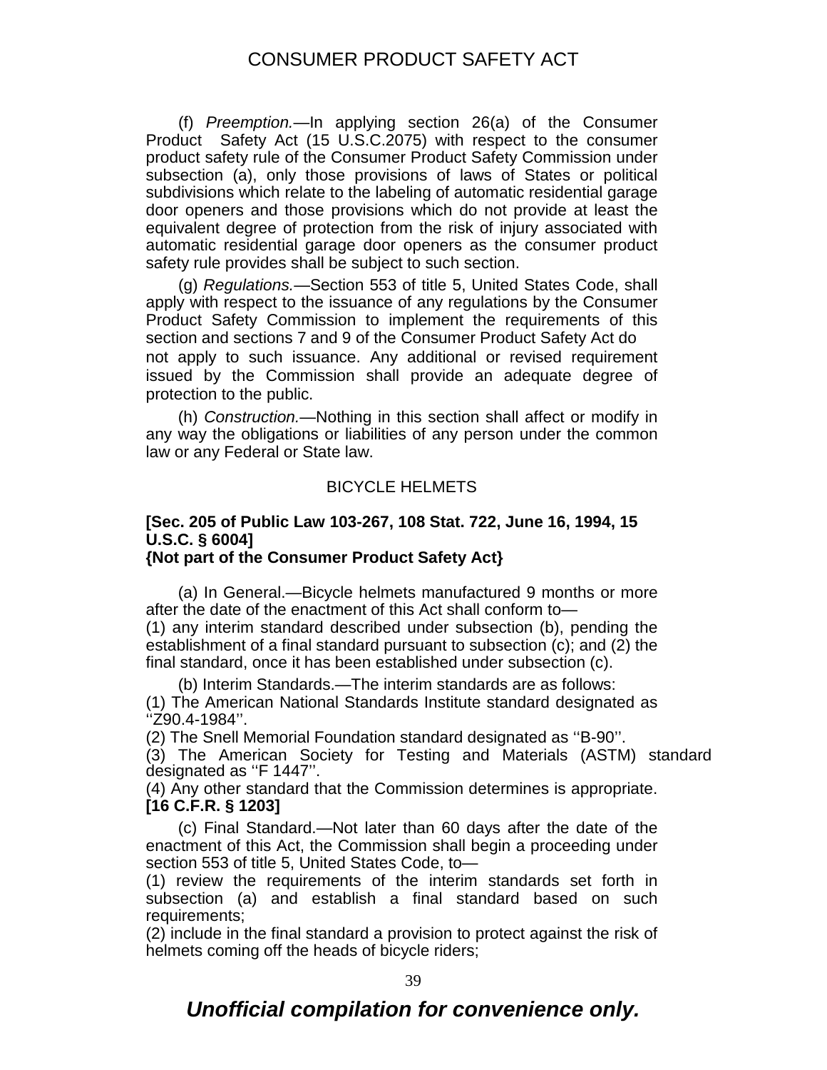(f) *Preemption.*—In applying section 26(a) of the Consumer Product Safety Act (15 U.S.C.2075) with respect to the consumer product safety rule of the Consumer Product Safety Commission under subsection (a), only those provisions of laws of States or political subdivisions which relate to the labeling of automatic residential garage door openers and those provisions which do not provide at least the equivalent degree of protection from the risk of injury associated with automatic residential garage door openers as the consumer product safety rule provides shall be subject to such section.

(g) *Regulations.*—Section 553 of title 5, United States Code, shall apply with respect to the issuance of any regulations by the Consumer Product Safety Commission to implement the requirements of this section and sections 7 and 9 of the Consumer Product Safety Act do not apply to such issuance. Any additional or revised requirement issued by the Commission shall provide an adequate degree of protection to the public.

(h) *Construction.*—Nothing in this section shall affect or modify in any way the obligations or liabilities of any person under the common law or any Federal or State law.

## BICYCLE HELMETS

**[Sec. 205 of Public Law 103-267, 108 Stat. 722, June 16, 1994, 15 U.S.C. § 6004]**
**{Not part of the Consumer Product Safety Act}**

(a) In General.—Bicycle helmets manufactured 9 months or more after the date of the enactment of this Act shall conform to—
(1) any interim standard described under subsection (b), pending the establishment of a final standard pursuant to subsection (c); and (2) the final standard, once it has been established under subsection (c).

(b) Interim Standards.—The interim standards are as follows:
(1) The American National Standards Institute standard designated as ''Z90.4-1984''.
(2) The Snell Memorial Foundation standard designated as ''B-90''.
(3) The American Society for Testing and Materials (ASTM) standard designated as ''F 1447''.
(4) Any other standard that the Commission determines is appropriate.
**[16 C.F.R. § 1203]**

(c) Final Standard.—Not later than 60 days after the date of the enactment of this Act, the Commission shall begin a proceeding under section 553 of title 5, United States Code, to—
(1) review the requirements of the interim standards set forth in subsection (a) and establish a final standard based on such requirements;
(2) include in the final standard a provision to protect against the risk of helmets coming off the heads of bicycle riders;

***Unofficial compilation for convenience only.***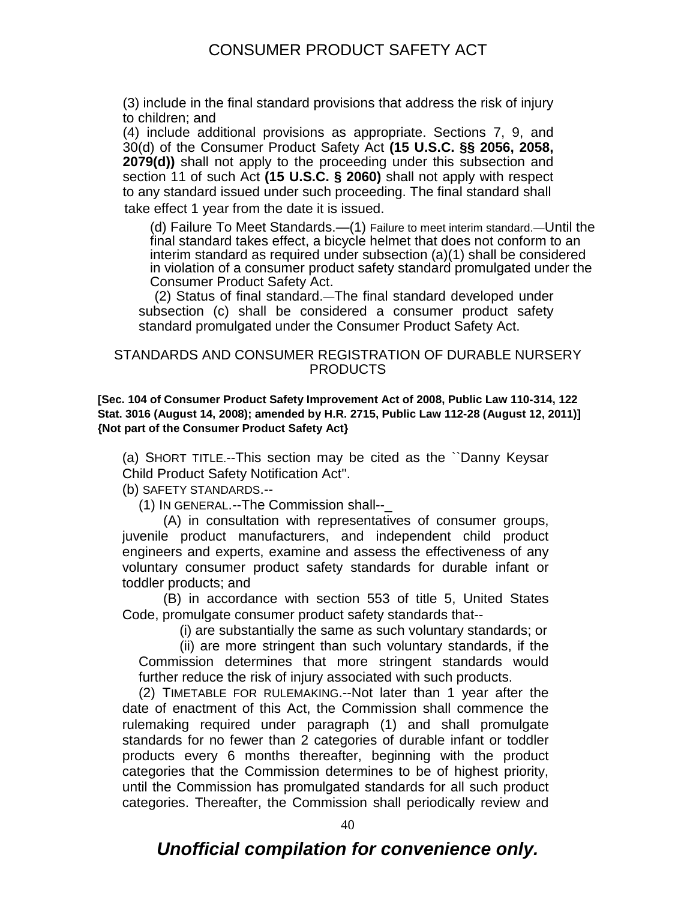(3) include in the final standard provisions that address the risk of injury to children; and

(4) include additional provisions as appropriate. Sections 7, 9, and 30(d) of the Consumer Product Safety Act **(15 U.S.C. §§ 2056, 2058, 2079(d))** shall not apply to the proceeding under this subsection and section 11 of such Act **(15 U.S.C. § 2060)** shall not apply with respect to any standard issued under such proceeding. The final standard shall take effect 1 year from the date it is issued.

(d) Failure To Meet Standards.—(1) Failure to meet interim standard.—Until the final standard takes effect, a bicycle helmet that does not conform to an interim standard as required under subsection (a)(1) shall be considered in violation of a consumer product safety standard promulgated under the Consumer Product Safety Act.

(2) Status of final standard.—The final standard developed under subsection (c) shall be considered a consumer product safety standard promulgated under the Consumer Product Safety Act.

## STANDARDS AND CONSUMER REGISTRATION OF DURABLE NURSERY PRODUCTS

**[Sec. 104 of Consumer Product Safety Improvement Act of 2008, Public Law 110-314, 122 Stat. 3016 (August 14, 2008); amended by H.R. 2715, Public Law 112-28 (August 12, 2011)] {Not part of the Consumer Product Safety Act}**

(a) SHORT TITLE.--This section may be cited as the ``Danny Keysar Child Product Safety Notification Act''.

(b) SAFETY STANDARDS.--

(1) IN GENERAL.--The Commission shall--_

(A) in consultation with representatives of consumer groups, juvenile product manufacturers, and independent child product engineers and experts, examine and assess the effectiveness of any voluntary consumer product safety standards for durable infant or toddler products; and

(B) in accordance with section 553 of title 5, United States Code, promulgate consumer product safety standards that--

(i) are substantially the same as such voluntary standards; or

(ii) are more stringent than such voluntary standards, if the Commission determines that more stringent standards would further reduce the risk of injury associated with such products.

(2) TIMETABLE FOR RULEMAKING.--Not later than 1 year after the date of enactment of this Act, the Commission shall commence the rulemaking required under paragraph (1) and shall promulgate standards for no fewer than 2 categories of durable infant or toddler products every 6 months thereafter, beginning with the product categories that the Commission determines to be of highest priority, until the Commission has promulgated standards for all such product categories. Thereafter, the Commission shall periodically review and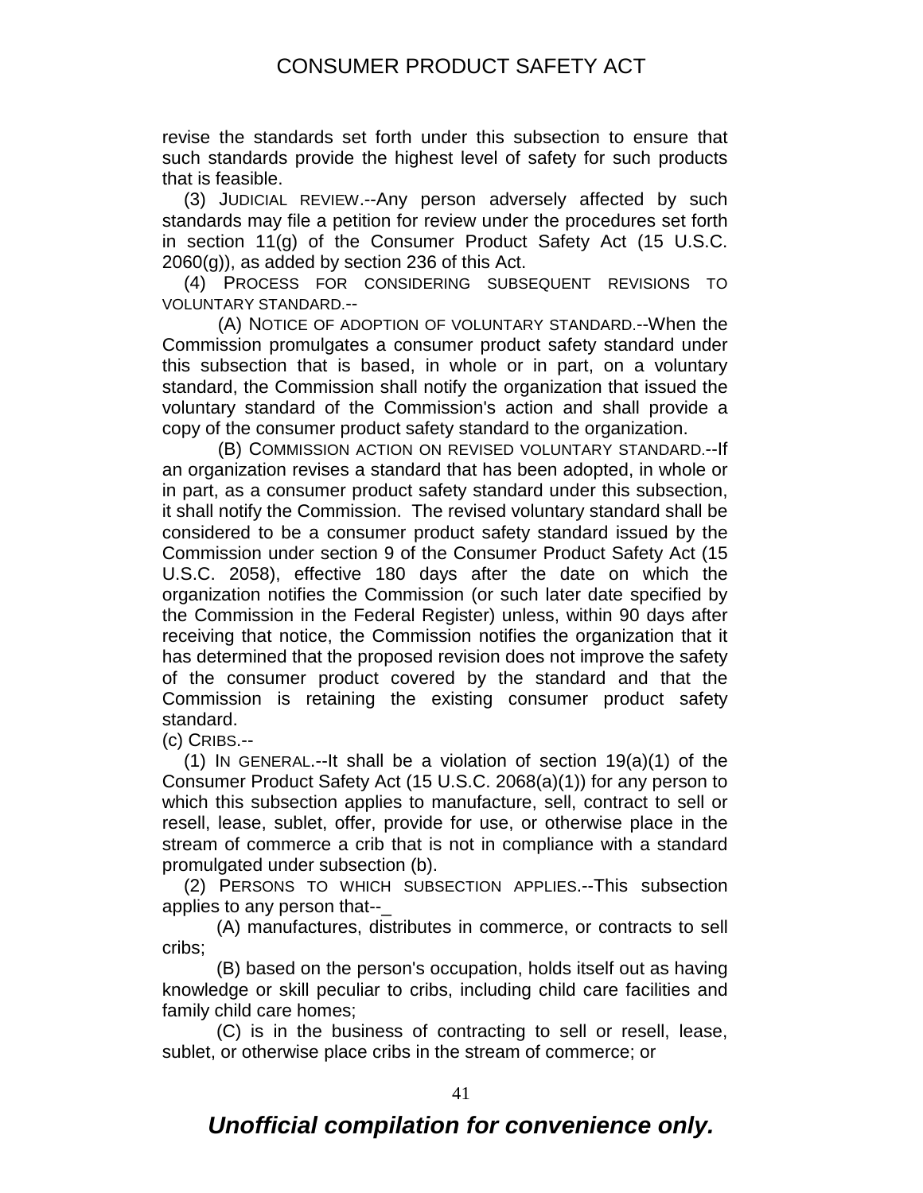revise the standards set forth under this subsection to ensure that such standards provide the highest level of safety for such products that is feasible.

(3) JUDICIAL REVIEW.--Any person adversely affected by such standards may file a petition for review under the procedures set forth in section 11(g) of the Consumer Product Safety Act (15 U.S.C. 2060(g)), as added by section 236 of this Act.

(4) PROCESS FOR CONSIDERING SUBSEQUENT REVISIONS TO VOLUNTARY STANDARD.--

(A) NOTICE OF ADOPTION OF VOLUNTARY STANDARD.--When the Commission promulgates a consumer product safety standard under this subsection that is based, in whole or in part, on a voluntary standard, the Commission shall notify the organization that issued the voluntary standard of the Commission's action and shall provide a copy of the consumer product safety standard to the organization.

(B) COMMISSION ACTION ON REVISED VOLUNTARY STANDARD.--If an organization revises a standard that has been adopted, in whole or in part, as a consumer product safety standard under this subsection, it shall notify the Commission. The revised voluntary standard shall be considered to be a consumer product safety standard issued by the Commission under section 9 of the Consumer Product Safety Act (15 U.S.C. 2058), effective 180 days after the date on which the organization notifies the Commission (or such later date specified by the Commission in the Federal Register) unless, within 90 days after receiving that notice, the Commission notifies the organization that it has determined that the proposed revision does not improve the safety of the consumer product covered by the standard and that the Commission is retaining the existing consumer product safety standard.

(c) CRIBS.--

(1) IN GENERAL.--It shall be a violation of section 19(a)(1) of the Consumer Product Safety Act (15 U.S.C. 2068(a)(1)) for any person to which this subsection applies to manufacture, sell, contract to sell or resell, lease, sublet, offer, provide for use, or otherwise place in the stream of commerce a crib that is not in compliance with a standard promulgated under subsection (b).

(2) PERSONS TO WHICH SUBSECTION APPLIES.--This subsection applies to any person that--_

(A) manufactures, distributes in commerce, or contracts to sell cribs;

(B) based on the person's occupation, holds itself out as having knowledge or skill peculiar to cribs, including child care facilities and family child care homes;

(C) is in the business of contracting to sell or resell, lease, sublet, or otherwise place cribs in the stream of commerce; or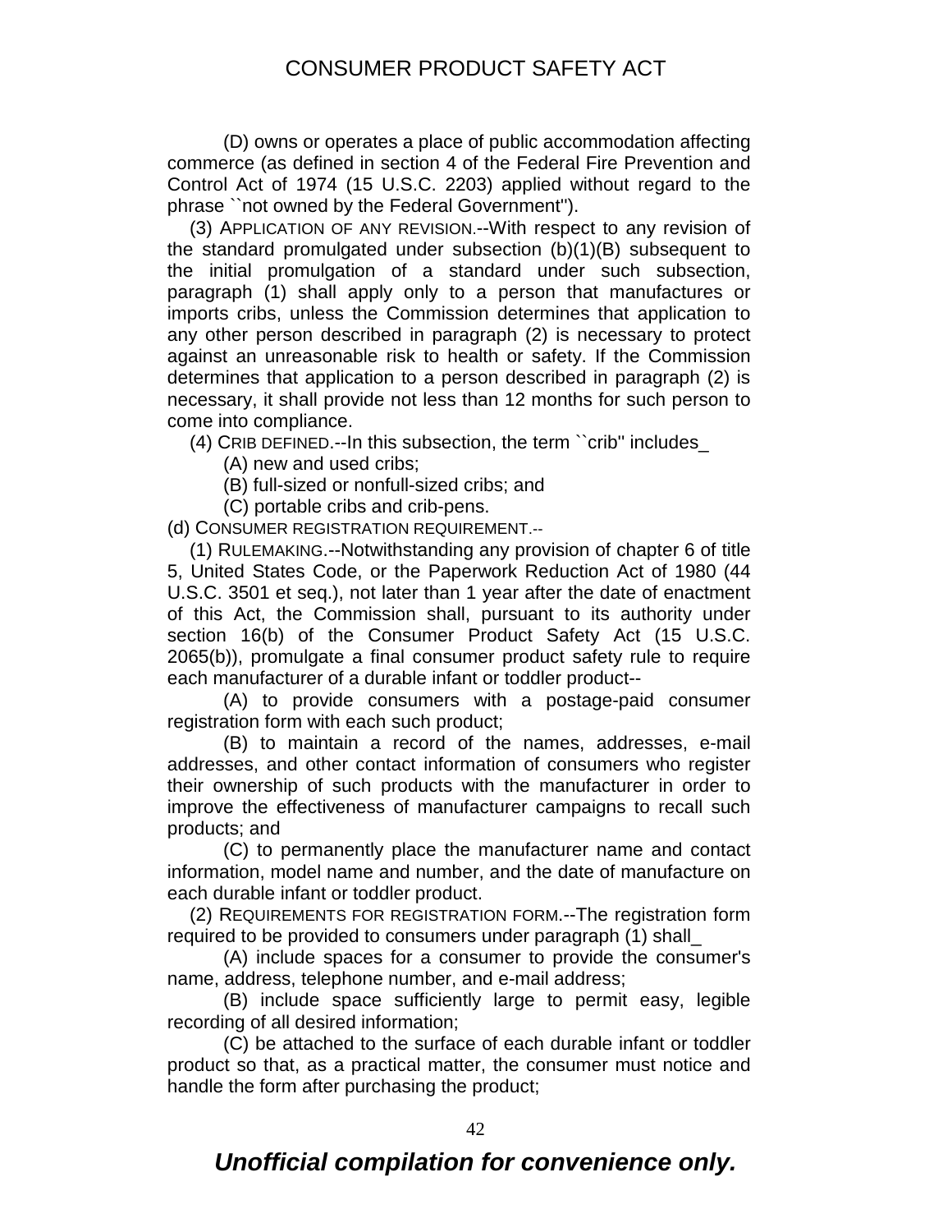(D) owns or operates a place of public accommodation affecting commerce (as defined in section 4 of the Federal Fire Prevention and Control Act of 1974 (15 U.S.C. 2203) applied without regard to the phrase ``not owned by the Federal Government'').

(3) APPLICATION OF ANY REVISION.--With respect to any revision of the standard promulgated under subsection (b)(1)(B) subsequent to the initial promulgation of a standard under such subsection, paragraph (1) shall apply only to a person that manufactures or imports cribs, unless the Commission determines that application to any other person described in paragraph (2) is necessary to protect against an unreasonable risk to health or safety. If the Commission determines that application to a person described in paragraph (2) is necessary, it shall provide not less than 12 months for such person to come into compliance.

(4) CRIB DEFINED.--In this subsection, the term ``crib'' includes_

(A) new and used cribs;

(B) full-sized or nonfull-sized cribs; and

(C) portable cribs and crib-pens.

(d) CONSUMER REGISTRATION REQUIREMENT.--

(1) RULEMAKING.--Notwithstanding any provision of chapter 6 of title 5, United States Code, or the Paperwork Reduction Act of 1980 (44 U.S.C. 3501 et seq.), not later than 1 year after the date of enactment of this Act, the Commission shall, pursuant to its authority under section 16(b) of the Consumer Product Safety Act (15 U.S.C. 2065(b)), promulgate a final consumer product safety rule to require each manufacturer of a durable infant or toddler product--

(A) to provide consumers with a postage-paid consumer registration form with each such product;

(B) to maintain a record of the names, addresses, e-mail addresses, and other contact information of consumers who register their ownership of such products with the manufacturer in order to improve the effectiveness of manufacturer campaigns to recall such products; and

(C) to permanently place the manufacturer name and contact information, model name and number, and the date of manufacture on each durable infant or toddler product.

(2) REQUIREMENTS FOR REGISTRATION FORM.--The registration form required to be provided to consumers under paragraph (1) shall_

(A) include spaces for a consumer to provide the consumer's name, address, telephone number, and e-mail address;

(B) include space sufficiently large to permit easy, legible recording of all desired information;

(C) be attached to the surface of each durable infant or toddler product so that, as a practical matter, the consumer must notice and handle the form after purchasing the product;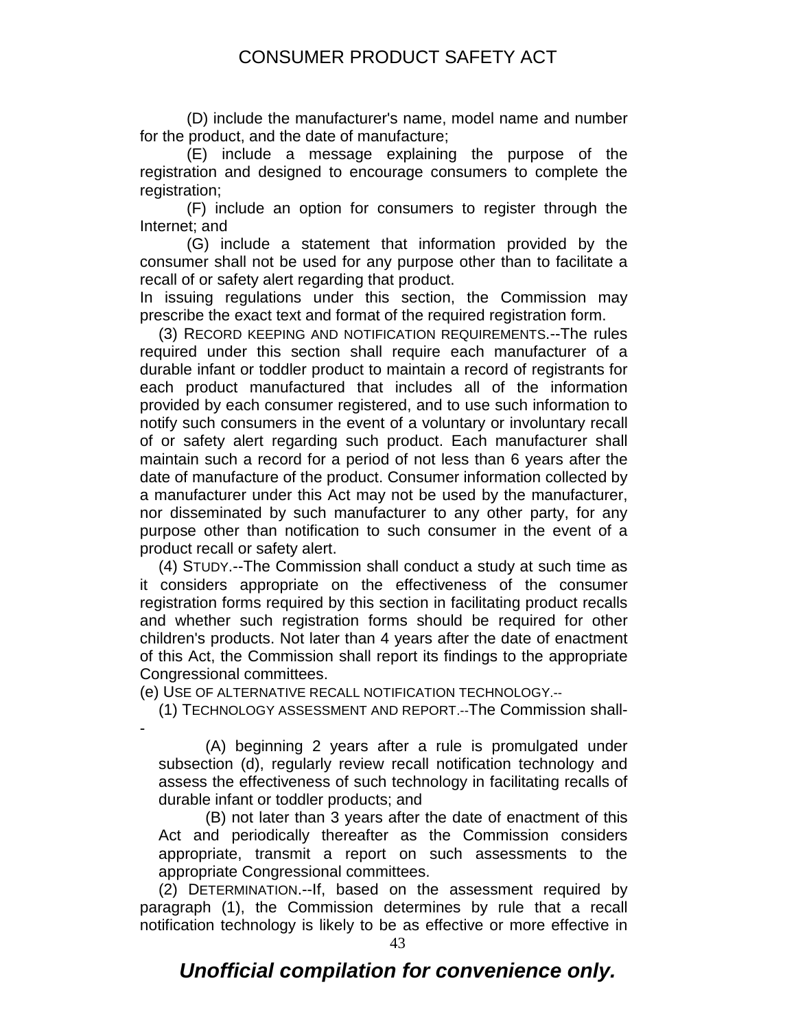(D) include the manufacturer's name, model name and number for the product, and the date of manufacture;

(E) include a message explaining the purpose of the registration and designed to encourage consumers to complete the registration;

(F) include an option for consumers to register through the Internet; and

(G) include a statement that information provided by the consumer shall not be used for any purpose other than to facilitate a recall of or safety alert regarding that product.

In issuing regulations under this section, the Commission may prescribe the exact text and format of the required registration form.

(3) RECORD KEEPING AND NOTIFICATION REQUIREMENTS.--The rules required under this section shall require each manufacturer of a durable infant or toddler product to maintain a record of registrants for each product manufactured that includes all of the information provided by each consumer registered, and to use such information to notify such consumers in the event of a voluntary or involuntary recall of or safety alert regarding such product. Each manufacturer shall maintain such a record for a period of not less than 6 years after the date of manufacture of the product. Consumer information collected by a manufacturer under this Act may not be used by the manufacturer, nor disseminated by such manufacturer to any other party, for any purpose other than notification to such consumer in the event of a product recall or safety alert.

(4) STUDY.--The Commission shall conduct a study at such time as it considers appropriate on the effectiveness of the consumer registration forms required by this section in facilitating product recalls and whether such registration forms should be required for other children's products. Not later than 4 years after the date of enactment of this Act, the Commission shall report its findings to the appropriate Congressional committees.

(e) USE OF ALTERNATIVE RECALL NOTIFICATION TECHNOLOGY.--

(1) TECHNOLOGY ASSESSMENT AND REPORT.--The Commission shall--

(A) beginning 2 years after a rule is promulgated under subsection (d), regularly review recall notification technology and assess the effectiveness of such technology in facilitating recalls of durable infant or toddler products; and

(B) not later than 3 years after the date of enactment of this Act and periodically thereafter as the Commission considers appropriate, transmit a report on such assessments to the appropriate Congressional committees.

(2) DETERMINATION.--If, based on the assessment required by paragraph (1), the Commission determines by rule that a recall notification technology is likely to be as effective or more effective in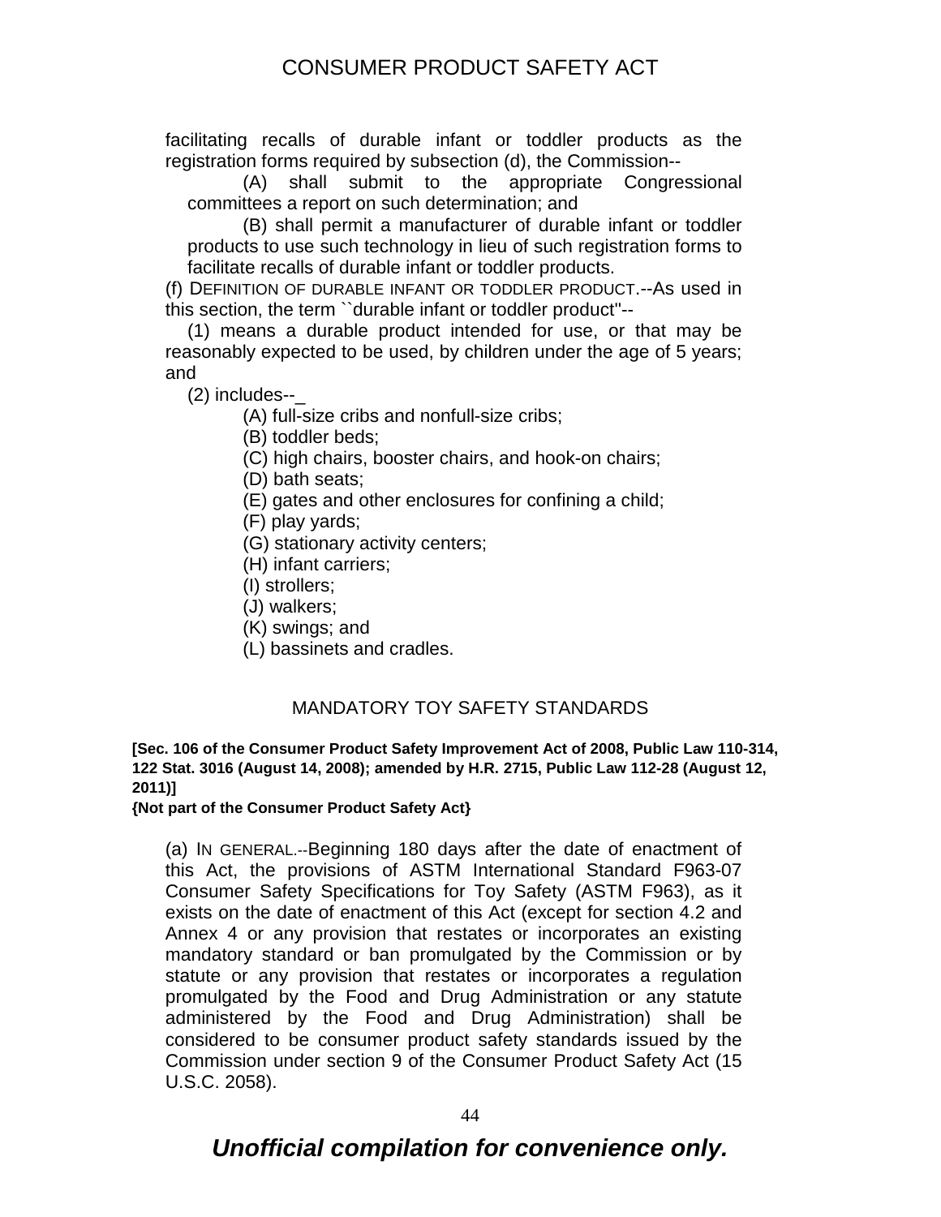facilitating recalls of durable infant or toddler products as the registration forms required by subsection (d), the Commission--

(A) shall submit to the appropriate Congressional committees a report on such determination; and

(B) shall permit a manufacturer of durable infant or toddler products to use such technology in lieu of such registration forms to facilitate recalls of durable infant or toddler products.

(f) DEFINITION OF DURABLE INFANT OR TODDLER PRODUCT.--As used in this section, the term ``durable infant or toddler product''--

(1) means a durable product intended for use, or that may be reasonably expected to be used, by children under the age of 5 years; and

(2) includes--_

(A) full-size cribs and nonfull-size cribs;

(B) toddler beds;

(C) high chairs, booster chairs, and hook-on chairs;

(D) bath seats;

(E) gates and other enclosures for confining a child;

(F) play yards;

(G) stationary activity centers;

(H) infant carriers;

(I) strollers;

(J) walkers;

(K) swings; and

(L) bassinets and cradles.

## MANDATORY TOY SAFETY STANDARDS

**[Sec. 106 of the Consumer Product Safety Improvement Act of 2008, Public Law 110-314, 122 Stat. 3016 (August 14, 2008); amended by H.R. 2715, Public Law 112-28 (August 12, 2011)]**

**{Not part of the Consumer Product Safety Act}**

(a) IN GENERAL.--Beginning 180 days after the date of enactment of this Act, the provisions of ASTM International Standard F963-07 Consumer Safety Specifications for Toy Safety (ASTM F963), as it exists on the date of enactment of this Act (except for section 4.2 and Annex 4 or any provision that restates or incorporates an existing mandatory standard or ban promulgated by the Commission or by statute or any provision that restates or incorporates a regulation promulgated by the Food and Drug Administration or any statute administered by the Food and Drug Administration) shall be considered to be consumer product safety standards issued by the Commission under section 9 of the Consumer Product Safety Act (15 U.S.C. 2058).

*Unofficial compilation for convenience only.*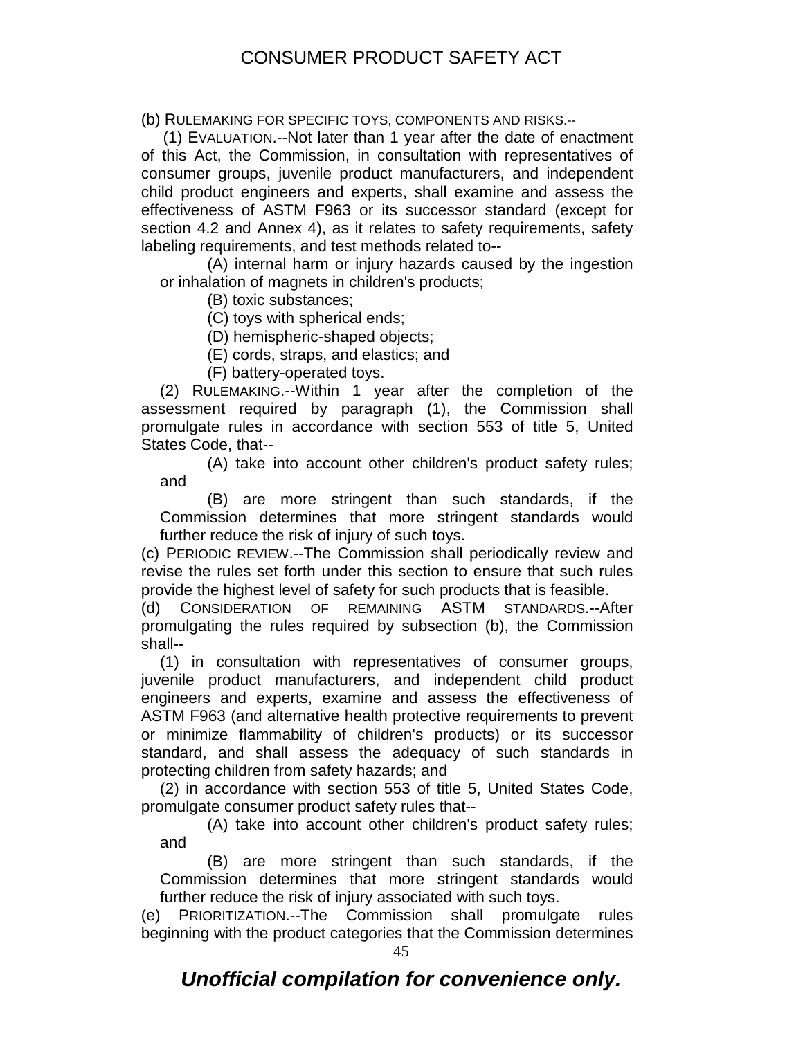(b) RULEMAKING FOR SPECIFIC TOYS, COMPONENTS AND RISKS.--

(1) EVALUATION.--Not later than 1 year after the date of enactment of this Act, the Commission, in consultation with representatives of consumer groups, juvenile product manufacturers, and independent child product engineers and experts, shall examine and assess the effectiveness of ASTM F963 or its successor standard (except for section 4.2 and Annex 4), as it relates to safety requirements, safety labeling requirements, and test methods related to--

(A) internal harm or injury hazards caused by the ingestion or inhalation of magnets in children's products;

(B) toxic substances;

(C) toys with spherical ends;

(D) hemispheric-shaped objects;

(E) cords, straps, and elastics; and

(F) battery-operated toys.

(2) RULEMAKING.--Within 1 year after the completion of the assessment required by paragraph (1), the Commission shall promulgate rules in accordance with section 553 of title 5, United States Code, that--

(A) take into account other children's product safety rules; and

(B) are more stringent than such standards, if the Commission determines that more stringent standards would further reduce the risk of injury of such toys.

(c) PERIODIC REVIEW.--The Commission shall periodically review and revise the rules set forth under this section to ensure that such rules provide the highest level of safety for such products that is feasible.

(d) CONSIDERATION OF REMAINING ASTM STANDARDS.--After promulgating the rules required by subsection (b), the Commission shall--

(1) in consultation with representatives of consumer groups, juvenile product manufacturers, and independent child product engineers and experts, examine and assess the effectiveness of ASTM F963 (and alternative health protective requirements to prevent or minimize flammability of children's products) or its successor standard, and shall assess the adequacy of such standards in protecting children from safety hazards; and

(2) in accordance with section 553 of title 5, United States Code, promulgate consumer product safety rules that--

(A) take into account other children's product safety rules; and

(B) are more stringent than such standards, if the Commission determines that more stringent standards would further reduce the risk of injury associated with such toys.

(e) PRIORITIZATION.--The Commission shall promulgate rules beginning with the product categories that the Commission determines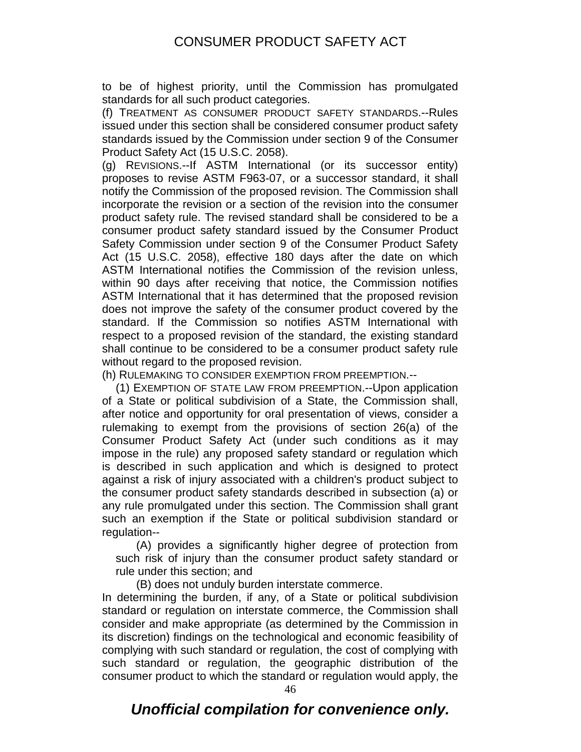to be of highest priority, until the Commission has promulgated standards for all such product categories.

(f) TREATMENT AS CONSUMER PRODUCT SAFETY STANDARDS.--Rules issued under this section shall be considered consumer product safety standards issued by the Commission under section 9 of the Consumer Product Safety Act (15 U.S.C. 2058).

(g) REVISIONS.--If ASTM International (or its successor entity) proposes to revise ASTM F963-07, or a successor standard, it shall notify the Commission of the proposed revision. The Commission shall incorporate the revision or a section of the revision into the consumer product safety rule. The revised standard shall be considered to be a consumer product safety standard issued by the Consumer Product Safety Commission under section 9 of the Consumer Product Safety Act (15 U.S.C. 2058), effective 180 days after the date on which ASTM International notifies the Commission of the revision unless, within 90 days after receiving that notice, the Commission notifies ASTM International that it has determined that the proposed revision does not improve the safety of the consumer product covered by the standard. If the Commission so notifies ASTM International with respect to a proposed revision of the standard, the existing standard shall continue to be considered to be a consumer product safety rule without regard to the proposed revision.

(h) RULEMAKING TO CONSIDER EXEMPTION FROM PREEMPTION.--

(1) EXEMPTION OF STATE LAW FROM PREEMPTION.--Upon application of a State or political subdivision of a State, the Commission shall, after notice and opportunity for oral presentation of views, consider a rulemaking to exempt from the provisions of section 26(a) of the Consumer Product Safety Act (under such conditions as it may impose in the rule) any proposed safety standard or regulation which is described in such application and which is designed to protect against a risk of injury associated with a children's product subject to the consumer product safety standards described in subsection (a) or any rule promulgated under this section. The Commission shall grant such an exemption if the State or political subdivision standard or regulation--

(A) provides a significantly higher degree of protection from such risk of injury than the consumer product safety standard or rule under this section; and

(B) does not unduly burden interstate commerce.

In determining the burden, if any, of a State or political subdivision standard or regulation on interstate commerce, the Commission shall consider and make appropriate (as determined by the Commission in its discretion) findings on the technological and economic feasibility of complying with such standard or regulation, the cost of complying with such standard or regulation, the geographic distribution of the consumer product to which the standard or regulation would apply, the

*Unofficial compilation for convenience only.*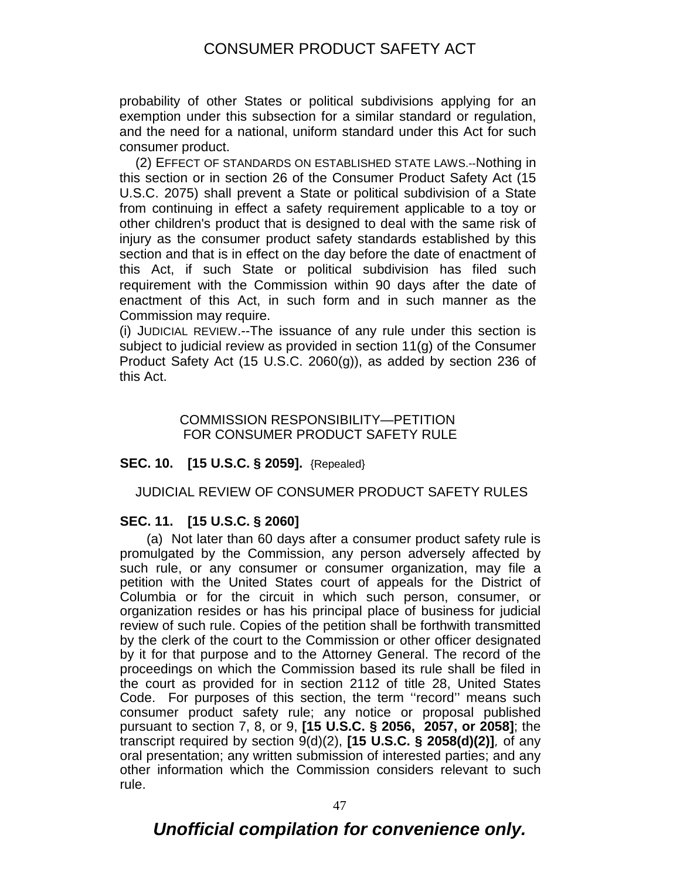probability of other States or political subdivisions applying for an exemption under this subsection for a similar standard or regulation, and the need for a national, uniform standard under this Act for such consumer product.

(2) EFFECT OF STANDARDS ON ESTABLISHED STATE LAWS.--Nothing in this section or in section 26 of the Consumer Product Safety Act (15 U.S.C. 2075) shall prevent a State or political subdivision of a State from continuing in effect a safety requirement applicable to a toy or other children's product that is designed to deal with the same risk of injury as the consumer product safety standards established by this section and that is in effect on the day before the date of enactment of this Act, if such State or political subdivision has filed such requirement with the Commission within 90 days after the date of enactment of this Act, in such form and in such manner as the Commission may require.

(i) JUDICIAL REVIEW.--The issuance of any rule under this section is subject to judicial review as provided in section 11(g) of the Consumer Product Safety Act (15 U.S.C. 2060(g)), as added by section 236 of this Act.

## COMMISSION RESPONSIBILITY—PETITION FOR CONSUMER PRODUCT SAFETY RULE

**SEC. 10. [15 U.S.C. § 2059].** {Repealed}

## JUDICIAL REVIEW OF CONSUMER PRODUCT SAFETY RULES

**SEC. 11. [15 U.S.C. § 2060]**

(a) Not later than 60 days after a consumer product safety rule is promulgated by the Commission, any person adversely affected by such rule, or any consumer or consumer organization, may file a petition with the United States court of appeals for the District of Columbia or for the circuit in which such person, consumer, or organization resides or has his principal place of business for judicial review of such rule. Copies of the petition shall be forthwith transmitted by the clerk of the court to the Commission or other officer designated by it for that purpose and to the Attorney General. The record of the proceedings on which the Commission based its rule shall be filed in the court as provided for in section 2112 of title 28, United States Code. For purposes of this section, the term ''record'' means such consumer product safety rule; any notice or proposal published pursuant to section 7, 8, or 9, **[15 U.S.C. § 2056, 2057, or 2058]**; the transcript required by section 9(d)(2), **[15 U.S.C. § 2058(d)(2)]**, of any oral presentation; any written submission of interested parties; and any other information which the Commission considers relevant to such rule.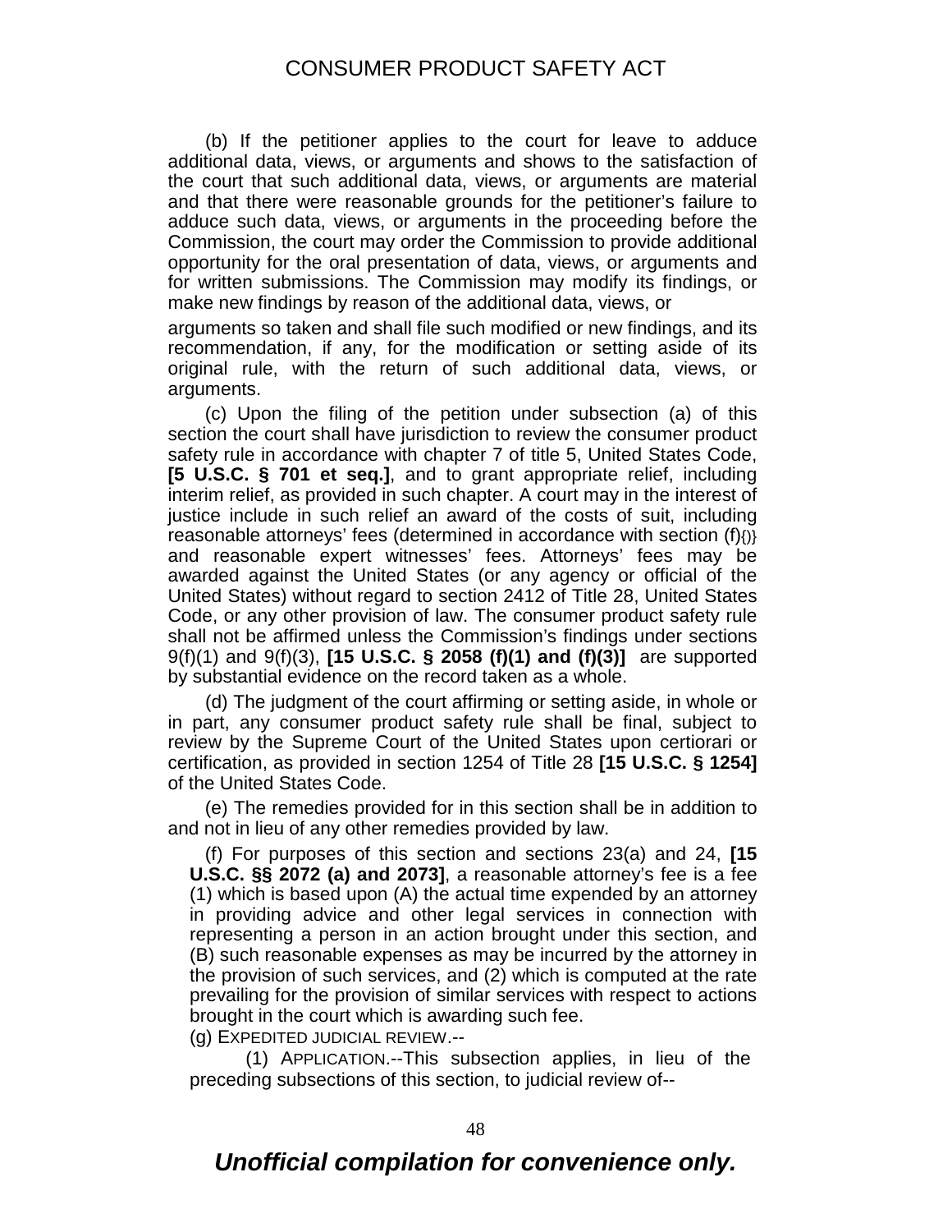(b) If the petitioner applies to the court for leave to adduce additional data, views, or arguments and shows to the satisfaction of the court that such additional data, views, or arguments are material and that there were reasonable grounds for the petitioner's failure to adduce such data, views, or arguments in the proceeding before the Commission, the court may order the Commission to provide additional opportunity for the oral presentation of data, views, or arguments and for written submissions. The Commission may modify its findings, or make new findings by reason of the additional data, views, or arguments so taken and shall file such modified or new findings, and its recommendation, if any, for the modification or setting aside of its original rule, with the return of such additional data, views, or arguments.

(c) Upon the filing of the petition under subsection (a) of this section the court shall have jurisdiction to review the consumer product safety rule in accordance with chapter 7 of title 5, United States Code, **[5 U.S.C. § 701 et seq.]**, and to grant appropriate relief, including interim relief, as provided in such chapter. A court may in the interest of justice include in such relief an award of the costs of suit, including reasonable attorneys' fees (determined in accordance with section (f){)} and reasonable expert witnesses' fees. Attorneys' fees may be awarded against the United States (or any agency or official of the United States) without regard to section 2412 of Title 28, United States Code, or any other provision of law. The consumer product safety rule shall not be affirmed unless the Commission's findings under sections 9(f)(1) and 9(f)(3), **[15 U.S.C. § 2058 (f)(1) and (f)(3)]** are supported by substantial evidence on the record taken as a whole.

(d) The judgment of the court affirming or setting aside, in whole or in part, any consumer product safety rule shall be final, subject to review by the Supreme Court of the United States upon certiorari or certification, as provided in section 1254 of Title 28 **[15 U.S.C. § 1254]** of the United States Code.

(e) The remedies provided for in this section shall be in addition to and not in lieu of any other remedies provided by law.

(f) For purposes of this section and sections 23(a) and 24, **[15 U.S.C. §§ 2072 (a) and 2073]**, a reasonable attorney's fee is a fee (1) which is based upon (A) the actual time expended by an attorney in providing advice and other legal services in connection with representing a person in an action brought under this section, and (B) such reasonable expenses as may be incurred by the attorney in the provision of such services, and (2) which is computed at the rate prevailing for the provision of similar services with respect to actions brought in the court which is awarding such fee.

(g) EXPEDITED JUDICIAL REVIEW.--

(1) APPLICATION.--This subsection applies, in lieu of the preceding subsections of this section, to judicial review of--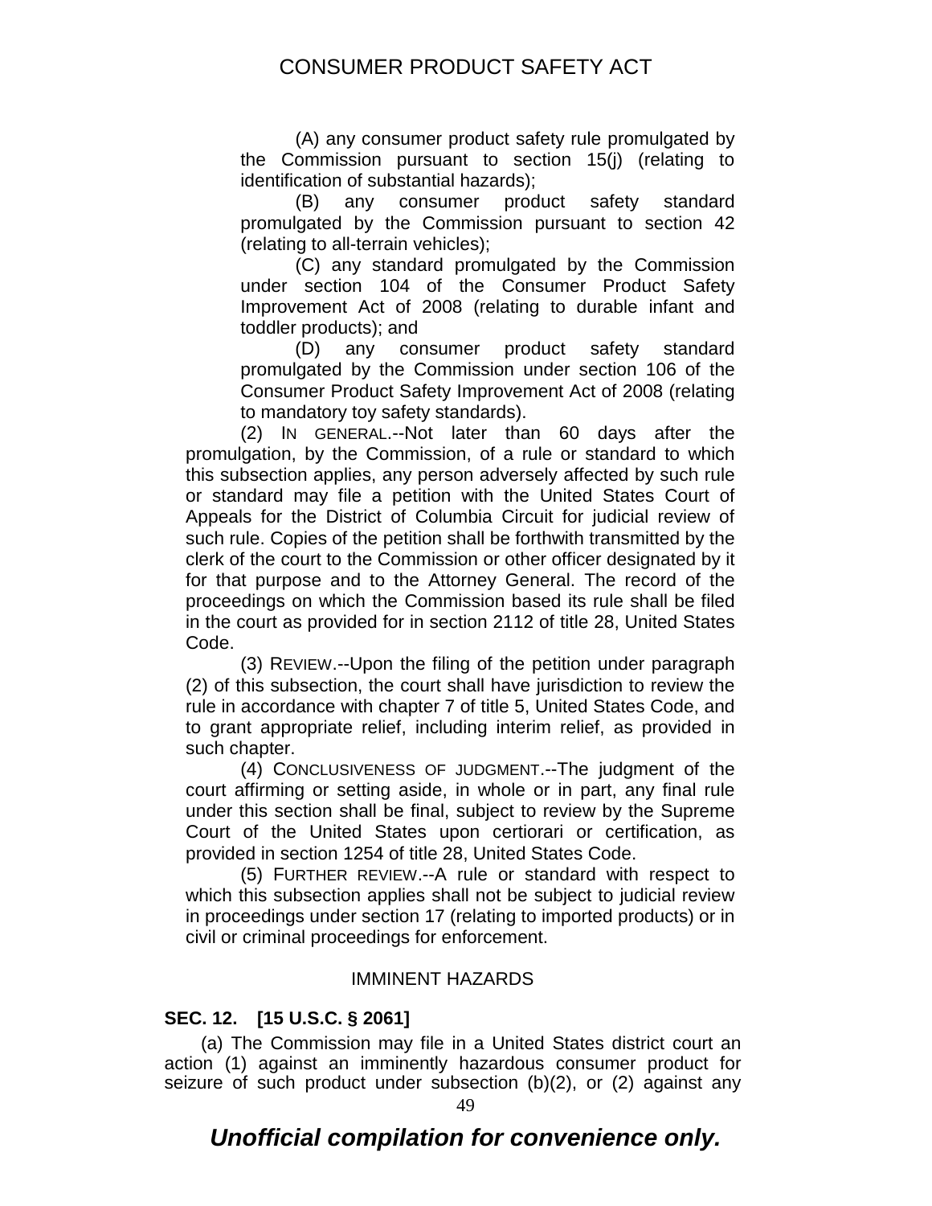(A) any consumer product safety rule promulgated by the Commission pursuant to section 15(j) (relating to identification of substantial hazards);

(B) any consumer product safety standard promulgated by the Commission pursuant to section 42 (relating to all-terrain vehicles);

(C) any standard promulgated by the Commission under section 104 of the Consumer Product Safety Improvement Act of 2008 (relating to durable infant and toddler products); and

(D) any consumer product safety standard promulgated by the Commission under section 106 of the Consumer Product Safety Improvement Act of 2008 (relating to mandatory toy safety standards).

(2) IN GENERAL.--Not later than 60 days after the promulgation, by the Commission, of a rule or standard to which this subsection applies, any person adversely affected by such rule or standard may file a petition with the United States Court of Appeals for the District of Columbia Circuit for judicial review of such rule. Copies of the petition shall be forthwith transmitted by the clerk of the court to the Commission or other officer designated by it for that purpose and to the Attorney General. The record of the proceedings on which the Commission based its rule shall be filed in the court as provided for in section 2112 of title 28, United States Code.

(3) REVIEW.--Upon the filing of the petition under paragraph (2) of this subsection, the court shall have jurisdiction to review the rule in accordance with chapter 7 of title 5, United States Code, and to grant appropriate relief, including interim relief, as provided in such chapter.

(4) CONCLUSIVENESS OF JUDGMENT.--The judgment of the court affirming or setting aside, in whole or in part, any final rule under this section shall be final, subject to review by the Supreme Court of the United States upon certiorari or certification, as provided in section 1254 of title 28, United States Code.

(5) FURTHER REVIEW.--A rule or standard with respect to which this subsection applies shall not be subject to judicial review in proceedings under section 17 (relating to imported products) or in civil or criminal proceedings for enforcement.

IMMINENT HAZARDS

**SEC. 12. [15 U.S.C. § 2061]**

(a) The Commission may file in a United States district court an action (1) against an imminently hazardous consumer product for seizure of such product under subsection (b)(2), or (2) against any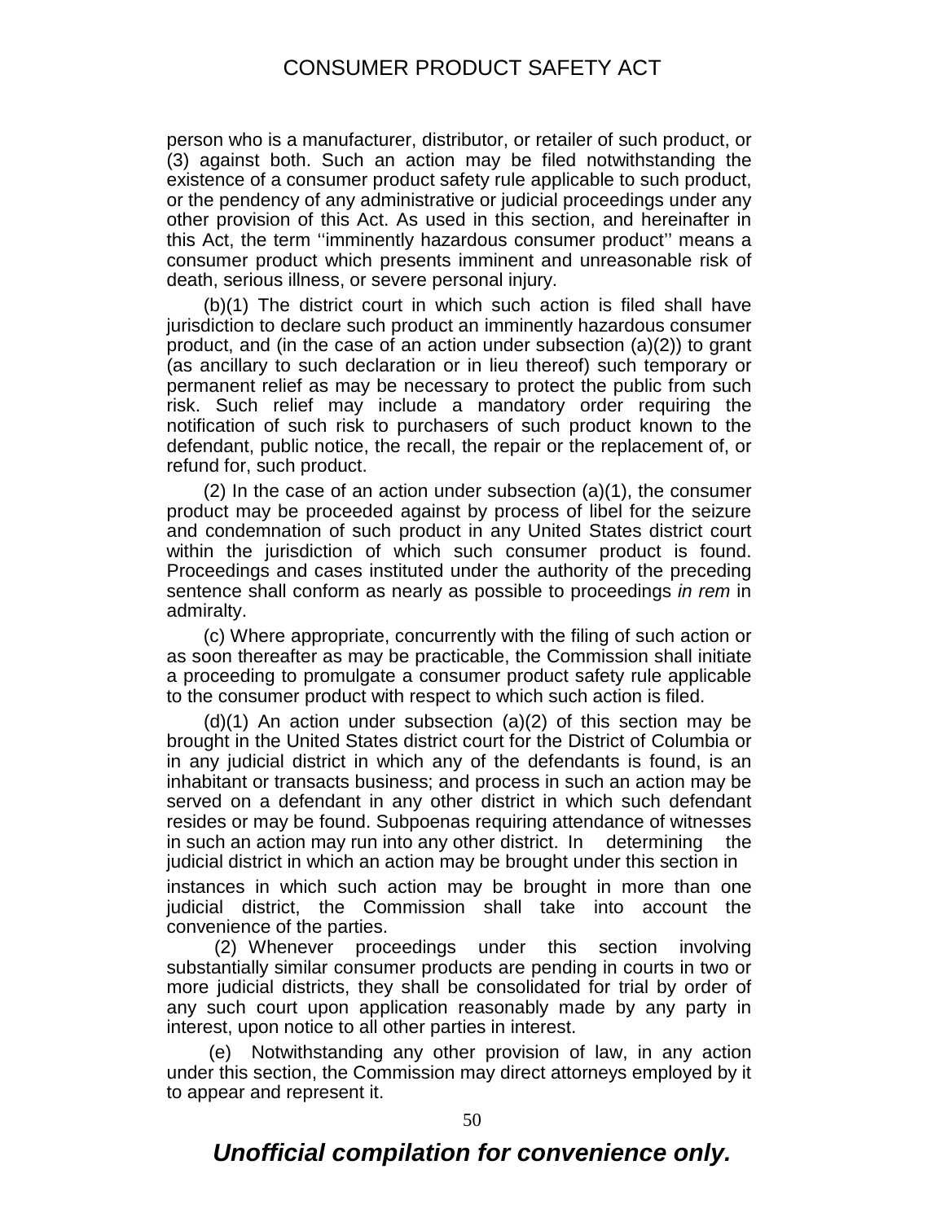person who is a manufacturer, distributor, or retailer of such product, or (3) against both. Such an action may be filed notwithstanding the existence of a consumer product safety rule applicable to such product, or the pendency of any administrative or judicial proceedings under any other provision of this Act. As used in this section, and hereinafter in this Act, the term ''imminently hazardous consumer product'' means a consumer product which presents imminent and unreasonable risk of death, serious illness, or severe personal injury.

(b)(1) The district court in which such action is filed shall have jurisdiction to declare such product an imminently hazardous consumer product, and (in the case of an action under subsection (a)(2)) to grant (as ancillary to such declaration or in lieu thereof) such temporary or permanent relief as may be necessary to protect the public from such risk. Such relief may include a mandatory order requiring the notification of such risk to purchasers of such product known to the defendant, public notice, the recall, the repair or the replacement of, or refund for, such product.

(2) In the case of an action under subsection (a)(1), the consumer product may be proceeded against by process of libel for the seizure and condemnation of such product in any United States district court within the jurisdiction of which such consumer product is found. Proceedings and cases instituted under the authority of the preceding sentence shall conform as nearly as possible to proceedings *in rem* in admiralty.

(c) Where appropriate, concurrently with the filing of such action or as soon thereafter as may be practicable, the Commission shall initiate a proceeding to promulgate a consumer product safety rule applicable to the consumer product with respect to which such action is filed.

(d)(1) An action under subsection (a)(2) of this section may be brought in the United States district court for the District of Columbia or in any judicial district in which any of the defendants is found, is an inhabitant or transacts business; and process in such an action may be served on a defendant in any other district in which such defendant resides or may be found. Subpoenas requiring attendance of witnesses in such an action may run into any other district. In determining the judicial district in which an action may be brought under this section in instances in which such action may be brought in more than one judicial district, the Commission shall take into account the convenience of the parties.

(2) Whenever proceedings under this section involving substantially similar consumer products are pending in courts in two or more judicial districts, they shall be consolidated for trial by order of any such court upon application reasonably made by any party in interest, upon notice to all other parties in interest.

(e) Notwithstanding any other provision of law, in any action under this section, the Commission may direct attorneys employed by it to appear and represent it.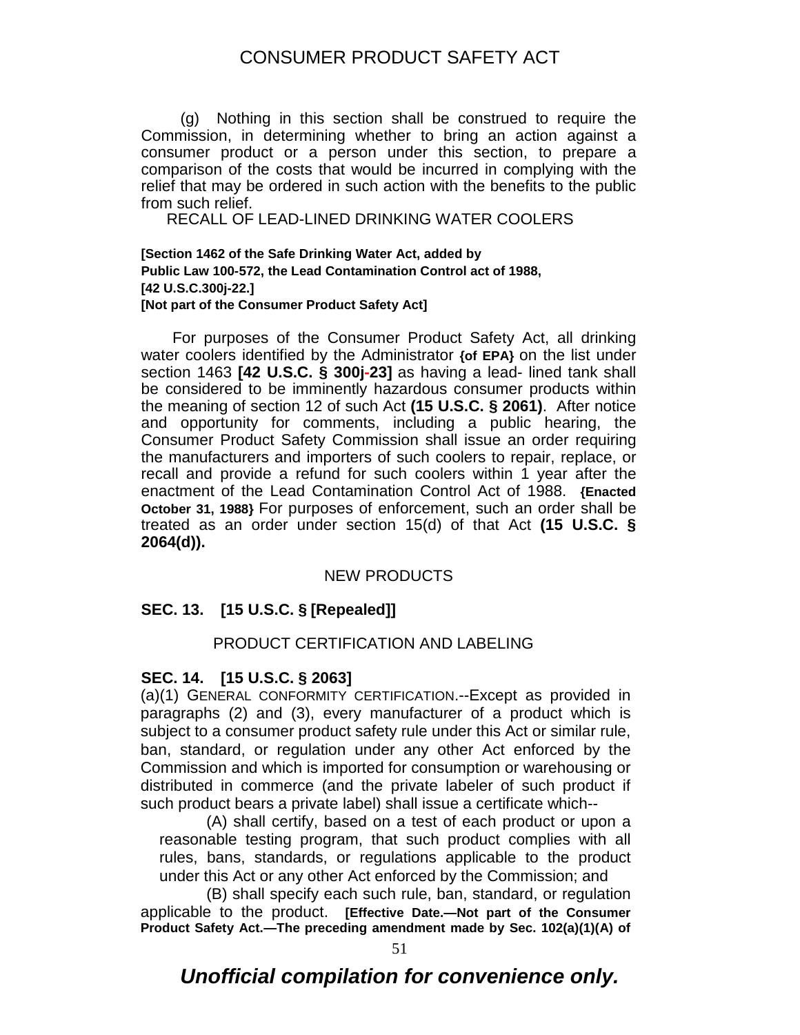(g) Nothing in this section shall be construed to require the Commission, in determining whether to bring an action against a consumer product or a person under this section, to prepare a comparison of the costs that would be incurred in complying with the relief that may be ordered in such action with the benefits to the public from such relief.

RECALL OF LEAD-LINED DRINKING WATER COOLERS

**[Section 1462 of the Safe Drinking Water Act, added by Public Law 100-572, the Lead Contamination Control act of 1988, [42 U.S.C.300j-22.] [Not part of the Consumer Product Safety Act]**

For purposes of the Consumer Product Safety Act, all drinking water coolers identified by the Administrator **{of EPA}** on the list under section 1463 **[42 U.S.C. § 300j-23]** as having a lead- lined tank shall be considered to be imminently hazardous consumer products within the meaning of section 12 of such Act **(15 U.S.C. § 2061)**. After notice and opportunity for comments, including a public hearing, the Consumer Product Safety Commission shall issue an order requiring the manufacturers and importers of such coolers to repair, replace, or recall and provide a refund for such coolers within 1 year after the enactment of the Lead Contamination Control Act of 1988. **{Enacted October 31, 1988}** For purposes of enforcement, such an order shall be treated as an order under section 15(d) of that Act **(15 U.S.C. § 2064(d)).**

NEW PRODUCTS

**SEC. 13. [15 U.S.C. § [Repealed]]**

PRODUCT CERTIFICATION AND LABELING

**SEC. 14. [15 U.S.C. § 2063]**

(a)(1) GENERAL CONFORMITY CERTIFICATION.--Except as provided in paragraphs (2) and (3), every manufacturer of a product which is subject to a consumer product safety rule under this Act or similar rule, ban, standard, or regulation under any other Act enforced by the Commission and which is imported for consumption or warehousing or distributed in commerce (and the private labeler of such product if such product bears a private label) shall issue a certificate which--

(A) shall certify, based on a test of each product or upon a reasonable testing program, that such product complies with all rules, bans, standards, or regulations applicable to the product under this Act or any other Act enforced by the Commission; and

(B) shall specify each such rule, ban, standard, or regulation applicable to the product. **[Effective Date.—Not part of the Consumer Product Safety Act.—The preceding amendment made by Sec. 102(a)(1)(A) of**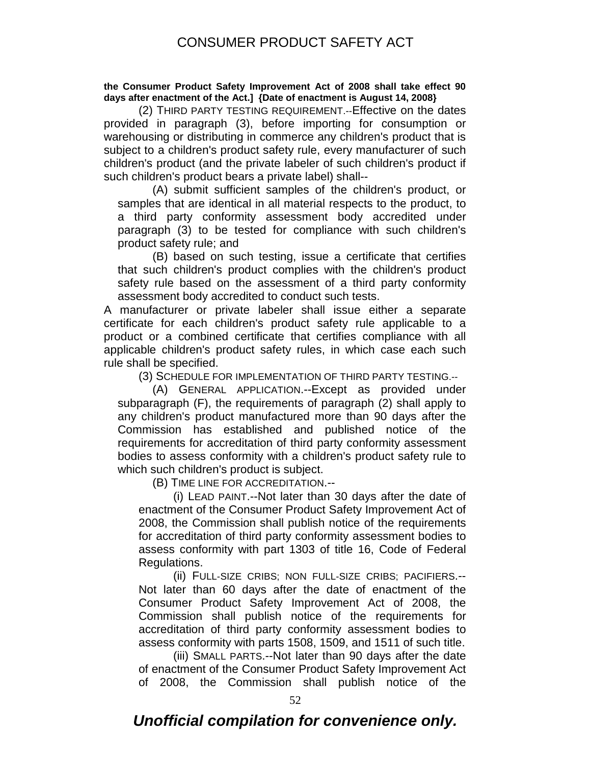**the Consumer Product Safety Improvement Act of 2008 shall take effect 90 days after enactment of the Act.] {Date of enactment is August 14, 2008}**

(2) THIRD PARTY TESTING REQUIREMENT.--Effective on the dates provided in paragraph (3), before importing for consumption or warehousing or distributing in commerce any children's product that is subject to a children's product safety rule, every manufacturer of such children's product (and the private labeler of such children's product if such children's product bears a private label) shall--

(A) submit sufficient samples of the children's product, or samples that are identical in all material respects to the product, to a third party conformity assessment body accredited under paragraph (3) to be tested for compliance with such children's product safety rule; and

(B) based on such testing, issue a certificate that certifies that such children's product complies with the children's product safety rule based on the assessment of a third party conformity assessment body accredited to conduct such tests.

A manufacturer or private labeler shall issue either a separate certificate for each children's product safety rule applicable to a product or a combined certificate that certifies compliance with all applicable children's product safety rules, in which case each such rule shall be specified.

(3) SCHEDULE FOR IMPLEMENTATION OF THIRD PARTY TESTING.--

(A) GENERAL APPLICATION.--Except as provided under subparagraph (F), the requirements of paragraph (2) shall apply to any children's product manufactured more than 90 days after the Commission has established and published notice of the requirements for accreditation of third party conformity assessment bodies to assess conformity with a children's product safety rule to which such children's product is subject.

(B) TIME LINE FOR ACCREDITATION.--

(i) LEAD PAINT.--Not later than 30 days after the date of enactment of the Consumer Product Safety Improvement Act of 2008, the Commission shall publish notice of the requirements for accreditation of third party conformity assessment bodies to assess conformity with part 1303 of title 16, Code of Federal Regulations.

(ii) FULL-SIZE CRIBS; NON FULL-SIZE CRIBS; PACIFIERS.--Not later than 60 days after the date of enactment of the Consumer Product Safety Improvement Act of 2008, the Commission shall publish notice of the requirements for accreditation of third party conformity assessment bodies to assess conformity with parts 1508, 1509, and 1511 of such title.

(iii) SMALL PARTS.--Not later than 90 days after the date of enactment of the Consumer Product Safety Improvement Act of 2008, the Commission shall publish notice of the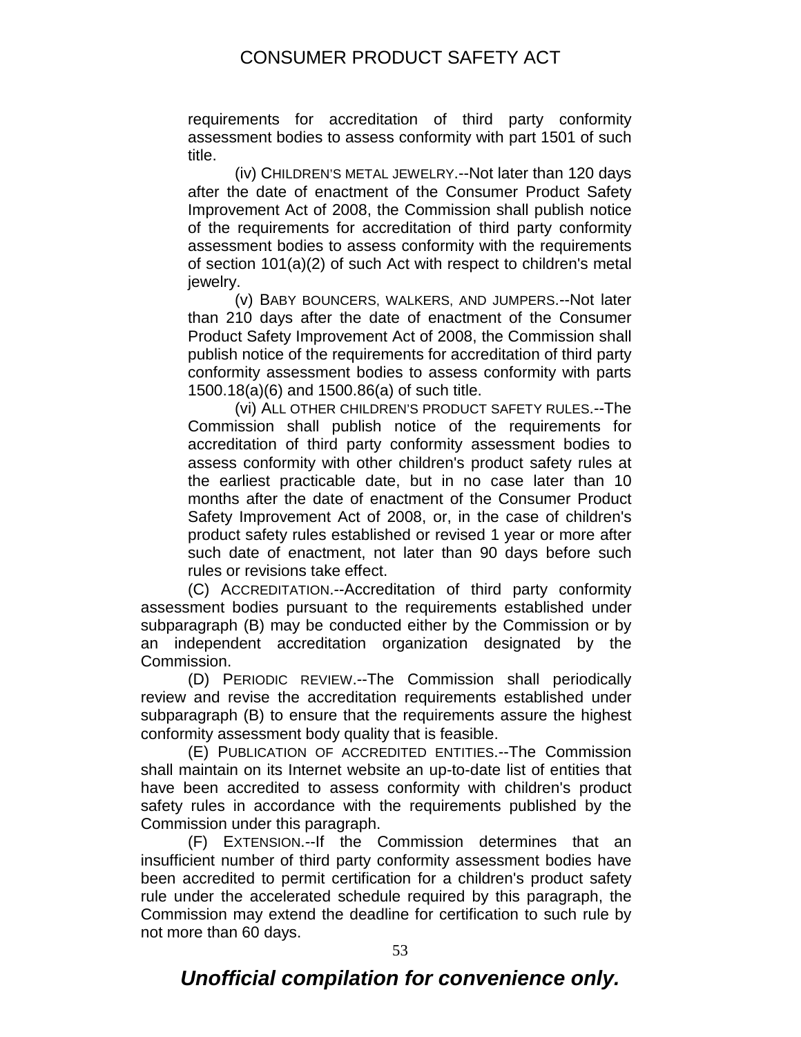requirements for accreditation of third party conformity assessment bodies to assess conformity with part 1501 of such title.

(iv) CHILDREN'S METAL JEWELRY.--Not later than 120 days after the date of enactment of the Consumer Product Safety Improvement Act of 2008, the Commission shall publish notice of the requirements for accreditation of third party conformity assessment bodies to assess conformity with the requirements of section 101(a)(2) of such Act with respect to children's metal jewelry.

(v) BABY BOUNCERS, WALKERS, AND JUMPERS.--Not later than 210 days after the date of enactment of the Consumer Product Safety Improvement Act of 2008, the Commission shall publish notice of the requirements for accreditation of third party conformity assessment bodies to assess conformity with parts 1500.18(a)(6) and 1500.86(a) of such title.

(vi) ALL OTHER CHILDREN'S PRODUCT SAFETY RULES.--The Commission shall publish notice of the requirements for accreditation of third party conformity assessment bodies to assess conformity with other children's product safety rules at the earliest practicable date, but in no case later than 10 months after the date of enactment of the Consumer Product Safety Improvement Act of 2008, or, in the case of children's product safety rules established or revised 1 year or more after such date of enactment, not later than 90 days before such rules or revisions take effect.

(C) ACCREDITATION.--Accreditation of third party conformity assessment bodies pursuant to the requirements established under subparagraph (B) may be conducted either by the Commission or by an independent accreditation organization designated by the Commission.

(D) PERIODIC REVIEW.--The Commission shall periodically review and revise the accreditation requirements established under subparagraph (B) to ensure that the requirements assure the highest conformity assessment body quality that is feasible.

(E) PUBLICATION OF ACCREDITED ENTITIES.--The Commission shall maintain on its Internet website an up-to-date list of entities that have been accredited to assess conformity with children's product safety rules in accordance with the requirements published by the Commission under this paragraph.

(F) EXTENSION.--If the Commission determines that an insufficient number of third party conformity assessment bodies have been accredited to permit certification for a children's product safety rule under the accelerated schedule required by this paragraph, the Commission may extend the deadline for certification to such rule by not more than 60 days.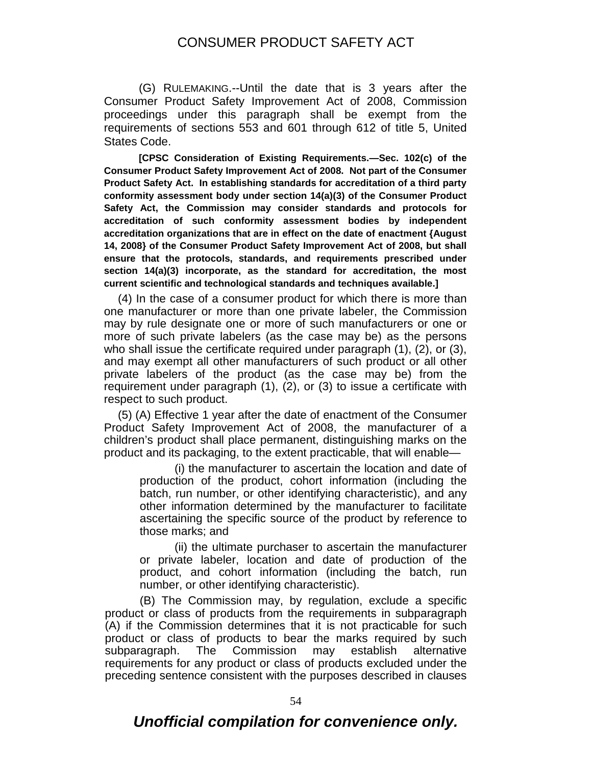(G) RULEMAKING.--Until the date that is 3 years after the Consumer Product Safety Improvement Act of 2008, Commission proceedings under this paragraph shall be exempt from the requirements of sections 553 and 601 through 612 of title 5, United States Code.

**[CPSC Consideration of Existing Requirements.—Sec. 102(c) of the Consumer Product Safety Improvement Act of 2008. Not part of the Consumer Product Safety Act. In establishing standards for accreditation of a third party conformity assessment body under section 14(a)(3) of the Consumer Product Safety Act, the Commission may consider standards and protocols for accreditation of such conformity assessment bodies by independent accreditation organizations that are in effect on the date of enactment {August 14, 2008} of the Consumer Product Safety Improvement Act of 2008, but shall ensure that the protocols, standards, and requirements prescribed under section 14(a)(3) incorporate, as the standard for accreditation, the most current scientific and technological standards and techniques available.]**

(4) In the case of a consumer product for which there is more than one manufacturer or more than one private labeler, the Commission may by rule designate one or more of such manufacturers or one or more of such private labelers (as the case may be) as the persons who shall issue the certificate required under paragraph (1), (2), or (3), and may exempt all other manufacturers of such product or all other private labelers of the product (as the case may be) from the requirement under paragraph (1), (2), or (3) to issue a certificate with respect to such product.

(5) (A) Effective 1 year after the date of enactment of the Consumer Product Safety Improvement Act of 2008, the manufacturer of a children's product shall place permanent, distinguishing marks on the product and its packaging, to the extent practicable, that will enable—

(i) the manufacturer to ascertain the location and date of production of the product, cohort information (including the batch, run number, or other identifying characteristic), and any other information determined by the manufacturer to facilitate ascertaining the specific source of the product by reference to those marks; and

(ii) the ultimate purchaser to ascertain the manufacturer or private labeler, location and date of production of the product, and cohort information (including the batch, run number, or other identifying characteristic).

(B) The Commission may, by regulation, exclude a specific product or class of products from the requirements in subparagraph (A) if the Commission determines that it is not practicable for such product or class of products to bear the marks required by such subparagraph. The Commission may establish alternative requirements for any product or class of products excluded under the preceding sentence consistent with the purposes described in clauses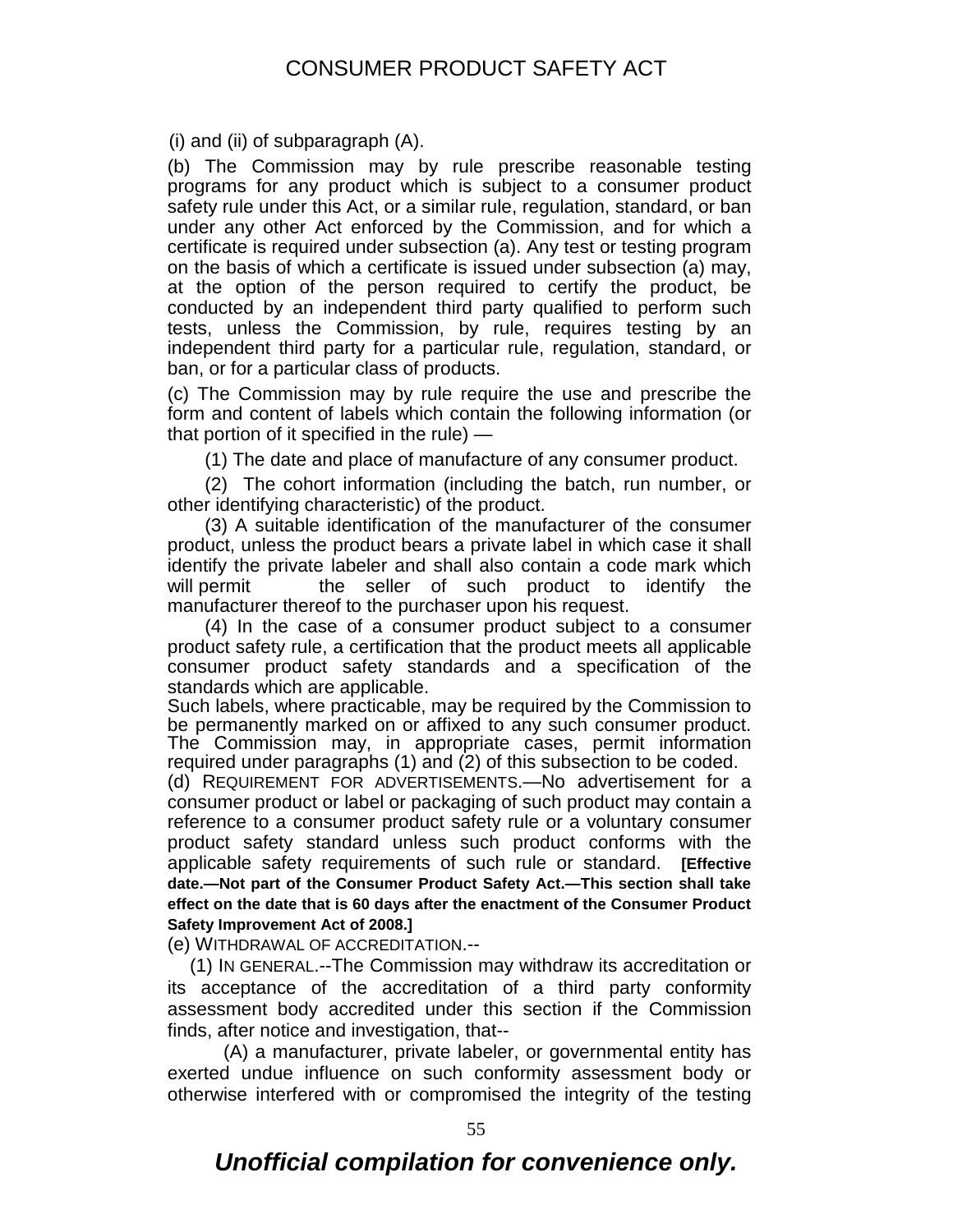(i) and (ii) of subparagraph (A).

(b) The Commission may by rule prescribe reasonable testing programs for any product which is subject to a consumer product safety rule under this Act, or a similar rule, regulation, standard, or ban under any other Act enforced by the Commission, and for which a certificate is required under subsection (a). Any test or testing program on the basis of which a certificate is issued under subsection (a) may, at the option of the person required to certify the product, be conducted by an independent third party qualified to perform such tests, unless the Commission, by rule, requires testing by an independent third party for a particular rule, regulation, standard, or ban, or for a particular class of products.

(c) The Commission may by rule require the use and prescribe the form and content of labels which contain the following information (or that portion of it specified in the rule) —

(1) The date and place of manufacture of any consumer product.

(2) The cohort information (including the batch, run number, or other identifying characteristic) of the product.

(3) A suitable identification of the manufacturer of the consumer product, unless the product bears a private label in which case it shall identify the private labeler and shall also contain a code mark which will permit the seller of such product to identify the manufacturer thereof to the purchaser upon his request.

(4) In the case of a consumer product subject to a consumer product safety rule, a certification that the product meets all applicable consumer product safety standards and a specification of the standards which are applicable.

Such labels, where practicable, may be required by the Commission to be permanently marked on or affixed to any such consumer product. The Commission may, in appropriate cases, permit information required under paragraphs (1) and (2) of this subsection to be coded.

(d) REQUIREMENT FOR ADVERTISEMENTS.—No advertisement for a consumer product or label or packaging of such product may contain a reference to a consumer product safety rule or a voluntary consumer product safety standard unless such product conforms with the applicable safety requirements of such rule or standard. **[Effective date.—Not part of the Consumer Product Safety Act.—This section shall take effect on the date that is 60 days after the enactment of the Consumer Product Safety Improvement Act of 2008.]**

(e) WITHDRAWAL OF ACCREDITATION.--

(1) IN GENERAL.--The Commission may withdraw its accreditation or its acceptance of the accreditation of a third party conformity assessment body accredited under this section if the Commission finds, after notice and investigation, that--

(A) a manufacturer, private labeler, or governmental entity has exerted undue influence on such conformity assessment body or otherwise interfered with or compromised the integrity of the testing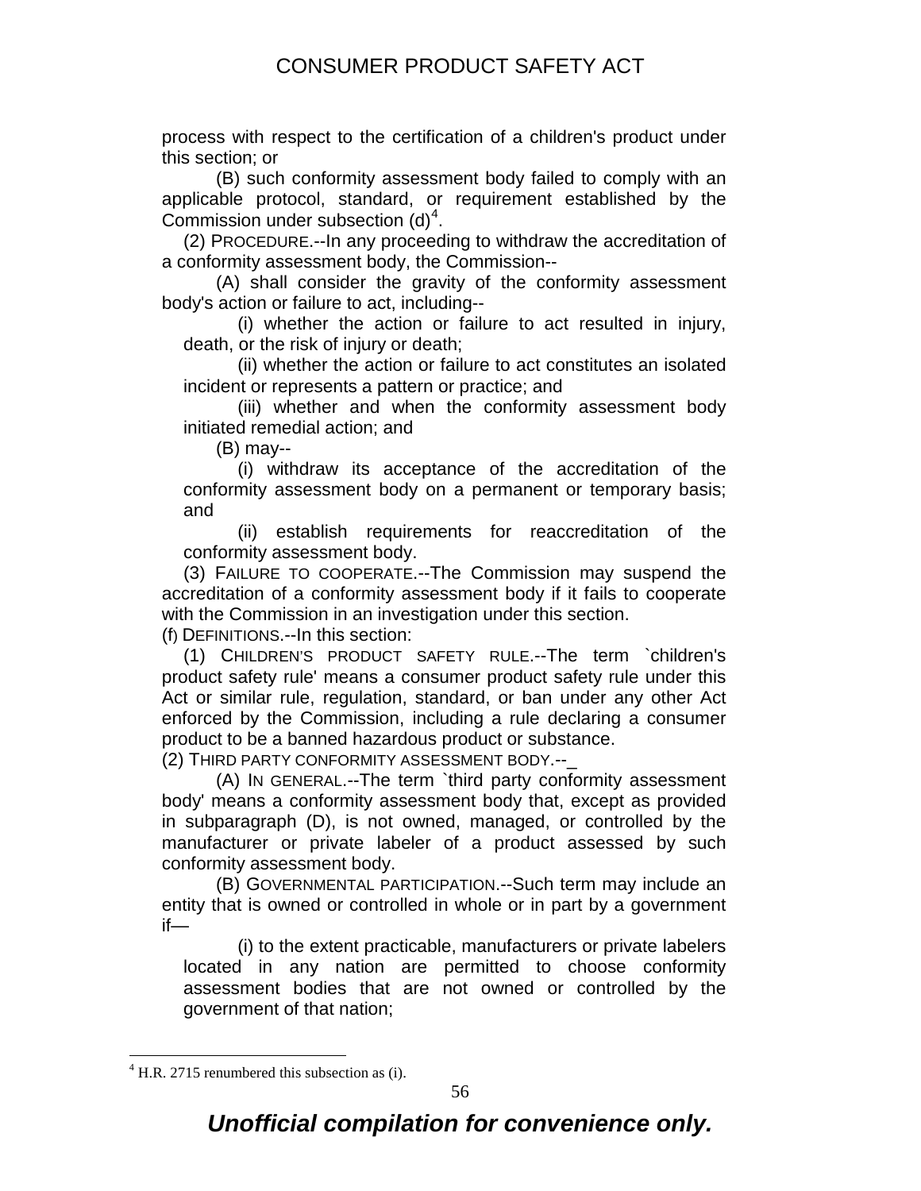process with respect to the certification of a children's product under this section; or

(B) such conformity assessment body failed to comply with an applicable protocol, standard, or requirement established by the Commission under subsection (d)[4].

(2) PROCEDURE.--In any proceeding to withdraw the accreditation of a conformity assessment body, the Commission--

(A) shall consider the gravity of the conformity assessment body's action or failure to act, including--

(i) whether the action or failure to act resulted in injury, death, or the risk of injury or death;

(ii) whether the action or failure to act constitutes an isolated incident or represents a pattern or practice; and

(iii) whether and when the conformity assessment body initiated remedial action; and

(B) may--

(i) withdraw its acceptance of the accreditation of the conformity assessment body on a permanent or temporary basis; and

(ii) establish requirements for reaccreditation of the conformity assessment body.

(3) FAILURE TO COOPERATE.--The Commission may suspend the accreditation of a conformity assessment body if it fails to cooperate with the Commission in an investigation under this section.

(f) DEFINITIONS.--In this section:

(1) CHILDREN'S PRODUCT SAFETY RULE.--The term `children's product safety rule' means a consumer product safety rule under this Act or similar rule, regulation, standard, or ban under any other Act enforced by the Commission, including a rule declaring a consumer product to be a banned hazardous product or substance.

(2) THIRD PARTY CONFORMITY ASSESSMENT BODY.--

(A) IN GENERAL.--The term `third party conformity assessment body' means a conformity assessment body that, except as provided in subparagraph (D), is not owned, managed, or controlled by the manufacturer or private labeler of a product assessed by such conformity assessment body.

(B) GOVERNMENTAL PARTICIPATION.--Such term may include an entity that is owned or controlled in whole or in part by a government if—

(i) to the extent practicable, manufacturers or private labelers located in any nation are permitted to choose conformity assessment bodies that are not owned or controlled by the government of that nation;

---

[4] H.R. 2715 renumbered this subsection as (i).

*Unofficial compilation for convenience only.*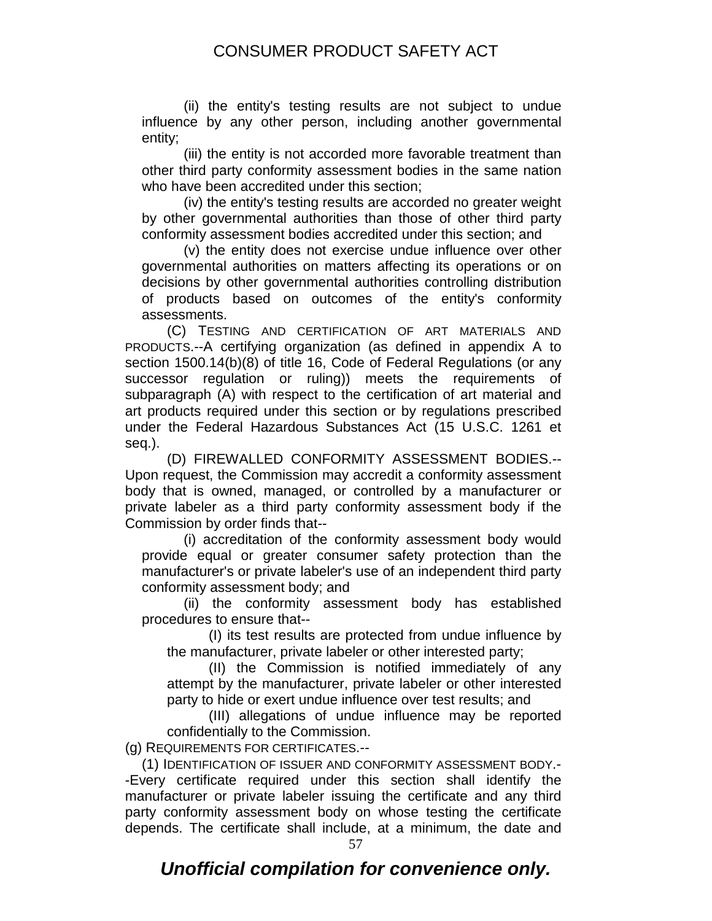(ii) the entity's testing results are not subject to undue influence by any other person, including another governmental entity;

(iii) the entity is not accorded more favorable treatment than other third party conformity assessment bodies in the same nation who have been accredited under this section;

(iv) the entity's testing results are accorded no greater weight by other governmental authorities than those of other third party conformity assessment bodies accredited under this section; and

(v) the entity does not exercise undue influence over other governmental authorities on matters affecting its operations or on decisions by other governmental authorities controlling distribution of products based on outcomes of the entity's conformity assessments.

(C) TESTING AND CERTIFICATION OF ART MATERIALS AND PRODUCTS.--A certifying organization (as defined in appendix A to section 1500.14(b)(8) of title 16, Code of Federal Regulations (or any successor regulation or ruling)) meets the requirements of subparagraph (A) with respect to the certification of art material and art products required under this section or by regulations prescribed under the Federal Hazardous Substances Act (15 U.S.C. 1261 et seq.).

(D) FIREWALLED CONFORMITY ASSESSMENT BODIES.--Upon request, the Commission may accredit a conformity assessment body that is owned, managed, or controlled by a manufacturer or private labeler as a third party conformity assessment body if the Commission by order finds that--

(i) accreditation of the conformity assessment body would provide equal or greater consumer safety protection than the manufacturer's or private labeler's use of an independent third party conformity assessment body; and

(ii) the conformity assessment body has established procedures to ensure that--

(I) its test results are protected from undue influence by the manufacturer, private labeler or other interested party;

(II) the Commission is notified immediately of any attempt by the manufacturer, private labeler or other interested party to hide or exert undue influence over test results; and

(III) allegations of undue influence may be reported confidentially to the Commission.

(g) REQUIREMENTS FOR CERTIFICATES.--

(1) IDENTIFICATION OF ISSUER AND CONFORMITY ASSESSMENT BODY.--Every certificate required under this section shall identify the manufacturer or private labeler issuing the certificate and any third party conformity assessment body on whose testing the certificate depends. The certificate shall include, at a minimum, the date and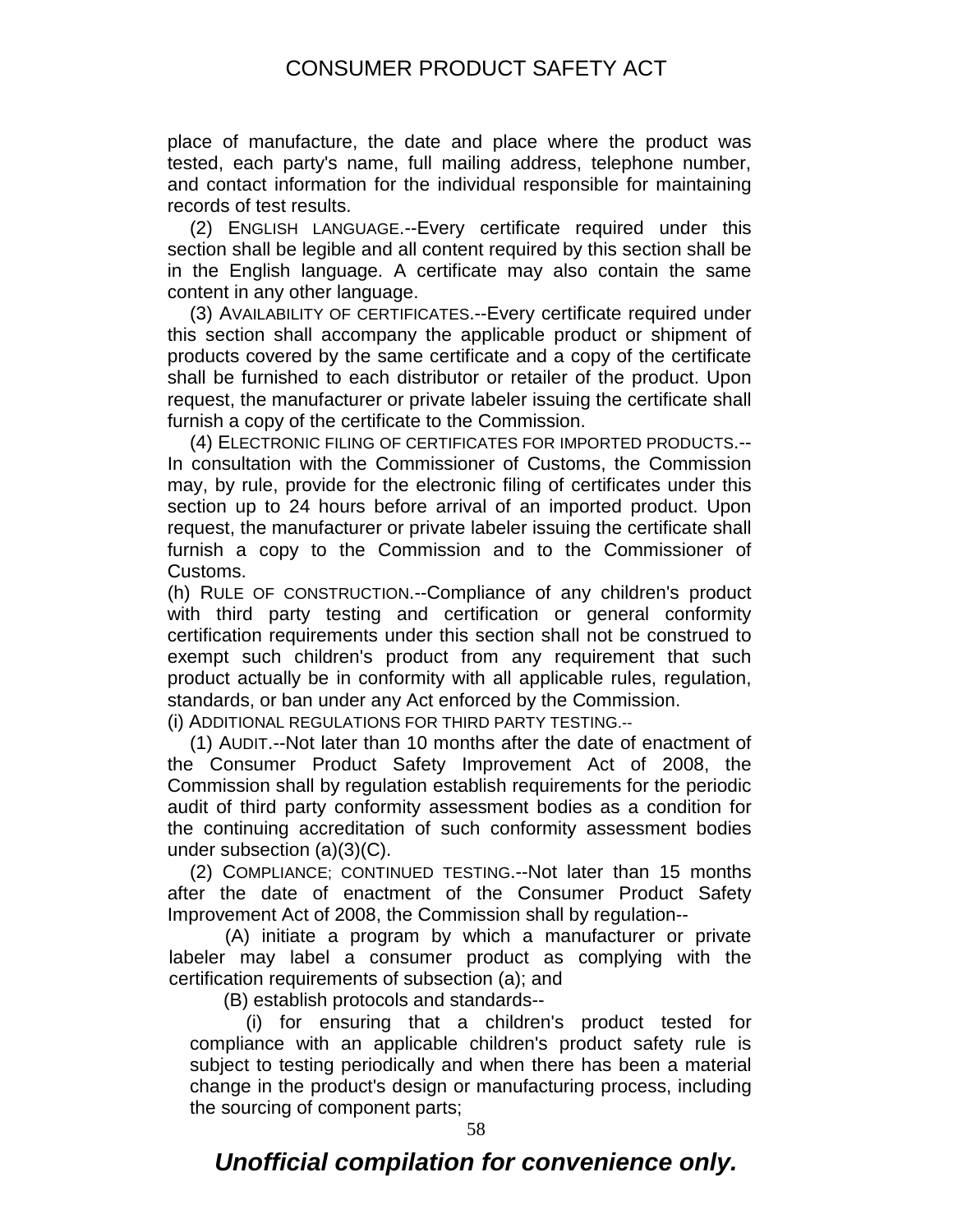place of manufacture, the date and place where the product was tested, each party's name, full mailing address, telephone number, and contact information for the individual responsible for maintaining records of test results.

(2) ENGLISH LANGUAGE.--Every certificate required under this section shall be legible and all content required by this section shall be in the English language. A certificate may also contain the same content in any other language.

(3) AVAILABILITY OF CERTIFICATES.--Every certificate required under this section shall accompany the applicable product or shipment of products covered by the same certificate and a copy of the certificate shall be furnished to each distributor or retailer of the product. Upon request, the manufacturer or private labeler issuing the certificate shall furnish a copy of the certificate to the Commission.

(4) ELECTRONIC FILING OF CERTIFICATES FOR IMPORTED PRODUCTS.--In consultation with the Commissioner of Customs, the Commission may, by rule, provide for the electronic filing of certificates under this section up to 24 hours before arrival of an imported product. Upon request, the manufacturer or private labeler issuing the certificate shall furnish a copy to the Commission and to the Commissioner of Customs.

(h) RULE OF CONSTRUCTION.--Compliance of any children's product with third party testing and certification or general conformity certification requirements under this section shall not be construed to exempt such children's product from any requirement that such product actually be in conformity with all applicable rules, regulation, standards, or ban under any Act enforced by the Commission.

(i) ADDITIONAL REGULATIONS FOR THIRD PARTY TESTING.--

(1) AUDIT.--Not later than 10 months after the date of enactment of the Consumer Product Safety Improvement Act of 2008, the Commission shall by regulation establish requirements for the periodic audit of third party conformity assessment bodies as a condition for the continuing accreditation of such conformity assessment bodies under subsection (a)(3)(C).

(2) COMPLIANCE; CONTINUED TESTING.--Not later than 15 months after the date of enactment of the Consumer Product Safety Improvement Act of 2008, the Commission shall by regulation--

(A) initiate a program by which a manufacturer or private labeler may label a consumer product as complying with the certification requirements of subsection (a); and

(B) establish protocols and standards--

(i) for ensuring that a children's product tested for compliance with an applicable children's product safety rule is subject to testing periodically and when there has been a material change in the product's design or manufacturing process, including the sourcing of component parts;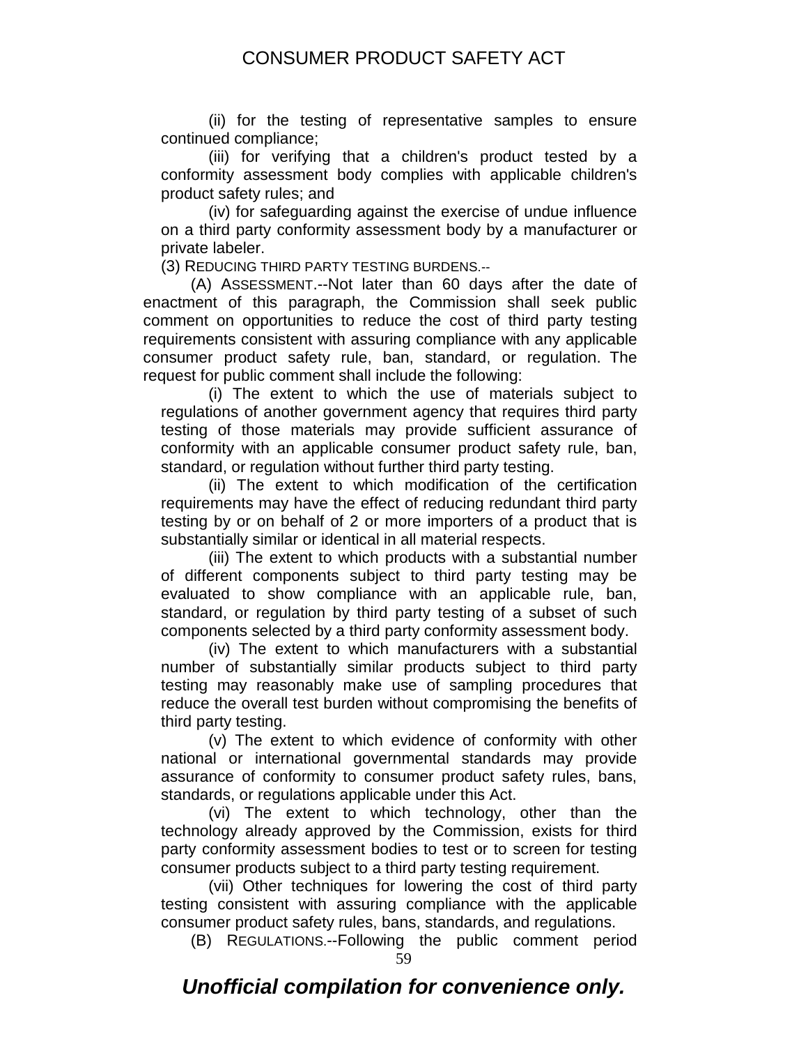(ii) for the testing of representative samples to ensure continued compliance;

(iii) for verifying that a children's product tested by a conformity assessment body complies with applicable children's product safety rules; and

(iv) for safeguarding against the exercise of undue influence on a third party conformity assessment body by a manufacturer or private labeler.

(3) REDUCING THIRD PARTY TESTING BURDENS.--

(A) ASSESSMENT.--Not later than 60 days after the date of enactment of this paragraph, the Commission shall seek public comment on opportunities to reduce the cost of third party testing requirements consistent with assuring compliance with any applicable consumer product safety rule, ban, standard, or regulation. The request for public comment shall include the following:

(i) The extent to which the use of materials subject to regulations of another government agency that requires third party testing of those materials may provide sufficient assurance of conformity with an applicable consumer product safety rule, ban, standard, or regulation without further third party testing.

(ii) The extent to which modification of the certification requirements may have the effect of reducing redundant third party testing by or on behalf of 2 or more importers of a product that is substantially similar or identical in all material respects.

(iii) The extent to which products with a substantial number of different components subject to third party testing may be evaluated to show compliance with an applicable rule, ban, standard, or regulation by third party testing of a subset of such components selected by a third party conformity assessment body.

(iv) The extent to which manufacturers with a substantial number of substantially similar products subject to third party testing may reasonably make use of sampling procedures that reduce the overall test burden without compromising the benefits of third party testing.

(v) The extent to which evidence of conformity with other national or international governmental standards may provide assurance of conformity to consumer product safety rules, bans, standards, or regulations applicable under this Act.

(vi) The extent to which technology, other than the technology already approved by the Commission, exists for third party conformity assessment bodies to test or to screen for testing consumer products subject to a third party testing requirement.

(vii) Other techniques for lowering the cost of third party testing consistent with assuring compliance with the applicable consumer product safety rules, bans, standards, and regulations.

(B) REGULATIONS.--Following the public comment period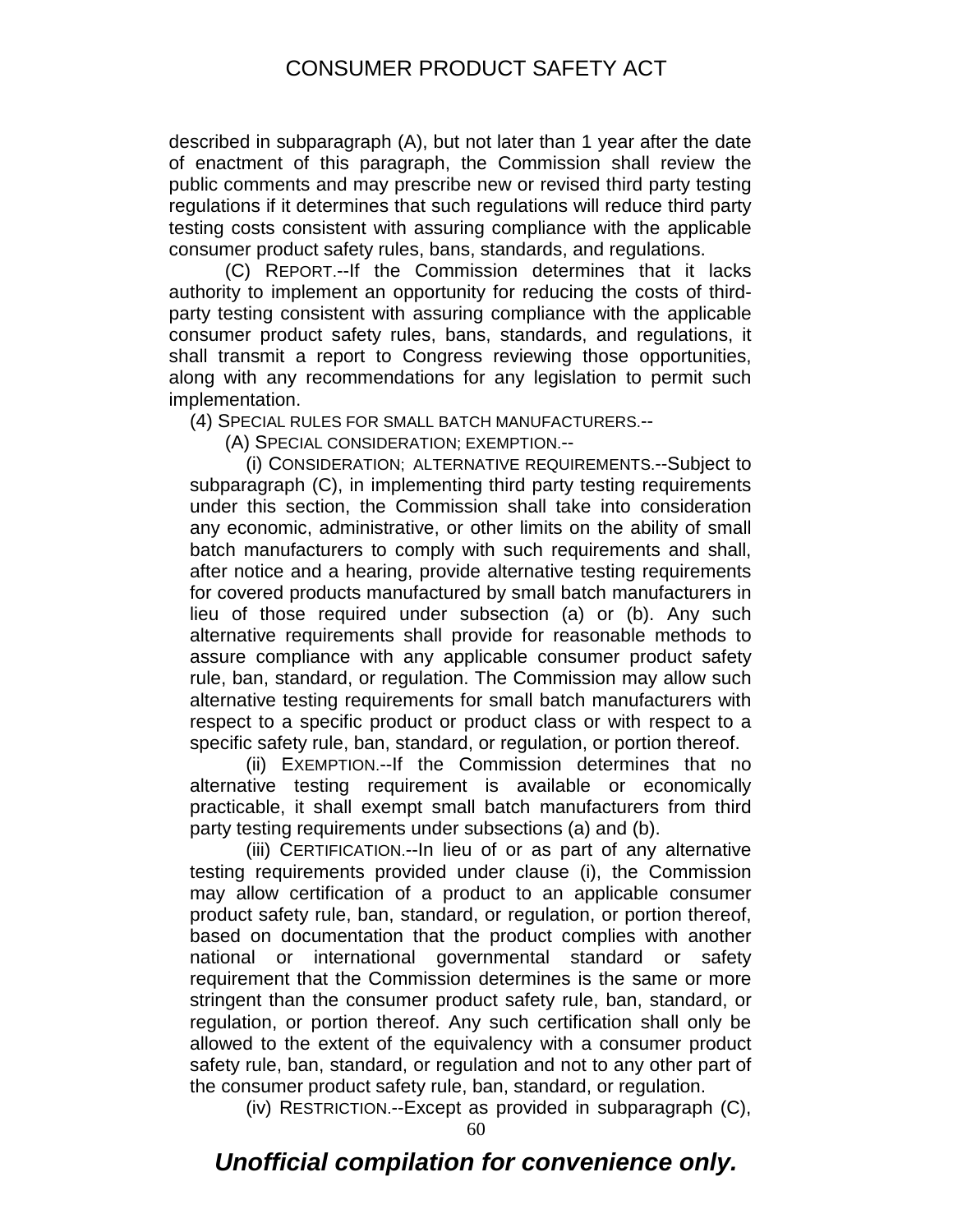described in subparagraph (A), but not later than 1 year after the date of enactment of this paragraph, the Commission shall review the public comments and may prescribe new or revised third party testing regulations if it determines that such regulations will reduce third party testing costs consistent with assuring compliance with the applicable consumer product safety rules, bans, standards, and regulations.

(C) REPORT.--If the Commission determines that it lacks authority to implement an opportunity for reducing the costs of third-party testing consistent with assuring compliance with the applicable consumer product safety rules, bans, standards, and regulations, it shall transmit a report to Congress reviewing those opportunities, along with any recommendations for any legislation to permit such implementation.

(4) SPECIAL RULES FOR SMALL BATCH MANUFACTURERS.--

(A) SPECIAL CONSIDERATION; EXEMPTION.--

(i) CONSIDERATION; ALTERNATIVE REQUIREMENTS.--Subject to subparagraph (C), in implementing third party testing requirements under this section, the Commission shall take into consideration any economic, administrative, or other limits on the ability of small batch manufacturers to comply with such requirements and shall, after notice and a hearing, provide alternative testing requirements for covered products manufactured by small batch manufacturers in lieu of those required under subsection (a) or (b). Any such alternative requirements shall provide for reasonable methods to assure compliance with any applicable consumer product safety rule, ban, standard, or regulation. The Commission may allow such alternative testing requirements for small batch manufacturers with respect to a specific product or product class or with respect to a specific safety rule, ban, standard, or regulation, or portion thereof.

(ii) EXEMPTION.--If the Commission determines that no alternative testing requirement is available or economically practicable, it shall exempt small batch manufacturers from third party testing requirements under subsections (a) and (b).

(iii) CERTIFICATION.--In lieu of or as part of any alternative testing requirements provided under clause (i), the Commission may allow certification of a product to an applicable consumer product safety rule, ban, standard, or regulation, or portion thereof, based on documentation that the product complies with another national or international governmental standard or safety requirement that the Commission determines is the same or more stringent than the consumer product safety rule, ban, standard, or regulation, or portion thereof. Any such certification shall only be allowed to the extent of the equivalency with a consumer product safety rule, ban, standard, or regulation and not to any other part of the consumer product safety rule, ban, standard, or regulation.

(iv) RESTRICTION.--Except as provided in subparagraph (C),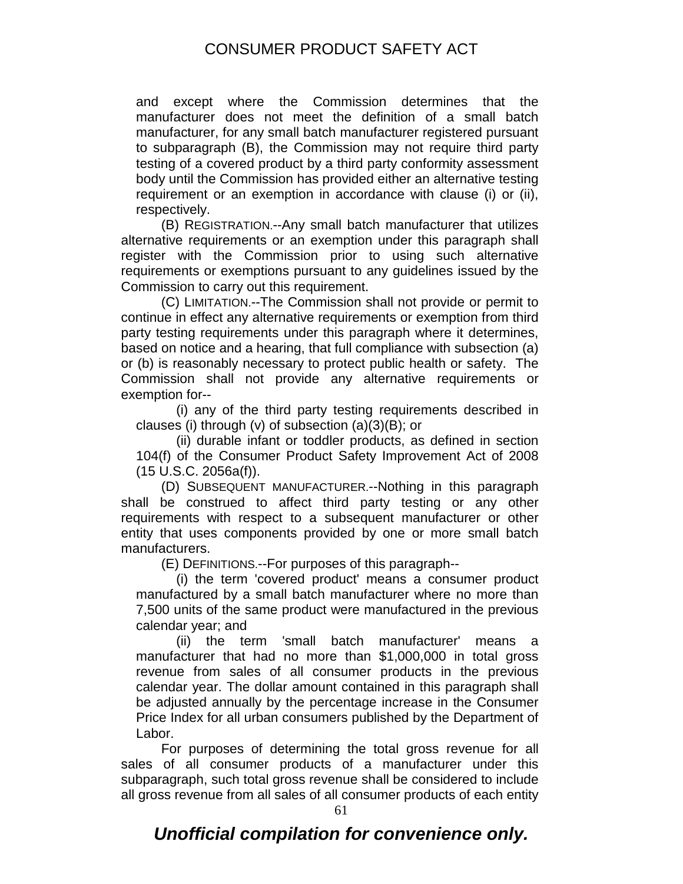and except where the Commission determines that the manufacturer does not meet the definition of a small batch manufacturer, for any small batch manufacturer registered pursuant to subparagraph (B), the Commission may not require third party testing of a covered product by a third party conformity assessment body until the Commission has provided either an alternative testing requirement or an exemption in accordance with clause (i) or (ii), respectively.

(B) REGISTRATION.--Any small batch manufacturer that utilizes alternative requirements or an exemption under this paragraph shall register with the Commission prior to using such alternative requirements or exemptions pursuant to any guidelines issued by the Commission to carry out this requirement.

(C) LIMITATION.--The Commission shall not provide or permit to continue in effect any alternative requirements or exemption from third party testing requirements under this paragraph where it determines, based on notice and a hearing, that full compliance with subsection (a) or (b) is reasonably necessary to protect public health or safety. The Commission shall not provide any alternative requirements or exemption for--

(i) any of the third party testing requirements described in clauses (i) through (v) of subsection (a)(3)(B); or

(ii) durable infant or toddler products, as defined in section 104(f) of the Consumer Product Safety Improvement Act of 2008 (15 U.S.C. 2056a(f)).

(D) SUBSEQUENT MANUFACTURER.--Nothing in this paragraph shall be construed to affect third party testing or any other requirements with respect to a subsequent manufacturer or other entity that uses components provided by one or more small batch manufacturers.

(E) DEFINITIONS.--For purposes of this paragraph--

(i) the term 'covered product' means a consumer product manufactured by a small batch manufacturer where no more than 7,500 units of the same product were manufactured in the previous calendar year; and

(ii) the term 'small batch manufacturer' means a manufacturer that had no more than $1,000,000 in total gross revenue from sales of all consumer products in the previous calendar year. The dollar amount contained in this paragraph shall be adjusted annually by the percentage increase in the Consumer Price Index for all urban consumers published by the Department of Labor.

For purposes of determining the total gross revenue for all sales of all consumer products of a manufacturer under this subparagraph, such total gross revenue shall be considered to include all gross revenue from all sales of all consumer products of each entity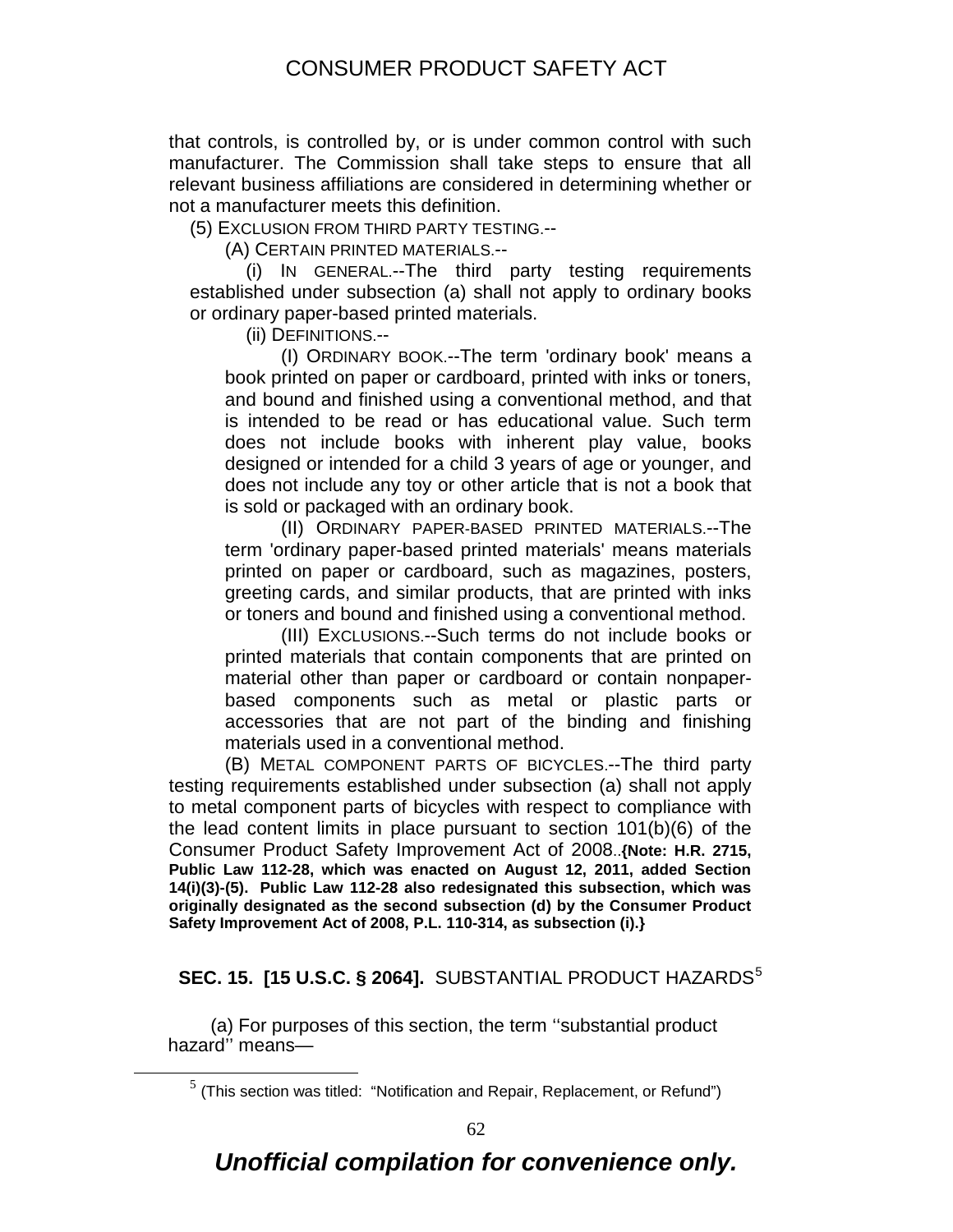that controls, is controlled by, or is under common control with such manufacturer. The Commission shall take steps to ensure that all relevant business affiliations are considered in determining whether or not a manufacturer meets this definition.

(5) EXCLUSION FROM THIRD PARTY TESTING.--

(A) CERTAIN PRINTED MATERIALS.--

(i) IN GENERAL.--The third party testing requirements established under subsection (a) shall not apply to ordinary books or ordinary paper-based printed materials.

(ii) DEFINITIONS.--

(I) ORDINARY BOOK.--The term 'ordinary book' means a book printed on paper or cardboard, printed with inks or toners, and bound and finished using a conventional method, and that is intended to be read or has educational value. Such term does not include books with inherent play value, books designed or intended for a child 3 years of age or younger, and does not include any toy or other article that is not a book that is sold or packaged with an ordinary book.

(II) ORDINARY PAPER-BASED PRINTED MATERIALS.--The term 'ordinary paper-based printed materials' means materials printed on paper or cardboard, such as magazines, posters, greeting cards, and similar products, that are printed with inks or toners and bound and finished using a conventional method.

(III) EXCLUSIONS.--Such terms do not include books or printed materials that contain components that are printed on material other than paper or cardboard or contain nonpaper-based components such as metal or plastic parts or accessories that are not part of the binding and finishing materials used in a conventional method.

(B) METAL COMPONENT PARTS OF BICYCLES.--The third party testing requirements established under subsection (a) shall not apply to metal component parts of bicycles with respect to compliance with the lead content limits in place pursuant to section 101(b)(6) of the Consumer Product Safety Improvement Act of 2008..**{Note: H.R. 2715, Public Law 112-28, which was enacted on August 12, 2011, added Section 14(i)(3)-(5). Public Law 112-28 also redesignated this subsection, which was originally designated as the second subsection (d) by the Consumer Product Safety Improvement Act of 2008, P.L. 110-314, as subsection (i).}**

## SEC. 15. [15 U.S.C. § 2064]. SUBSTANTIAL PRODUCT HAZARDS[5]

(a) For purposes of this section, the term ''substantial product hazard'' means—

[5] (This section was titled: "Notification and Repair, Replacement, or Refund")

***Unofficial compilation for convenience only.***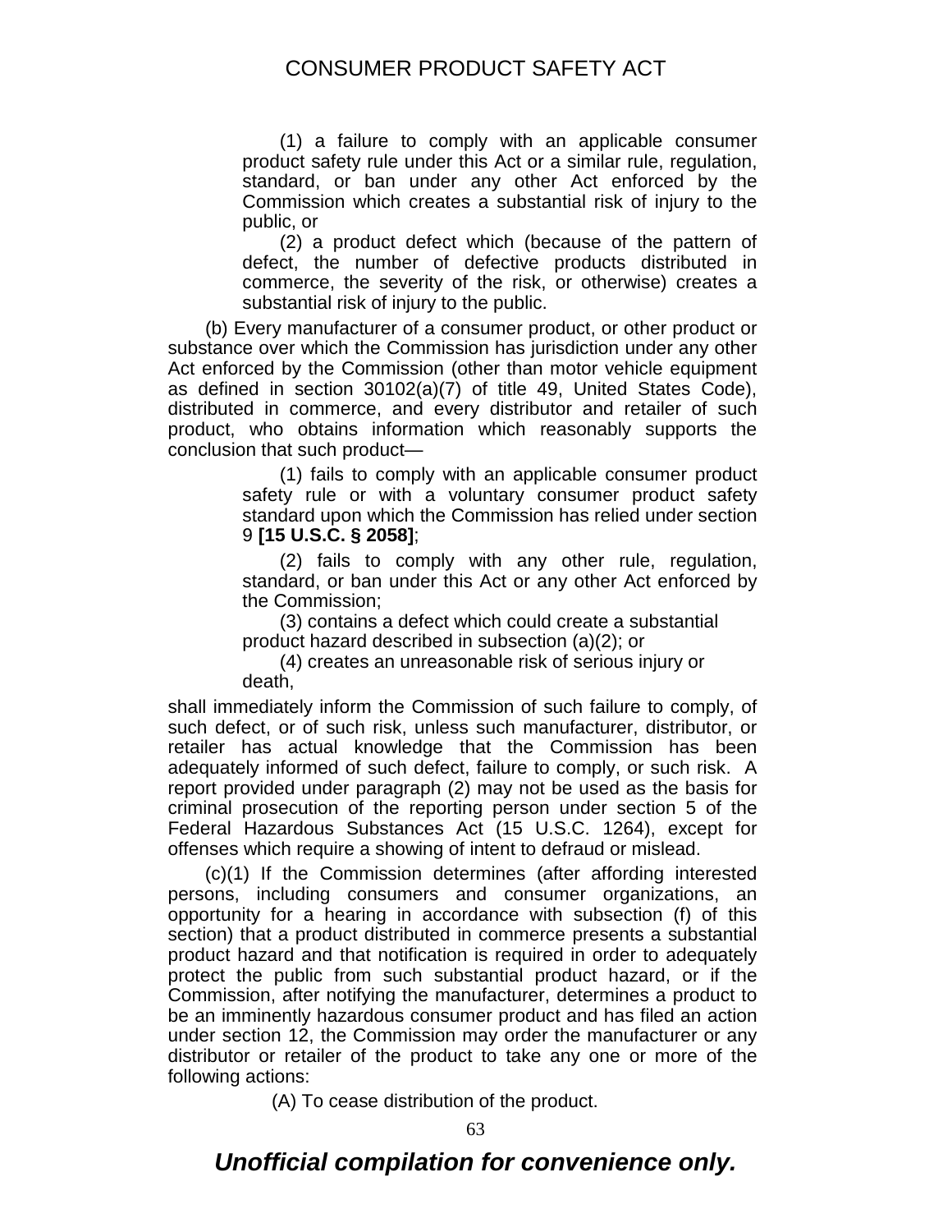(1) a failure to comply with an applicable consumer product safety rule under this Act or a similar rule, regulation, standard, or ban under any other Act enforced by the Commission which creates a substantial risk of injury to the public, or

(2) a product defect which (because of the pattern of defect, the number of defective products distributed in commerce, the severity of the risk, or otherwise) creates a substantial risk of injury to the public.

(b) Every manufacturer of a consumer product, or other product or substance over which the Commission has jurisdiction under any other Act enforced by the Commission (other than motor vehicle equipment as defined in section 30102(a)(7) of title 49, United States Code), distributed in commerce, and every distributor and retailer of such product, who obtains information which reasonably supports the conclusion that such product—

(1) fails to comply with an applicable consumer product safety rule or with a voluntary consumer product safety standard upon which the Commission has relied under section 9 **[15 U.S.C. § 2058]**;

(2) fails to comply with any other rule, regulation, standard, or ban under this Act or any other Act enforced by the Commission;

(3) contains a defect which could create a substantial product hazard described in subsection (a)(2); or

(4) creates an unreasonable risk of serious injury or death,

shall immediately inform the Commission of such failure to comply, of such defect, or of such risk, unless such manufacturer, distributor, or retailer has actual knowledge that the Commission has been adequately informed of such defect, failure to comply, or such risk. A report provided under paragraph (2) may not be used as the basis for criminal prosecution of the reporting person under section 5 of the Federal Hazardous Substances Act (15 U.S.C. 1264), except for offenses which require a showing of intent to defraud or mislead.

(c)(1) If the Commission determines (after affording interested persons, including consumers and consumer organizations, an opportunity for a hearing in accordance with subsection (f) of this section) that a product distributed in commerce presents a substantial product hazard and that notification is required in order to adequately protect the public from such substantial product hazard, or if the Commission, after notifying the manufacturer, determines a product to be an imminently hazardous consumer product and has filed an action under section 12, the Commission may order the manufacturer or any distributor or retailer of the product to take any one or more of the following actions:

(A) To cease distribution of the product.

*Unofficial compilation for convenience only.*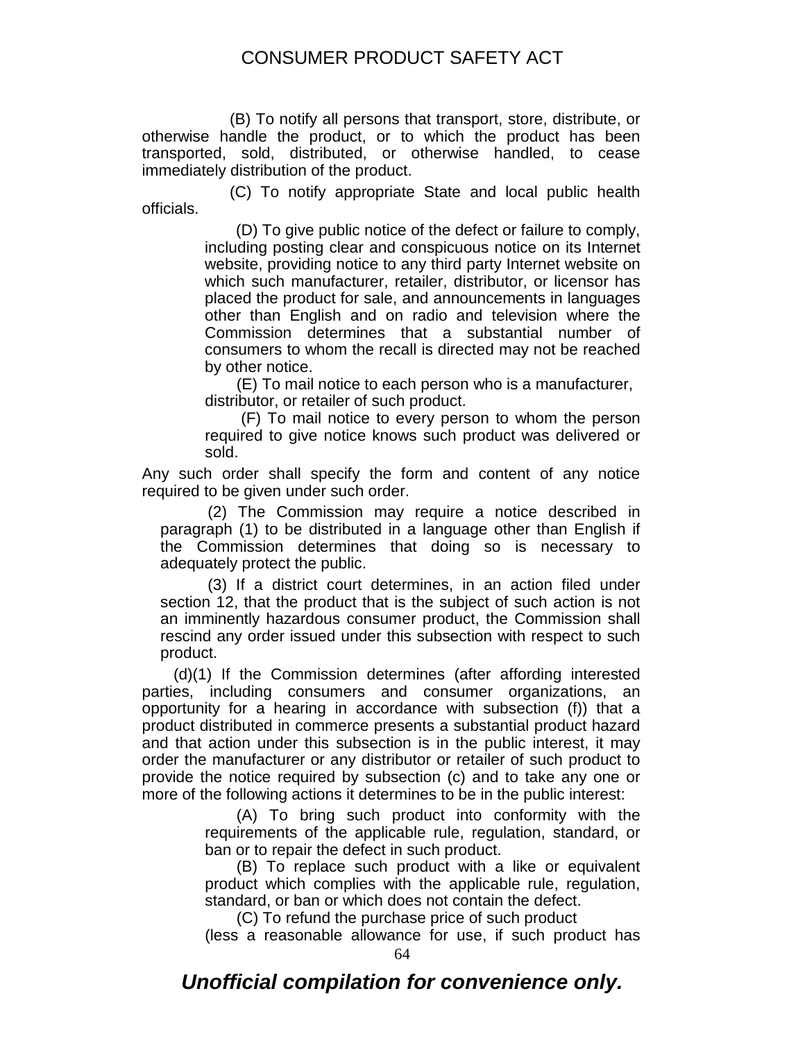(B) To notify all persons that transport, store, distribute, or otherwise handle the product, or to which the product has been transported, sold, distributed, or otherwise handled, to cease immediately distribution of the product.

(C) To notify appropriate State and local public health officials.

(D) To give public notice of the defect or failure to comply, including posting clear and conspicuous notice on its Internet website, providing notice to any third party Internet website on which such manufacturer, retailer, distributor, or licensor has placed the product for sale, and announcements in languages other than English and on radio and television where the Commission determines that a substantial number of consumers to whom the recall is directed may not be reached by other notice.

(E) To mail notice to each person who is a manufacturer, distributor, or retailer of such product.

(F) To mail notice to every person to whom the person required to give notice knows such product was delivered or sold.

Any such order shall specify the form and content of any notice required to be given under such order.

(2) The Commission may require a notice described in paragraph (1) to be distributed in a language other than English if the Commission determines that doing so is necessary to adequately protect the public.

(3) If a district court determines, in an action filed under section 12, that the product that is the subject of such action is not an imminently hazardous consumer product, the Commission shall rescind any order issued under this subsection with respect to such product.

(d)(1) If the Commission determines (after affording interested parties, including consumers and consumer organizations, an opportunity for a hearing in accordance with subsection (f)) that a product distributed in commerce presents a substantial product hazard and that action under this subsection is in the public interest, it may order the manufacturer or any distributor or retailer of such product to provide the notice required by subsection (c) and to take any one or more of the following actions it determines to be in the public interest:

(A) To bring such product into conformity with the requirements of the applicable rule, regulation, standard, or ban or to repair the defect in such product.

(B) To replace such product with a like or equivalent product which complies with the applicable rule, regulation, standard, or ban or which does not contain the defect.

(C) To refund the purchase price of such product (less a reasonable allowance for use, if such product has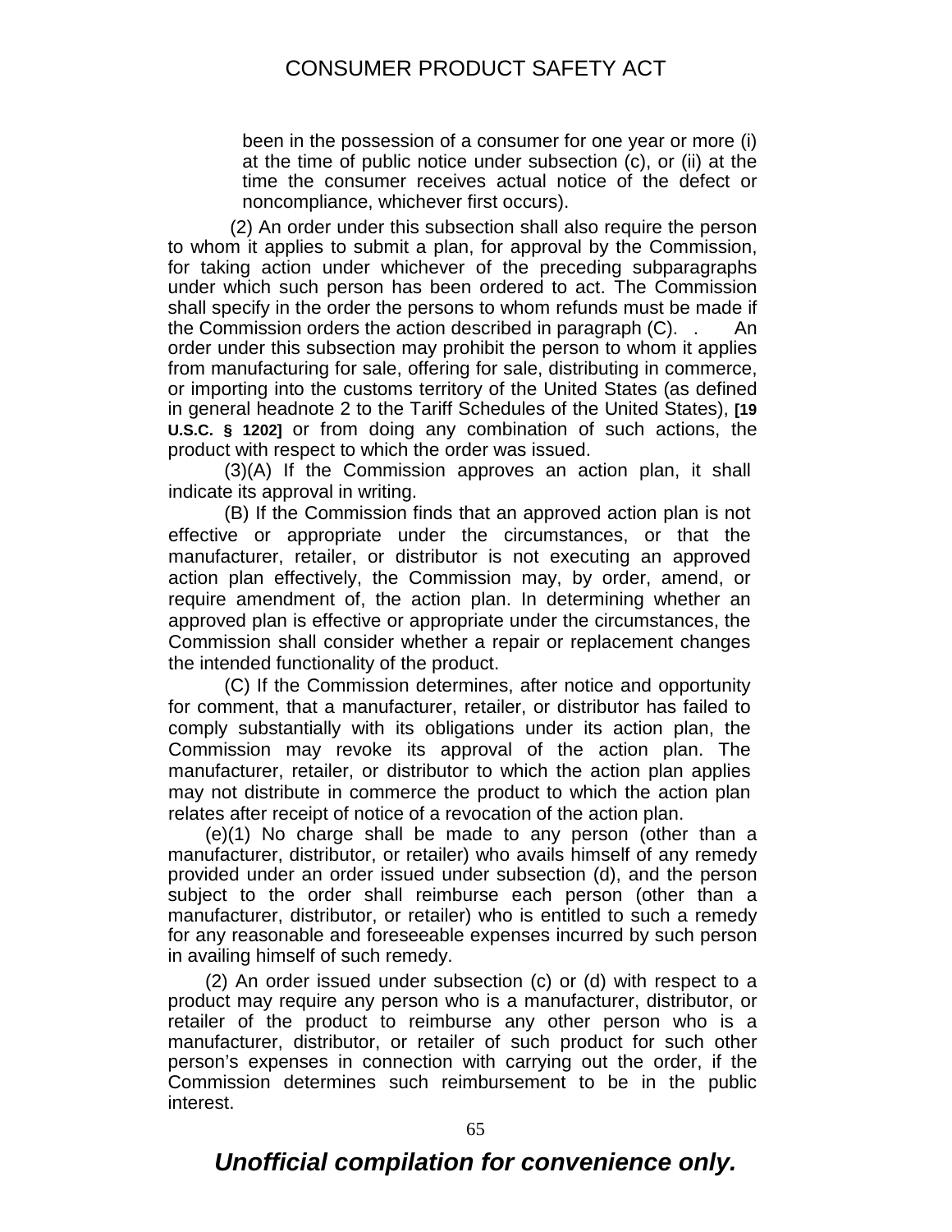been in the possession of a consumer for one year or more (i) at the time of public notice under subsection (c), or (ii) at the time the consumer receives actual notice of the defect or noncompliance, whichever first occurs).

(2) An order under this subsection shall also require the person to whom it applies to submit a plan, for approval by the Commission, for taking action under whichever of the preceding subparagraphs under which such person has been ordered to act. The Commission shall specify in the order the persons to whom refunds must be made if the Commission orders the action described in paragraph (C). . An order under this subsection may prohibit the person to whom it applies from manufacturing for sale, offering for sale, distributing in commerce, or importing into the customs territory of the United States (as defined in general headnote 2 to the Tariff Schedules of the United States), **[19 U.S.C. § 1202]** or from doing any combination of such actions, the product with respect to which the order was issued.

(3)(A) If the Commission approves an action plan, it shall indicate its approval in writing.

(B) If the Commission finds that an approved action plan is not effective or appropriate under the circumstances, or that the manufacturer, retailer, or distributor is not executing an approved action plan effectively, the Commission may, by order, amend, or require amendment of, the action plan. In determining whether an approved plan is effective or appropriate under the circumstances, the Commission shall consider whether a repair or replacement changes the intended functionality of the product.

(C) If the Commission determines, after notice and opportunity for comment, that a manufacturer, retailer, or distributor has failed to comply substantially with its obligations under its action plan, the Commission may revoke its approval of the action plan. The manufacturer, retailer, or distributor to which the action plan applies may not distribute in commerce the product to which the action plan relates after receipt of notice of a revocation of the action plan.

(e)(1) No charge shall be made to any person (other than a manufacturer, distributor, or retailer) who avails himself of any remedy provided under an order issued under subsection (d), and the person subject to the order shall reimburse each person (other than a manufacturer, distributor, or retailer) who is entitled to such a remedy for any reasonable and foreseeable expenses incurred by such person in availing himself of such remedy.

(2) An order issued under subsection (c) or (d) with respect to a product may require any person who is a manufacturer, distributor, or retailer of the product to reimburse any other person who is a manufacturer, distributor, or retailer of such product for such other person's expenses in connection with carrying out the order, if the Commission determines such reimbursement to be in the public interest.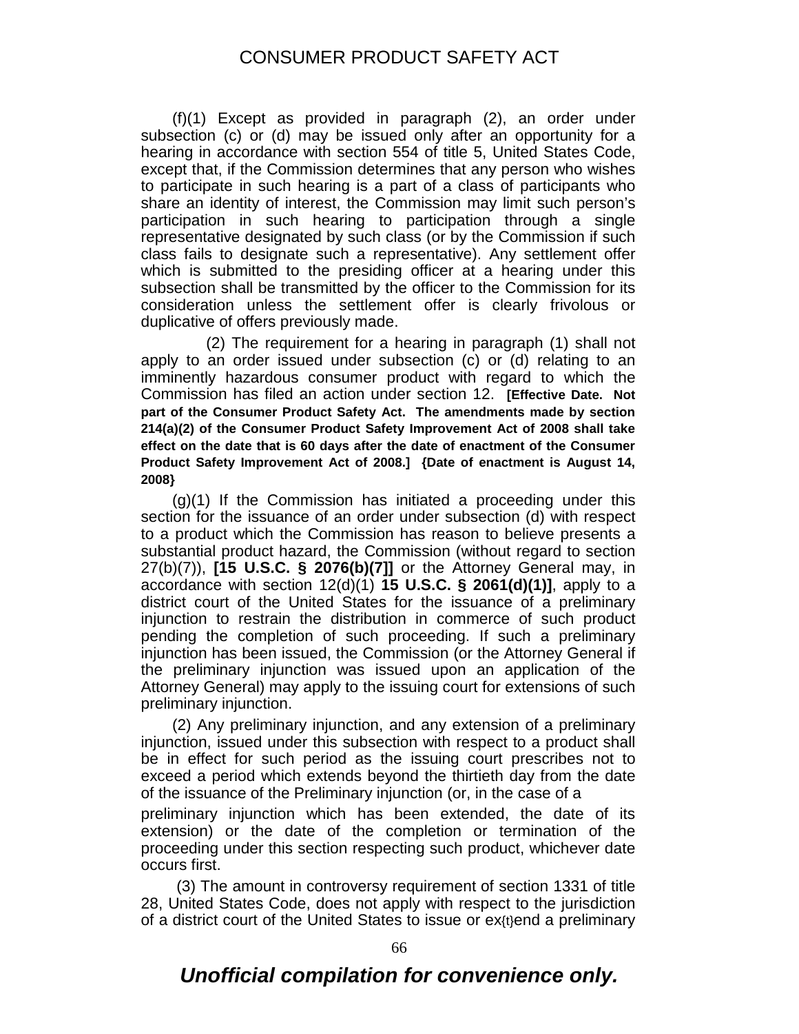(f)(1) Except as provided in paragraph (2), an order under subsection (c) or (d) may be issued only after an opportunity for a hearing in accordance with section 554 of title 5, United States Code, except that, if the Commission determines that any person who wishes to participate in such hearing is a part of a class of participants who share an identity of interest, the Commission may limit such person's participation in such hearing to participation through a single representative designated by such class (or by the Commission if such class fails to designate such a representative). Any settlement offer which is submitted to the presiding officer at a hearing under this subsection shall be transmitted by the officer to the Commission for its consideration unless the settlement offer is clearly frivolous or duplicative of offers previously made.

(2) The requirement for a hearing in paragraph (1) shall not apply to an order issued under subsection (c) or (d) relating to an imminently hazardous consumer product with regard to which the Commission has filed an action under section 12. **[Effective Date. Not part of the Consumer Product Safety Act. The amendments made by section 214(a)(2) of the Consumer Product Safety Improvement Act of 2008 shall take effect on the date that is 60 days after the date of enactment of the Consumer Product Safety Improvement Act of 2008.] {Date of enactment is August 14, 2008}**

(g)(1) If the Commission has initiated a proceeding under this section for the issuance of an order under subsection (d) with respect to a product which the Commission has reason to believe presents a substantial product hazard, the Commission (without regard to section 27(b)(7)), **[15 U.S.C. § 2076(b)(7)]** or the Attorney General may, in accordance with section 12(d)(1) **15 U.S.C. § 2061(d)(1)]**, apply to a district court of the United States for the issuance of a preliminary injunction to restrain the distribution in commerce of such product pending the completion of such proceeding. If such a preliminary injunction has been issued, the Commission (or the Attorney General if the preliminary injunction was issued upon an application of the Attorney General) may apply to the issuing court for extensions of such preliminary injunction.

(2) Any preliminary injunction, and any extension of a preliminary injunction, issued under this subsection with respect to a product shall be in effect for such period as the issuing court prescribes not to exceed a period which extends beyond the thirtieth day from the date of the issuance of the Preliminary injunction (or, in the case of a preliminary injunction which has been extended, the date of its extension) or the date of the completion or termination of the proceeding under this section respecting such product, whichever date occurs first.

(3) The amount in controversy requirement of section 1331 of title 28, United States Code, does not apply with respect to the jurisdiction of a district court of the United States to issue or ex{t}end a preliminary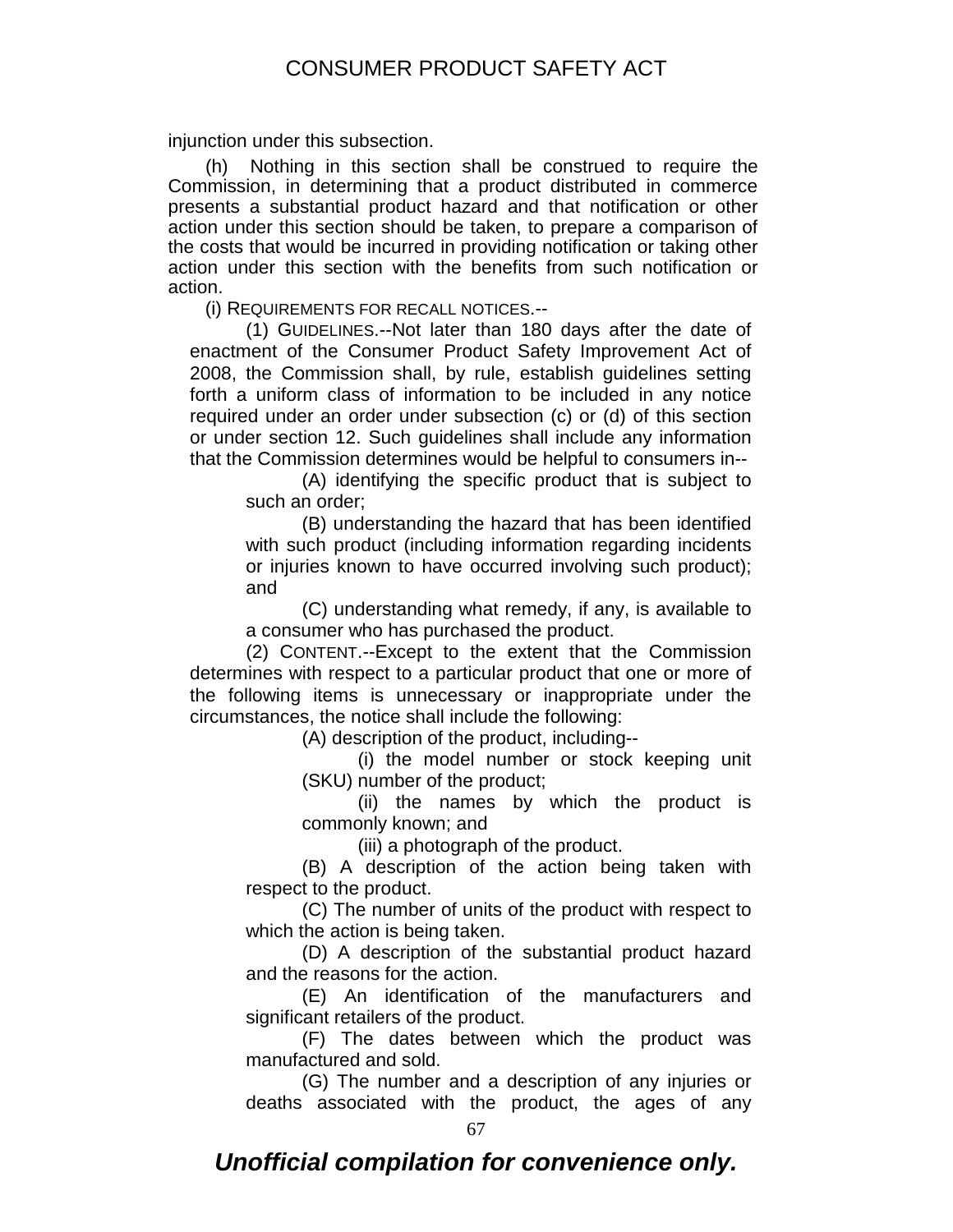injunction under this subsection.

(h) Nothing in this section shall be construed to require the Commission, in determining that a product distributed in commerce presents a substantial product hazard and that notification or other action under this section should be taken, to prepare a comparison of the costs that would be incurred in providing notification or taking other action under this section with the benefits from such notification or action.

(i) REQUIREMENTS FOR RECALL NOTICES.--

(1) GUIDELINES.--Not later than 180 days after the date of enactment of the Consumer Product Safety Improvement Act of 2008, the Commission shall, by rule, establish guidelines setting forth a uniform class of information to be included in any notice required under an order under subsection (c) or (d) of this section or under section 12. Such guidelines shall include any information that the Commission determines would be helpful to consumers in--

(A) identifying the specific product that is subject to such an order;

(B) understanding the hazard that has been identified with such product (including information regarding incidents or injuries known to have occurred involving such product); and

(C) understanding what remedy, if any, is available to a consumer who has purchased the product.

(2) CONTENT.--Except to the extent that the Commission determines with respect to a particular product that one or more of the following items is unnecessary or inappropriate under the circumstances, the notice shall include the following:

(A) description of the product, including--

(i) the model number or stock keeping unit (SKU) number of the product;

(ii) the names by which the product is commonly known; and

(iii) a photograph of the product.

(B) A description of the action being taken with respect to the product.

(C) The number of units of the product with respect to which the action is being taken.

(D) A description of the substantial product hazard and the reasons for the action.

(E) An identification of the manufacturers and significant retailers of the product.

(F) The dates between which the product was manufactured and sold.

(G) The number and a description of any injuries or deaths associated with the product, the ages of any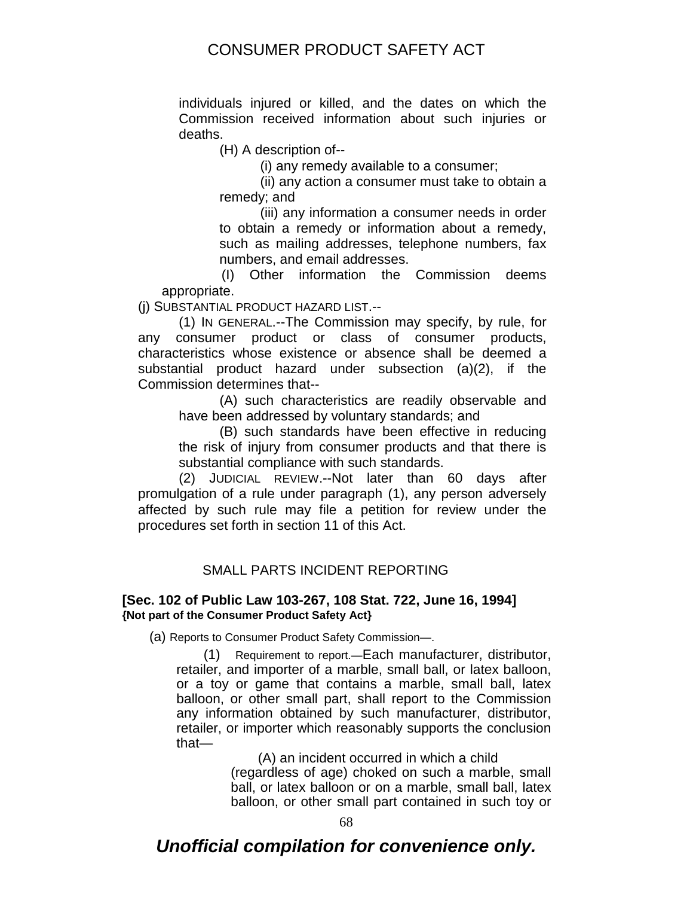individuals injured or killed, and the dates on which the Commission received information about such injuries or deaths.

(H) A description of--

(i) any remedy available to a consumer;

(ii) any action a consumer must take to obtain a remedy; and

(iii) any information a consumer needs in order to obtain a remedy or information about a remedy, such as mailing addresses, telephone numbers, fax numbers, and email addresses.

(I) Other information the Commission deems appropriate.

(j) SUBSTANTIAL PRODUCT HAZARD LIST.--

(1) IN GENERAL.--The Commission may specify, by rule, for any consumer product or class of consumer products, characteristics whose existence or absence shall be deemed a substantial product hazard under subsection (a)(2), if the Commission determines that--

(A) such characteristics are readily observable and have been addressed by voluntary standards; and

(B) such standards have been effective in reducing the risk of injury from consumer products and that there is substantial compliance with such standards.

(2) JUDICIAL REVIEW.--Not later than 60 days after promulgation of a rule under paragraph (1), any person adversely affected by such rule may file a petition for review under the procedures set forth in section 11 of this Act.

## SMALL PARTS INCIDENT REPORTING

**[Sec. 102 of Public Law 103-267, 108 Stat. 722, June 16, 1994]**
**{Not part of the Consumer Product Safety Act}**

(a) Reports to Consumer Product Safety Commission—.

(1) Requirement to report.—Each manufacturer, distributor, retailer, and importer of a marble, small ball, or latex balloon, or a toy or game that contains a marble, small ball, latex balloon, or other small part, shall report to the Commission any information obtained by such manufacturer, distributor, retailer, or importer which reasonably supports the conclusion that—

(A) an incident occurred in which a child (regardless of age) choked on such a marble, small ball, or latex balloon or on a marble, small ball, latex balloon, or other small part contained in such toy or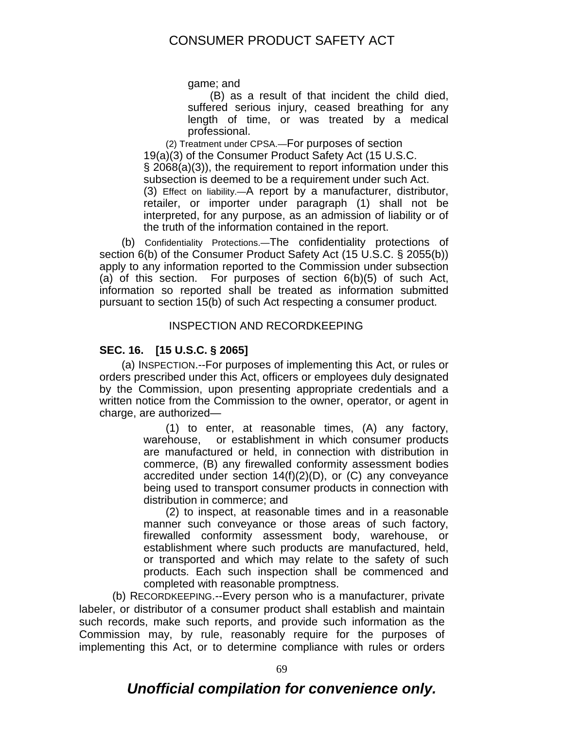game; and

(B) as a result of that incident the child died, suffered serious injury, ceased breathing for any length of time, or was treated by a medical professional.

(2) Treatment under CPSA.—For purposes of section 19(a)(3) of the Consumer Product Safety Act (15 U.S.C. § 2068(a)(3)), the requirement to report information under this subsection is deemed to be a requirement under such Act.

(3) Effect on liability.—A report by a manufacturer, distributor, retailer, or importer under paragraph (1) shall not be interpreted, for any purpose, as an admission of liability or of the truth of the information contained in the report.

(b) Confidentiality Protections.—The confidentiality protections of section 6(b) of the Consumer Product Safety Act (15 U.S.C. § 2055(b)) apply to any information reported to the Commission under subsection (a) of this section. For purposes of section 6(b)(5) of such Act, information so reported shall be treated as information submitted pursuant to section 15(b) of such Act respecting a consumer product.

INSPECTION AND RECORDKEEPING

**SEC. 16. [15 U.S.C. § 2065]**

(a) INSPECTION.--For purposes of implementing this Act, or rules or orders prescribed under this Act, officers or employees duly designated by the Commission, upon presenting appropriate credentials and a written notice from the Commission to the owner, operator, or agent in charge, are authorized—

(1) to enter, at reasonable times, (A) any factory, warehouse, or establishment in which consumer products are manufactured or held, in connection with distribution in commerce, (B) any firewalled conformity assessment bodies accredited under section 14(f)(2)(D), or (C) any conveyance being used to transport consumer products in connection with distribution in commerce; and

(2) to inspect, at reasonable times and in a reasonable manner such conveyance or those areas of such factory, firewalled conformity assessment body, warehouse, or establishment where such products are manufactured, held, or transported and which may relate to the safety of such products. Each such inspection shall be commenced and completed with reasonable promptness.

(b) RECORDKEEPING.--Every person who is a manufacturer, private labeler, or distributor of a consumer product shall establish and maintain such records, make such reports, and provide such information as the Commission may, by rule, reasonably require for the purposes of implementing this Act, or to determine compliance with rules or orders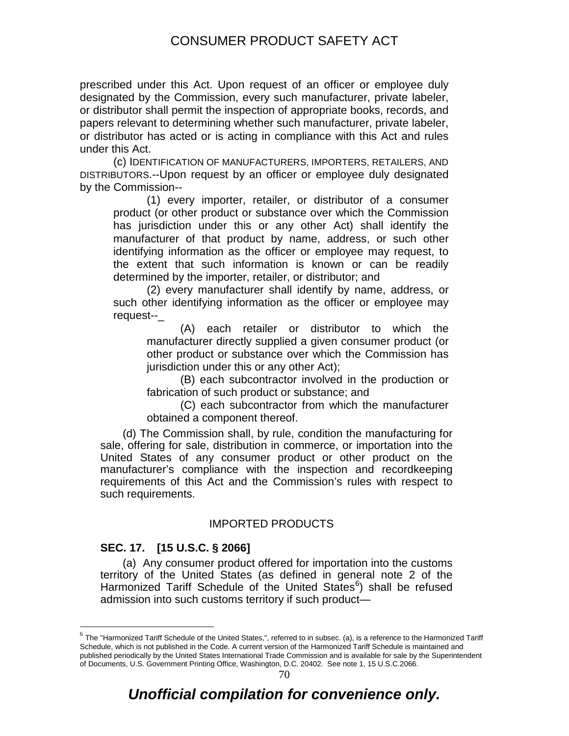prescribed under this Act. Upon request of an officer or employee duly designated by the Commission, every such manufacturer, private labeler, or distributor shall permit the inspection of appropriate books, records, and papers relevant to determining whether such manufacturer, private labeler, or distributor has acted or is acting in compliance with this Act and rules under this Act.

(c) IDENTIFICATION OF MANUFACTURERS, IMPORTERS, RETAILERS, AND DISTRIBUTORS.--Upon request by an officer or employee duly designated by the Commission--

(1) every importer, retailer, or distributor of a consumer product (or other product or substance over which the Commission has jurisdiction under this or any other Act) shall identify the manufacturer of that product by name, address, or such other identifying information as the officer or employee may request, to the extent that such information is known or can be readily determined by the importer, retailer, or distributor; and

(2) every manufacturer shall identify by name, address, or such other identifying information as the officer or employee may request--_

(A) each retailer or distributor to which the manufacturer directly supplied a given consumer product (or other product or substance over which the Commission has jurisdiction under this or any other Act);

(B) each subcontractor involved in the production or fabrication of such product or substance; and

(C) each subcontractor from which the manufacturer obtained a component thereof.

(d) The Commission shall, by rule, condition the manufacturing for sale, offering for sale, distribution in commerce, or importation into the United States of any consumer product or other product on the manufacturer's compliance with the inspection and recordkeeping requirements of this Act and the Commission's rules with respect to such requirements.

## IMPORTED PRODUCTS

### SEC. 17. [15 U.S.C. § 2066]

(a) Any consumer product offered for importation into the customs territory of the United States (as defined in general note 2 of the Harmonized Tariff Schedule of the United States[6]) shall be refused admission into such customs territory if such product—

[6] The "Harmonized Tariff Schedule of the United States,", referred to in subsec. (a), is a reference to the Harmonized Tariff Schedule, which is not published in the Code. A current version of the Harmonized Tariff Schedule is maintained and published periodically by the United States International Trade Commission and is available for sale by the Superintendent of Documents, U.S. Government Printing Office, Washington, D.C. 20402. See note 1, 15 U.S.C.2066.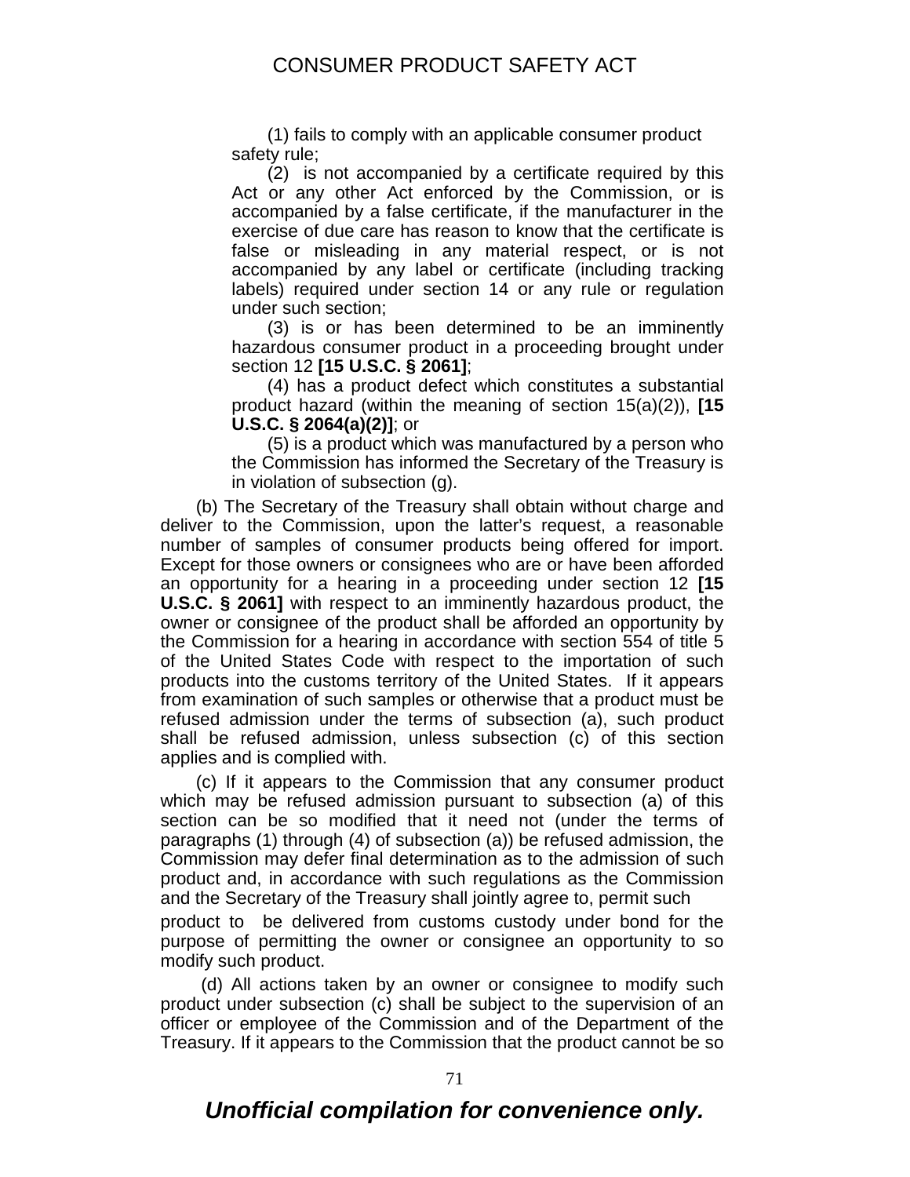(1) fails to comply with an applicable consumer product safety rule;

(2) is not accompanied by a certificate required by this Act or any other Act enforced by the Commission, or is accompanied by a false certificate, if the manufacturer in the exercise of due care has reason to know that the certificate is false or misleading in any material respect, or is not accompanied by any label or certificate (including tracking labels) required under section 14 or any rule or regulation under such section;

(3) is or has been determined to be an imminently hazardous consumer product in a proceeding brought under section 12 **[15 U.S.C. § 2061]**;

(4) has a product defect which constitutes a substantial product hazard (within the meaning of section 15(a)(2)), **[15 U.S.C. § 2064(a)(2)]**; or

(5) is a product which was manufactured by a person who the Commission has informed the Secretary of the Treasury is in violation of subsection (g).

(b) The Secretary of the Treasury shall obtain without charge and deliver to the Commission, upon the latter's request, a reasonable number of samples of consumer products being offered for import. Except for those owners or consignees who are or have been afforded an opportunity for a hearing in a proceeding under section 12 **[15 U.S.C. § 2061]** with respect to an imminently hazardous product, the owner or consignee of the product shall be afforded an opportunity by the Commission for a hearing in accordance with section 554 of title 5 of the United States Code with respect to the importation of such products into the customs territory of the United States. If it appears from examination of such samples or otherwise that a product must be refused admission under the terms of subsection (a), such product shall be refused admission, unless subsection (c) of this section applies and is complied with.

(c) If it appears to the Commission that any consumer product which may be refused admission pursuant to subsection (a) of this section can be so modified that it need not (under the terms of paragraphs (1) through (4) of subsection (a)) be refused admission, the Commission may defer final determination as to the admission of such product and, in accordance with such regulations as the Commission and the Secretary of the Treasury shall jointly agree to, permit such product to be delivered from customs custody under bond for the purpose of permitting the owner or consignee an opportunity to so modify such product.

(d) All actions taken by an owner or consignee to modify such product under subsection (c) shall be subject to the supervision of an officer or employee of the Commission and of the Department of the Treasury. If it appears to the Commission that the product cannot be so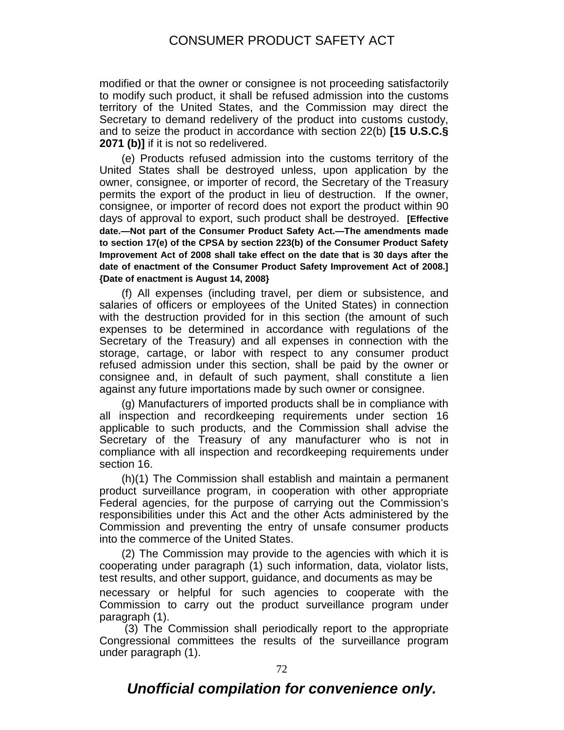modified or that the owner or consignee is not proceeding satisfactorily to modify such product, it shall be refused admission into the customs territory of the United States, and the Commission may direct the Secretary to demand redelivery of the product into customs custody, and to seize the product in accordance with section 22(b) **[15 U.S.C.§ 2071 (b)]** if it is not so redelivered.

(e) Products refused admission into the customs territory of the United States shall be destroyed unless, upon application by the owner, consignee, or importer of record, the Secretary of the Treasury permits the export of the product in lieu of destruction. If the owner, consignee, or importer of record does not export the product within 90 days of approval to export, such product shall be destroyed. **[Effective date.—Not part of the Consumer Product Safety Act.—The amendments made to section 17(e) of the CPSA by section 223(b) of the Consumer Product Safety Improvement Act of 2008 shall take effect on the date that is 30 days after the date of enactment of the Consumer Product Safety Improvement Act of 2008.] {Date of enactment is August 14, 2008}**

(f) All expenses (including travel, per diem or subsistence, and salaries of officers or employees of the United States) in connection with the destruction provided for in this section (the amount of such expenses to be determined in accordance with regulations of the Secretary of the Treasury) and all expenses in connection with the storage, cartage, or labor with respect to any consumer product refused admission under this section, shall be paid by the owner or consignee and, in default of such payment, shall constitute a lien against any future importations made by such owner or consignee.

(g) Manufacturers of imported products shall be in compliance with all inspection and recordkeeping requirements under section 16 applicable to such products, and the Commission shall advise the Secretary of the Treasury of any manufacturer who is not in compliance with all inspection and recordkeeping requirements under section 16.

(h)(1) The Commission shall establish and maintain a permanent product surveillance program, in cooperation with other appropriate Federal agencies, for the purpose of carrying out the Commission's responsibilities under this Act and the other Acts administered by the Commission and preventing the entry of unsafe consumer products into the commerce of the United States.

(2) The Commission may provide to the agencies with which it is cooperating under paragraph (1) such information, data, violator lists, test results, and other support, guidance, and documents as may be necessary or helpful for such agencies to cooperate with the Commission to carry out the product surveillance program under paragraph (1).

(3) The Commission shall periodically report to the appropriate Congressional committees the results of the surveillance program under paragraph (1).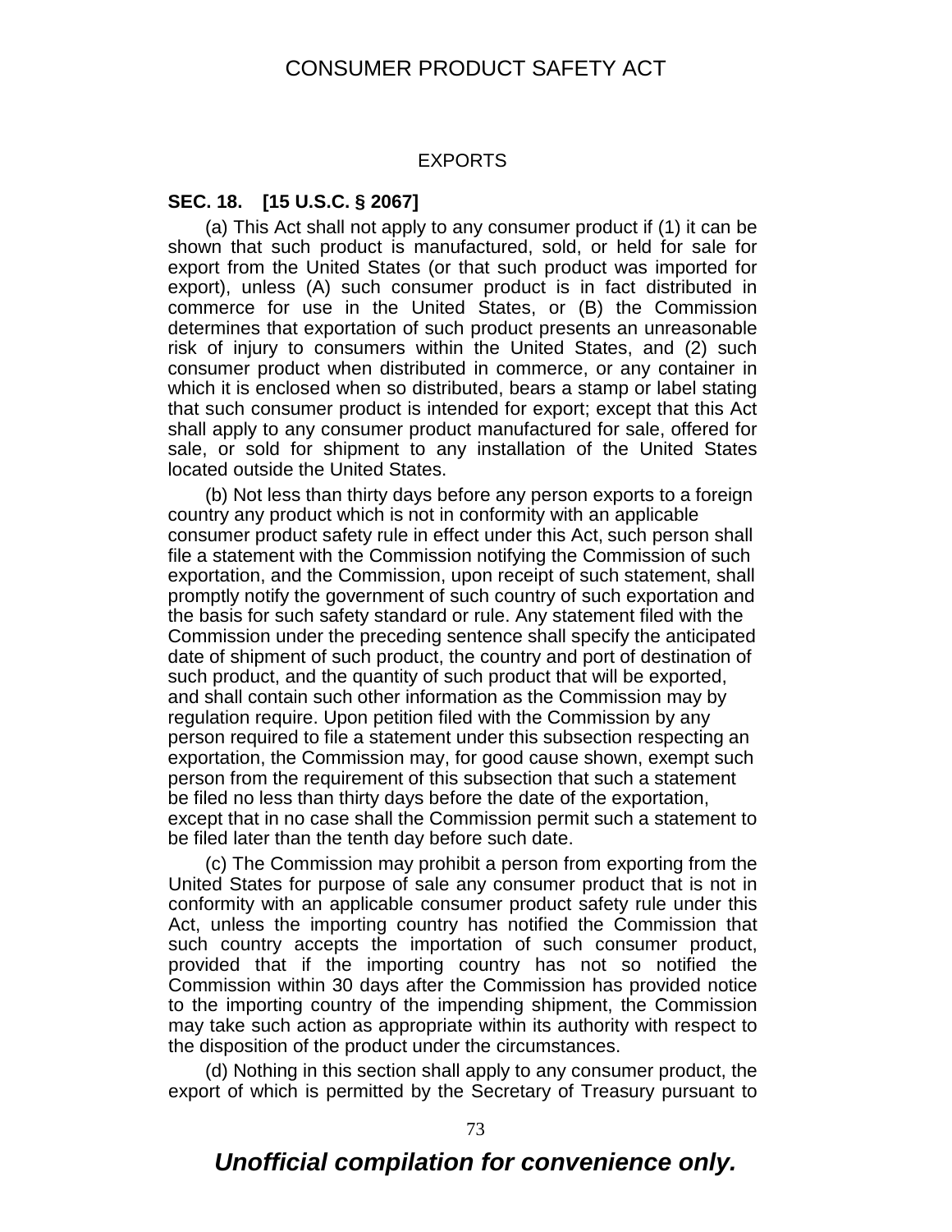## EXPORTS

**SEC. 18. [15 U.S.C. § 2067]**

(a) This Act shall not apply to any consumer product if (1) it can be shown that such product is manufactured, sold, or held for sale for export from the United States (or that such product was imported for export), unless (A) such consumer product is in fact distributed in commerce for use in the United States, or (B) the Commission determines that exportation of such product presents an unreasonable risk of injury to consumers within the United States, and (2) such consumer product when distributed in commerce, or any container in which it is enclosed when so distributed, bears a stamp or label stating that such consumer product is intended for export; except that this Act shall apply to any consumer product manufactured for sale, offered for sale, or sold for shipment to any installation of the United States located outside the United States.

(b) Not less than thirty days before any person exports to a foreign country any product which is not in conformity with an applicable consumer product safety rule in effect under this Act, such person shall file a statement with the Commission notifying the Commission of such exportation, and the Commission, upon receipt of such statement, shall promptly notify the government of such country of such exportation and the basis for such safety standard or rule. Any statement filed with the Commission under the preceding sentence shall specify the anticipated date of shipment of such product, the country and port of destination of such product, and the quantity of such product that will be exported, and shall contain such other information as the Commission may by regulation require. Upon petition filed with the Commission by any person required to file a statement under this subsection respecting an exportation, the Commission may, for good cause shown, exempt such person from the requirement of this subsection that such a statement be filed no less than thirty days before the date of the exportation, except that in no case shall the Commission permit such a statement to be filed later than the tenth day before such date.

(c) The Commission may prohibit a person from exporting from the United States for purpose of sale any consumer product that is not in conformity with an applicable consumer product safety rule under this Act, unless the importing country has notified the Commission that such country accepts the importation of such consumer product, provided that if the importing country has not so notified the Commission within 30 days after the Commission has provided notice to the importing country of the impending shipment, the Commission may take such action as appropriate within its authority with respect to the disposition of the product under the circumstances.

(d) Nothing in this section shall apply to any consumer product, the export of which is permitted by the Secretary of Treasury pursuant to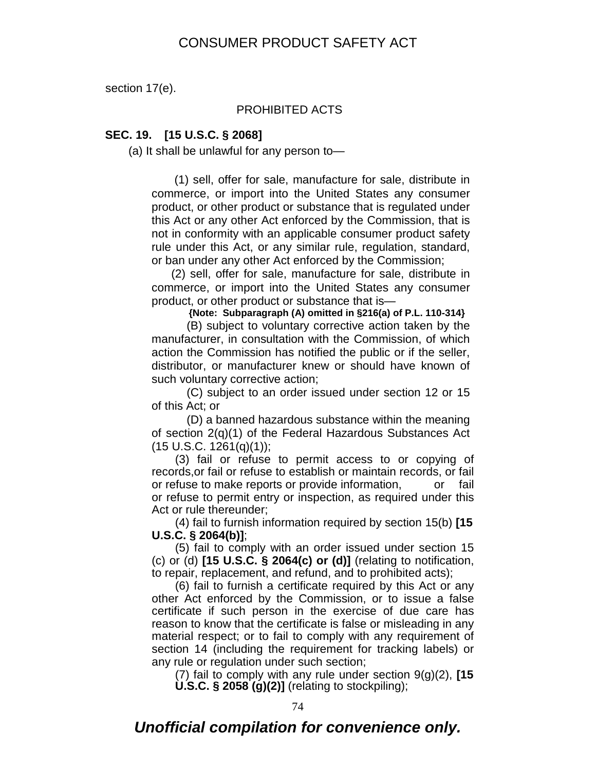section 17(e).

## PROHIBITED ACTS

**SEC. 19. [15 U.S.C. § 2068]**

(a) It shall be unlawful for any person to—

(1) sell, offer for sale, manufacture for sale, distribute in commerce, or import into the United States any consumer product, or other product or substance that is regulated under this Act or any other Act enforced by the Commission, that is not in conformity with an applicable consumer product safety rule under this Act, or any similar rule, regulation, standard, or ban under any other Act enforced by the Commission;

(2) sell, offer for sale, manufacture for sale, distribute in commerce, or import into the United States any consumer product, or other product or substance that is—

**{Note: Subparagraph (A) omitted in §216(a) of P.L. 110-314}**

(B) subject to voluntary corrective action taken by the manufacturer, in consultation with the Commission, of which action the Commission has notified the public or if the seller, distributor, or manufacturer knew or should have known of such voluntary corrective action;

(C) subject to an order issued under section 12 or 15 of this Act; or

(D) a banned hazardous substance within the meaning of section 2(q)(1) of the Federal Hazardous Substances Act (15 U.S.C. 1261(q)(1));

(3) fail or refuse to permit access to or copying of records,or fail or refuse to establish or maintain records, or fail or refuse to make reports or provide information, or fail or refuse to permit entry or inspection, as required under this Act or rule thereunder;

(4) fail to furnish information required by section 15(b) **[15 U.S.C. § 2064(b)]**;

(5) fail to comply with an order issued under section 15 (c) or (d) **[15 U.S.C. § 2064(c) or (d)]** (relating to notification, to repair, replacement, and refund, and to prohibited acts);

(6) fail to furnish a certificate required by this Act or any other Act enforced by the Commission, or to issue a false certificate if such person in the exercise of due care has reason to know that the certificate is false or misleading in any material respect; or to fail to comply with any requirement of section 14 (including the requirement for tracking labels) or any rule or regulation under such section;

(7) fail to comply with any rule under section 9(g)(2), **[15 U.S.C. § 2058 (g)(2)]** (relating to stockpiling);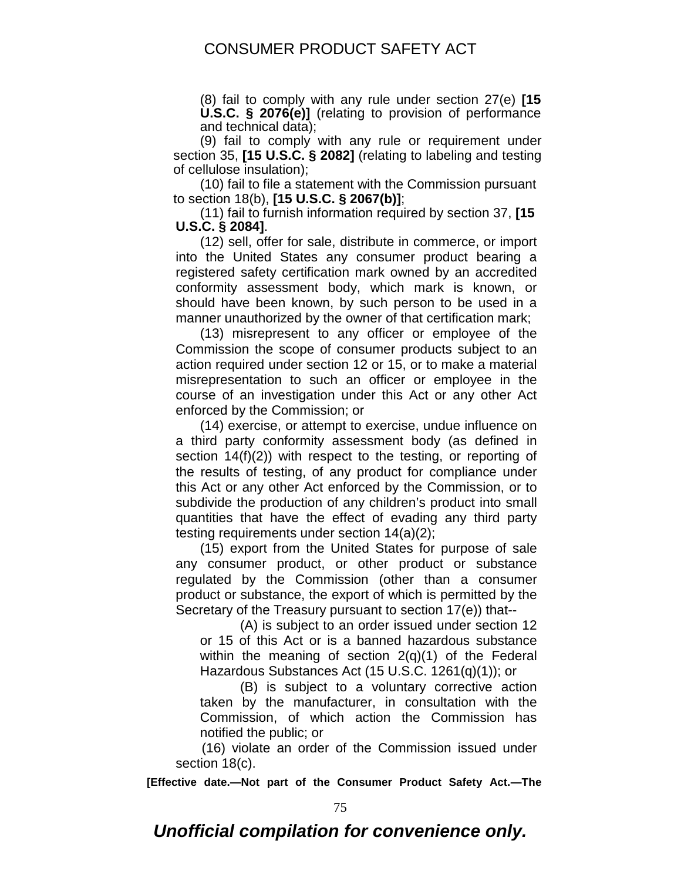(8) fail to comply with any rule under section 27(e) **[15 U.S.C. § 2076(e)]** (relating to provision of performance and technical data);

(9) fail to comply with any rule or requirement under section 35, **[15 U.S.C. § 2082]** (relating to labeling and testing of cellulose insulation);

(10) fail to file a statement with the Commission pursuant to section 18(b), **[15 U.S.C. § 2067(b)]**;

(11) fail to furnish information required by section 37, **[15 U.S.C. § 2084]**.

(12) sell, offer for sale, distribute in commerce, or import into the United States any consumer product bearing a registered safety certification mark owned by an accredited conformity assessment body, which mark is known, or should have been known, by such person to be used in a manner unauthorized by the owner of that certification mark;

(13) misrepresent to any officer or employee of the Commission the scope of consumer products subject to an action required under section 12 or 15, or to make a material misrepresentation to such an officer or employee in the course of an investigation under this Act or any other Act enforced by the Commission; or

(14) exercise, or attempt to exercise, undue influence on a third party conformity assessment body (as defined in section 14(f)(2)) with respect to the testing, or reporting of the results of testing, of any product for compliance under this Act or any other Act enforced by the Commission, or to subdivide the production of any children's product into small quantities that have the effect of evading any third party testing requirements under section 14(a)(2);

(15) export from the United States for purpose of sale any consumer product, or other product or substance regulated by the Commission (other than a consumer product or substance, the export of which is permitted by the Secretary of the Treasury pursuant to section 17(e)) that--

(A) is subject to an order issued under section 12 or 15 of this Act or is a banned hazardous substance within the meaning of section 2(q)(1) of the Federal Hazardous Substances Act (15 U.S.C. 1261(q)(1)); or

(B) is subject to a voluntary corrective action taken by the manufacturer, in consultation with the Commission, of which action the Commission has notified the public; or

(16) violate an order of the Commission issued under section 18(c).

**[Effective date.—Not part of the Consumer Product Safety Act.—The**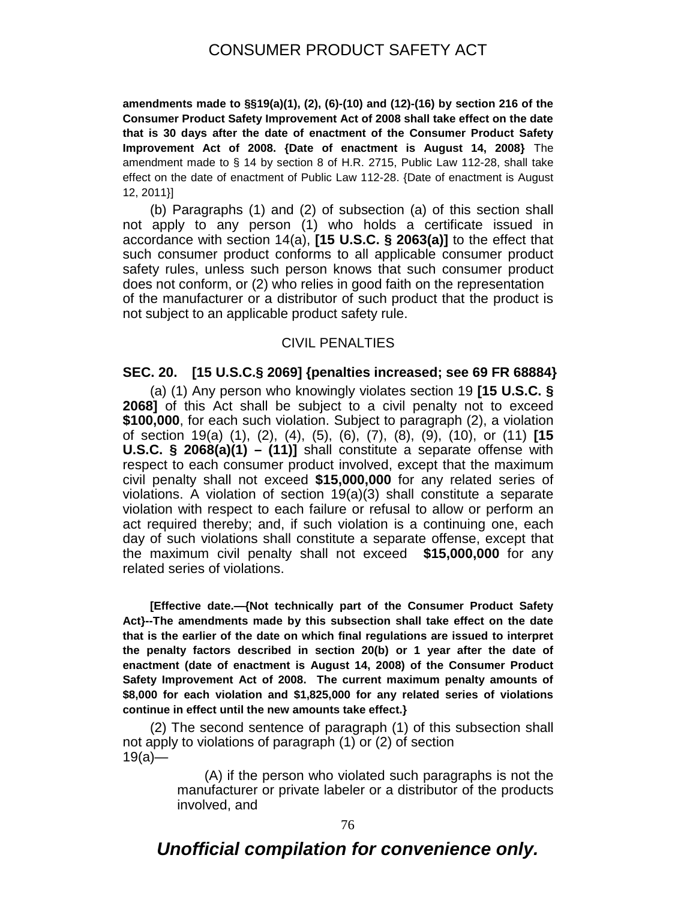**amendments made to §§19(a)(1), (2), (6)-(10) and (12)-(16) by section 216 of the Consumer Product Safety Improvement Act of 2008 shall take effect on the date that is 30 days after the date of enactment of the Consumer Product Safety Improvement Act of 2008. {Date of enactment is August 14, 2008}** The amendment made to § 14 by section 8 of H.R. 2715, Public Law 112-28, shall take effect on the date of enactment of Public Law 112-28. {Date of enactment is August 12, 2011}]

(b) Paragraphs (1) and (2) of subsection (a) of this section shall not apply to any person (1) who holds a certificate issued in accordance with section 14(a), **[15 U.S.C. § 2063(a)]** to the effect that such consumer product conforms to all applicable consumer product safety rules, unless such person knows that such consumer product does not conform, or (2) who relies in good faith on the representation of the manufacturer or a distributor of such product that the product is not subject to an applicable product safety rule.

## CIVIL PENALTIES

### SEC. 20. [15 U.S.C.§ 2069] {penalties increased; see 69 FR 68884}

(a) (1) Any person who knowingly violates section 19 **[15 U.S.C. § 2068]** of this Act shall be subject to a civil penalty not to exceed **$100,000**, for each such violation. Subject to paragraph (2), a violation of section 19(a) (1), (2), (4), (5), (6), (7), (8), (9), (10), or (11) **[15 U.S.C. § 2068(a)(1) – (11)]** shall constitute a separate offense with respect to each consumer product involved, except that the maximum civil penalty shall not exceed **$15,000,000** for any related series of violations. A violation of section 19(a)(3) shall constitute a separate violation with respect to each failure or refusal to allow or perform an act required thereby; and, if such violation is a continuing one, each day of such violations shall constitute a separate offense, except that the maximum civil penalty shall not exceed **$15,000,000** for any related series of violations.

**[Effective date.—{Not technically part of the Consumer Product Safety Act}--The amendments made by this subsection shall take effect on the date that is the earlier of the date on which final regulations are issued to interpret the penalty factors described in section 20(b) or 1 year after the date of enactment (date of enactment is August 14, 2008) of the Consumer Product Safety Improvement Act of 2008. The current maximum penalty amounts of $8,000 for each violation and $1,825,000 for any related series of violations continue in effect until the new amounts take effect.}**

(2) The second sentence of paragraph (1) of this subsection shall not apply to violations of paragraph (1) or (2) of section 19(a)—

(A) if the person who violated such paragraphs is not the manufacturer or private labeler or a distributor of the products involved, and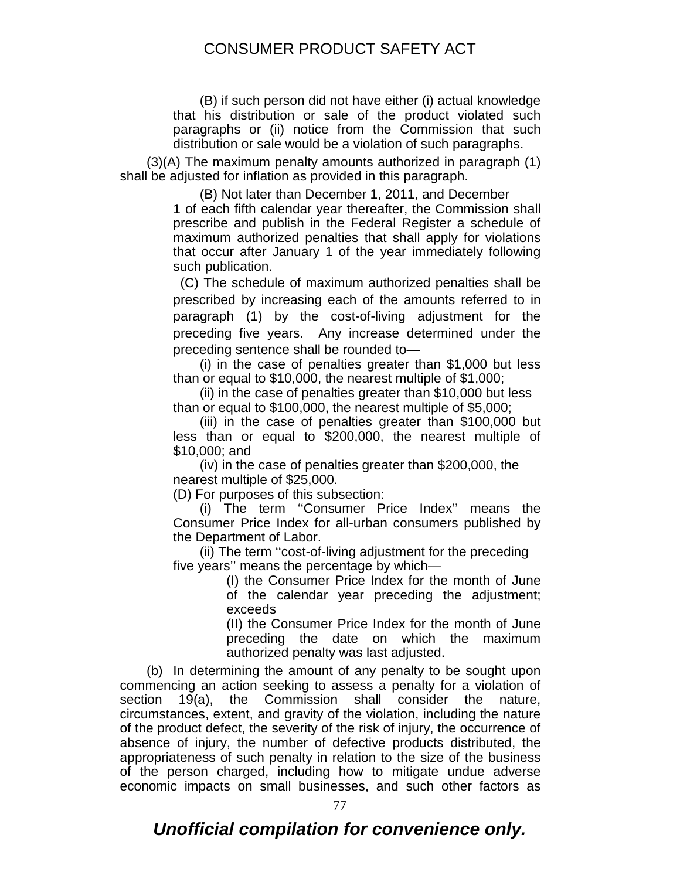(B) if such person did not have either (i) actual knowledge that his distribution or sale of the product violated such paragraphs or (ii) notice from the Commission that such distribution or sale would be a violation of such paragraphs.

(3)(A) The maximum penalty amounts authorized in paragraph (1) shall be adjusted for inflation as provided in this paragraph.

(B) Not later than December 1, 2011, and December 1 of each fifth calendar year thereafter, the Commission shall prescribe and publish in the Federal Register a schedule of maximum authorized penalties that shall apply for violations that occur after January 1 of the year immediately following such publication.

(C) The schedule of maximum authorized penalties shall be prescribed by increasing each of the amounts referred to in paragraph (1) by the cost-of-living adjustment for the preceding five years. Any increase determined under the preceding sentence shall be rounded to—

(i) in the case of penalties greater than $1,000 but less than or equal to $10,000, the nearest multiple of $1,000;

(ii) in the case of penalties greater than $10,000 but less than or equal to $100,000, the nearest multiple of $5,000;

(iii) in the case of penalties greater than $100,000 but less than or equal to $200,000, the nearest multiple of $10,000; and

(iv) in the case of penalties greater than $200,000, the nearest multiple of $25,000.

(D) For purposes of this subsection:

(i) The term ''Consumer Price Index'' means the Consumer Price Index for all-urban consumers published by the Department of Labor.

(ii) The term ''cost-of-living adjustment for the preceding five years'' means the percentage by which—

(I) the Consumer Price Index for the month of June of the calendar year preceding the adjustment; exceeds

(II) the Consumer Price Index for the month of June preceding the date on which the maximum authorized penalty was last adjusted.

(b) In determining the amount of any penalty to be sought upon commencing an action seeking to assess a penalty for a violation of section 19(a), the Commission shall consider the nature, circumstances, extent, and gravity of the violation, including the nature of the product defect, the severity of the risk of injury, the occurrence of absence of injury, the number of defective products distributed, the appropriateness of such penalty in relation to the size of the business of the person charged, including how to mitigate undue adverse economic impacts on small businesses, and such other factors as

*Unofficial compilation for convenience only.*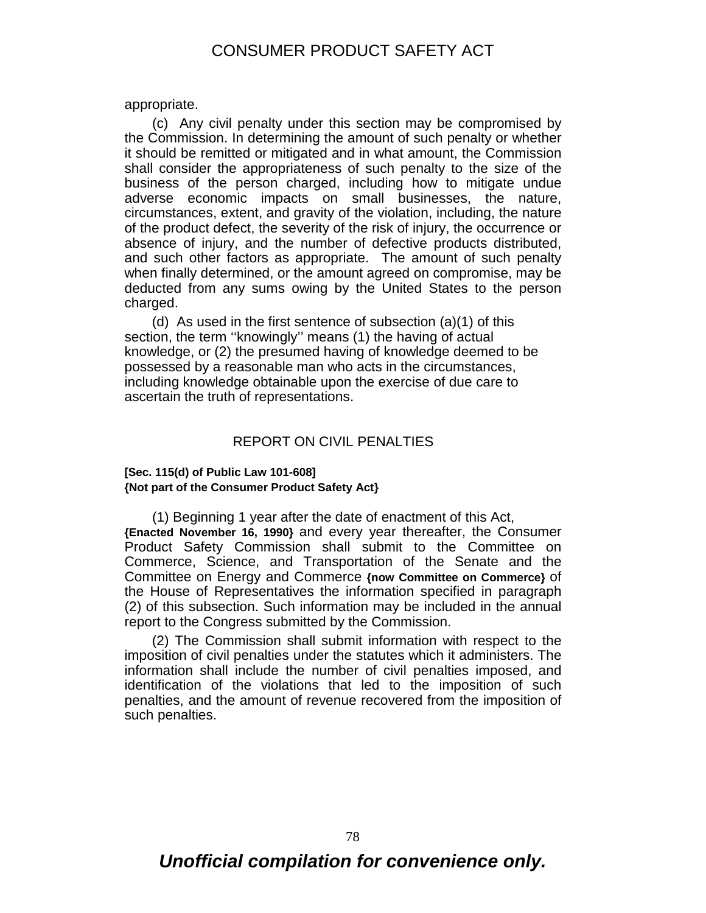appropriate.

(c) Any civil penalty under this section may be compromised by the Commission. In determining the amount of such penalty or whether it should be remitted or mitigated and in what amount, the Commission shall consider the appropriateness of such penalty to the size of the business of the person charged, including how to mitigate undue adverse economic impacts on small businesses, the nature, circumstances, extent, and gravity of the violation, including, the nature of the product defect, the severity of the risk of injury, the occurrence or absence of injury, and the number of defective products distributed, and such other factors as appropriate. The amount of such penalty when finally determined, or the amount agreed on compromise, may be deducted from any sums owing by the United States to the person charged.

(d) As used in the first sentence of subsection (a)(1) of this section, the term ''knowingly'' means (1) the having of actual knowledge, or (2) the presumed having of knowledge deemed to be possessed by a reasonable man who acts in the circumstances, including knowledge obtainable upon the exercise of due care to ascertain the truth of representations.

## REPORT ON CIVIL PENALTIES

**[Sec. 115(d) of Public Law 101-608]**
**{Not part of the Consumer Product Safety Act}**

(1) Beginning 1 year after the date of enactment of this Act, **{Enacted November 16, 1990}** and every year thereafter, the Consumer Product Safety Commission shall submit to the Committee on Commerce, Science, and Transportation of the Senate and the Committee on Energy and Commerce **{now Committee on Commerce}** of the House of Representatives the information specified in paragraph (2) of this subsection. Such information may be included in the annual report to the Congress submitted by the Commission.

(2) The Commission shall submit information with respect to the imposition of civil penalties under the statutes which it administers. The information shall include the number of civil penalties imposed, and identification of the violations that led to the imposition of such penalties, and the amount of revenue recovered from the imposition of such penalties.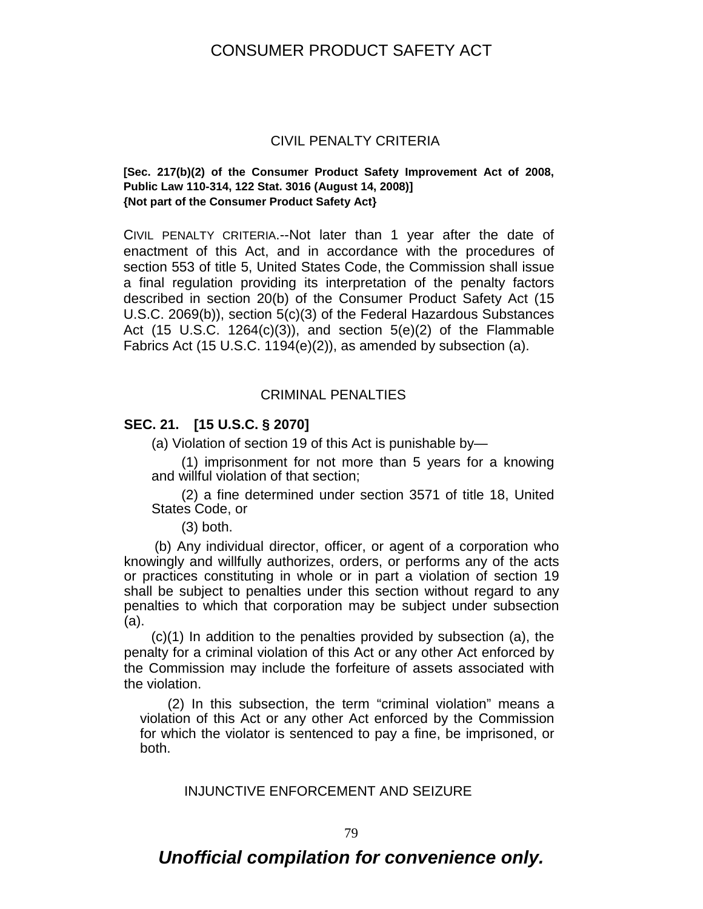## CIVIL PENALTY CRITERIA

**[Sec. 217(b)(2) of the Consumer Product Safety Improvement Act of 2008, Public Law 110-314, 122 Stat. 3016 (August 14, 2008)]**
**{Not part of the Consumer Product Safety Act}**

CIVIL PENALTY CRITERIA.--Not later than 1 year after the date of enactment of this Act, and in accordance with the procedures of section 553 of title 5, United States Code, the Commission shall issue a final regulation providing its interpretation of the penalty factors described in section 20(b) of the Consumer Product Safety Act (15 U.S.C. 2069(b)), section 5(c)(3) of the Federal Hazardous Substances Act (15 U.S.C. 1264(c)(3)), and section 5(e)(2) of the Flammable Fabrics Act (15 U.S.C. 1194(e)(2)), as amended by subsection (a).

## CRIMINAL PENALTIES

**SEC. 21. [15 U.S.C. § 2070]**

(a) Violation of section 19 of this Act is punishable by—

(1) imprisonment for not more than 5 years for a knowing and willful violation of that section;

(2) a fine determined under section 3571 of title 18, United States Code, or

(3) both.

(b) Any individual director, officer, or agent of a corporation who knowingly and willfully authorizes, orders, or performs any of the acts or practices constituting in whole or in part a violation of section 19 shall be subject to penalties under this section without regard to any penalties to which that corporation may be subject under subsection (a).

(c)(1) In addition to the penalties provided by subsection (a), the penalty for a criminal violation of this Act or any other Act enforced by the Commission may include the forfeiture of assets associated with the violation.

(2) In this subsection, the term “criminal violation” means a violation of this Act or any other Act enforced by the Commission for which the violator is sentenced to pay a fine, be imprisoned, or both.

## INJUNCTIVE ENFORCEMENT AND SEIZURE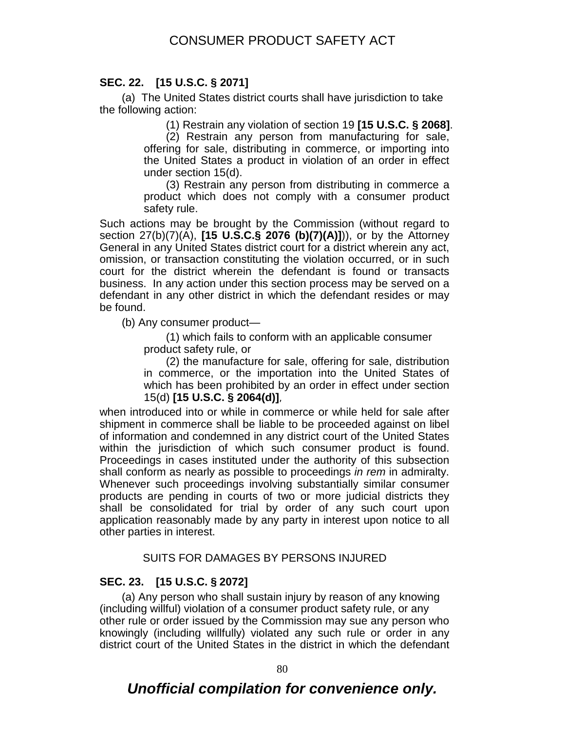**SEC. 22. [15 U.S.C. § 2071]**

(a) The United States district courts shall have jurisdiction to take the following action:

> (1) Restrain any violation of section 19 **[15 U.S.C. § 2068]**.
>
> (2) Restrain any person from manufacturing for sale, offering for sale, distributing in commerce, or importing into the United States a product in violation of an order in effect under section 15(d).
>
> (3) Restrain any person from distributing in commerce a product which does not comply with a consumer product safety rule.

Such actions may be brought by the Commission (without regard to section 27(b)(7)(A), **[15 U.S.C.§ 2076 (b)(7)(A)]**)), or by the Attorney General in any United States district court for a district wherein any act, omission, or transaction constituting the violation occurred, or in such court for the district wherein the defendant is found or transacts business. In any action under this section process may be served on a defendant in any other district in which the defendant resides or may be found.

(b) Any consumer product—

> (1) which fails to conform with an applicable consumer product safety rule, or
>
> (2) the manufacture for sale, offering for sale, distribution in commerce, or the importation into the United States of which has been prohibited by an order in effect under section 15(d) **[15 U.S.C. § 2064(d)]**,

when introduced into or while in commerce or while held for sale after shipment in commerce shall be liable to be proceeded against on libel of information and condemned in any district court of the United States within the jurisdiction of which such consumer product is found. Proceedings in cases instituted under the authority of this subsection shall conform as nearly as possible to proceedings *in rem* in admiralty. Whenever such proceedings involving substantially similar consumer products are pending in courts of two or more judicial districts they shall be consolidated for trial by order of any such court upon application reasonably made by any party in interest upon notice to all other parties in interest.

SUITS FOR DAMAGES BY PERSONS INJURED

**SEC. 23. [15 U.S.C. § 2072]**

(a) Any person who shall sustain injury by reason of any knowing (including willful) violation of a consumer product safety rule, or any other rule or order issued by the Commission may sue any person who knowingly (including willfully) violated any such rule or order in any district court of the United States in the district in which the defendant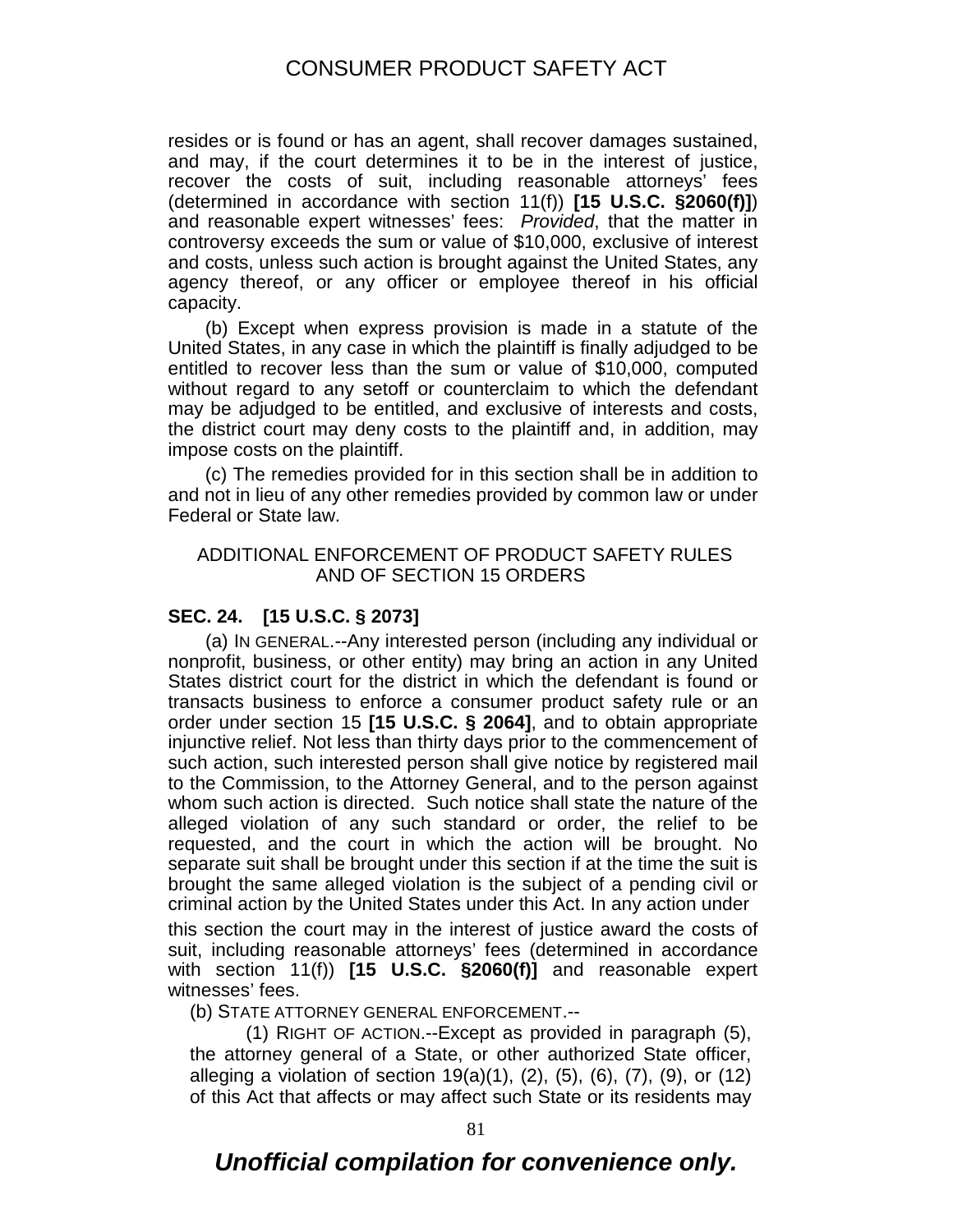resides or is found or has an agent, shall recover damages sustained, and may, if the court determines it to be in the interest of justice, recover the costs of suit, including reasonable attorneys' fees (determined in accordance with section 11(f)) **[15 U.S.C. §2060(f)]**) and reasonable expert witnesses' fees: *Provided*, that the matter in controversy exceeds the sum or value of $10,000, exclusive of interest and costs, unless such action is brought against the United States, any agency thereof, or any officer or employee thereof in his official capacity.

(b) Except when express provision is made in a statute of the United States, in any case in which the plaintiff is finally adjudged to be entitled to recover less than the sum or value of $10,000, computed without regard to any setoff or counterclaim to which the defendant may be adjudged to be entitled, and exclusive of interests and costs, the district court may deny costs to the plaintiff and, in addition, may impose costs on the plaintiff.

(c) The remedies provided for in this section shall be in addition to and not in lieu of any other remedies provided by common law or under Federal or State law.

## ADDITIONAL ENFORCEMENT OF PRODUCT SAFETY RULES AND OF SECTION 15 ORDERS

**SEC. 24. [15 U.S.C. § 2073]**

(a) IN GENERAL.--Any interested person (including any individual or nonprofit, business, or other entity) may bring an action in any United States district court for the district in which the defendant is found or transacts business to enforce a consumer product safety rule or an order under section 15 **[15 U.S.C. § 2064]**, and to obtain appropriate injunctive relief. Not less than thirty days prior to the commencement of such action, such interested person shall give notice by registered mail to the Commission, to the Attorney General, and to the person against whom such action is directed. Such notice shall state the nature of the alleged violation of any such standard or order, the relief to be requested, and the court in which the action will be brought. No separate suit shall be brought under this section if at the time the suit is brought the same alleged violation is the subject of a pending civil or criminal action by the United States under this Act. In any action under this section the court may in the interest of justice award the costs of suit, including reasonable attorneys' fees (determined in accordance with section 11(f)) **[15 U.S.C. §2060(f)]** and reasonable expert witnesses' fees.

(b) STATE ATTORNEY GENERAL ENFORCEMENT.--

(1) RIGHT OF ACTION.--Except as provided in paragraph (5), the attorney general of a State, or other authorized State officer, alleging a violation of section 19(a)(1), (2), (5), (6), (7), (9), or (12) of this Act that affects or may affect such State or its residents may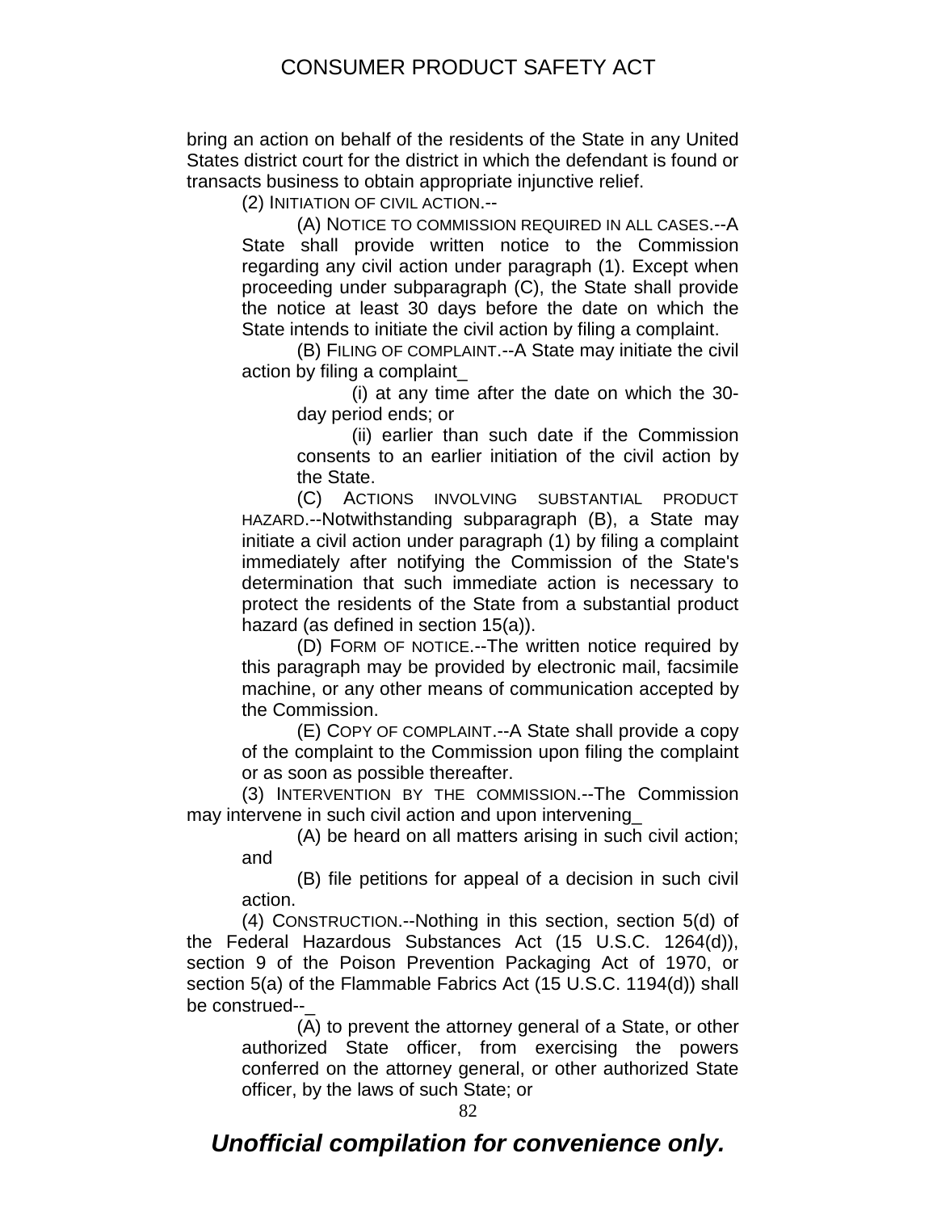bring an action on behalf of the residents of the State in any United States district court for the district in which the defendant is found or transacts business to obtain appropriate injunctive relief.

(2) INITIATION OF CIVIL ACTION.--

(A) NOTICE TO COMMISSION REQUIRED IN ALL CASES.--A State shall provide written notice to the Commission regarding any civil action under paragraph (1). Except when proceeding under subparagraph (C), the State shall provide the notice at least 30 days before the date on which the State intends to initiate the civil action by filing a complaint.

(B) FILING OF COMPLAINT.--A State may initiate the civil action by filing a complaint_

(i) at any time after the date on which the 30-day period ends; or

(ii) earlier than such date if the Commission consents to an earlier initiation of the civil action by the State.

(C) ACTIONS INVOLVING SUBSTANTIAL PRODUCT HAZARD.--Notwithstanding subparagraph (B), a State may initiate a civil action under paragraph (1) by filing a complaint immediately after notifying the Commission of the State's determination that such immediate action is necessary to protect the residents of the State from a substantial product hazard (as defined in section 15(a)).

(D) FORM OF NOTICE.--The written notice required by this paragraph may be provided by electronic mail, facsimile machine, or any other means of communication accepted by the Commission.

(E) COPY OF COMPLAINT.--A State shall provide a copy of the complaint to the Commission upon filing the complaint or as soon as possible thereafter.

(3) INTERVENTION BY THE COMMISSION.--The Commission may intervene in such civil action and upon intervening_

(A) be heard on all matters arising in such civil action; and

(B) file petitions for appeal of a decision in such civil action.

(4) CONSTRUCTION.--Nothing in this section, section 5(d) of the Federal Hazardous Substances Act (15 U.S.C. 1264(d)), section 9 of the Poison Prevention Packaging Act of 1970, or section 5(a) of the Flammable Fabrics Act (15 U.S.C. 1194(d)) shall be construed--_

(A) to prevent the attorney general of a State, or other authorized State officer, from exercising the powers conferred on the attorney general, or other authorized State officer, by the laws of such State; or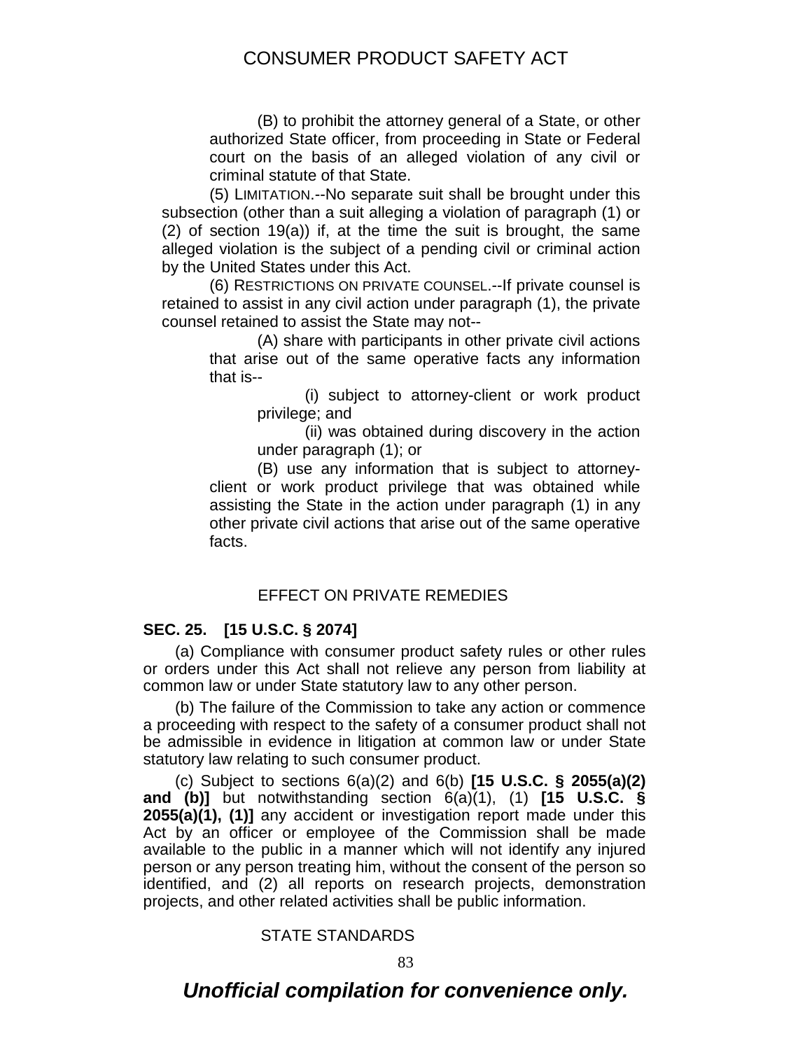(B) to prohibit the attorney general of a State, or other authorized State officer, from proceeding in State or Federal court on the basis of an alleged violation of any civil or criminal statute of that State.

(5) LIMITATION.--No separate suit shall be brought under this subsection (other than a suit alleging a violation of paragraph (1) or (2) of section 19(a)) if, at the time the suit is brought, the same alleged violation is the subject of a pending civil or criminal action by the United States under this Act.

(6) RESTRICTIONS ON PRIVATE COUNSEL.--If private counsel is retained to assist in any civil action under paragraph (1), the private counsel retained to assist the State may not--

(A) share with participants in other private civil actions that arise out of the same operative facts any information that is--

(i) subject to attorney-client or work product privilege; and

(ii) was obtained during discovery in the action under paragraph (1); or

(B) use any information that is subject to attorney-client or work product privilege that was obtained while assisting the State in the action under paragraph (1) in any other private civil actions that arise out of the same operative facts.

EFFECT ON PRIVATE REMEDIES

**SEC. 25. [15 U.S.C. § 2074]**

(a) Compliance with consumer product safety rules or other rules or orders under this Act shall not relieve any person from liability at common law or under State statutory law to any other person.

(b) The failure of the Commission to take any action or commence a proceeding with respect to the safety of a consumer product shall not be admissible in evidence in litigation at common law or under State statutory law relating to such consumer product.

(c) Subject to sections 6(a)(2) and 6(b) **[15 U.S.C. § 2055(a)(2) and (b)]** but notwithstanding section 6(a)(1), (1) **[15 U.S.C. § 2055(a)(1), (1)]** any accident or investigation report made under this Act by an officer or employee of the Commission shall be made available to the public in a manner which will not identify any injured person or any person treating him, without the consent of the person so identified, and (2) all reports on research projects, demonstration projects, and other related activities shall be public information.

STATE STANDARDS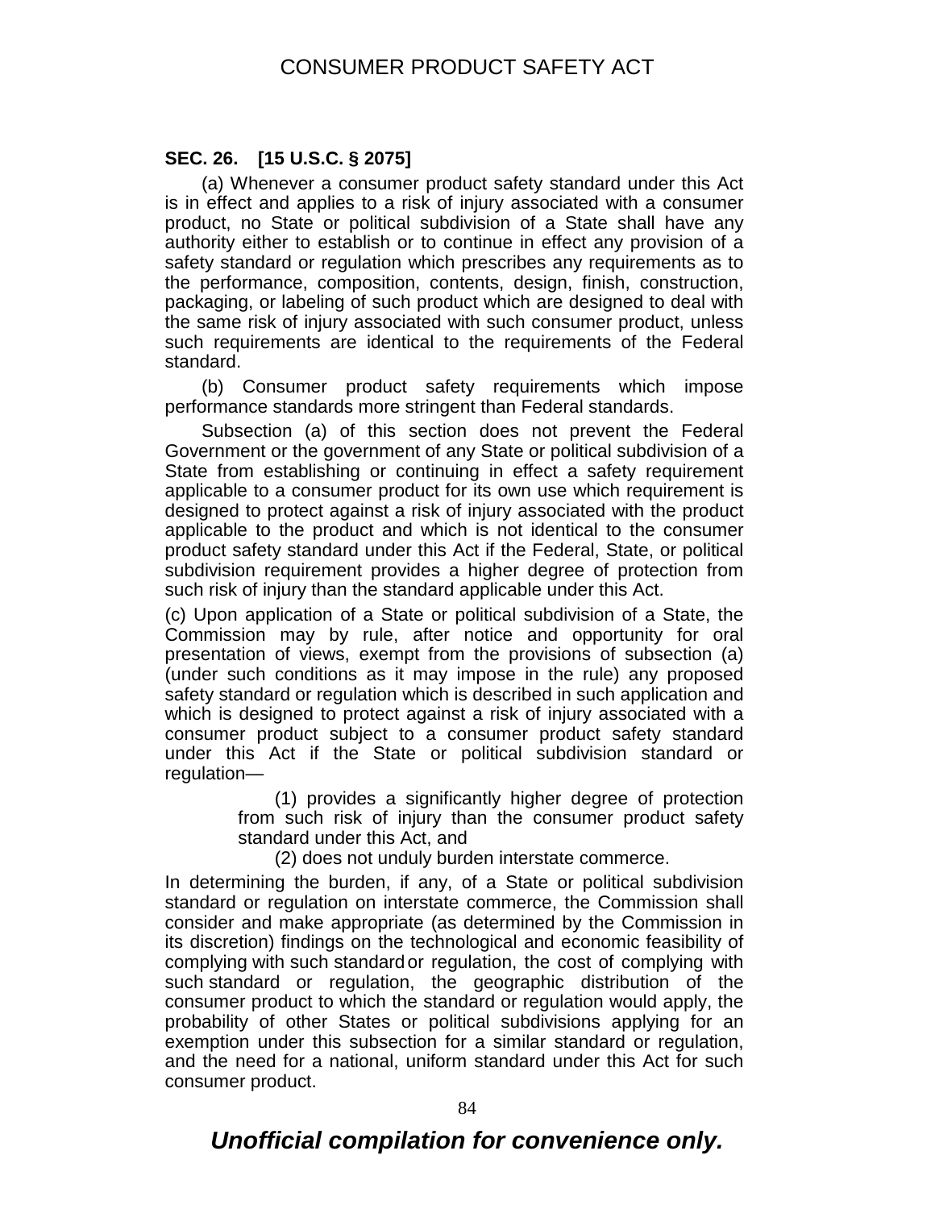**SEC. 26. [15 U.S.C. § 2075]**

(a) Whenever a consumer product safety standard under this Act is in effect and applies to a risk of injury associated with a consumer product, no State or political subdivision of a State shall have any authority either to establish or to continue in effect any provision of a safety standard or regulation which prescribes any requirements as to the performance, composition, contents, design, finish, construction, packaging, or labeling of such product which are designed to deal with the same risk of injury associated with such consumer product, unless such requirements are identical to the requirements of the Federal standard.

(b) Consumer product safety requirements which impose performance standards more stringent than Federal standards.

Subsection (a) of this section does not prevent the Federal Government or the government of any State or political subdivision of a State from establishing or continuing in effect a safety requirement applicable to a consumer product for its own use which requirement is designed to protect against a risk of injury associated with the product applicable to the product and which is not identical to the consumer product safety standard under this Act if the Federal, State, or political subdivision requirement provides a higher degree of protection from such risk of injury than the standard applicable under this Act.

(c) Upon application of a State or political subdivision of a State, the Commission may by rule, after notice and opportunity for oral presentation of views, exempt from the provisions of subsection (a) (under such conditions as it may impose in the rule) any proposed safety standard or regulation which is described in such application and which is designed to protect against a risk of injury associated with a consumer product subject to a consumer product safety standard under this Act if the State or political subdivision standard or regulation—

(1) provides a significantly higher degree of protection from such risk of injury than the consumer product safety standard under this Act, and

(2) does not unduly burden interstate commerce.

In determining the burden, if any, of a State or political subdivision standard or regulation on interstate commerce, the Commission shall consider and make appropriate (as determined by the Commission in its discretion) findings on the technological and economic feasibility of complying with such standard or regulation, the cost of complying with such standard or regulation, the geographic distribution of the consumer product to which the standard or regulation would apply, the probability of other States or political subdivisions applying for an exemption under this subsection for a similar standard or regulation, and the need for a national, uniform standard under this Act for such consumer product.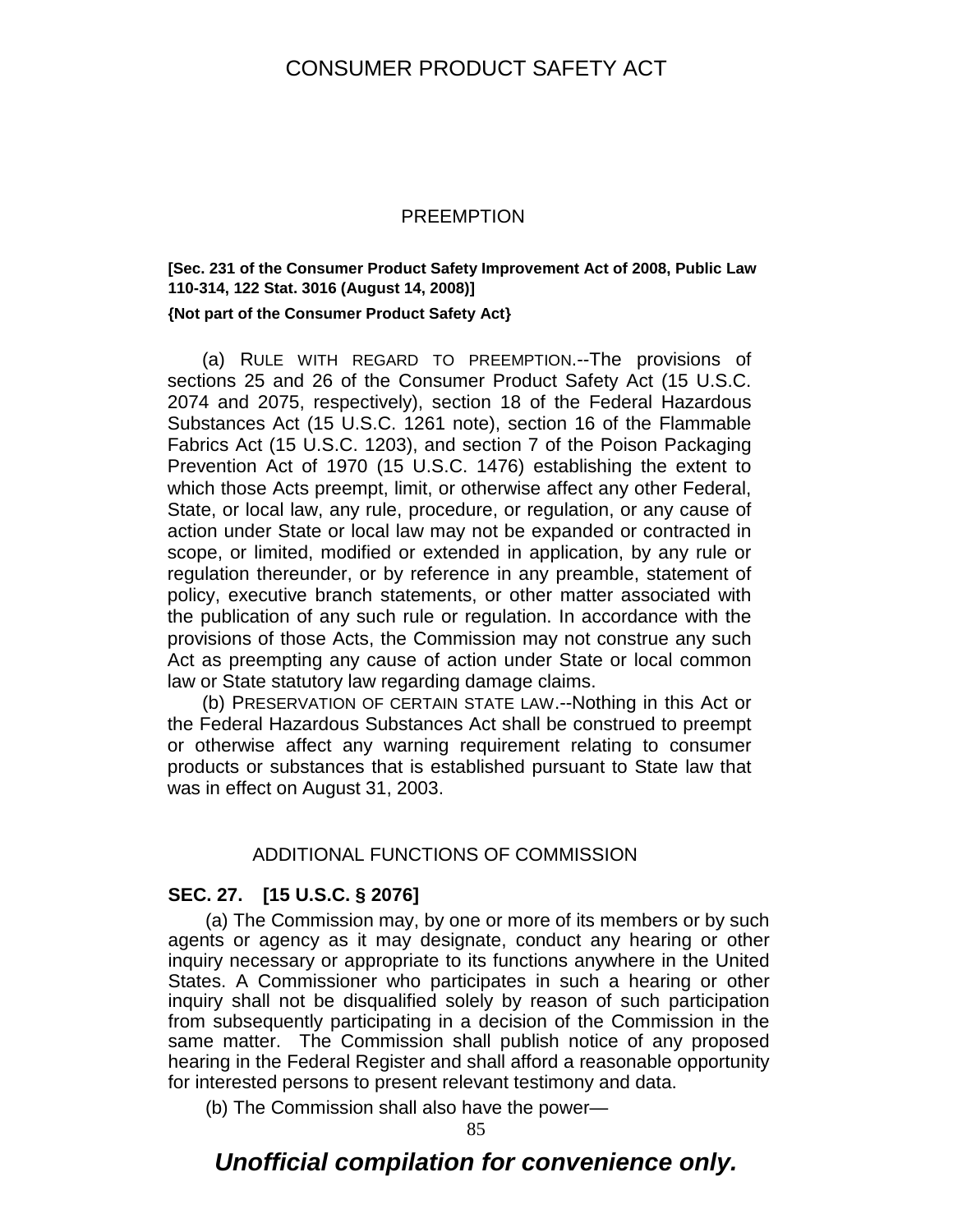## PREEMPTION

**[Sec. 231 of the Consumer Product Safety Improvement Act of 2008, Public Law 110-314, 122 Stat. 3016 (August 14, 2008)]**

**{Not part of the Consumer Product Safety Act}**

(a) RULE WITH REGARD TO PREEMPTION.--The provisions of sections 25 and 26 of the Consumer Product Safety Act (15 U.S.C. 2074 and 2075, respectively), section 18 of the Federal Hazardous Substances Act (15 U.S.C. 1261 note), section 16 of the Flammable Fabrics Act (15 U.S.C. 1203), and section 7 of the Poison Packaging Prevention Act of 1970 (15 U.S.C. 1476) establishing the extent to which those Acts preempt, limit, or otherwise affect any other Federal, State, or local law, any rule, procedure, or regulation, or any cause of action under State or local law may not be expanded or contracted in scope, or limited, modified or extended in application, by any rule or regulation thereunder, or by reference in any preamble, statement of policy, executive branch statements, or other matter associated with the publication of any such rule or regulation. In accordance with the provisions of those Acts, the Commission may not construe any such Act as preempting any cause of action under State or local common law or State statutory law regarding damage claims.

(b) PRESERVATION OF CERTAIN STATE LAW.--Nothing in this Act or the Federal Hazardous Substances Act shall be construed to preempt or otherwise affect any warning requirement relating to consumer products or substances that is established pursuant to State law that was in effect on August 31, 2003.

## ADDITIONAL FUNCTIONS OF COMMISSION

**SEC. 27. [15 U.S.C. § 2076]**

(a) The Commission may, by one or more of its members or by such agents or agency as it may designate, conduct any hearing or other inquiry necessary or appropriate to its functions anywhere in the United States. A Commissioner who participates in such a hearing or other inquiry shall not be disqualified solely by reason of such participation from subsequently participating in a decision of the Commission in the same matter. The Commission shall publish notice of any proposed hearing in the Federal Register and shall afford a reasonable opportunity for interested persons to present relevant testimony and data.

(b) The Commission shall also have the power—

***Unofficial compilation for convenience only.***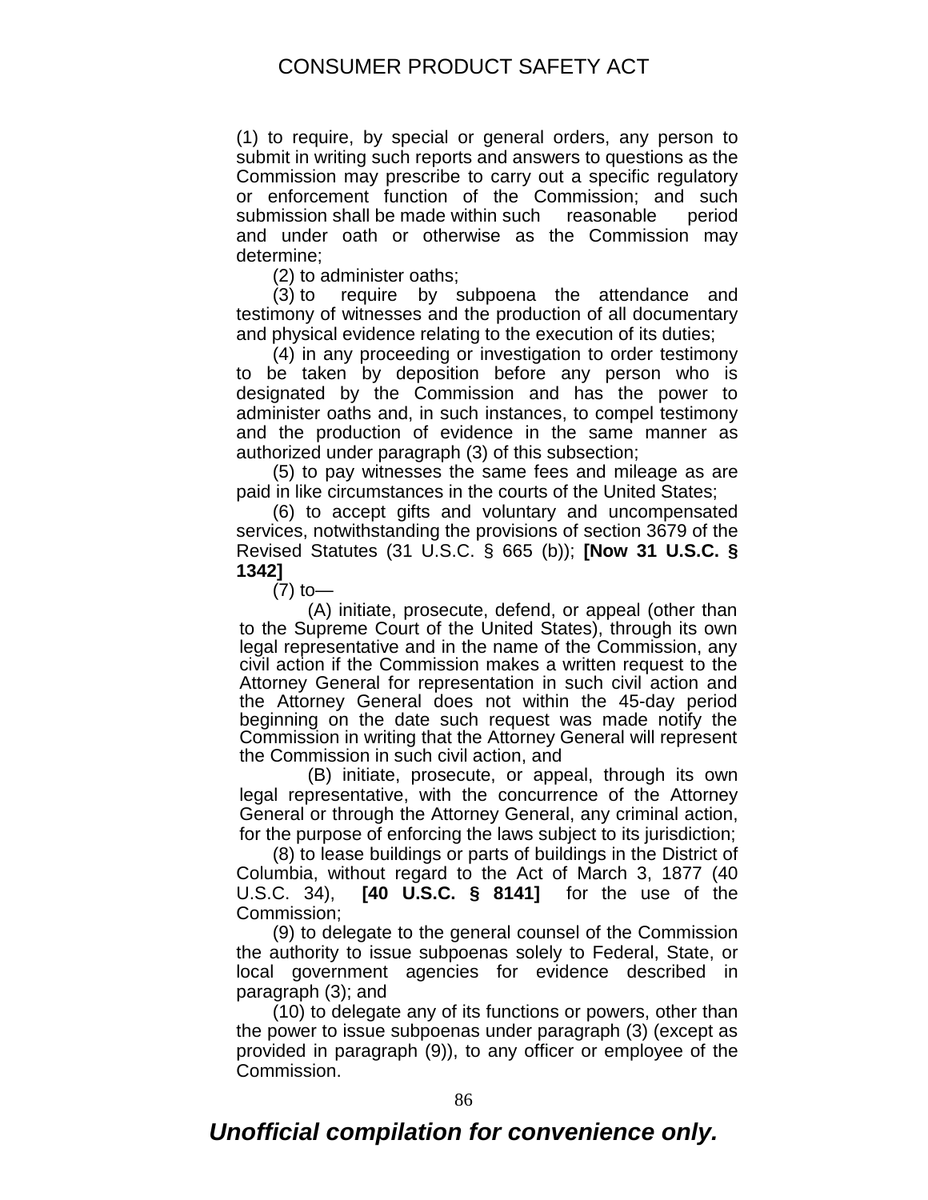(1) to require, by special or general orders, any person to submit in writing such reports and answers to questions as the Commission may prescribe to carry out a specific regulatory or enforcement function of the Commission; and such submission shall be made within such reasonable period and under oath or otherwise as the Commission may determine;

(2) to administer oaths;

(3) to require by subpoena the attendance and testimony of witnesses and the production of all documentary and physical evidence relating to the execution of its duties;

(4) in any proceeding or investigation to order testimony to be taken by deposition before any person who is designated by the Commission and has the power to administer oaths and, in such instances, to compel testimony and the production of evidence in the same manner as authorized under paragraph (3) of this subsection;

(5) to pay witnesses the same fees and mileage as are paid in like circumstances in the courts of the United States;

(6) to accept gifts and voluntary and uncompensated services, notwithstanding the provisions of section 3679 of the Revised Statutes (31 U.S.C. § 665 (b)); **[Now 31 U.S.C. § 1342]**

(7) to—

(A) initiate, prosecute, defend, or appeal (other than to the Supreme Court of the United States), through its own legal representative and in the name of the Commission, any civil action if the Commission makes a written request to the Attorney General for representation in such civil action and the Attorney General does not within the 45-day period beginning on the date such request was made notify the Commission in writing that the Attorney General will represent the Commission in such civil action, and

(B) initiate, prosecute, or appeal, through its own legal representative, with the concurrence of the Attorney General or through the Attorney General, any criminal action, for the purpose of enforcing the laws subject to its jurisdiction;

(8) to lease buildings or parts of buildings in the District of Columbia, without regard to the Act of March 3, 1877 (40 U.S.C. 34), **[40 U.S.C. § 8141]** for the use of the Commission;

(9) to delegate to the general counsel of the Commission the authority to issue subpoenas solely to Federal, State, or local government agencies for evidence described in paragraph (3); and

(10) to delegate any of its functions or powers, other than the power to issue subpoenas under paragraph (3) (except as provided in paragraph (9)), to any officer or employee of the Commission.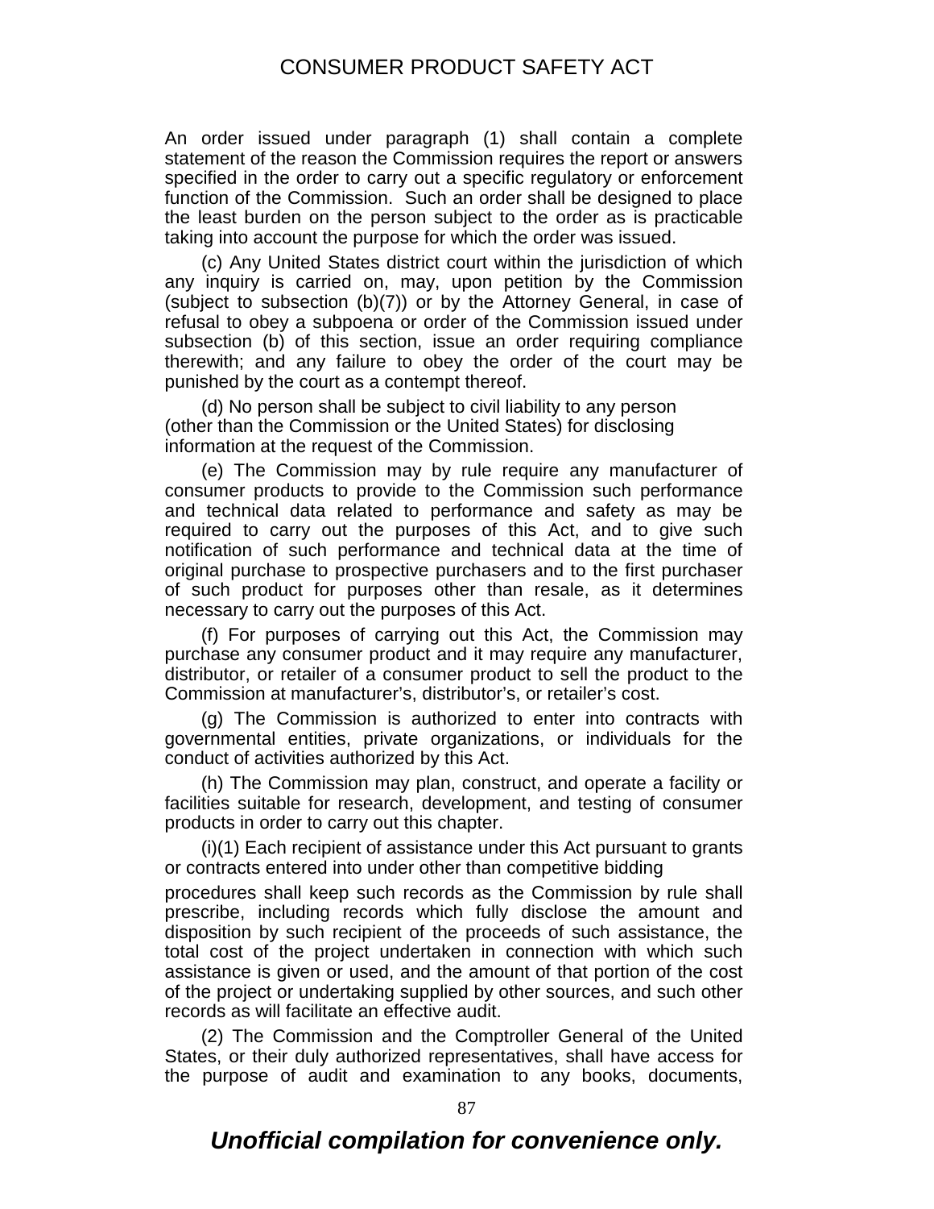An order issued under paragraph (1) shall contain a complete statement of the reason the Commission requires the report or answers specified in the order to carry out a specific regulatory or enforcement function of the Commission. Such an order shall be designed to place the least burden on the person subject to the order as is practicable taking into account the purpose for which the order was issued.

(c) Any United States district court within the jurisdiction of which any inquiry is carried on, may, upon petition by the Commission (subject to subsection (b)(7)) or by the Attorney General, in case of refusal to obey a subpoena or order of the Commission issued under subsection (b) of this section, issue an order requiring compliance therewith; and any failure to obey the order of the court may be punished by the court as a contempt thereof.

(d) No person shall be subject to civil liability to any person (other than the Commission or the United States) for disclosing information at the request of the Commission.

(e) The Commission may by rule require any manufacturer of consumer products to provide to the Commission such performance and technical data related to performance and safety as may be required to carry out the purposes of this Act, and to give such notification of such performance and technical data at the time of original purchase to prospective purchasers and to the first purchaser of such product for purposes other than resale, as it determines necessary to carry out the purposes of this Act.

(f) For purposes of carrying out this Act, the Commission may purchase any consumer product and it may require any manufacturer, distributor, or retailer of a consumer product to sell the product to the Commission at manufacturer's, distributor's, or retailer's cost.

(g) The Commission is authorized to enter into contracts with governmental entities, private organizations, or individuals for the conduct of activities authorized by this Act.

(h) The Commission may plan, construct, and operate a facility or facilities suitable for research, development, and testing of consumer products in order to carry out this chapter.

(i)(1) Each recipient of assistance under this Act pursuant to grants or contracts entered into under other than competitive bidding procedures shall keep such records as the Commission by rule shall prescribe, including records which fully disclose the amount and disposition by such recipient of the proceeds of such assistance, the total cost of the project undertaken in connection with which such assistance is given or used, and the amount of that portion of the cost of the project or undertaking supplied by other sources, and such other records as will facilitate an effective audit.

(2) The Commission and the Comptroller General of the United States, or their duly authorized representatives, shall have access for the purpose of audit and examination to any books, documents,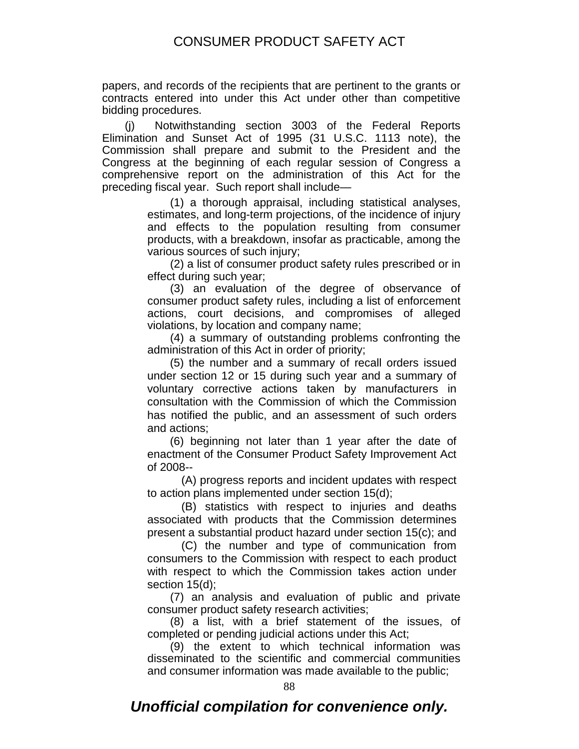papers, and records of the recipients that are pertinent to the grants or contracts entered into under this Act under other than competitive bidding procedures.

(j) Notwithstanding section 3003 of the Federal Reports Elimination and Sunset Act of 1995 (31 U.S.C. 1113 note), the Commission shall prepare and submit to the President and the Congress at the beginning of each regular session of Congress a comprehensive report on the administration of this Act for the preceding fiscal year. Such report shall include—

(1) a thorough appraisal, including statistical analyses, estimates, and long-term projections, of the incidence of injury and effects to the population resulting from consumer products, with a breakdown, insofar as practicable, among the various sources of such injury;

(2) a list of consumer product safety rules prescribed or in effect during such year;

(3) an evaluation of the degree of observance of consumer product safety rules, including a list of enforcement actions, court decisions, and compromises of alleged violations, by location and company name;

(4) a summary of outstanding problems confronting the administration of this Act in order of priority;

(5) the number and a summary of recall orders issued under section 12 or 15 during such year and a summary of voluntary corrective actions taken by manufacturers in consultation with the Commission of which the Commission has notified the public, and an assessment of such orders and actions;

(6) beginning not later than 1 year after the date of enactment of the Consumer Product Safety Improvement Act of 2008--

(A) progress reports and incident updates with respect to action plans implemented under section 15(d);

(B) statistics with respect to injuries and deaths associated with products that the Commission determines present a substantial product hazard under section 15(c); and

(C) the number and type of communication from consumers to the Commission with respect to each product with respect to which the Commission takes action under section 15(d);

(7) an analysis and evaluation of public and private consumer product safety research activities;

(8) a list, with a brief statement of the issues, of completed or pending judicial actions under this Act;

(9) the extent to which technical information was disseminated to the scientific and commercial communities and consumer information was made available to the public;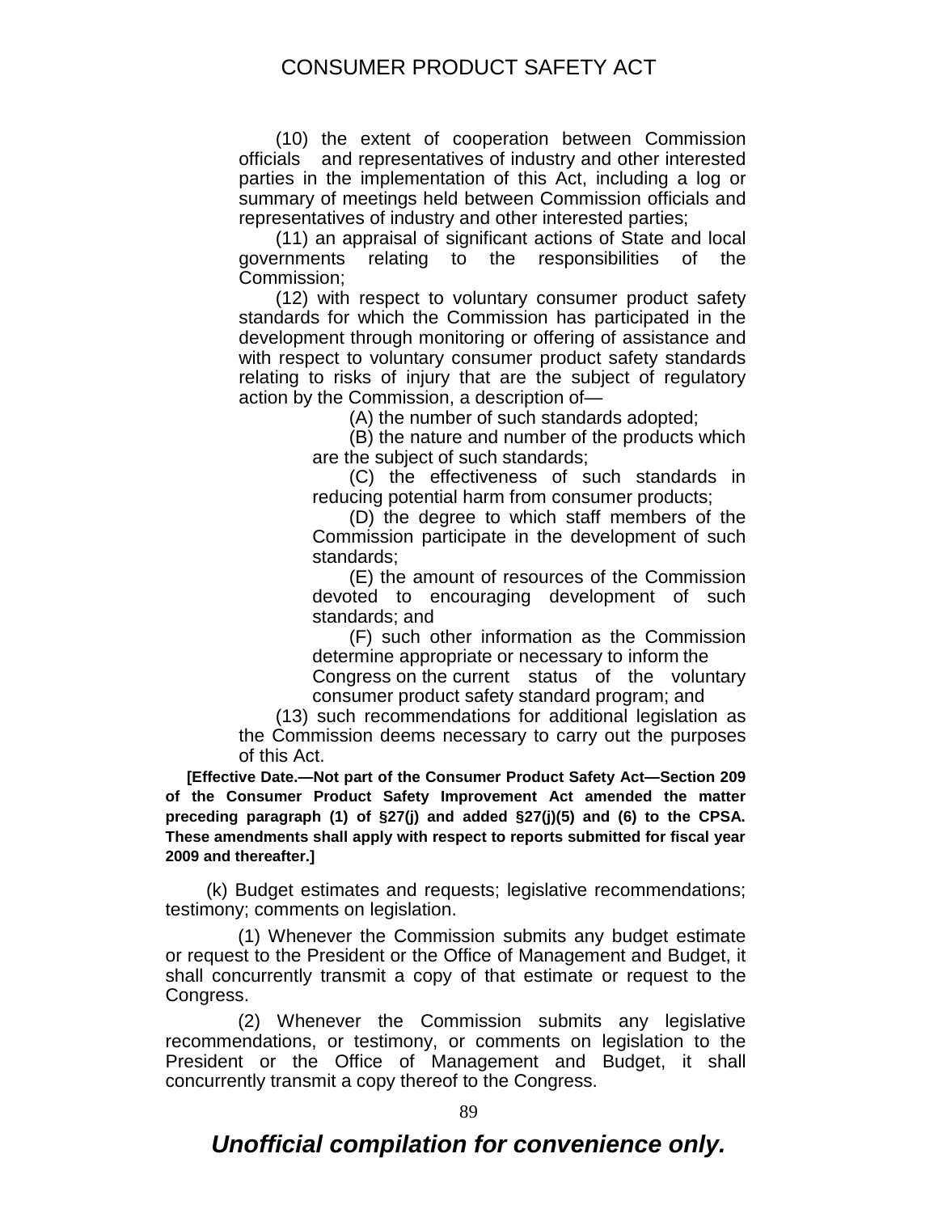(10) the extent of cooperation between Commission officials and representatives of industry and other interested parties in the implementation of this Act, including a log or summary of meetings held between Commission officials and representatives of industry and other interested parties;

(11) an appraisal of significant actions of State and local governments relating to the responsibilities of the Commission;

(12) with respect to voluntary consumer product safety standards for which the Commission has participated in the development through monitoring or offering of assistance and with respect to voluntary consumer product safety standards relating to risks of injury that are the subject of regulatory action by the Commission, a description of—

(A) the number of such standards adopted;

(B) the nature and number of the products which are the subject of such standards;

(C) the effectiveness of such standards in reducing potential harm from consumer products;

(D) the degree to which staff members of the Commission participate in the development of such standards;

(E) the amount of resources of the Commission devoted to encouraging development of such standards; and

(F) such other information as the Commission determine appropriate or necessary to inform the Congress on the current status of the voluntary consumer product safety standard program; and

(13) such recommendations for additional legislation as the Commission deems necessary to carry out the purposes of this Act.

**[Effective Date.—Not part of the Consumer Product Safety Act—Section 209 of the Consumer Product Safety Improvement Act amended the matter preceding paragraph (1) of §27(j) and added §27(j)(5) and (6) to the CPSA. These amendments shall apply with respect to reports submitted for fiscal year 2009 and thereafter.]**

(k) Budget estimates and requests; legislative recommendations; testimony; comments on legislation.

(1) Whenever the Commission submits any budget estimate or request to the President or the Office of Management and Budget, it shall concurrently transmit a copy of that estimate or request to the Congress.

(2) Whenever the Commission submits any legislative recommendations, or testimony, or comments on legislation to the President or the Office of Management and Budget, it shall concurrently transmit a copy thereof to the Congress.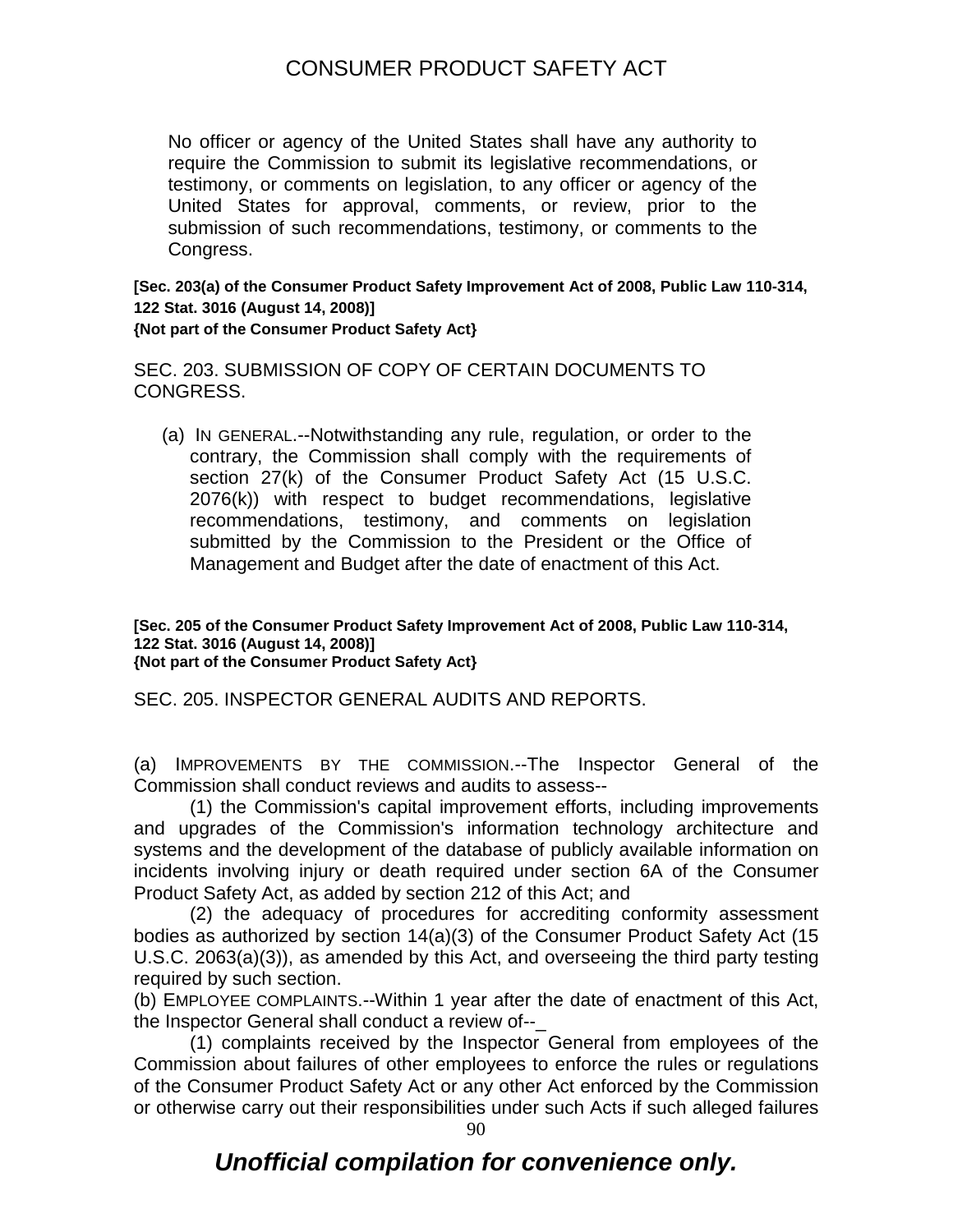No officer or agency of the United States shall have any authority to require the Commission to submit its legislative recommendations, or testimony, or comments on legislation, to any officer or agency of the United States for approval, comments, or review, prior to the submission of such recommendations, testimony, or comments to the Congress.

**[Sec. 203(a) of the Consumer Product Safety Improvement Act of 2008, Public Law 110-314, 122 Stat. 3016 (August 14, 2008)]**
**{Not part of the Consumer Product Safety Act}**

SEC. 203. SUBMISSION OF COPY OF CERTAIN DOCUMENTS TO CONGRESS.

(a) IN GENERAL.--Notwithstanding any rule, regulation, or order to the contrary, the Commission shall comply with the requirements of section 27(k) of the Consumer Product Safety Act (15 U.S.C. 2076(k)) with respect to budget recommendations, legislative recommendations, testimony, and comments on legislation submitted by the Commission to the President or the Office of Management and Budget after the date of enactment of this Act.

**[Sec. 205 of the Consumer Product Safety Improvement Act of 2008, Public Law 110-314, 122 Stat. 3016 (August 14, 2008)]**
**{Not part of the Consumer Product Safety Act}**

SEC. 205. INSPECTOR GENERAL AUDITS AND REPORTS.

(a) IMPROVEMENTS BY THE COMMISSION.--The Inspector General of the Commission shall conduct reviews and audits to assess--

(1) the Commission's capital improvement efforts, including improvements and upgrades of the Commission's information technology architecture and systems and the development of the database of publicly available information on incidents involving injury or death required under section 6A of the Consumer Product Safety Act, as added by section 212 of this Act; and

(2) the adequacy of procedures for accrediting conformity assessment bodies as authorized by section 14(a)(3) of the Consumer Product Safety Act (15 U.S.C. 2063(a)(3)), as amended by this Act, and overseeing the third party testing required by such section.

(b) EMPLOYEE COMPLAINTS.--Within 1 year after the date of enactment of this Act, the Inspector General shall conduct a review of--_

(1) complaints received by the Inspector General from employees of the Commission about failures of other employees to enforce the rules or regulations of the Consumer Product Safety Act or any other Act enforced by the Commission or otherwise carry out their responsibilities under such Acts if such alleged failures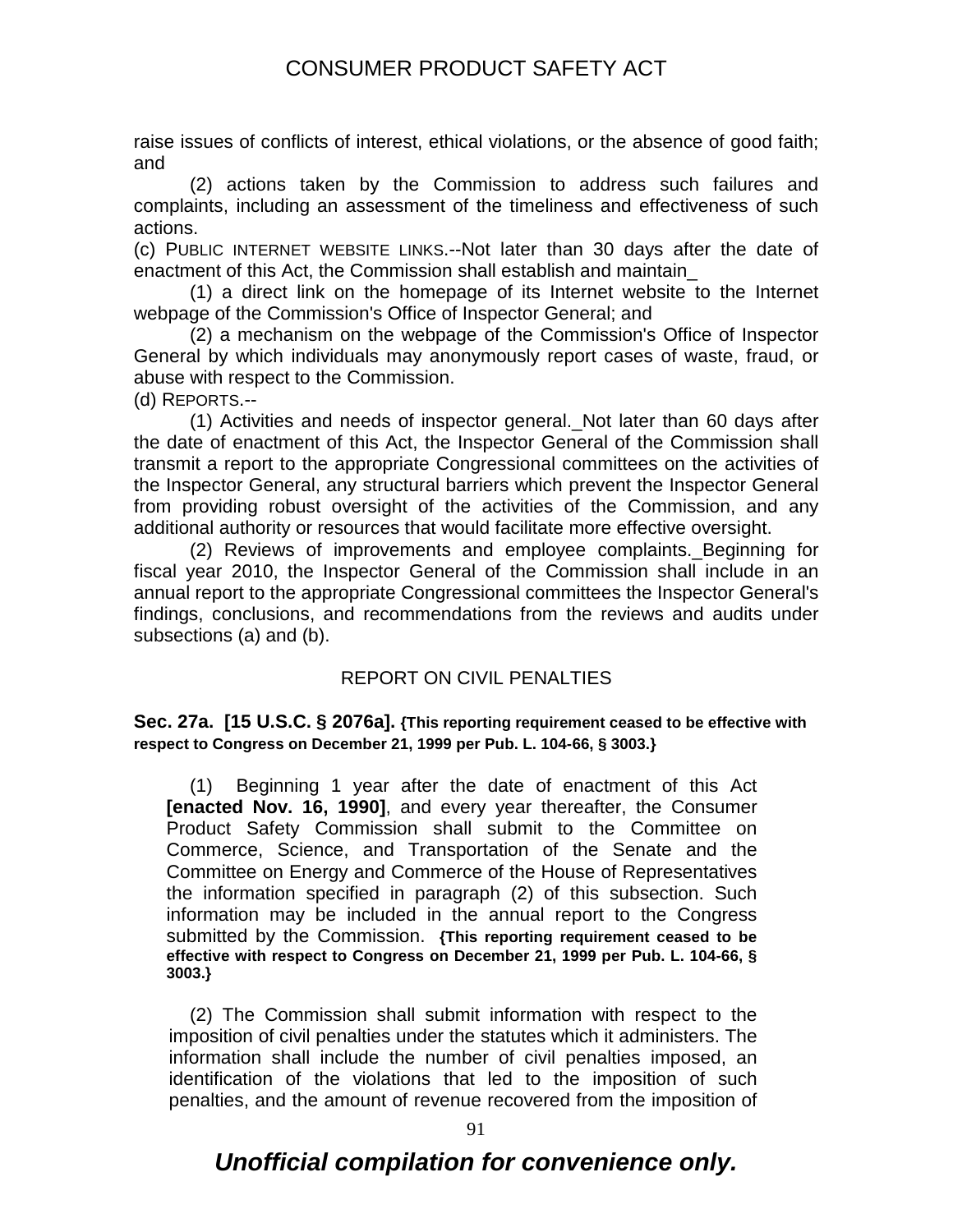raise issues of conflicts of interest, ethical violations, or the absence of good faith; and

(2) actions taken by the Commission to address such failures and complaints, including an assessment of the timeliness and effectiveness of such actions.

(c) PUBLIC INTERNET WEBSITE LINKS.--Not later than 30 days after the date of enactment of this Act, the Commission shall establish and maintain_

(1) a direct link on the homepage of its Internet website to the Internet webpage of the Commission's Office of Inspector General; and

(2) a mechanism on the webpage of the Commission's Office of Inspector General by which individuals may anonymously report cases of waste, fraud, or abuse with respect to the Commission.

(d) REPORTS.--

(1) Activities and needs of inspector general._Not later than 60 days after the date of enactment of this Act, the Inspector General of the Commission shall transmit a report to the appropriate Congressional committees on the activities of the Inspector General, any structural barriers which prevent the Inspector General from providing robust oversight of the activities of the Commission, and any additional authority or resources that would facilitate more effective oversight.

(2) Reviews of improvements and employee complaints._Beginning for fiscal year 2010, the Inspector General of the Commission shall include in an annual report to the appropriate Congressional committees the Inspector General's findings, conclusions, and recommendations from the reviews and audits under subsections (a) and (b).

## REPORT ON CIVIL PENALTIES

**Sec. 27a. [15 U.S.C. § 2076a]. {This reporting requirement ceased to be effective with respect to Congress on December 21, 1999 per Pub. L. 104-66, § 3003.}**

(1) Beginning 1 year after the date of enactment of this Act **[enacted Nov. 16, 1990]**, and every year thereafter, the Consumer Product Safety Commission shall submit to the Committee on Commerce, Science, and Transportation of the Senate and the Committee on Energy and Commerce of the House of Representatives the information specified in paragraph (2) of this subsection. Such information may be included in the annual report to the Congress submitted by the Commission. **{This reporting requirement ceased to be effective with respect to Congress on December 21, 1999 per Pub. L. 104-66, § 3003.}**

(2) The Commission shall submit information with respect to the imposition of civil penalties under the statutes which it administers. The information shall include the number of civil penalties imposed, an identification of the violations that led to the imposition of such penalties, and the amount of revenue recovered from the imposition of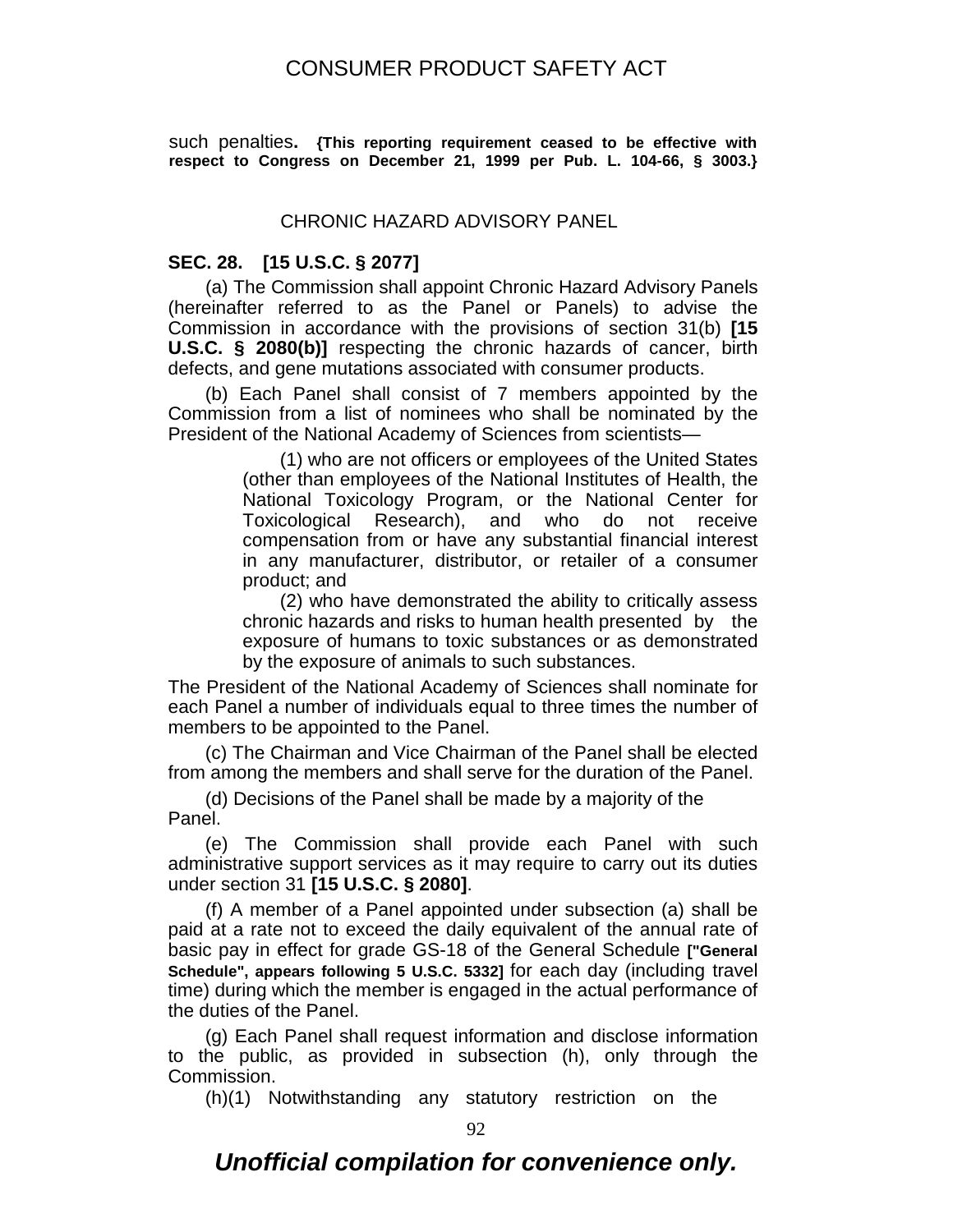such penalties. **{This reporting requirement ceased to be effective with respect to Congress on December 21, 1999 per Pub. L. 104-66, § 3003.}**

## CHRONIC HAZARD ADVISORY PANEL

**SEC. 28. [15 U.S.C. § 2077]**

(a) The Commission shall appoint Chronic Hazard Advisory Panels (hereinafter referred to as the Panel or Panels) to advise the Commission in accordance with the provisions of section 31(b) **[15 U.S.C. § 2080(b)]** respecting the chronic hazards of cancer, birth defects, and gene mutations associated with consumer products.

(b) Each Panel shall consist of 7 members appointed by the Commission from a list of nominees who shall be nominated by the President of the National Academy of Sciences from scientists—

(1) who are not officers or employees of the United States (other than employees of the National Institutes of Health, the National Toxicology Program, or the National Center for Toxicological Research), and who do not receive compensation from or have any substantial financial interest in any manufacturer, distributor, or retailer of a consumer product; and

(2) who have demonstrated the ability to critically assess chronic hazards and risks to human health presented by the exposure of humans to toxic substances or as demonstrated by the exposure of animals to such substances.

The President of the National Academy of Sciences shall nominate for each Panel a number of individuals equal to three times the number of members to be appointed to the Panel.

(c) The Chairman and Vice Chairman of the Panel shall be elected from among the members and shall serve for the duration of the Panel.

(d) Decisions of the Panel shall be made by a majority of the Panel.

(e) The Commission shall provide each Panel with such administrative support services as it may require to carry out its duties under section 31 **[15 U.S.C. § 2080]**.

(f) A member of a Panel appointed under subsection (a) shall be paid at a rate not to exceed the daily equivalent of the annual rate of basic pay in effect for grade GS-18 of the General Schedule **["General Schedule", appears following 5 U.S.C. 5332]** for each day (including travel time) during which the member is engaged in the actual performance of the duties of the Panel.

(g) Each Panel shall request information and disclose information to the public, as provided in subsection (h), only through the Commission.

(h)(1) Notwithstanding any statutory restriction on the

***Unofficial compilation for convenience only.***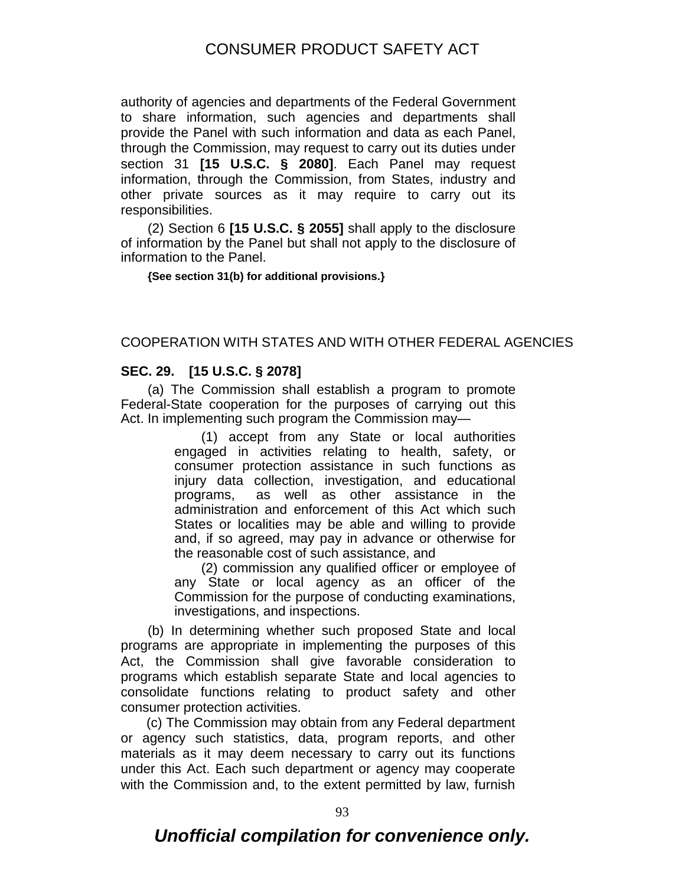authority of agencies and departments of the Federal Government to share information, such agencies and departments shall provide the Panel with such information and data as each Panel, through the Commission, may request to carry out its duties under section 31 **[15 U.S.C. § 2080]**. Each Panel may request information, through the Commission, from States, industry and other private sources as it may require to carry out its responsibilities.

(2) Section 6 **[15 U.S.C. § 2055]** shall apply to the disclosure of information by the Panel but shall not apply to the disclosure of information to the Panel.

**{See section 31(b) for additional provisions.}**

## COOPERATION WITH STATES AND WITH OTHER FEDERAL AGENCIES

### SEC. 29. [15 U.S.C. § 2078]

(a) The Commission shall establish a program to promote Federal-State cooperation for the purposes of carrying out this Act. In implementing such program the Commission may—

> (1) accept from any State or local authorities engaged in activities relating to health, safety, or consumer protection assistance in such functions as injury data collection, investigation, and educational programs, as well as other assistance in the administration and enforcement of this Act which such States or localities may be able and willing to provide and, if so agreed, may pay in advance or otherwise for the reasonable cost of such assistance, and
>
> (2) commission any qualified officer or employee of any State or local agency as an officer of the Commission for the purpose of conducting examinations, investigations, and inspections.

(b) In determining whether such proposed State and local programs are appropriate in implementing the purposes of this Act, the Commission shall give favorable consideration to programs which establish separate State and local agencies to consolidate functions relating to product safety and other consumer protection activities.

(c) The Commission may obtain from any Federal department or agency such statistics, data, program reports, and other materials as it may deem necessary to carry out its functions under this Act. Each such department or agency may cooperate with the Commission and, to the extent permitted by law, furnish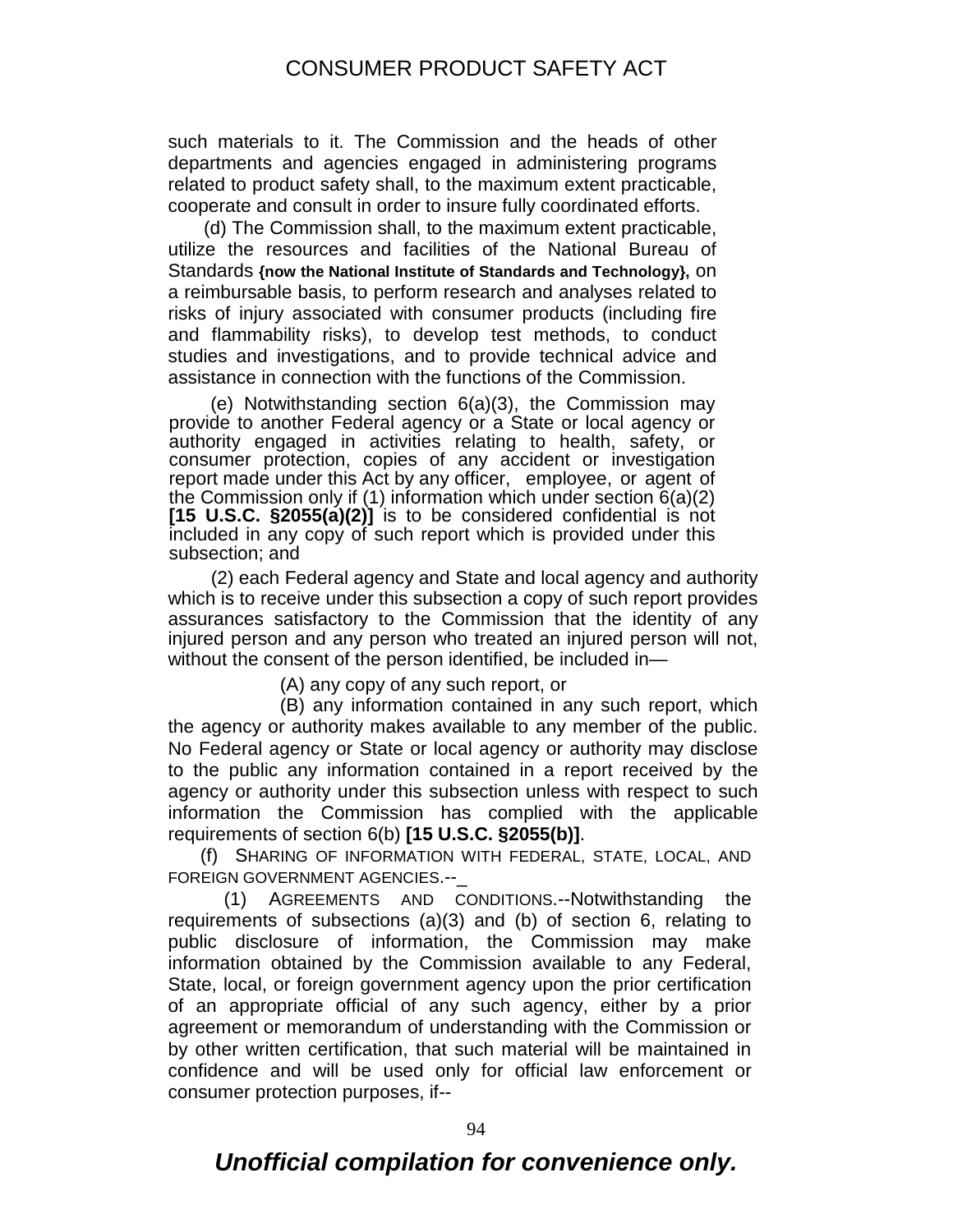such materials to it. The Commission and the heads of other departments and agencies engaged in administering programs related to product safety shall, to the maximum extent practicable, cooperate and consult in order to insure fully coordinated efforts.

(d) The Commission shall, to the maximum extent practicable, utilize the resources and facilities of the National Bureau of Standards **{now the National Institute of Standards and Technology}**, on a reimbursable basis, to perform research and analyses related to risks of injury associated with consumer products (including fire and flammability risks), to develop test methods, to conduct studies and investigations, and to provide technical advice and assistance in connection with the functions of the Commission.

(e) Notwithstanding section 6(a)(3), the Commission may provide to another Federal agency or a State or local agency or authority engaged in activities relating to health, safety, or consumer protection, copies of any accident or investigation report made under this Act by any officer, employee, or agent of the Commission only if (1) information which under section 6(a)(2) **[15 U.S.C. §2055(a)(2)]** is to be considered confidential is not included in any copy of such report which is provided under this subsection; and

(2) each Federal agency and State and local agency and authority which is to receive under this subsection a copy of such report provides assurances satisfactory to the Commission that the identity of any injured person and any person who treated an injured person will not, without the consent of the person identified, be included in—

(A) any copy of any such report, or

(B) any information contained in any such report, which the agency or authority makes available to any member of the public. No Federal agency or State or local agency or authority may disclose to the public any information contained in a report received by the agency or authority under this subsection unless with respect to such information the Commission has complied with the applicable requirements of section 6(b) **[15 U.S.C. §2055(b)]**.

(f) SHARING OF INFORMATION WITH FEDERAL, STATE, LOCAL, AND FOREIGN GOVERNMENT AGENCIES.--

(1) AGREEMENTS AND CONDITIONS.--Notwithstanding the requirements of subsections (a)(3) and (b) of section 6, relating to public disclosure of information, the Commission may make information obtained by the Commission available to any Federal, State, local, or foreign government agency upon the prior certification of an appropriate official of any such agency, either by a prior agreement or memorandum of understanding with the Commission or by other written certification, that such material will be maintained in confidence and will be used only for official law enforcement or consumer protection purposes, if--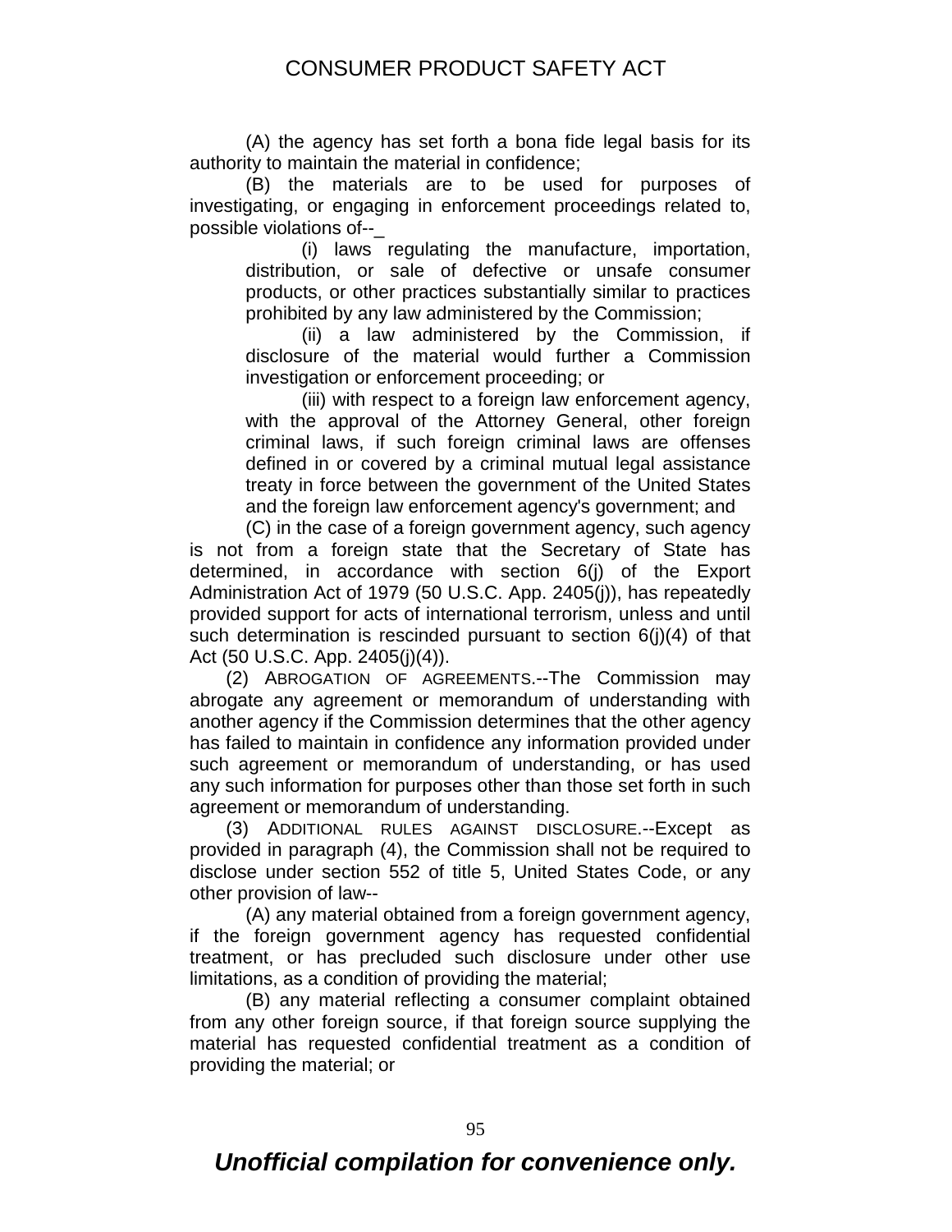(A) the agency has set forth a bona fide legal basis for its authority to maintain the material in confidence;

(B) the materials are to be used for purposes of investigating, or engaging in enforcement proceedings related to, possible violations of--_

(i) laws regulating the manufacture, importation, distribution, or sale of defective or unsafe consumer products, or other practices substantially similar to practices prohibited by any law administered by the Commission;

(ii) a law administered by the Commission, if disclosure of the material would further a Commission investigation or enforcement proceeding; or

(iii) with respect to a foreign law enforcement agency, with the approval of the Attorney General, other foreign criminal laws, if such foreign criminal laws are offenses defined in or covered by a criminal mutual legal assistance treaty in force between the government of the United States and the foreign law enforcement agency's government; and

(C) in the case of a foreign government agency, such agency is not from a foreign state that the Secretary of State has determined, in accordance with section 6(j) of the Export Administration Act of 1979 (50 U.S.C. App. 2405(j)), has repeatedly provided support for acts of international terrorism, unless and until such determination is rescinded pursuant to section 6(j)(4) of that Act (50 U.S.C. App. 2405(j)(4)).

(2) ABROGATION OF AGREEMENTS.--The Commission may abrogate any agreement or memorandum of understanding with another agency if the Commission determines that the other agency has failed to maintain in confidence any information provided under such agreement or memorandum of understanding, or has used any such information for purposes other than those set forth in such agreement or memorandum of understanding.

(3) ADDITIONAL RULES AGAINST DISCLOSURE.--Except as provided in paragraph (4), the Commission shall not be required to disclose under section 552 of title 5, United States Code, or any other provision of law--

(A) any material obtained from a foreign government agency, if the foreign government agency has requested confidential treatment, or has precluded such disclosure under other use limitations, as a condition of providing the material;

(B) any material reflecting a consumer complaint obtained from any other foreign source, if that foreign source supplying the material has requested confidential treatment as a condition of providing the material; or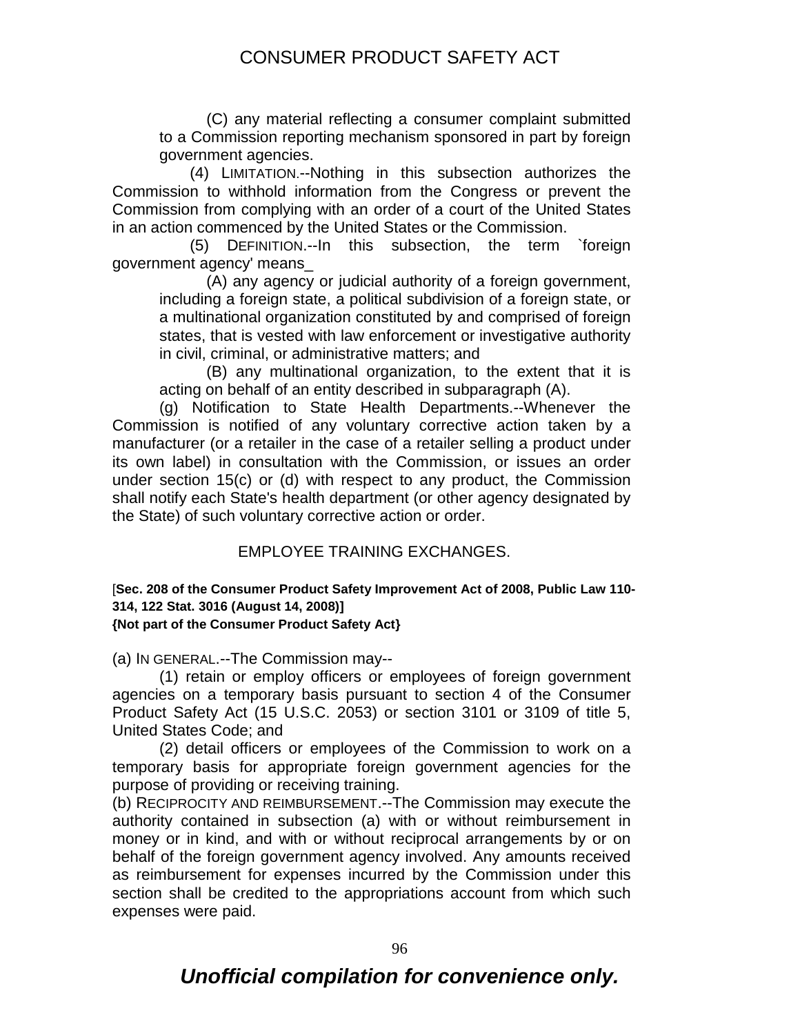(C) any material reflecting a consumer complaint submitted to a Commission reporting mechanism sponsored in part by foreign government agencies.

(4) LIMITATION.--Nothing in this subsection authorizes the Commission to withhold information from the Congress or prevent the Commission from complying with an order of a court of the United States in an action commenced by the United States or the Commission.

(5) DEFINITION.--In this subsection, the term `foreign government agency' means_

(A) any agency or judicial authority of a foreign government, including a foreign state, a political subdivision of a foreign state, or a multinational organization constituted by and comprised of foreign states, that is vested with law enforcement or investigative authority in civil, criminal, or administrative matters; and

(B) any multinational organization, to the extent that it is acting on behalf of an entity described in subparagraph (A).

(g) Notification to State Health Departments.--Whenever the Commission is notified of any voluntary corrective action taken by a manufacturer (or a retailer in the case of a retailer selling a product under its own label) in consultation with the Commission, or issues an order under section 15(c) or (d) with respect to any product, the Commission shall notify each State's health department (or other agency designated by the State) of such voluntary corrective action or order.

## EMPLOYEE TRAINING EXCHANGES.

[**Sec. 208 of the Consumer Product Safety Improvement Act of 2008, Public Law 110-314, 122 Stat. 3016 (August 14, 2008)]**
**{Not part of the Consumer Product Safety Act}**

(a) IN GENERAL.--The Commission may--

(1) retain or employ officers or employees of foreign government agencies on a temporary basis pursuant to section 4 of the Consumer Product Safety Act (15 U.S.C. 2053) or section 3101 or 3109 of title 5, United States Code; and

(2) detail officers or employees of the Commission to work on a temporary basis for appropriate foreign government agencies for the purpose of providing or receiving training.

(b) RECIPROCITY AND REIMBURSEMENT.--The Commission may execute the authority contained in subsection (a) with or without reimbursement in money or in kind, and with or without reciprocal arrangements by or on behalf of the foreign government agency involved. Any amounts received as reimbursement for expenses incurred by the Commission under this section shall be credited to the appropriations account from which such expenses were paid.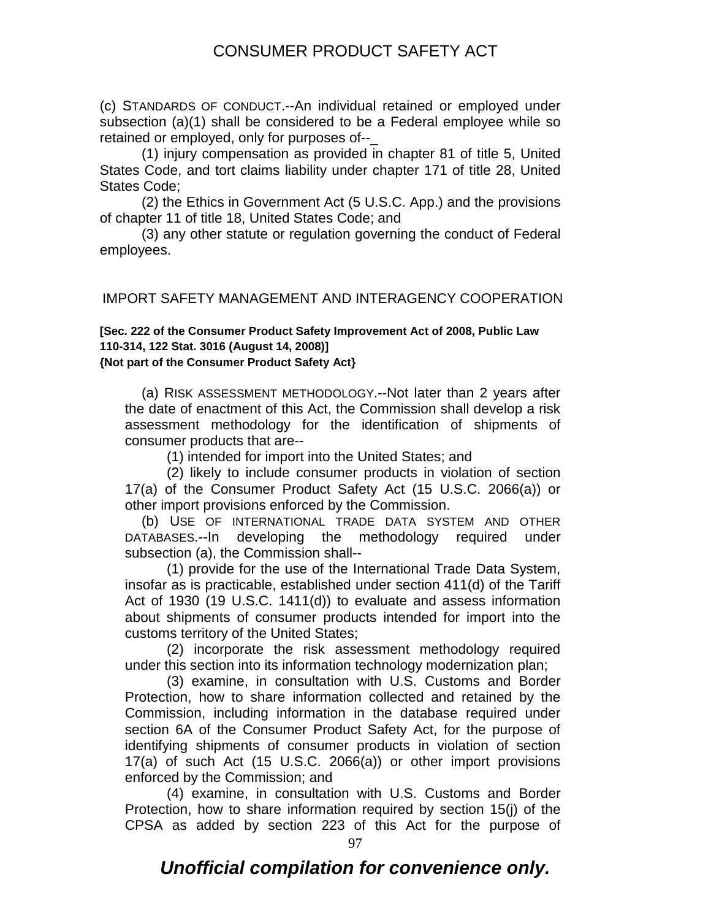(c) STANDARDS OF CONDUCT.--An individual retained or employed under subsection (a)(1) shall be considered to be a Federal employee while so retained or employed, only for purposes of--_

(1) injury compensation as provided in chapter 81 of title 5, United States Code, and tort claims liability under chapter 171 of title 28, United States Code;

(2) the Ethics in Government Act (5 U.S.C. App.) and the provisions of chapter 11 of title 18, United States Code; and

(3) any other statute or regulation governing the conduct of Federal employees.

## IMPORT SAFETY MANAGEMENT AND INTERAGENCY COOPERATION

**[Sec. 222 of the Consumer Product Safety Improvement Act of 2008, Public Law 110-314, 122 Stat. 3016 (August 14, 2008)]**
**{Not part of the Consumer Product Safety Act}**

(a) RISK ASSESSMENT METHODOLOGY.--Not later than 2 years after the date of enactment of this Act, the Commission shall develop a risk assessment methodology for the identification of shipments of consumer products that are--

(1) intended for import into the United States; and

(2) likely to include consumer products in violation of section 17(a) of the Consumer Product Safety Act (15 U.S.C. 2066(a)) or other import provisions enforced by the Commission.

(b) USE OF INTERNATIONAL TRADE DATA SYSTEM AND OTHER DATABASES.--In developing the methodology required under subsection (a), the Commission shall--

(1) provide for the use of the International Trade Data System, insofar as is practicable, established under section 411(d) of the Tariff Act of 1930 (19 U.S.C. 1411(d)) to evaluate and assess information about shipments of consumer products intended for import into the customs territory of the United States;

(2) incorporate the risk assessment methodology required under this section into its information technology modernization plan;

(3) examine, in consultation with U.S. Customs and Border Protection, how to share information collected and retained by the Commission, including information in the database required under section 6A of the Consumer Product Safety Act, for the purpose of identifying shipments of consumer products in violation of section 17(a) of such Act (15 U.S.C. 2066(a)) or other import provisions enforced by the Commission; and

(4) examine, in consultation with U.S. Customs and Border Protection, how to share information required by section 15(j) of the CPSA as added by section 223 of this Act for the purpose of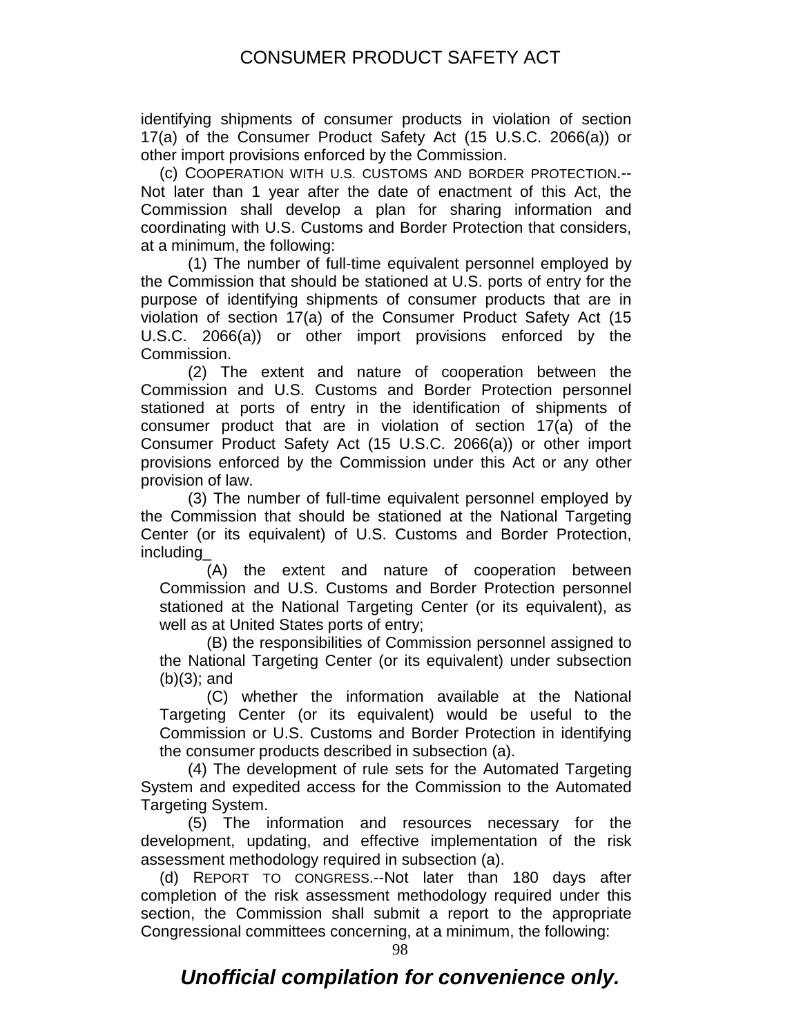identifying shipments of consumer products in violation of section 17(a) of the Consumer Product Safety Act (15 U.S.C. 2066(a)) or other import provisions enforced by the Commission.

(c) COOPERATION WITH U.S. CUSTOMS AND BORDER PROTECTION.--Not later than 1 year after the date of enactment of this Act, the Commission shall develop a plan for sharing information and coordinating with U.S. Customs and Border Protection that considers, at a minimum, the following:

(1) The number of full-time equivalent personnel employed by the Commission that should be stationed at U.S. ports of entry for the purpose of identifying shipments of consumer products that are in violation of section 17(a) of the Consumer Product Safety Act (15 U.S.C. 2066(a)) or other import provisions enforced by the Commission.

(2) The extent and nature of cooperation between the Commission and U.S. Customs and Border Protection personnel stationed at ports of entry in the identification of shipments of consumer product that are in violation of section 17(a) of the Consumer Product Safety Act (15 U.S.C. 2066(a)) or other import provisions enforced by the Commission under this Act or any other provision of law.

(3) The number of full-time equivalent personnel employed by the Commission that should be stationed at the National Targeting Center (or its equivalent) of U.S. Customs and Border Protection, including_

(A) the extent and nature of cooperation between Commission and U.S. Customs and Border Protection personnel stationed at the National Targeting Center (or its equivalent), as well as at United States ports of entry;

(B) the responsibilities of Commission personnel assigned to the National Targeting Center (or its equivalent) under subsection (b)(3); and

(C) whether the information available at the National Targeting Center (or its equivalent) would be useful to the Commission or U.S. Customs and Border Protection in identifying the consumer products described in subsection (a).

(4) The development of rule sets for the Automated Targeting System and expedited access for the Commission to the Automated Targeting System.

(5) The information and resources necessary for the development, updating, and effective implementation of the risk assessment methodology required in subsection (a).

(d) REPORT TO CONGRESS.--Not later than 180 days after completion of the risk assessment methodology required under this section, the Commission shall submit a report to the appropriate Congressional committees concerning, at a minimum, the following: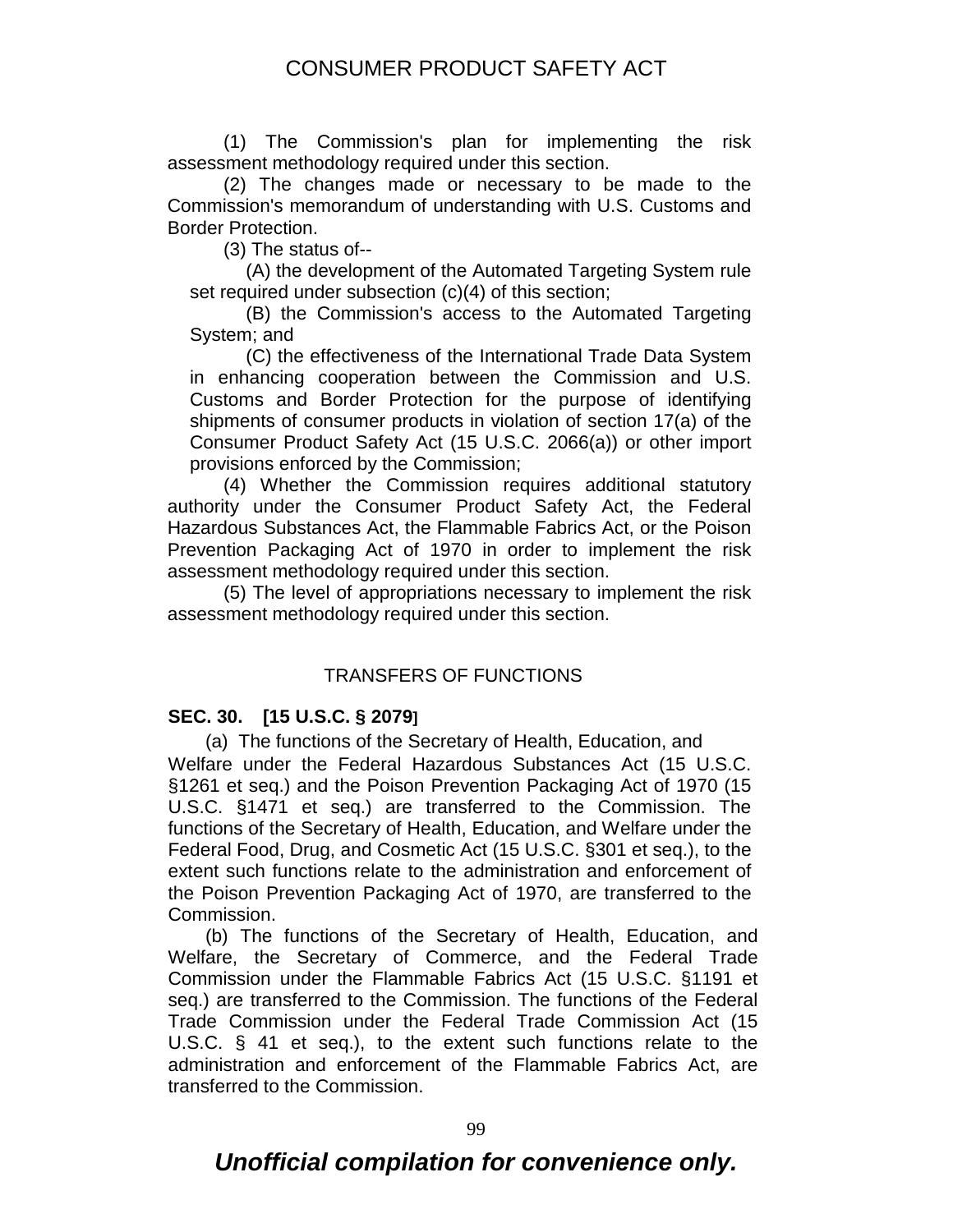(1) The Commission's plan for implementing the risk assessment methodology required under this section.

(2) The changes made or necessary to be made to the Commission's memorandum of understanding with U.S. Customs and Border Protection.

(3) The status of--

(A) the development of the Automated Targeting System rule set required under subsection (c)(4) of this section;

(B) the Commission's access to the Automated Targeting System; and

(C) the effectiveness of the International Trade Data System in enhancing cooperation between the Commission and U.S. Customs and Border Protection for the purpose of identifying shipments of consumer products in violation of section 17(a) of the Consumer Product Safety Act (15 U.S.C. 2066(a)) or other import provisions enforced by the Commission;

(4) Whether the Commission requires additional statutory authority under the Consumer Product Safety Act, the Federal Hazardous Substances Act, the Flammable Fabrics Act, or the Poison Prevention Packaging Act of 1970 in order to implement the risk assessment methodology required under this section.

(5) The level of appropriations necessary to implement the risk assessment methodology required under this section.

## TRANSFERS OF FUNCTIONS

**SEC. 30. [15 U.S.C. § 2079]**

(a) The functions of the Secretary of Health, Education, and Welfare under the Federal Hazardous Substances Act (15 U.S.C. §1261 et seq.) and the Poison Prevention Packaging Act of 1970 (15 U.S.C. §1471 et seq.) are transferred to the Commission. The functions of the Secretary of Health, Education, and Welfare under the Federal Food, Drug, and Cosmetic Act (15 U.S.C. §301 et seq.), to the extent such functions relate to the administration and enforcement of the Poison Prevention Packaging Act of 1970, are transferred to the Commission.

(b) The functions of the Secretary of Health, Education, and Welfare, the Secretary of Commerce, and the Federal Trade Commission under the Flammable Fabrics Act (15 U.S.C. §1191 et seq.) are transferred to the Commission. The functions of the Federal Trade Commission under the Federal Trade Commission Act (15 U.S.C. § 41 et seq.), to the extent such functions relate to the administration and enforcement of the Flammable Fabrics Act, are transferred to the Commission.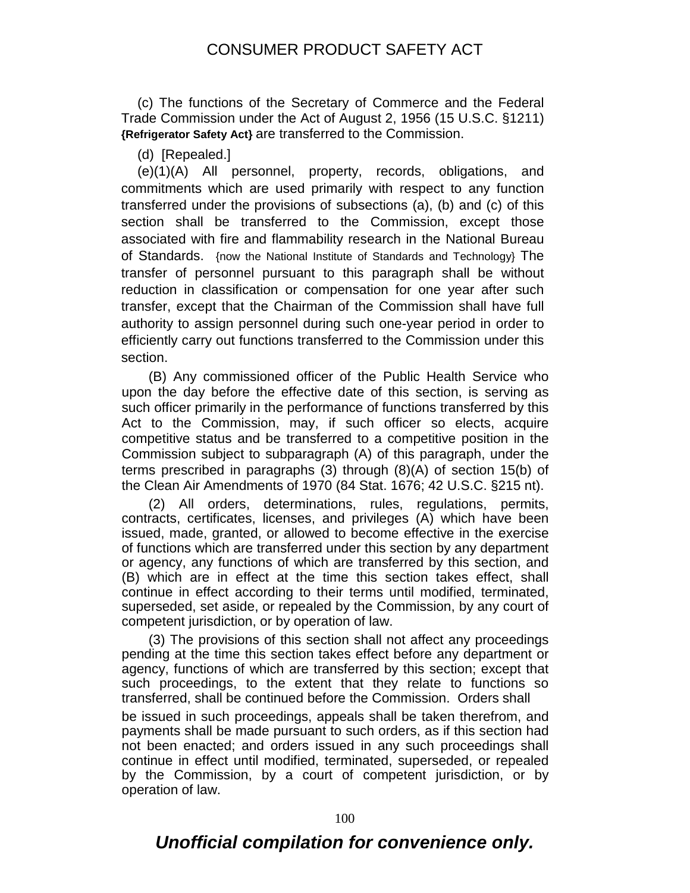(c) The functions of the Secretary of Commerce and the Federal Trade Commission under the Act of August 2, 1956 (15 U.S.C. §1211) **{Refrigerator Safety Act}** are transferred to the Commission.

(d) [Repealed.]

(e)(1)(A) All personnel, property, records, obligations, and commitments which are used primarily with respect to any function transferred under the provisions of subsections (a), (b) and (c) of this section shall be transferred to the Commission, except those associated with fire and flammability research in the National Bureau of Standards. {now the National Institute of Standards and Technology} The transfer of personnel pursuant to this paragraph shall be without reduction in classification or compensation for one year after such transfer, except that the Chairman of the Commission shall have full authority to assign personnel during such one-year period in order to efficiently carry out functions transferred to the Commission under this section.

(B) Any commissioned officer of the Public Health Service who upon the day before the effective date of this section, is serving as such officer primarily in the performance of functions transferred by this Act to the Commission, may, if such officer so elects, acquire competitive status and be transferred to a competitive position in the Commission subject to subparagraph (A) of this paragraph, under the terms prescribed in paragraphs (3) through (8)(A) of section 15(b) of the Clean Air Amendments of 1970 (84 Stat. 1676; 42 U.S.C. §215 nt).

(2) All orders, determinations, rules, regulations, permits, contracts, certificates, licenses, and privileges (A) which have been issued, made, granted, or allowed to become effective in the exercise of functions which are transferred under this section by any department or agency, any functions of which are transferred by this section, and (B) which are in effect at the time this section takes effect, shall continue in effect according to their terms until modified, terminated, superseded, set aside, or repealed by the Commission, by any court of competent jurisdiction, or by operation of law.

(3) The provisions of this section shall not affect any proceedings pending at the time this section takes effect before any department or agency, functions of which are transferred by this section; except that such proceedings, to the extent that they relate to functions so transferred, shall be continued before the Commission. Orders shall be issued in such proceedings, appeals shall be taken therefrom, and payments shall be made pursuant to such orders, as if this section had not been enacted; and orders issued in any such proceedings shall continue in effect until modified, terminated, superseded, or repealed by the Commission, by a court of competent jurisdiction, or by operation of law.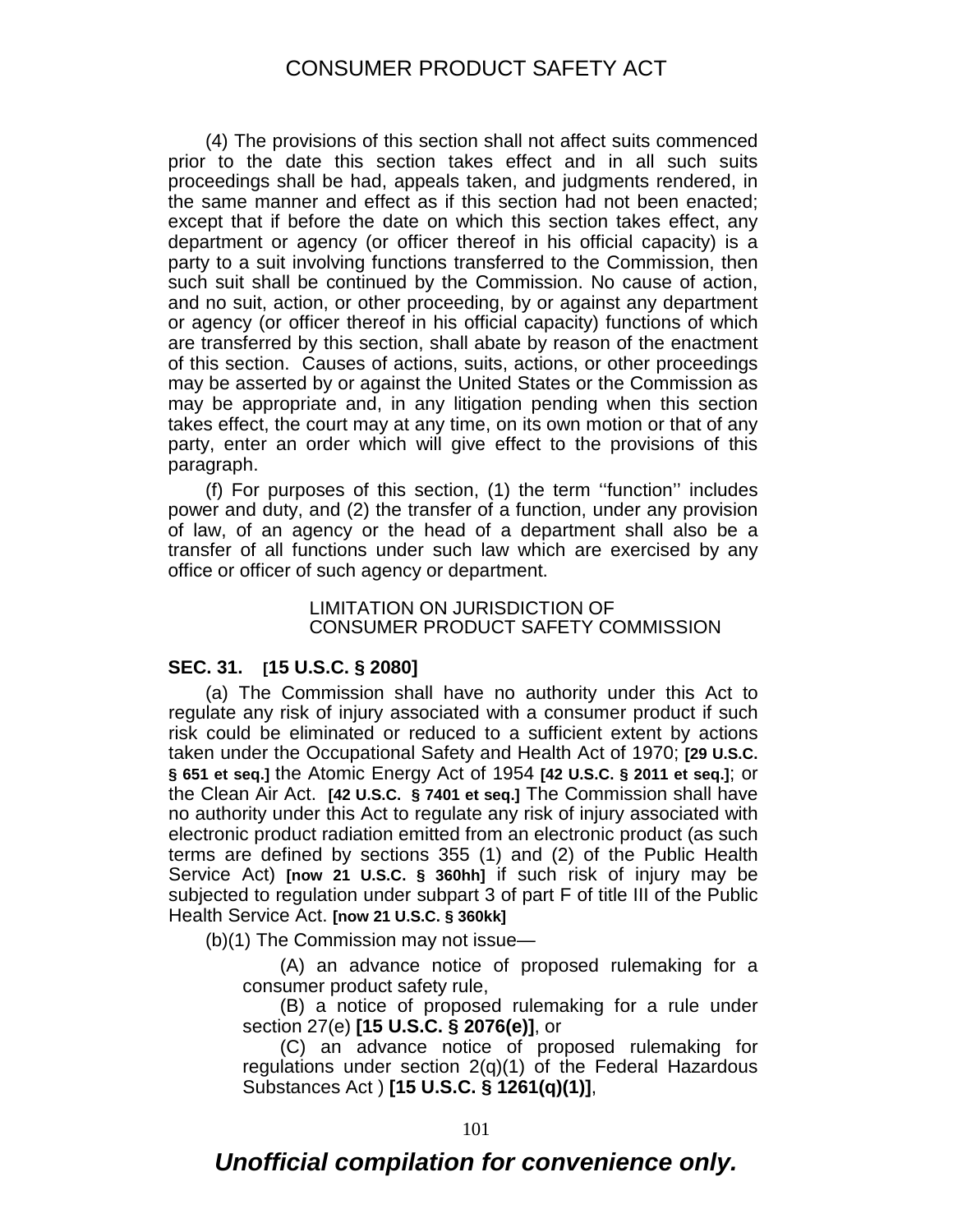(4) The provisions of this section shall not affect suits commenced prior to the date this section takes effect and in all such suits proceedings shall be had, appeals taken, and judgments rendered, in the same manner and effect as if this section had not been enacted; except that if before the date on which this section takes effect, any department or agency (or officer thereof in his official capacity) is a party to a suit involving functions transferred to the Commission, then such suit shall be continued by the Commission. No cause of action, and no suit, action, or other proceeding, by or against any department or agency (or officer thereof in his official capacity) functions of which are transferred by this section, shall abate by reason of the enactment of this section. Causes of actions, suits, actions, or other proceedings may be asserted by or against the United States or the Commission as may be appropriate and, in any litigation pending when this section takes effect, the court may at any time, on its own motion or that of any party, enter an order which will give effect to the provisions of this paragraph.

(f) For purposes of this section, (1) the term ''function'' includes power and duty, and (2) the transfer of a function, under any provision of law, of an agency or the head of a department shall also be a transfer of all functions under such law which are exercised by any office or officer of such agency or department.

## LIMITATION ON JURISDICTION OF CONSUMER PRODUCT SAFETY COMMISSION

**SEC. 31. [15 U.S.C. § 2080]**

(a) The Commission shall have no authority under this Act to regulate any risk of injury associated with a consumer product if such risk could be eliminated or reduced to a sufficient extent by actions taken under the Occupational Safety and Health Act of 1970; **[29 U.S.C. § 651 et seq.]** the Atomic Energy Act of 1954 **[42 U.S.C. § 2011 et seq.]**; or the Clean Air Act. **[42 U.S.C. § 7401 et seq.]** The Commission shall have no authority under this Act to regulate any risk of injury associated with electronic product radiation emitted from an electronic product (as such terms are defined by sections 355 (1) and (2) of the Public Health Service Act) **[now 21 U.S.C. § 360hh]** if such risk of injury may be subjected to regulation under subpart 3 of part F of title III of the Public Health Service Act. **[now 21 U.S.C. § 360kk]**

(b)(1) The Commission may not issue—

(A) an advance notice of proposed rulemaking for a consumer product safety rule,

(B) a notice of proposed rulemaking for a rule under section 27(e) **[15 U.S.C. § 2076(e)]**, or

(C) an advance notice of proposed rulemaking for regulations under section 2(q)(1) of the Federal Hazardous Substances Act ) **[15 U.S.C. § 1261(q)(1)]**,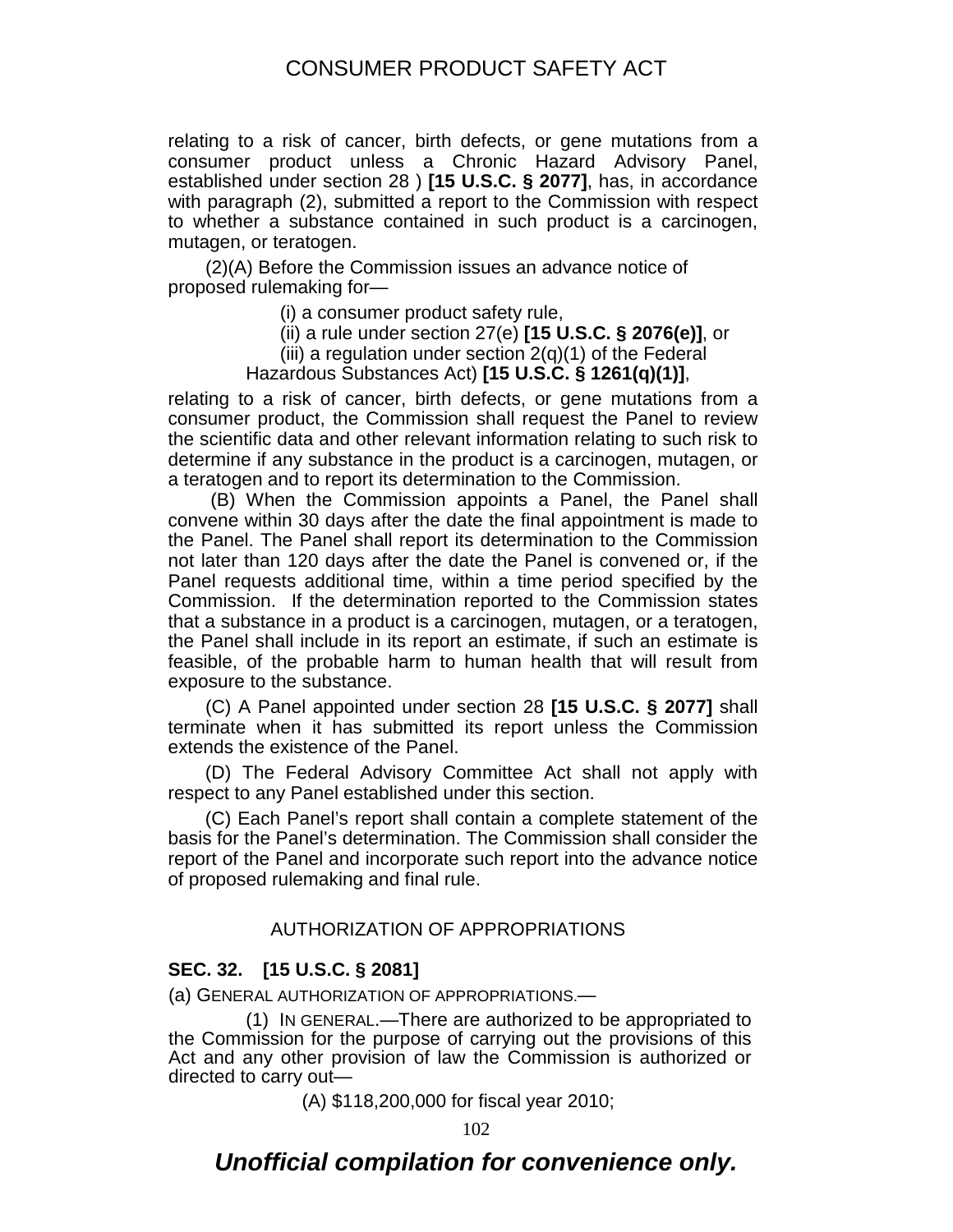relating to a risk of cancer, birth defects, or gene mutations from a consumer product unless a Chronic Hazard Advisory Panel, established under section 28 ) **[15 U.S.C. § 2077]**, has, in accordance with paragraph (2), submitted a report to the Commission with respect to whether a substance contained in such product is a carcinogen, mutagen, or teratogen.

(2)(A) Before the Commission issues an advance notice of proposed rulemaking for—

(i) a consumer product safety rule,

(ii) a rule under section 27(e) **[15 U.S.C. § 2076(e)]**, or

(iii) a regulation under section 2(q)(1) of the Federal Hazardous Substances Act) **[15 U.S.C. § 1261(q)(1)]**,

relating to a risk of cancer, birth defects, or gene mutations from a consumer product, the Commission shall request the Panel to review the scientific data and other relevant information relating to such risk to determine if any substance in the product is a carcinogen, mutagen, or a teratogen and to report its determination to the Commission.

(B) When the Commission appoints a Panel, the Panel shall convene within 30 days after the date the final appointment is made to the Panel. The Panel shall report its determination to the Commission not later than 120 days after the date the Panel is convened or, if the Panel requests additional time, within a time period specified by the Commission. If the determination reported to the Commission states that a substance in a product is a carcinogen, mutagen, or a teratogen, the Panel shall include in its report an estimate, if such an estimate is feasible, of the probable harm to human health that will result from exposure to the substance.

(C) A Panel appointed under section 28 **[15 U.S.C. § 2077]** shall terminate when it has submitted its report unless the Commission extends the existence of the Panel.

(D) The Federal Advisory Committee Act shall not apply with respect to any Panel established under this section.

(C) Each Panel's report shall contain a complete statement of the basis for the Panel's determination. The Commission shall consider the report of the Panel and incorporate such report into the advance notice of proposed rulemaking and final rule.

## AUTHORIZATION OF APPROPRIATIONS

**SEC. 32. [15 U.S.C. § 2081]**

(a) GENERAL AUTHORIZATION OF APPROPRIATIONS.—

(1) IN GENERAL.—There are authorized to be appropriated to the Commission for the purpose of carrying out the provisions of this Act and any other provision of law the Commission is authorized or directed to carry out—

(A) $118,200,000 for fiscal year 2010;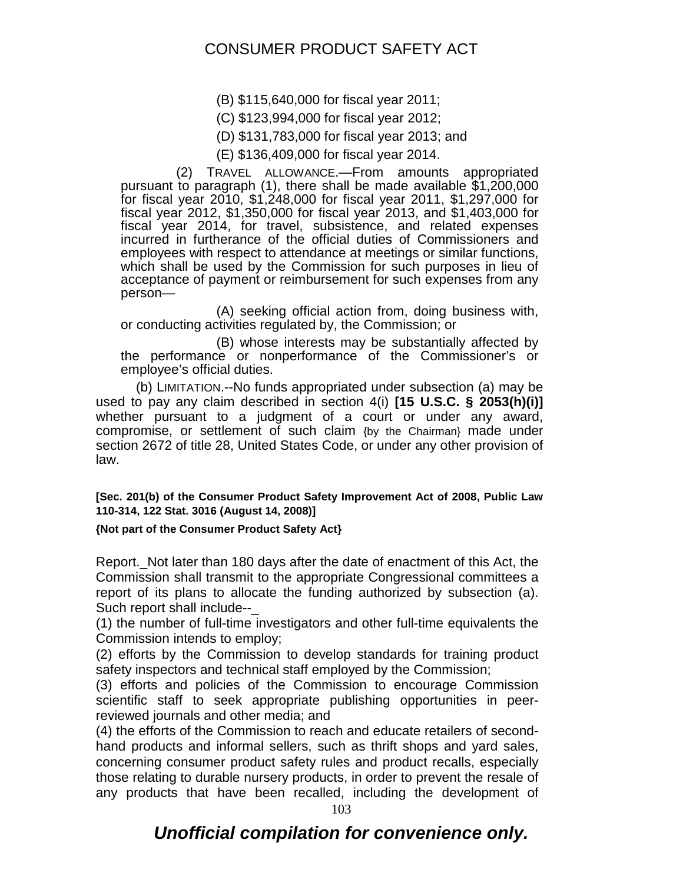(B) $115,640,000 for fiscal year 2011;

(C) $123,994,000 for fiscal year 2012;

(D) $131,783,000 for fiscal year 2013; and

(E) $136,409,000 for fiscal year 2014.

(2) TRAVEL ALLOWANCE.—From amounts appropriated pursuant to paragraph (1), there shall be made available $1,200,000 for fiscal year 2010, $1,248,000 for fiscal year 2011, $1,297,000 for fiscal year 2012, $1,350,000 for fiscal year 2013, and $1,403,000 for fiscal year 2014, for travel, subsistence, and related expenses incurred in furtherance of the official duties of Commissioners and employees with respect to attendance at meetings or similar functions, which shall be used by the Commission for such purposes in lieu of acceptance of payment or reimbursement for such expenses from any person—

(A) seeking official action from, doing business with, or conducting activities regulated by, the Commission; or

(B) whose interests may be substantially affected by the performance or nonperformance of the Commissioner's or employee's official duties.

(b) LIMITATION.--No funds appropriated under subsection (a) may be used to pay any claim described in section 4(i) **[15 U.S.C. § 2053(h)(i)]** whether pursuant to a judgment of a court or under any award, compromise, or settlement of such claim {by the Chairman} made under section 2672 of title 28, United States Code, or under any other provision of law.

**[Sec. 201(b) of the Consumer Product Safety Improvement Act of 2008, Public Law 110-314, 122 Stat. 3016 (August 14, 2008)]**

**{Not part of the Consumer Product Safety Act}**

Report._Not later than 180 days after the date of enactment of this Act, the Commission shall transmit to the appropriate Congressional committees a report of its plans to allocate the funding authorized by subsection (a). Such report shall include--_

(1) the number of full-time investigators and other full-time equivalents the Commission intends to employ;

(2) efforts by the Commission to develop standards for training product safety inspectors and technical staff employed by the Commission;

(3) efforts and policies of the Commission to encourage Commission scientific staff to seek appropriate publishing opportunities in peer-reviewed journals and other media; and

(4) the efforts of the Commission to reach and educate retailers of second-hand products and informal sellers, such as thrift shops and yard sales, concerning consumer product safety rules and product recalls, especially those relating to durable nursery products, in order to prevent the resale of any products that have been recalled, including the development of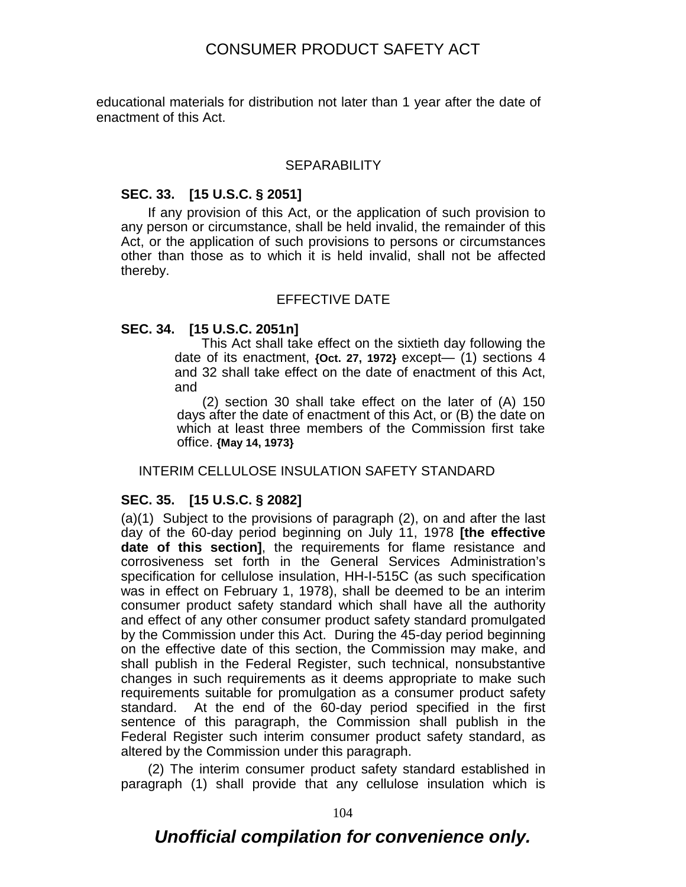educational materials for distribution not later than 1 year after the date of enactment of this Act.

SEPARABILITY

**SEC. 33. [15 U.S.C. § 2051]**

If any provision of this Act, or the application of such provision to any person or circumstance, shall be held invalid, the remainder of this Act, or the application of such provisions to persons or circumstances other than those as to which it is held invalid, shall not be affected thereby.

EFFECTIVE DATE

**SEC. 34. [15 U.S.C. 2051n]**

This Act shall take effect on the sixtieth day following the date of its enactment, **{Oct. 27, 1972}** except— (1) sections 4 and 32 shall take effect on the date of enactment of this Act, and

(2) section 30 shall take effect on the later of (A) 150 days after the date of enactment of this Act, or (B) the date on which at least three members of the Commission first take office. **{May 14, 1973}**

INTERIM CELLULOSE INSULATION SAFETY STANDARD

**SEC. 35. [15 U.S.C. § 2082]**

(a)(1) Subject to the provisions of paragraph (2), on and after the last day of the 60-day period beginning on July 11, 1978 **[the effective date of this section]**, the requirements for flame resistance and corrosiveness set forth in the General Services Administration's specification for cellulose insulation, HH-I-515C (as such specification was in effect on February 1, 1978), shall be deemed to be an interim consumer product safety standard which shall have all the authority and effect of any other consumer product safety standard promulgated by the Commission under this Act. During the 45-day period beginning on the effective date of this section, the Commission may make, and shall publish in the Federal Register, such technical, nonsubstantive changes in such requirements as it deems appropriate to make such requirements suitable for promulgation as a consumer product safety standard. At the end of the 60-day period specified in the first sentence of this paragraph, the Commission shall publish in the Federal Register such interim consumer product safety standard, as altered by the Commission under this paragraph.

(2) The interim consumer product safety standard established in paragraph (1) shall provide that any cellulose insulation which is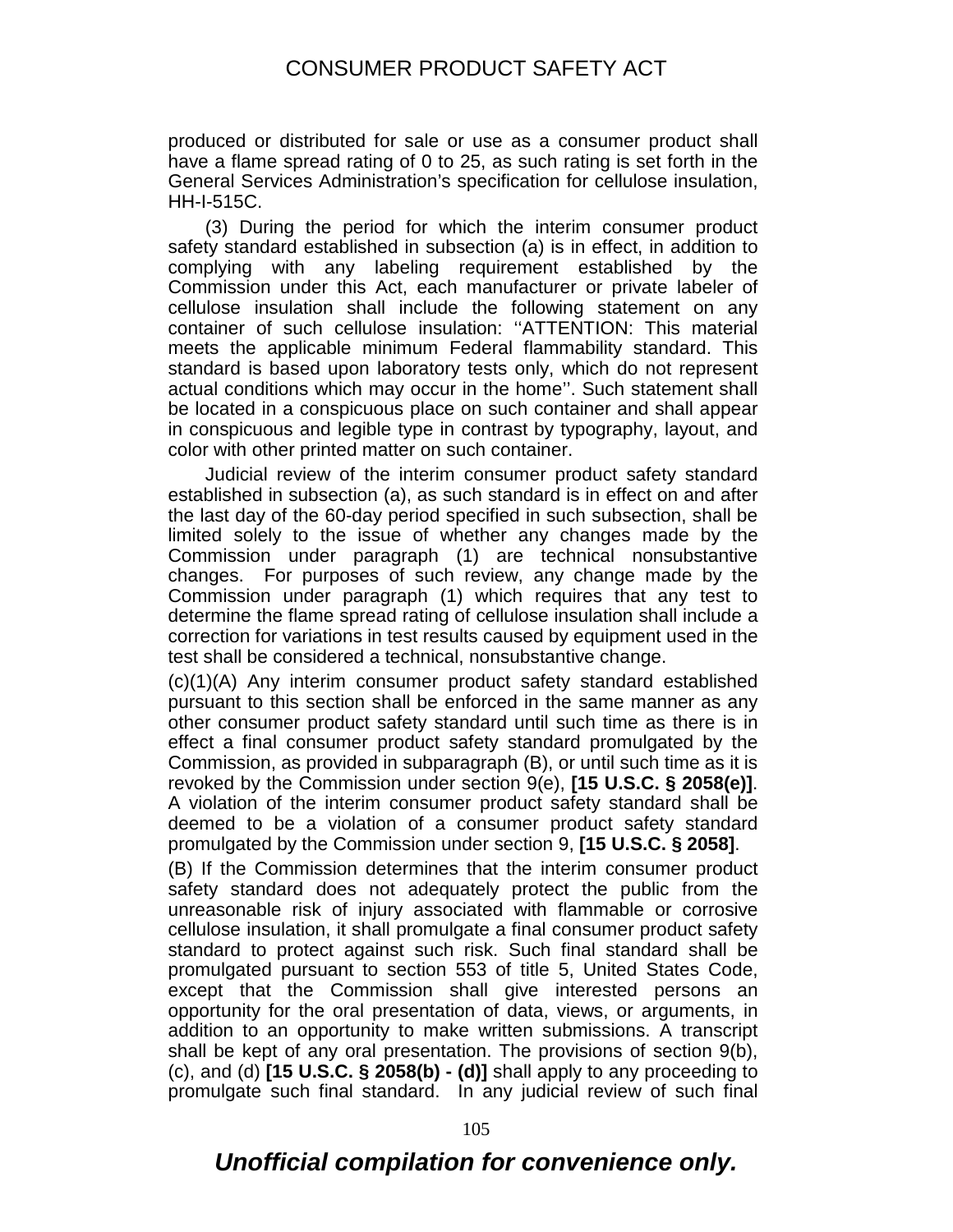produced or distributed for sale or use as a consumer product shall have a flame spread rating of 0 to 25, as such rating is set forth in the General Services Administration's specification for cellulose insulation, HH-I-515C.

(3) During the period for which the interim consumer product safety standard established in subsection (a) is in effect, in addition to complying with any labeling requirement established by the Commission under this Act, each manufacturer or private labeler of cellulose insulation shall include the following statement on any container of such cellulose insulation: ''ATTENTION: This material meets the applicable minimum Federal flammability standard. This standard is based upon laboratory tests only, which do not represent actual conditions which may occur in the home''. Such statement shall be located in a conspicuous place on such container and shall appear in conspicuous and legible type in contrast by typography, layout, and color with other printed matter on such container.

Judicial review of the interim consumer product safety standard established in subsection (a), as such standard is in effect on and after the last day of the 60-day period specified in such subsection, shall be limited solely to the issue of whether any changes made by the Commission under paragraph (1) are technical nonsubstantive changes. For purposes of such review, any change made by the Commission under paragraph (1) which requires that any test to determine the flame spread rating of cellulose insulation shall include a correction for variations in test results caused by equipment used in the test shall be considered a technical, nonsubstantive change.

(c)(1)(A) Any interim consumer product safety standard established pursuant to this section shall be enforced in the same manner as any other consumer product safety standard until such time as there is in effect a final consumer product safety standard promulgated by the Commission, as provided in subparagraph (B), or until such time as it is revoked by the Commission under section 9(e), **[15 U.S.C. § 2058(e)]**. A violation of the interim consumer product safety standard shall be deemed to be a violation of a consumer product safety standard promulgated by the Commission under section 9, **[15 U.S.C. § 2058]**.

(B) If the Commission determines that the interim consumer product safety standard does not adequately protect the public from the unreasonable risk of injury associated with flammable or corrosive cellulose insulation, it shall promulgate a final consumer product safety standard to protect against such risk. Such final standard shall be promulgated pursuant to section 553 of title 5, United States Code, except that the Commission shall give interested persons an opportunity for the oral presentation of data, views, or arguments, in addition to an opportunity to make written submissions. A transcript shall be kept of any oral presentation. The provisions of section 9(b), (c), and (d) **[15 U.S.C. § 2058(b) - (d)]** shall apply to any proceeding to promulgate such final standard. In any judicial review of such final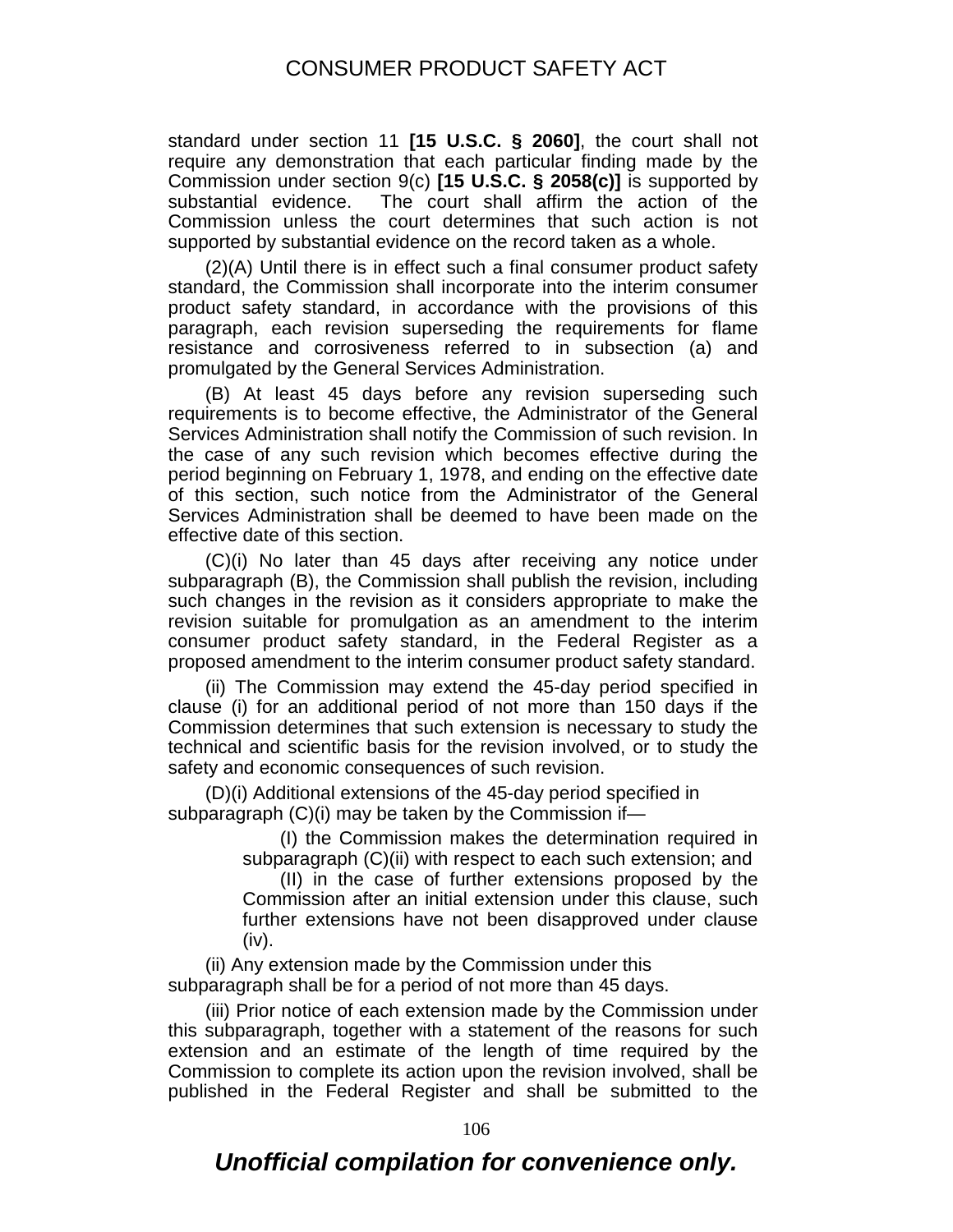standard under section 11 **[15 U.S.C. § 2060]**, the court shall not require any demonstration that each particular finding made by the Commission under section 9(c) **[15 U.S.C. § 2058(c)]** is supported by substantial evidence. The court shall affirm the action of the Commission unless the court determines that such action is not supported by substantial evidence on the record taken as a whole.

(2)(A) Until there is in effect such a final consumer product safety standard, the Commission shall incorporate into the interim consumer product safety standard, in accordance with the provisions of this paragraph, each revision superseding the requirements for flame resistance and corrosiveness referred to in subsection (a) and promulgated by the General Services Administration.

(B) At least 45 days before any revision superseding such requirements is to become effective, the Administrator of the General Services Administration shall notify the Commission of such revision. In the case of any such revision which becomes effective during the period beginning on February 1, 1978, and ending on the effective date of this section, such notice from the Administrator of the General Services Administration shall be deemed to have been made on the effective date of this section.

(C)(i) No later than 45 days after receiving any notice under subparagraph (B), the Commission shall publish the revision, including such changes in the revision as it considers appropriate to make the revision suitable for promulgation as an amendment to the interim consumer product safety standard, in the Federal Register as a proposed amendment to the interim consumer product safety standard.

(ii) The Commission may extend the 45-day period specified in clause (i) for an additional period of not more than 150 days if the Commission determines that such extension is necessary to study the technical and scientific basis for the revision involved, or to study the safety and economic consequences of such revision.

(D)(i) Additional extensions of the 45-day period specified in subparagraph (C)(i) may be taken by the Commission if—

(I) the Commission makes the determination required in subparagraph (C)(ii) with respect to each such extension; and

(II) in the case of further extensions proposed by the Commission after an initial extension under this clause, such further extensions have not been disapproved under clause (iv).

(ii) Any extension made by the Commission under this subparagraph shall be for a period of not more than 45 days.

(iii) Prior notice of each extension made by the Commission under this subparagraph, together with a statement of the reasons for such extension and an estimate of the length of time required by the Commission to complete its action upon the revision involved, shall be published in the Federal Register and shall be submitted to the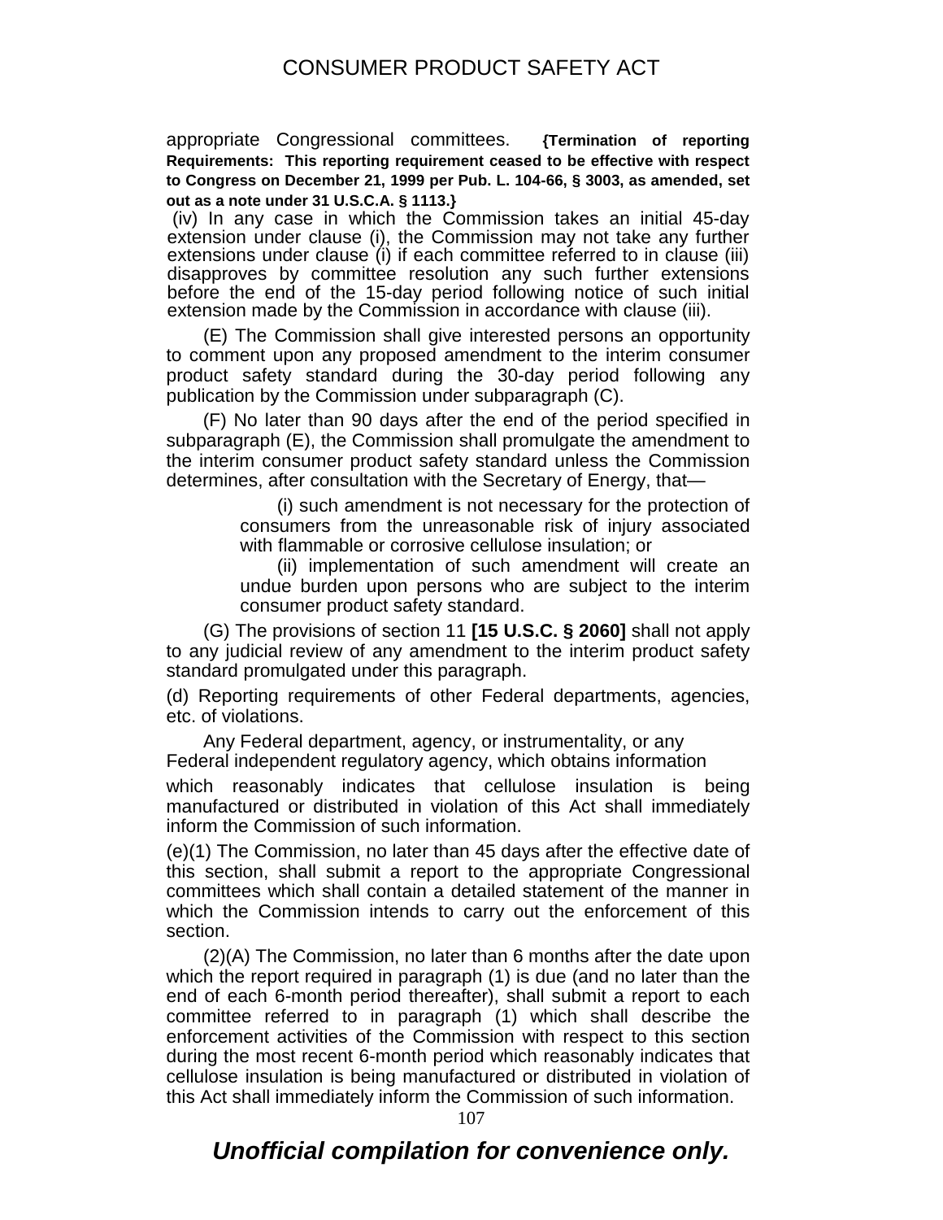appropriate Congressional committees. **{Termination of reporting Requirements: This reporting requirement ceased to be effective with respect to Congress on December 21, 1999 per Pub. L. 104-66, § 3003, as amended, set out as a note under 31 U.S.C.A. § 1113.}**

(iv) In any case in which the Commission takes an initial 45-day extension under clause (i), the Commission may not take any further extensions under clause (i) if each committee referred to in clause (iii) disapproves by committee resolution any such further extensions before the end of the 15-day period following notice of such initial extension made by the Commission in accordance with clause (iii).

(E) The Commission shall give interested persons an opportunity to comment upon any proposed amendment to the interim consumer product safety standard during the 30-day period following any publication by the Commission under subparagraph (C).

(F) No later than 90 days after the end of the period specified in subparagraph (E), the Commission shall promulgate the amendment to the interim consumer product safety standard unless the Commission determines, after consultation with the Secretary of Energy, that—

(i) such amendment is not necessary for the protection of consumers from the unreasonable risk of injury associated with flammable or corrosive cellulose insulation; or

(ii) implementation of such amendment will create an undue burden upon persons who are subject to the interim consumer product safety standard.

(G) The provisions of section 11 **[15 U.S.C. § 2060]** shall not apply to any judicial review of any amendment to the interim product safety standard promulgated under this paragraph.

(d) Reporting requirements of other Federal departments, agencies, etc. of violations.

Any Federal department, agency, or instrumentality, or any Federal independent regulatory agency, which obtains information which reasonably indicates that cellulose insulation is being manufactured or distributed in violation of this Act shall immediately inform the Commission of such information.

(e)(1) The Commission, no later than 45 days after the effective date of this section, shall submit a report to the appropriate Congressional committees which shall contain a detailed statement of the manner in which the Commission intends to carry out the enforcement of this section.

(2)(A) The Commission, no later than 6 months after the date upon which the report required in paragraph (1) is due (and no later than the end of each 6-month period thereafter), shall submit a report to each committee referred to in paragraph (1) which shall describe the enforcement activities of the Commission with respect to this section during the most recent 6-month period which reasonably indicates that cellulose insulation is being manufactured or distributed in violation of this Act shall immediately inform the Commission of such information.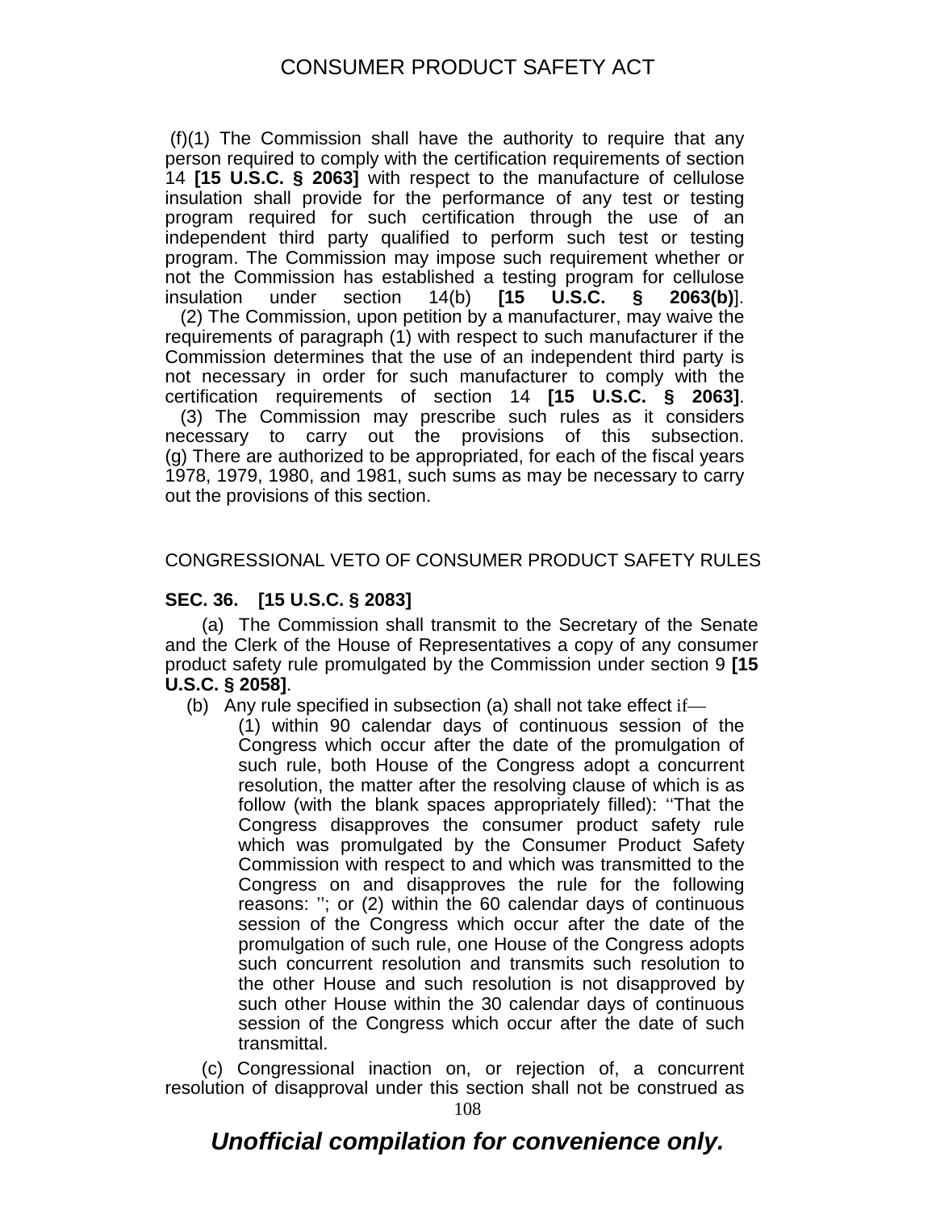(f)(1) The Commission shall have the authority to require that any person required to comply with the certification requirements of section 14 **[15 U.S.C. § 2063]** with respect to the manufacture of cellulose insulation shall provide for the performance of any test or testing program required for such certification through the use of an independent third party qualified to perform such test or testing program. The Commission may impose such requirement whether or not the Commission has established a testing program for cellulose insulation under section 14(b) **[15 U.S.C. § 2063(b)]**.

(2) The Commission, upon petition by a manufacturer, may waive the requirements of paragraph (1) with respect to such manufacturer if the Commission determines that the use of an independent third party is not necessary in order for such manufacturer to comply with the certification requirements of section 14 **[15 U.S.C. § 2063]**.

(3) The Commission may prescribe such rules as it considers necessary to carry out the provisions of this subsection.

(g) There are authorized to be appropriated, for each of the fiscal years 1978, 1979, 1980, and 1981, such sums as may be necessary to carry out the provisions of this section.

## CONGRESSIONAL VETO OF CONSUMER PRODUCT SAFETY RULES

**SEC. 36. [15 U.S.C. § 2083]**

(a) The Commission shall transmit to the Secretary of the Senate and the Clerk of the House of Representatives a copy of any consumer product safety rule promulgated by the Commission under section 9 **[15 U.S.C. § 2058]**.

(b) Any rule specified in subsection (a) shall not take effect if—

(1) within 90 calendar days of continuous session of the Congress which occur after the date of the promulgation of such rule, both House of the Congress adopt a concurrent resolution, the matter after the resolving clause of which is as follow (with the blank spaces appropriately filled): ''That the Congress disapproves the consumer product safety rule which was promulgated by the Consumer Product Safety Commission with respect to and which was transmitted to the Congress on and disapproves the rule for the following reasons: ''; or (2) within the 60 calendar days of continuous session of the Congress which occur after the date of the promulgation of such rule, one House of the Congress adopts such concurrent resolution and transmits such resolution to the other House and such resolution is not disapproved by such other House within the 30 calendar days of continuous session of the Congress which occur after the date of such transmittal.

(c) Congressional inaction on, or rejection of, a concurrent resolution of disapproval under this section shall not be construed as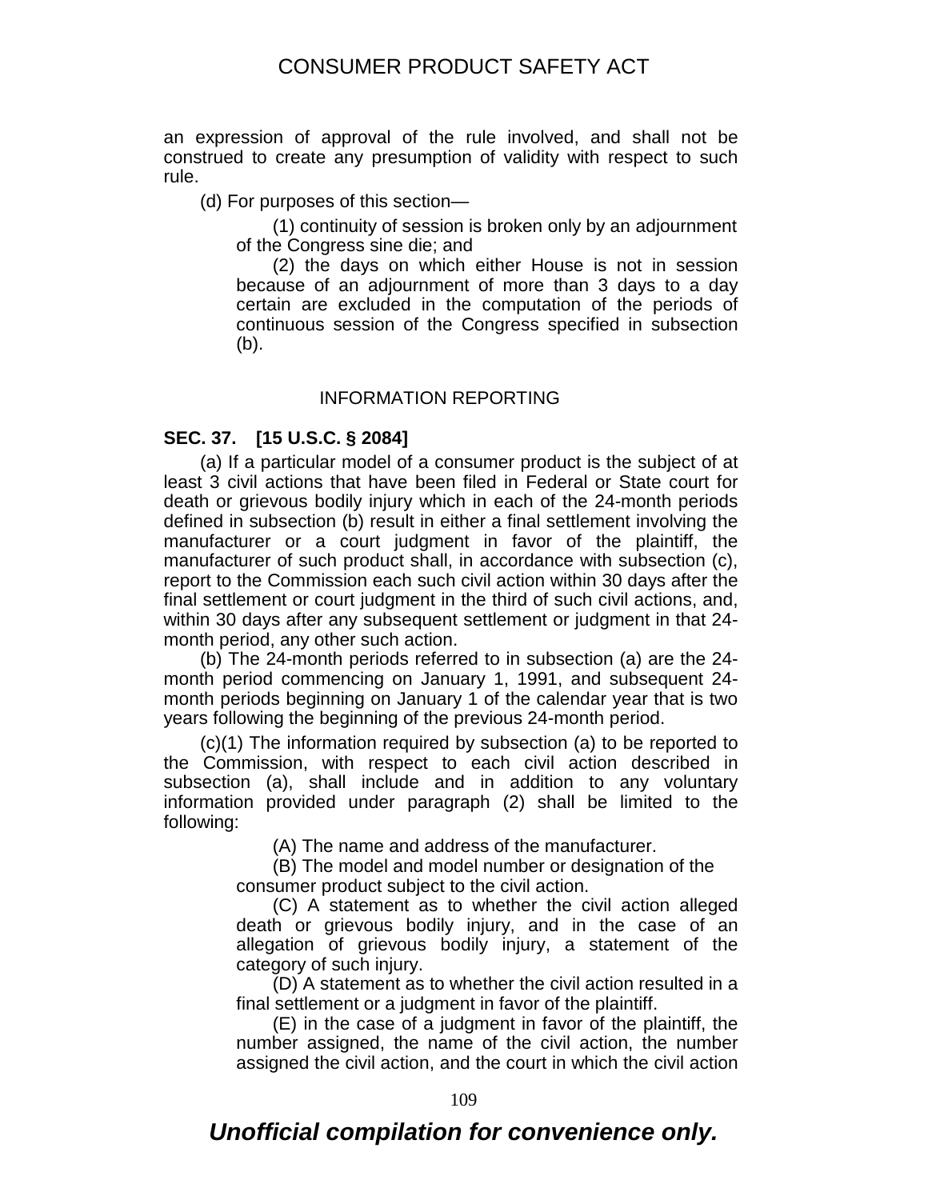an expression of approval of the rule involved, and shall not be construed to create any presumption of validity with respect to such rule.

(d) For purposes of this section—

(1) continuity of session is broken only by an adjournment of the Congress sine die; and

(2) the days on which either House is not in session because of an adjournment of more than 3 days to a day certain are excluded in the computation of the periods of continuous session of the Congress specified in subsection (b).

## INFORMATION REPORTING

**SEC. 37. [15 U.S.C. § 2084]**

(a) If a particular model of a consumer product is the subject of at least 3 civil actions that have been filed in Federal or State court for death or grievous bodily injury which in each of the 24-month periods defined in subsection (b) result in either a final settlement involving the manufacturer or a court judgment in favor of the plaintiff, the manufacturer of such product shall, in accordance with subsection (c), report to the Commission each such civil action within 30 days after the final settlement or court judgment in the third of such civil actions, and, within 30 days after any subsequent settlement or judgment in that 24-month period, any other such action.

(b) The 24-month periods referred to in subsection (a) are the 24-month period commencing on January 1, 1991, and subsequent 24-month periods beginning on January 1 of the calendar year that is two years following the beginning of the previous 24-month period.

(c)(1) The information required by subsection (a) to be reported to the Commission, with respect to each civil action described in subsection (a), shall include and in addition to any voluntary information provided under paragraph (2) shall be limited to the following:

(A) The name and address of the manufacturer.

(B) The model and model number or designation of the consumer product subject to the civil action.

(C) A statement as to whether the civil action alleged death or grievous bodily injury, and in the case of an allegation of grievous bodily injury, a statement of the category of such injury.

(D) A statement as to whether the civil action resulted in a final settlement or a judgment in favor of the plaintiff.

(E) in the case of a judgment in favor of the plaintiff, the number assigned, the name of the civil action, the number assigned the civil action, and the court in which the civil action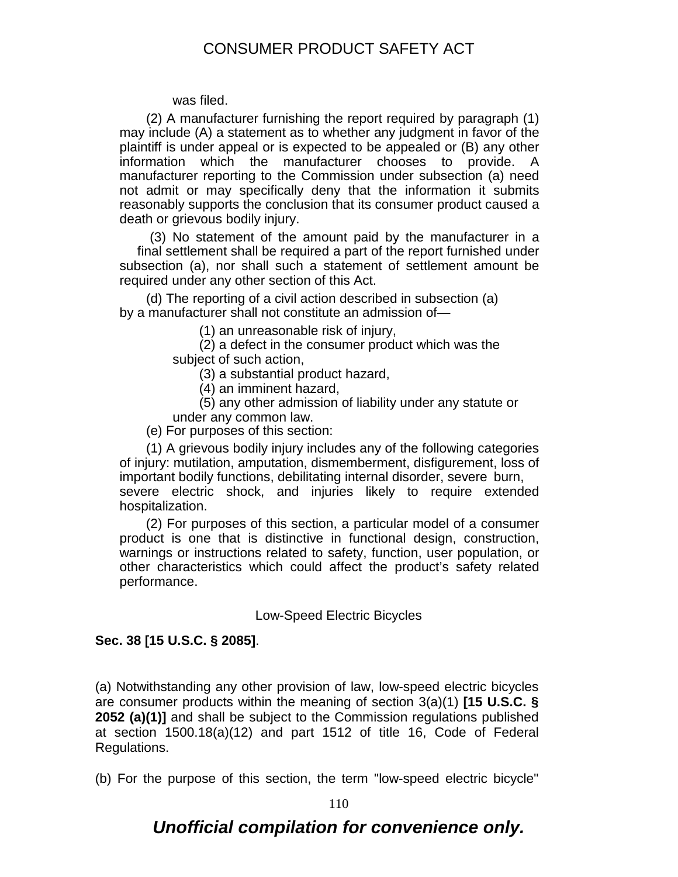was filed.

(2) A manufacturer furnishing the report required by paragraph (1) may include (A) a statement as to whether any judgment in favor of the plaintiff is under appeal or is expected to be appealed or (B) any other information which the manufacturer chooses to provide. A manufacturer reporting to the Commission under subsection (a) need not admit or may specifically deny that the information it submits reasonably supports the conclusion that its consumer product caused a death or grievous bodily injury.

(3) No statement of the amount paid by the manufacturer in a final settlement shall be required a part of the report furnished under subsection (a), nor shall such a statement of settlement amount be required under any other section of this Act.

(d) The reporting of a civil action described in subsection (a) by a manufacturer shall not constitute an admission of—

(1) an unreasonable risk of injury,

(2) a defect in the consumer product which was the subject of such action,

(3) a substantial product hazard,

(4) an imminent hazard,

(5) any other admission of liability under any statute or under any common law.

(e) For purposes of this section:

(1) A grievous bodily injury includes any of the following categories of injury: mutilation, amputation, dismemberment, disfigurement, loss of important bodily functions, debilitating internal disorder, severe burn, severe electric shock, and injuries likely to require extended hospitalization.

(2) For purposes of this section, a particular model of a consumer product is one that is distinctive in functional design, construction, warnings or instructions related to safety, function, user population, or other characteristics which could affect the product's safety related performance.

## Low-Speed Electric Bicycles

**Sec. 38 [15 U.S.C. § 2085]**.

(a) Notwithstanding any other provision of law, low-speed electric bicycles are consumer products within the meaning of section 3(a)(1) **[15 U.S.C. § 2052 (a)(1)]** and shall be subject to the Commission regulations published at section 1500.18(a)(12) and part 1512 of title 16, Code of Federal Regulations.

(b) For the purpose of this section, the term "low-speed electric bicycle"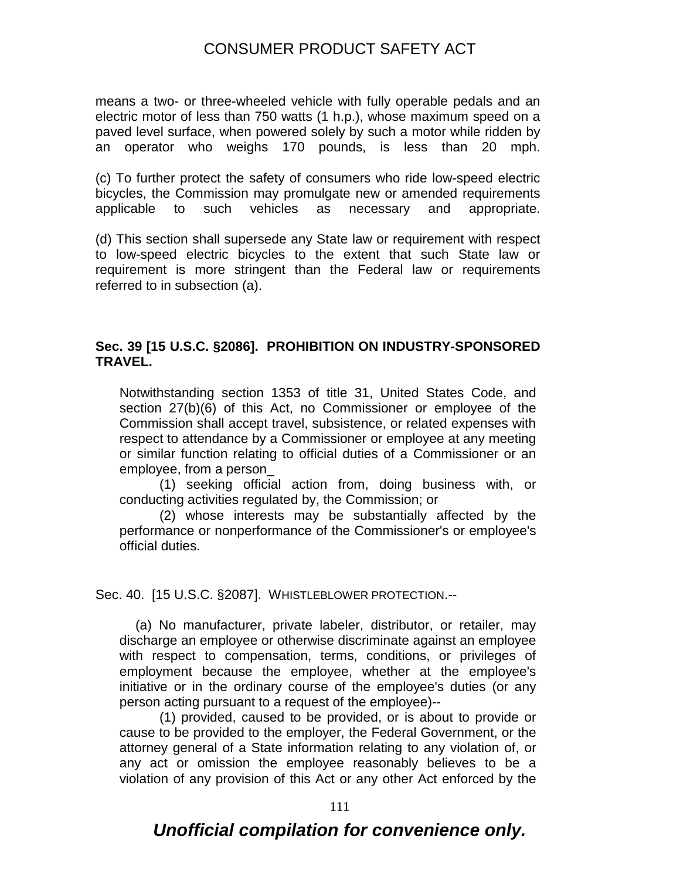means a two- or three-wheeled vehicle with fully operable pedals and an electric motor of less than 750 watts (1 h.p.), whose maximum speed on a paved level surface, when powered solely by such a motor while ridden by an operator who weighs 170 pounds, is less than 20 mph.

(c) To further protect the safety of consumers who ride low-speed electric bicycles, the Commission may promulgate new or amended requirements applicable to such vehicles as necessary and appropriate.

(d) This section shall supersede any State law or requirement with respect to low-speed electric bicycles to the extent that such State law or requirement is more stringent than the Federal law or requirements referred to in subsection (a).

**Sec. 39 [15 U.S.C. §2086]. PROHIBITION ON INDUSTRY-SPONSORED TRAVEL.**

Notwithstanding section 1353 of title 31, United States Code, and section 27(b)(6) of this Act, no Commissioner or employee of the Commission shall accept travel, subsistence, or related expenses with respect to attendance by a Commissioner or employee at any meeting or similar function relating to official duties of a Commissioner or an employee, from a person_

(1) seeking official action from, doing business with, or conducting activities regulated by, the Commission; or

(2) whose interests may be substantially affected by the performance or nonperformance of the Commissioner's or employee's official duties.

Sec. 40. [15 U.S.C. §2087]. WHISTLEBLOWER PROTECTION.--

(a) No manufacturer, private labeler, distributor, or retailer, may discharge an employee or otherwise discriminate against an employee with respect to compensation, terms, conditions, or privileges of employment because the employee, whether at the employee's initiative or in the ordinary course of the employee's duties (or any person acting pursuant to a request of the employee)--

(1) provided, caused to be provided, or is about to provide or cause to be provided to the employer, the Federal Government, or the attorney general of a State information relating to any violation of, or any act or omission the employee reasonably believes to be a violation of any provision of this Act or any other Act enforced by the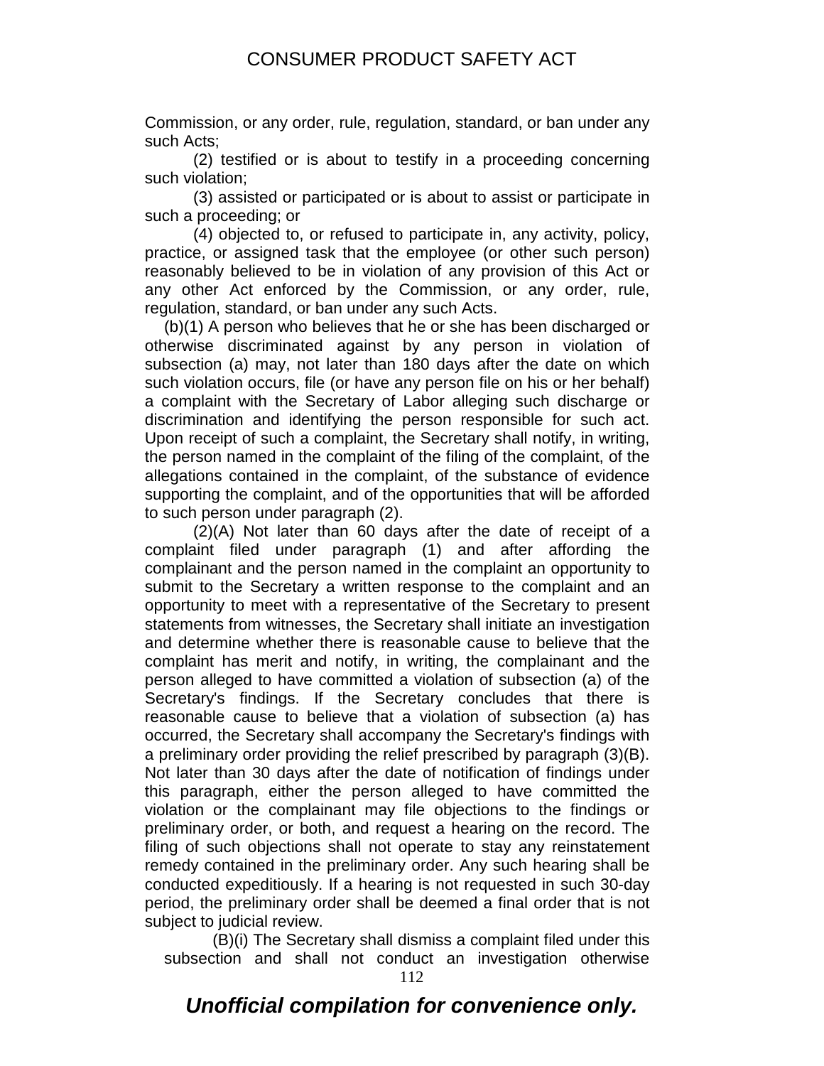Commission, or any order, rule, regulation, standard, or ban under any such Acts;

(2) testified or is about to testify in a proceeding concerning such violation;

(3) assisted or participated or is about to assist or participate in such a proceeding; or

(4) objected to, or refused to participate in, any activity, policy, practice, or assigned task that the employee (or other such person) reasonably believed to be in violation of any provision of this Act or any other Act enforced by the Commission, or any order, rule, regulation, standard, or ban under any such Acts.

(b)(1) A person who believes that he or she has been discharged or otherwise discriminated against by any person in violation of subsection (a) may, not later than 180 days after the date on which such violation occurs, file (or have any person file on his or her behalf) a complaint with the Secretary of Labor alleging such discharge or discrimination and identifying the person responsible for such act. Upon receipt of such a complaint, the Secretary shall notify, in writing, the person named in the complaint of the filing of the complaint, of the allegations contained in the complaint, of the substance of evidence supporting the complaint, and of the opportunities that will be afforded to such person under paragraph (2).

(2)(A) Not later than 60 days after the date of receipt of a complaint filed under paragraph (1) and after affording the complainant and the person named in the complaint an opportunity to submit to the Secretary a written response to the complaint and an opportunity to meet with a representative of the Secretary to present statements from witnesses, the Secretary shall initiate an investigation and determine whether there is reasonable cause to believe that the complaint has merit and notify, in writing, the complainant and the person alleged to have committed a violation of subsection (a) of the Secretary's findings. If the Secretary concludes that there is reasonable cause to believe that a violation of subsection (a) has occurred, the Secretary shall accompany the Secretary's findings with a preliminary order providing the relief prescribed by paragraph (3)(B). Not later than 30 days after the date of notification of findings under this paragraph, either the person alleged to have committed the violation or the complainant may file objections to the findings or preliminary order, or both, and request a hearing on the record. The filing of such objections shall not operate to stay any reinstatement remedy contained in the preliminary order. Any such hearing shall be conducted expeditiously. If a hearing is not requested in such 30-day period, the preliminary order shall be deemed a final order that is not subject to judicial review.

(B)(i) The Secretary shall dismiss a complaint filed under this subsection and shall not conduct an investigation otherwise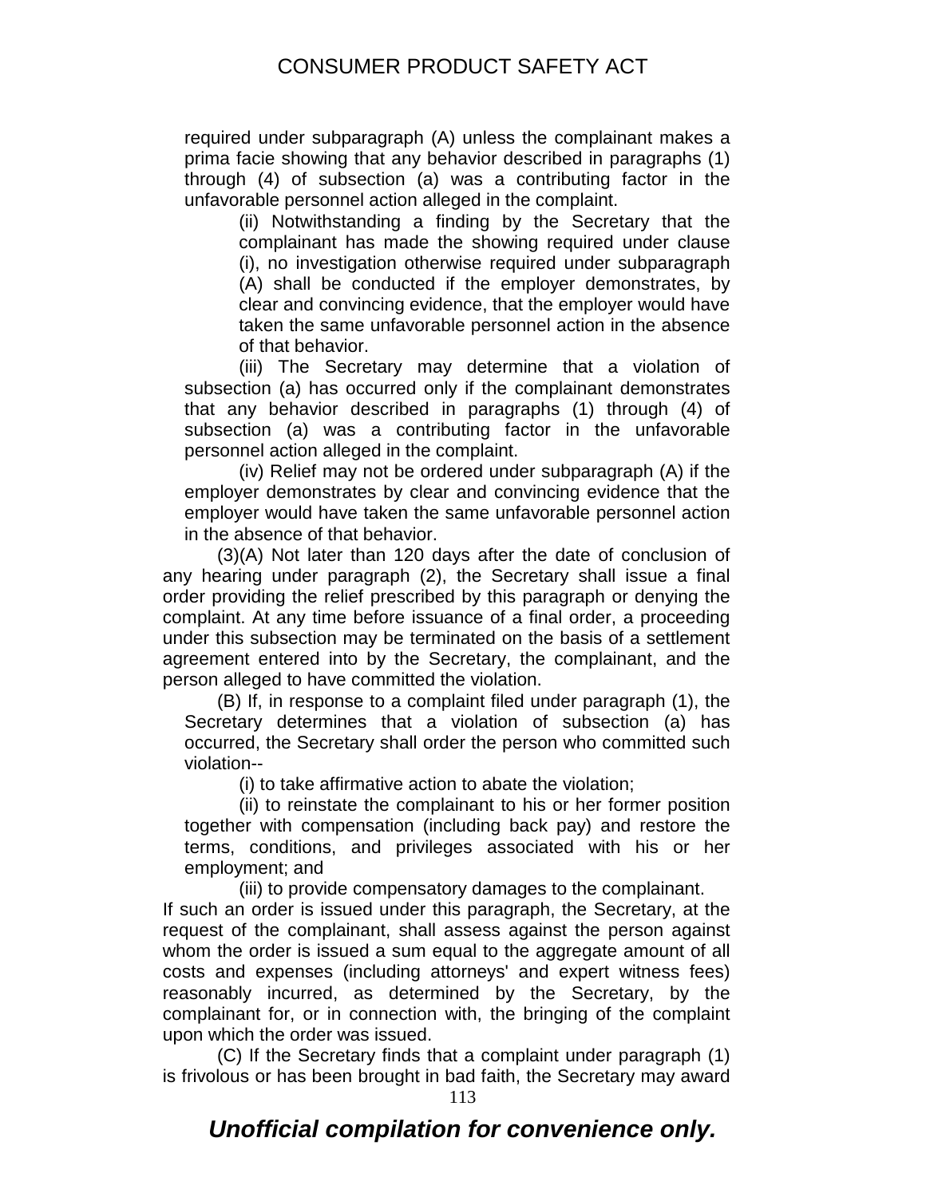required under subparagraph (A) unless the complainant makes a prima facie showing that any behavior described in paragraphs (1) through (4) of subsection (a) was a contributing factor in the unfavorable personnel action alleged in the complaint.

(ii) Notwithstanding a finding by the Secretary that the complainant has made the showing required under clause (i), no investigation otherwise required under subparagraph (A) shall be conducted if the employer demonstrates, by clear and convincing evidence, that the employer would have taken the same unfavorable personnel action in the absence of that behavior.

(iii) The Secretary may determine that a violation of subsection (a) has occurred only if the complainant demonstrates that any behavior described in paragraphs (1) through (4) of subsection (a) was a contributing factor in the unfavorable personnel action alleged in the complaint.

(iv) Relief may not be ordered under subparagraph (A) if the employer demonstrates by clear and convincing evidence that the employer would have taken the same unfavorable personnel action in the absence of that behavior.

(3)(A) Not later than 120 days after the date of conclusion of any hearing under paragraph (2), the Secretary shall issue a final order providing the relief prescribed by this paragraph or denying the complaint. At any time before issuance of a final order, a proceeding under this subsection may be terminated on the basis of a settlement agreement entered into by the Secretary, the complainant, and the person alleged to have committed the violation.

(B) If, in response to a complaint filed under paragraph (1), the Secretary determines that a violation of subsection (a) has occurred, the Secretary shall order the person who committed such violation--

(i) to take affirmative action to abate the violation;

(ii) to reinstate the complainant to his or her former position together with compensation (including back pay) and restore the terms, conditions, and privileges associated with his or her employment; and

(iii) to provide compensatory damages to the complainant.

If such an order is issued under this paragraph, the Secretary, at the request of the complainant, shall assess against the person against whom the order is issued a sum equal to the aggregate amount of all costs and expenses (including attorneys' and expert witness fees) reasonably incurred, as determined by the Secretary, by the complainant for, or in connection with, the bringing of the complaint upon which the order was issued.

(C) If the Secretary finds that a complaint under paragraph (1) is frivolous or has been brought in bad faith, the Secretary may award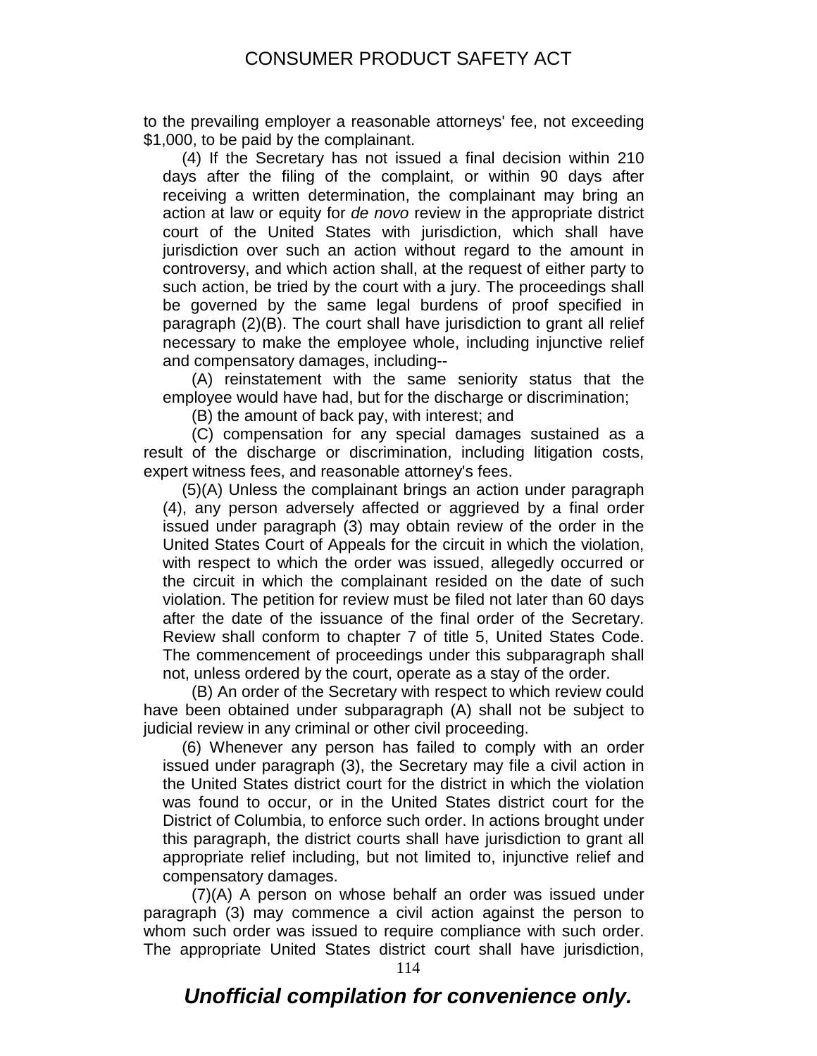to the prevailing employer a reasonable attorneys' fee, not exceeding $1,000, to be paid by the complainant.

(4) If the Secretary has not issued a final decision within 210 days after the filing of the complaint, or within 90 days after receiving a written determination, the complainant may bring an action at law or equity for *de novo* review in the appropriate district court of the United States with jurisdiction, which shall have jurisdiction over such an action without regard to the amount in controversy, and which action shall, at the request of either party to such action, be tried by the court with a jury. The proceedings shall be governed by the same legal burdens of proof specified in paragraph (2)(B). The court shall have jurisdiction to grant all relief necessary to make the employee whole, including injunctive relief and compensatory damages, including--

(A) reinstatement with the same seniority status that the employee would have had, but for the discharge or discrimination;

(B) the amount of back pay, with interest; and

(C) compensation for any special damages sustained as a result of the discharge or discrimination, including litigation costs, expert witness fees, and reasonable attorney's fees.

(5)(A) Unless the complainant brings an action under paragraph (4), any person adversely affected or aggrieved by a final order issued under paragraph (3) may obtain review of the order in the United States Court of Appeals for the circuit in which the violation, with respect to which the order was issued, allegedly occurred or the circuit in which the complainant resided on the date of such violation. The petition for review must be filed not later than 60 days after the date of the issuance of the final order of the Secretary. Review shall conform to chapter 7 of title 5, United States Code. The commencement of proceedings under this subparagraph shall not, unless ordered by the court, operate as a stay of the order.

(B) An order of the Secretary with respect to which review could have been obtained under subparagraph (A) shall not be subject to judicial review in any criminal or other civil proceeding.

(6) Whenever any person has failed to comply with an order issued under paragraph (3), the Secretary may file a civil action in the United States district court for the district in which the violation was found to occur, or in the United States district court for the District of Columbia, to enforce such order. In actions brought under this paragraph, the district courts shall have jurisdiction to grant all appropriate relief including, but not limited to, injunctive relief and compensatory damages.

(7)(A) A person on whose behalf an order was issued under paragraph (3) may commence a civil action against the person to whom such order was issued to require compliance with such order. The appropriate United States district court shall have jurisdiction,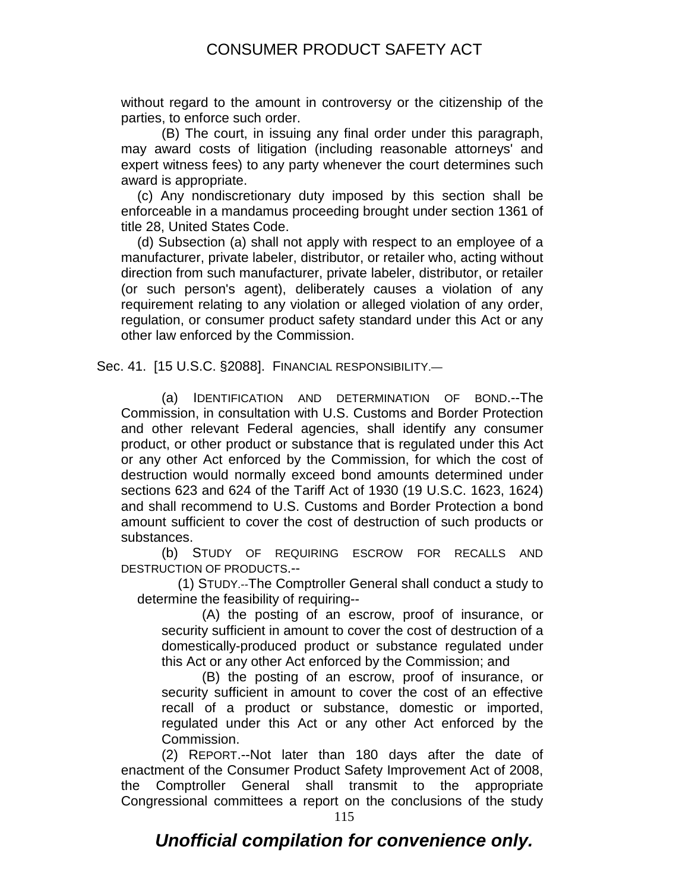without regard to the amount in controversy or the citizenship of the parties, to enforce such order.

(B) The court, in issuing any final order under this paragraph, may award costs of litigation (including reasonable attorneys' and expert witness fees) to any party whenever the court determines such award is appropriate.

(c) Any nondiscretionary duty imposed by this section shall be enforceable in a mandamus proceeding brought under section 1361 of title 28, United States Code.

(d) Subsection (a) shall not apply with respect to an employee of a manufacturer, private labeler, distributor, or retailer who, acting without direction from such manufacturer, private labeler, distributor, or retailer (or such person's agent), deliberately causes a violation of any requirement relating to any violation or alleged violation of any order, regulation, or consumer product safety standard under this Act or any other law enforced by the Commission.

Sec. 41. [15 U.S.C. §2088]. FINANCIAL RESPONSIBILITY.—

(a) IDENTIFICATION AND DETERMINATION OF BOND.--The Commission, in consultation with U.S. Customs and Border Protection and other relevant Federal agencies, shall identify any consumer product, or other product or substance that is regulated under this Act or any other Act enforced by the Commission, for which the cost of destruction would normally exceed bond amounts determined under sections 623 and 624 of the Tariff Act of 1930 (19 U.S.C. 1623, 1624) and shall recommend to U.S. Customs and Border Protection a bond amount sufficient to cover the cost of destruction of such products or substances.

(b) STUDY OF REQUIRING ESCROW FOR RECALLS AND DESTRUCTION OF PRODUCTS.--

(1) STUDY.--The Comptroller General shall conduct a study to determine the feasibility of requiring--

(A) the posting of an escrow, proof of insurance, or security sufficient in amount to cover the cost of destruction of a domestically-produced product or substance regulated under this Act or any other Act enforced by the Commission; and

(B) the posting of an escrow, proof of insurance, or security sufficient in amount to cover the cost of an effective recall of a product or substance, domestic or imported, regulated under this Act or any other Act enforced by the Commission.

(2) REPORT.--Not later than 180 days after the date of enactment of the Consumer Product Safety Improvement Act of 2008, the Comptroller General shall transmit to the appropriate Congressional committees a report on the conclusions of the study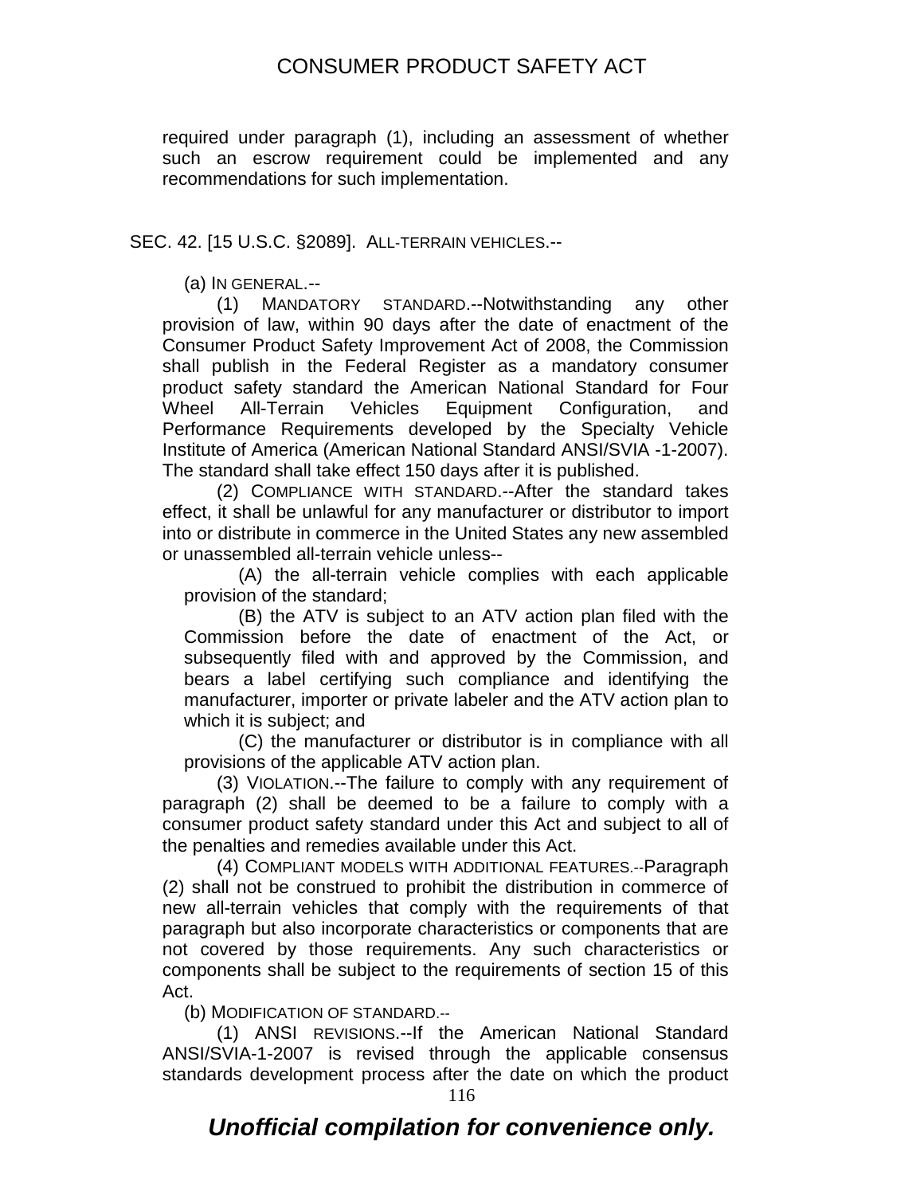required under paragraph (1), including an assessment of whether such an escrow requirement could be implemented and any recommendations for such implementation.

## SEC. 42. [15 U.S.C. §2089]. ALL-TERRAIN VEHICLES.--

(a) IN GENERAL.--

(1) MANDATORY STANDARD.--Notwithstanding any other provision of law, within 90 days after the date of enactment of the Consumer Product Safety Improvement Act of 2008, the Commission shall publish in the Federal Register as a mandatory consumer product safety standard the American National Standard for Four Wheel All-Terrain Vehicles Equipment Configuration, and Performance Requirements developed by the Specialty Vehicle Institute of America (American National Standard ANSI/SVIA -1-2007). The standard shall take effect 150 days after it is published.

(2) COMPLIANCE WITH STANDARD.--After the standard takes effect, it shall be unlawful for any manufacturer or distributor to import into or distribute in commerce in the United States any new assembled or unassembled all-terrain vehicle unless--

(A) the all-terrain vehicle complies with each applicable provision of the standard;

(B) the ATV is subject to an ATV action plan filed with the Commission before the date of enactment of the Act, or subsequently filed with and approved by the Commission, and bears a label certifying such compliance and identifying the manufacturer, importer or private labeler and the ATV action plan to which it is subject; and

(C) the manufacturer or distributor is in compliance with all provisions of the applicable ATV action plan.

(3) VIOLATION.--The failure to comply with any requirement of paragraph (2) shall be deemed to be a failure to comply with a consumer product safety standard under this Act and subject to all of the penalties and remedies available under this Act.

(4) COMPLIANT MODELS WITH ADDITIONAL FEATURES.--Paragraph (2) shall not be construed to prohibit the distribution in commerce of new all-terrain vehicles that comply with the requirements of that paragraph but also incorporate characteristics or components that are not covered by those requirements. Any such characteristics or components shall be subject to the requirements of section 15 of this Act.

(b) MODIFICATION OF STANDARD.--

(1) ANSI REVISIONS.--If the American National Standard ANSI/SVIA-1-2007 is revised through the applicable consensus standards development process after the date on which the product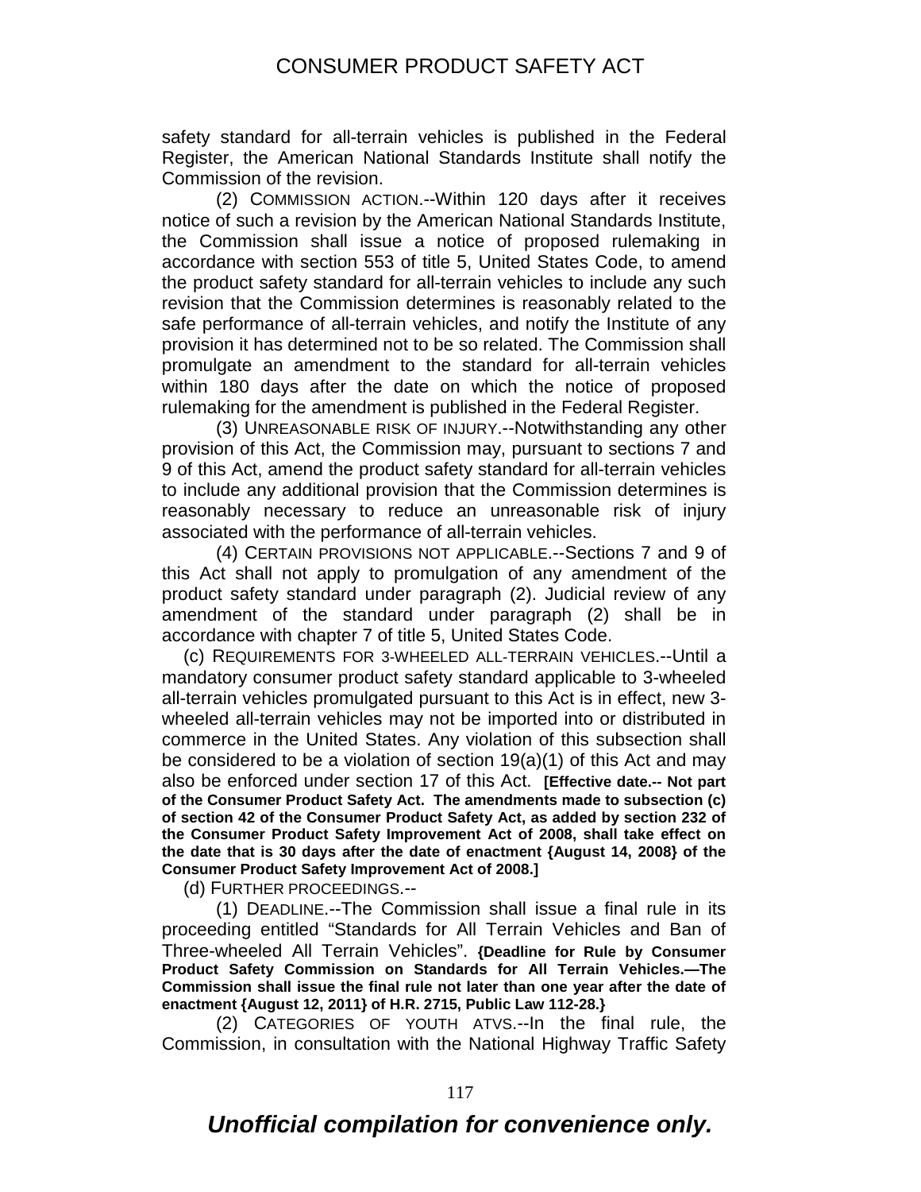safety standard for all-terrain vehicles is published in the Federal Register, the American National Standards Institute shall notify the Commission of the revision.

(2) COMMISSION ACTION.--Within 120 days after it receives notice of such a revision by the American National Standards Institute, the Commission shall issue a notice of proposed rulemaking in accordance with section 553 of title 5, United States Code, to amend the product safety standard for all-terrain vehicles to include any such revision that the Commission determines is reasonably related to the safe performance of all-terrain vehicles, and notify the Institute of any provision it has determined not to be so related. The Commission shall promulgate an amendment to the standard for all-terrain vehicles within 180 days after the date on which the notice of proposed rulemaking for the amendment is published in the Federal Register.

(3) UNREASONABLE RISK OF INJURY.--Notwithstanding any other provision of this Act, the Commission may, pursuant to sections 7 and 9 of this Act, amend the product safety standard for all-terrain vehicles to include any additional provision that the Commission determines is reasonably necessary to reduce an unreasonable risk of injury associated with the performance of all-terrain vehicles.

(4) CERTAIN PROVISIONS NOT APPLICABLE.--Sections 7 and 9 of this Act shall not apply to promulgation of any amendment of the product safety standard under paragraph (2). Judicial review of any amendment of the standard under paragraph (2) shall be in accordance with chapter 7 of title 5, United States Code.

(c) REQUIREMENTS FOR 3-WHEELED ALL-TERRAIN VEHICLES.--Until a mandatory consumer product safety standard applicable to 3-wheeled all-terrain vehicles promulgated pursuant to this Act is in effect, new 3-wheeled all-terrain vehicles may not be imported into or distributed in commerce in the United States. Any violation of this subsection shall be considered to be a violation of section 19(a)(1) of this Act and may also be enforced under section 17 of this Act. **[Effective date.-- Not part of the Consumer Product Safety Act. The amendments made to subsection (c) of section 42 of the Consumer Product Safety Act, as added by section 232 of the Consumer Product Safety Improvement Act of 2008, shall take effect on the date that is 30 days after the date of enactment {August 14, 2008} of the Consumer Product Safety Improvement Act of 2008.]**

(d) FURTHER PROCEEDINGS.--

(1) DEADLINE.--The Commission shall issue a final rule in its proceeding entitled "Standards for All Terrain Vehicles and Ban of Three-wheeled All Terrain Vehicles". **{Deadline for Rule by Consumer Product Safety Commission on Standards for All Terrain Vehicles.—The Commission shall issue the final rule not later than one year after the date of enactment {August 12, 2011} of H.R. 2715, Public Law 112-28.}**

(2) CATEGORIES OF YOUTH ATVS.--In the final rule, the Commission, in consultation with the National Highway Traffic Safety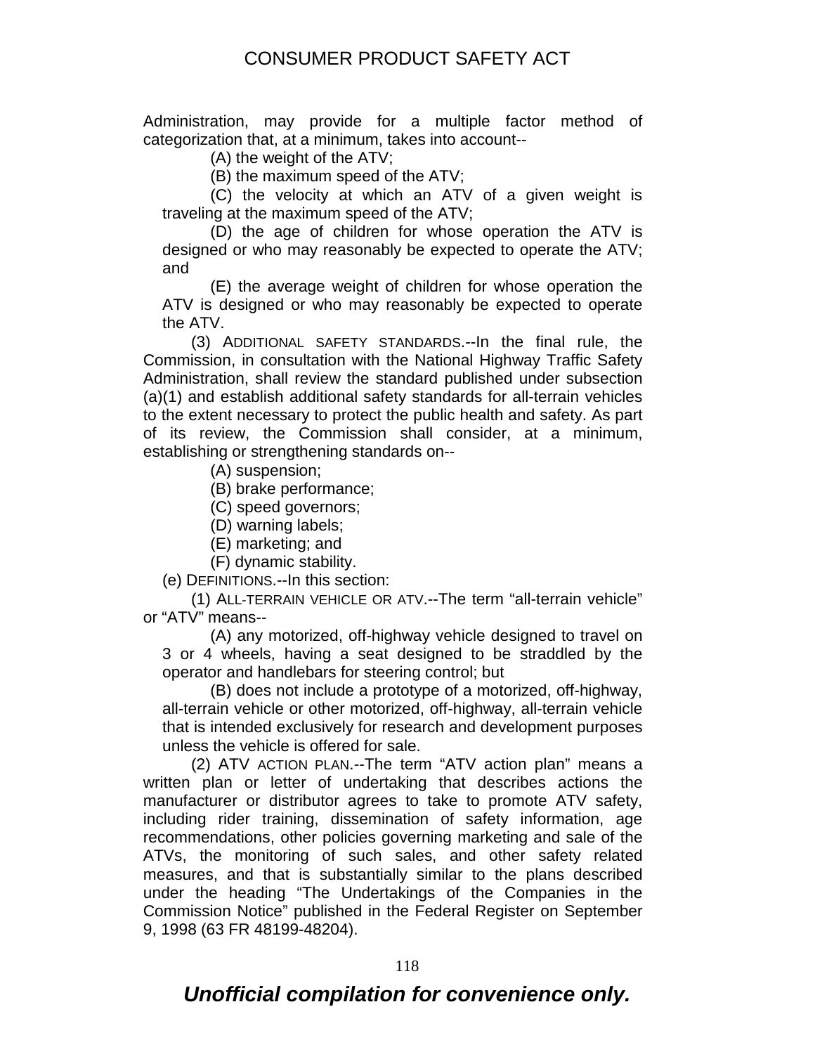Administration, may provide for a multiple factor method of categorization that, at a minimum, takes into account--

(A) the weight of the ATV;

(B) the maximum speed of the ATV;

(C) the velocity at which an ATV of a given weight is traveling at the maximum speed of the ATV;

(D) the age of children for whose operation the ATV is designed or who may reasonably be expected to operate the ATV; and

(E) the average weight of children for whose operation the ATV is designed or who may reasonably be expected to operate the ATV.

(3) ADDITIONAL SAFETY STANDARDS.--In the final rule, the Commission, in consultation with the National Highway Traffic Safety Administration, shall review the standard published under subsection (a)(1) and establish additional safety standards for all-terrain vehicles to the extent necessary to protect the public health and safety. As part of its review, the Commission shall consider, at a minimum, establishing or strengthening standards on--

(A) suspension;

(B) brake performance;

(C) speed governors;

(D) warning labels;

(E) marketing; and

(F) dynamic stability.

(e) DEFINITIONS.--In this section:

(1) ALL-TERRAIN VEHICLE OR ATV.--The term "all-terrain vehicle" or "ATV" means--

(A) any motorized, off-highway vehicle designed to travel on 3 or 4 wheels, having a seat designed to be straddled by the operator and handlebars for steering control; but

(B) does not include a prototype of a motorized, off-highway, all-terrain vehicle or other motorized, off-highway, all-terrain vehicle that is intended exclusively for research and development purposes unless the vehicle is offered for sale.

(2) ATV ACTION PLAN.--The term "ATV action plan" means a written plan or letter of undertaking that describes actions the manufacturer or distributor agrees to take to promote ATV safety, including rider training, dissemination of safety information, age recommendations, other policies governing marketing and sale of the ATVs, the monitoring of such sales, and other safety related measures, and that is substantially similar to the plans described under the heading "The Undertakings of the Companies in the Commission Notice" published in the Federal Register on September 9, 1998 (63 FR 48199-48204).